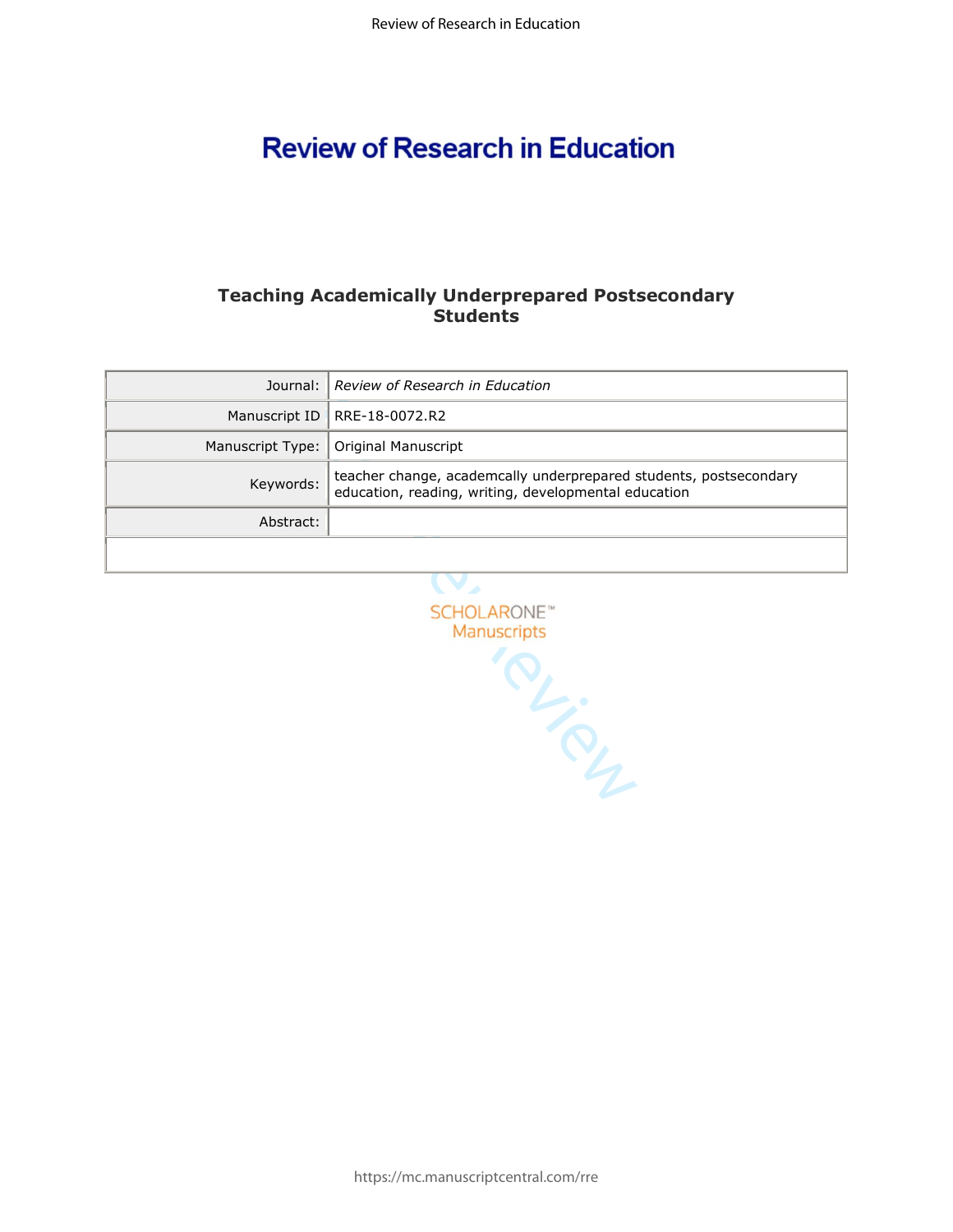# Review of Research in Education

## Teaching Academically Underprepared Postsecondary Students

| | |
|---|---|
| Journal: | *Review of Research in Education* |
| Manuscript ID | RRE-18-0072.R2 |
| Manuscript Type: | Original Manuscript |
| Keywords: | teacher change, academcally underprepared students, postsecondary education, reading, writing, developmental education |
| Abstract: | |

SCHOLARONE™ Manuscripts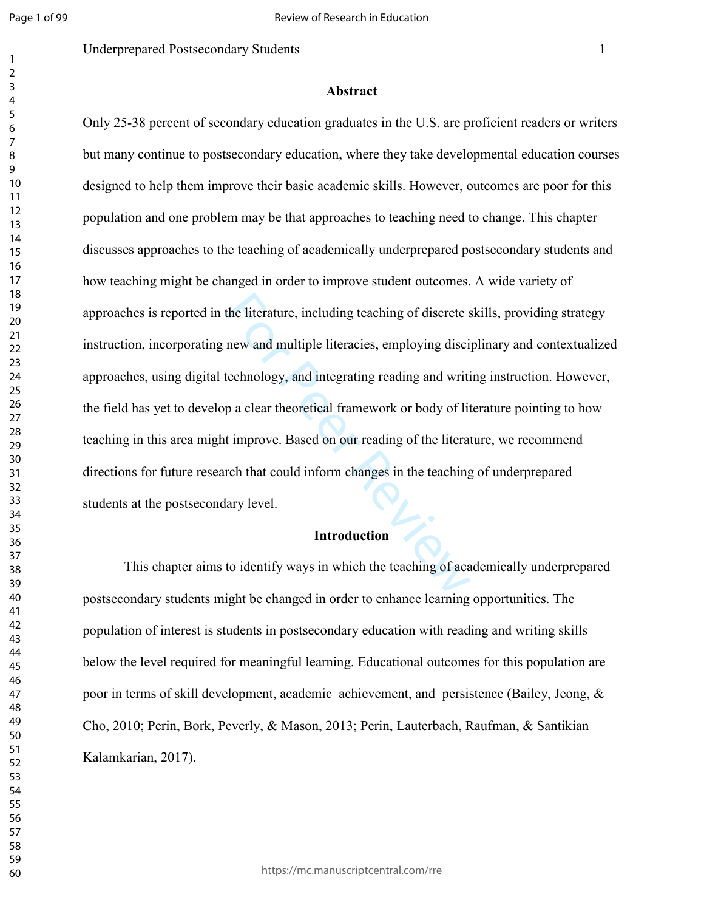## Abstract

Only 25-38 percent of secondary education graduates in the U.S. are proficient readers or writers but many continue to postsecondary education, where they take developmental education courses designed to help them improve their basic academic skills. However, outcomes are poor for this population and one problem may be that approaches to teaching need to change. This chapter discusses approaches to the teaching of academically underprepared postsecondary students and how teaching might be changed in order to improve student outcomes. A wide variety of approaches is reported in the literature, including teaching of discrete skills, providing strategy instruction, incorporating new and multiple literacies, employing disciplinary and contextualized approaches, using digital technology, and integrating reading and writing instruction. However, the field has yet to develop a clear theoretical framework or body of literature pointing to how teaching in this area might improve. Based on our reading of the literature, we recommend directions for future research that could inform changes in the teaching of underprepared students at the postsecondary level.

## Introduction

This chapter aims to identify ways in which the teaching of academically underprepared postsecondary students might be changed in order to enhance learning opportunities. The population of interest is students in postsecondary education with reading and writing skills below the level required for meaningful learning. Educational outcomes for this population are poor in terms of skill development, academic achievement, and persistence (Bailey, Jeong, & Cho, 2010; Perin, Bork, Peverly, & Mason, 2013; Perin, Lauterbach, Raufman, & Santikian Kalamkarian, 2017).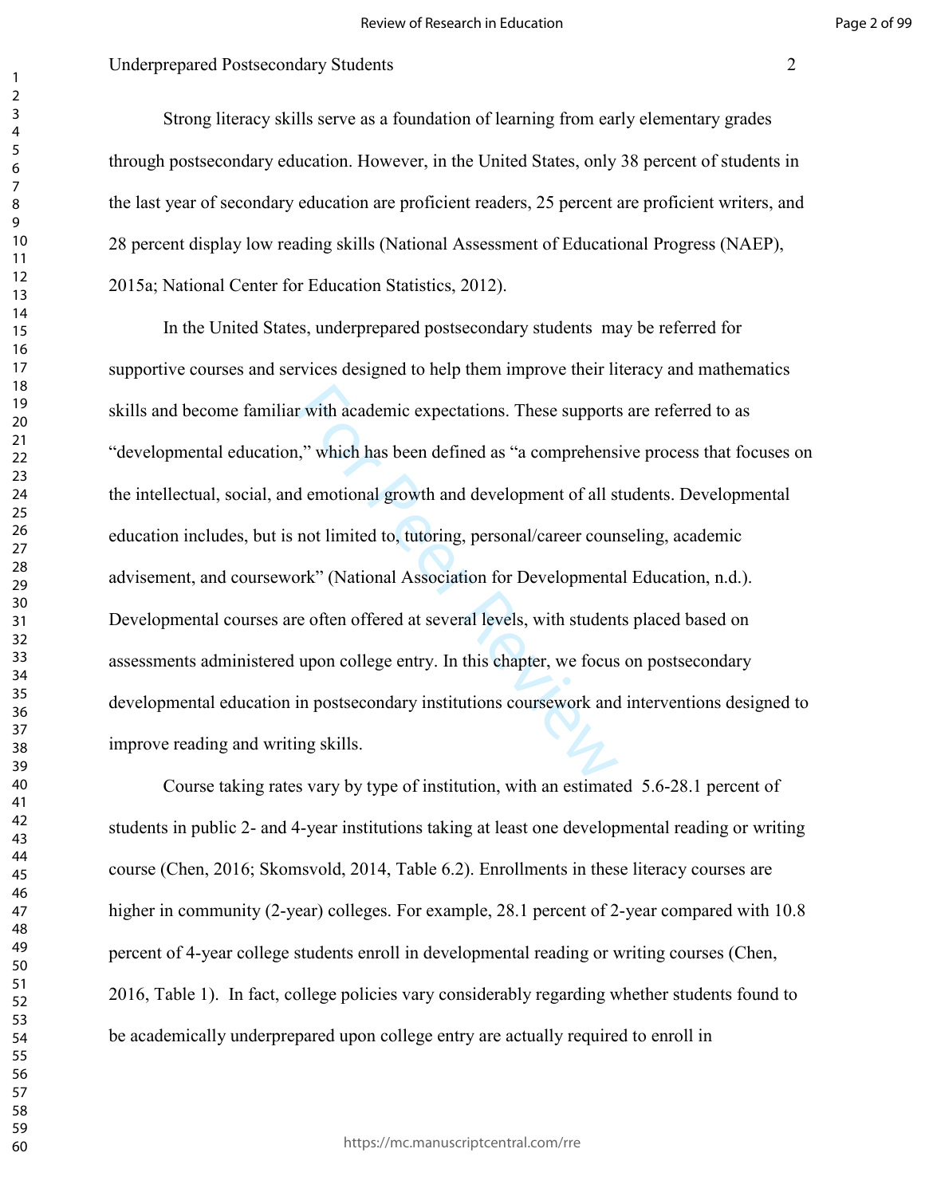Strong literacy skills serve as a foundation of learning from early elementary grades through postsecondary education. However, in the United States, only 38 percent of students in the last year of secondary education are proficient readers, 25 percent are proficient writers, and 28 percent display low reading skills (National Assessment of Educational Progress (NAEP), 2015a; National Center for Education Statistics, 2012).

In the United States, underprepared postsecondary students  may be referred for supportive courses and services designed to help them improve their literacy and mathematics skills and become familiar with academic expectations. These supports are referred to as "developmental education," which has been defined as "a comprehensive process that focuses on the intellectual, social, and emotional growth and development of all students. Developmental education includes, but is not limited to, tutoring, personal/career counseling, academic advisement, and coursework" (National Association for Developmental Education, n.d.). Developmental courses are often offered at several levels, with students placed based on assessments administered upon college entry. In this chapter, we focus on postsecondary developmental education in postsecondary institutions coursework and interventions designed to improve reading and writing skills.

Course taking rates vary by type of institution, with an estimated  5.6-28.1 percent of students in public 2- and 4-year institutions taking at least one developmental reading or writing course (Chen, 2016; Skomsvold, 2014, Table 6.2). Enrollments in these literacy courses are higher in community (2-year) colleges. For example, 28.1 percent of 2-year compared with 10.8 percent of 4-year college students enroll in developmental reading or writing courses (Chen, 2016, Table 1).  In fact, college policies vary considerably regarding whether students found to be academically underprepared upon college entry are actually required to enroll in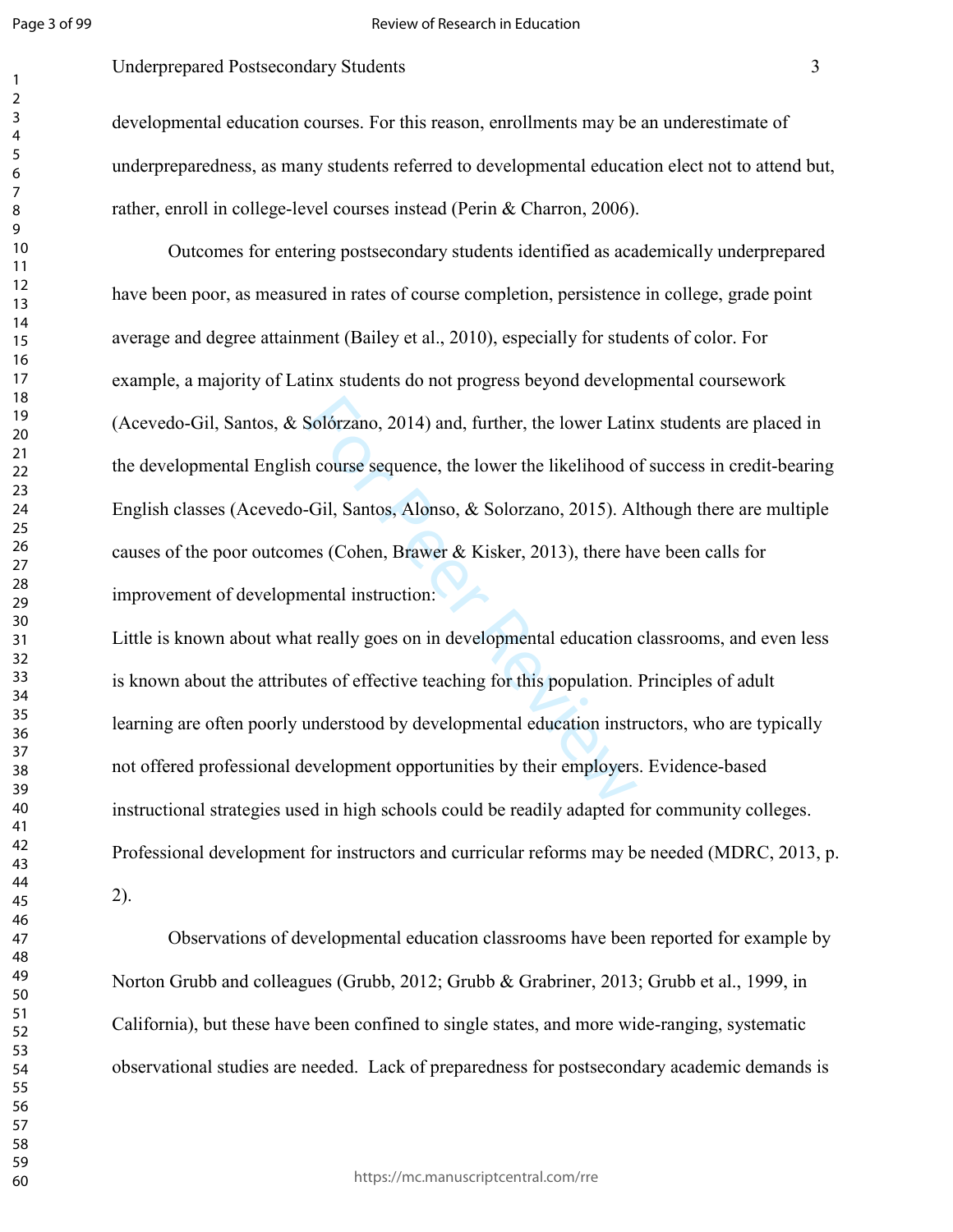developmental education courses. For this reason, enrollments may be an underestimate of underpreparedness, as many students referred to developmental education elect not to attend but, rather, enroll in college-level courses instead (Perin & Charron, 2006).

Outcomes for entering postsecondary students identified as academically underprepared have been poor, as measured in rates of course completion, persistence in college, grade point average and degree attainment (Bailey et al., 2010), especially for students of color. For example, a majority of Latinx students do not progress beyond developmental coursework (Acevedo-Gil, Santos, & Solórzano, 2014) and, further, the lower Latinx students are placed in the developmental English course sequence, the lower the likelihood of success in credit-bearing English classes (Acevedo-Gil, Santos, Alonso, & Solorzano, 2015). Although there are multiple causes of the poor outcomes (Cohen, Brawer & Kisker, 2013), there have been calls for improvement of developmental instruction:

Little is known about what really goes on in developmental education classrooms, and even less is known about the attributes of effective teaching for this population. Principles of adult learning are often poorly understood by developmental education instructors, who are typically not offered professional development opportunities by their employers. Evidence-based instructional strategies used in high schools could be readily adapted for community colleges. Professional development for instructors and curricular reforms may be needed (MDRC, 2013, p. 2).

Observations of developmental education classrooms have been reported for example by Norton Grubb and colleagues (Grubb, 2012; Grubb & Grabriner, 2013; Grubb et al., 1999, in California), but these have been confined to single states, and more wide-ranging, systematic observational studies are needed. Lack of preparedness for postsecondary academic demands is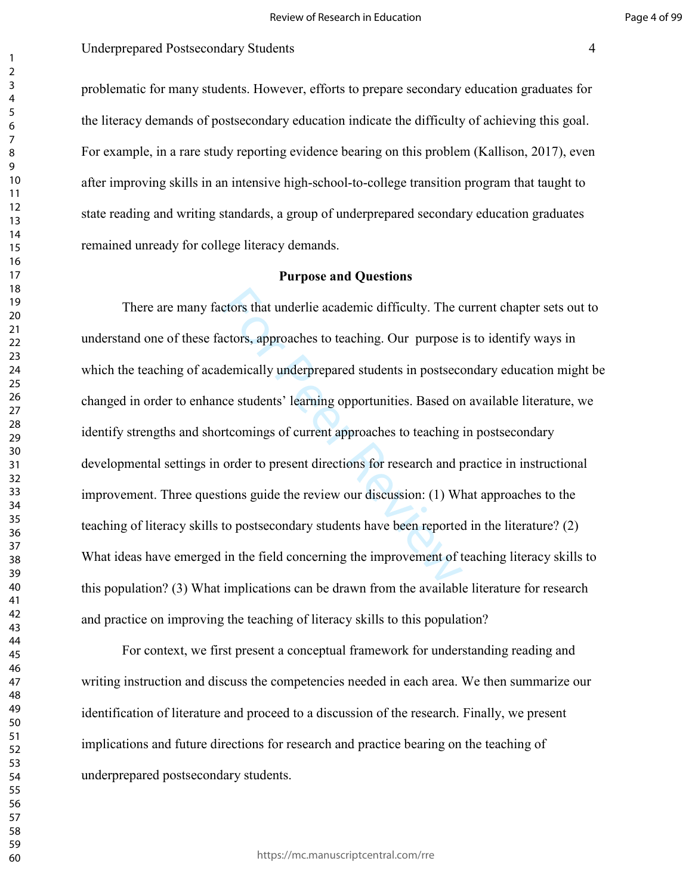problematic for many students. However, efforts to prepare secondary education graduates for the literacy demands of postsecondary education indicate the difficulty of achieving this goal. For example, in a rare study reporting evidence bearing on this problem (Kallison, 2017), even after improving skills in an intensive high-school-to-college transition program that taught to state reading and writing standards, a group of underprepared secondary education graduates remained unready for college literacy demands.

## Purpose and Questions

There are many factors that underlie academic difficulty. The current chapter sets out to understand one of these factors, approaches to teaching. Our purpose is to identify ways in which the teaching of academically underprepared students in postsecondary education might be changed in order to enhance students' learning opportunities. Based on available literature, we identify strengths and shortcomings of current approaches to teaching in postsecondary developmental settings in order to present directions for research and practice in instructional improvement. Three questions guide the review our discussion: (1) What approaches to the teaching of literacy skills to postsecondary students have been reported in the literature? (2) What ideas have emerged in the field concerning the improvement of teaching literacy skills to this population? (3) What implications can be drawn from the available literature for research and practice on improving the teaching of literacy skills to this population?

For context, we first present a conceptual framework for understanding reading and writing instruction and discuss the competencies needed in each area. We then summarize our identification of literature and proceed to a discussion of the research. Finally, we present implications and future directions for research and practice bearing on the teaching of underprepared postsecondary students.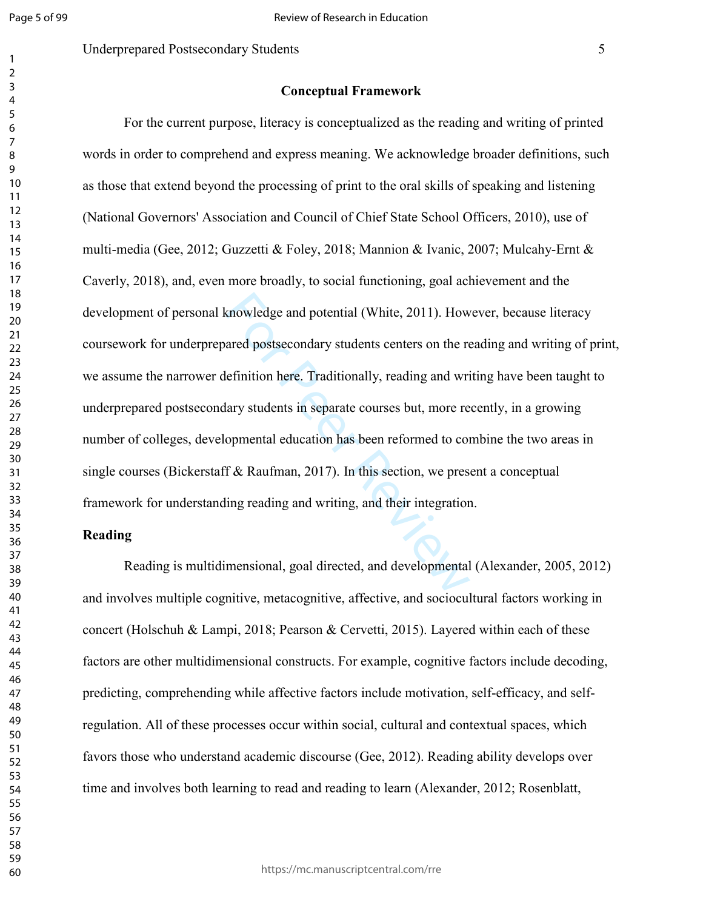## Conceptual Framework

For the current purpose, literacy is conceptualized as the reading and writing of printed words in order to comprehend and express meaning. We acknowledge broader definitions, such as those that extend beyond the processing of print to the oral skills of speaking and listening (National Governors' Association and Council of Chief State School Officers, 2010), use of multi-media (Gee, 2012; Guzzetti & Foley, 2018; Mannion & Ivanic, 2007; Mulcahy-Ernt & Caverly, 2018), and, even more broadly, to social functioning, goal achievement and the development of personal knowledge and potential (White, 2011). However, because literacy coursework for underprepared postsecondary students centers on the reading and writing of print, we assume the narrower definition here. Traditionally, reading and writing have been taught to underprepared postsecondary students in separate courses but, more recently, in a growing number of colleges, developmental education has been reformed to combine the two areas in single courses (Bickerstaff & Raufman, 2017). In this section, we present a conceptual framework for understanding reading and writing, and their integration.

### Reading

Reading is multidimensional, goal directed, and developmental (Alexander, 2005, 2012) and involves multiple cognitive, metacognitive, affective, and sociocultural factors working in concert (Holschuh & Lampi, 2018; Pearson & Cervetti, 2015). Layered within each of these factors are other multidimensional constructs. For example, cognitive factors include decoding, predicting, comprehending while affective factors include motivation, self-efficacy, and self-regulation. All of these processes occur within social, cultural and contextual spaces, which favors those who understand academic discourse (Gee, 2012). Reading ability develops over time and involves both learning to read and reading to learn (Alexander, 2012; Rosenblatt,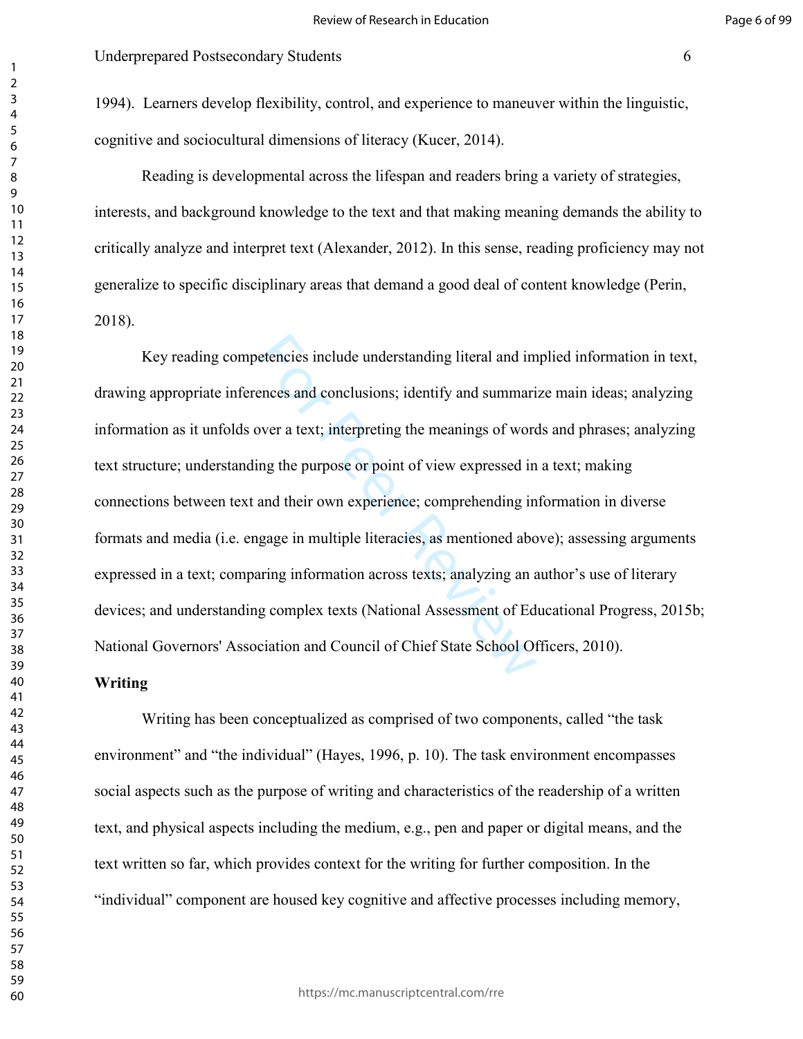1994). Learners develop flexibility, control, and experience to maneuver within the linguistic, cognitive and sociocultural dimensions of literacy (Kucer, 2014).

Reading is developmental across the lifespan and readers bring a variety of strategies, interests, and background knowledge to the text and that making meaning demands the ability to critically analyze and interpret text (Alexander, 2012). In this sense, reading proficiency may not generalize to specific disciplinary areas that demand a good deal of content knowledge (Perin, 2018).

Key reading competencies include understanding literal and implied information in text, drawing appropriate inferences and conclusions; identify and summarize main ideas; analyzing information as it unfolds over a text; interpreting the meanings of words and phrases; analyzing text structure; understanding the purpose or point of view expressed in a text; making connections between text and their own experience; comprehending information in diverse formats and media (i.e. engage in multiple literacies, as mentioned above); assessing arguments expressed in a text; comparing information across texts; analyzing an author's use of literary devices; and understanding complex texts (National Assessment of Educational Progress, 2015b; National Governors' Association and Council of Chief State School Officers, 2010).

**Writing**

Writing has been conceptualized as comprised of two components, called "the task environment" and "the individual" (Hayes, 1996, p. 10). The task environment encompasses social aspects such as the purpose of writing and characteristics of the readership of a written text, and physical aspects including the medium, e.g., pen and paper or digital means, and the text written so far, which provides context for the writing for further composition. In the "individual" component are housed key cognitive and affective processes including memory,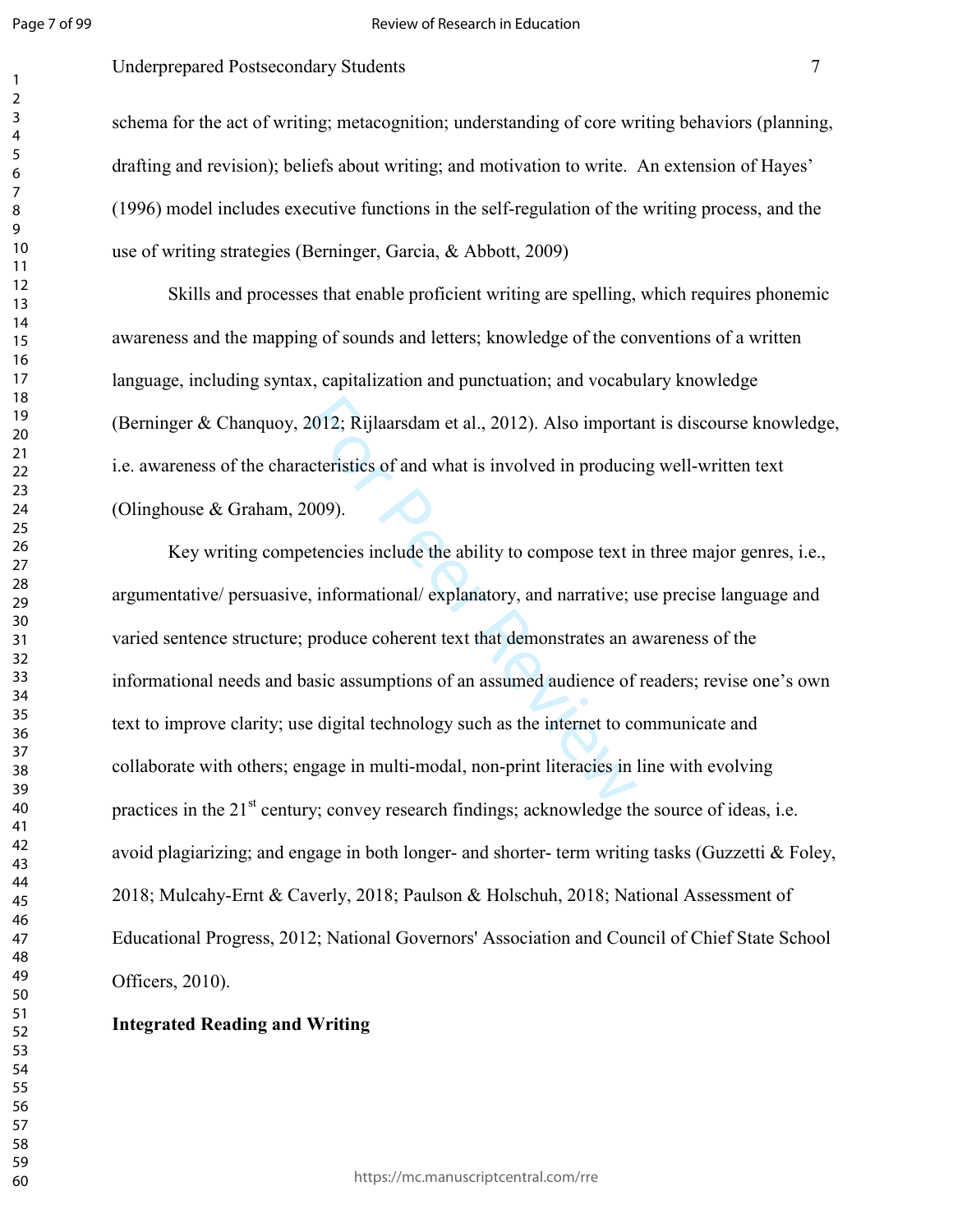schema for the act of writing; metacognition; understanding of core writing behaviors (planning, drafting and revision); beliefs about writing; and motivation to write. An extension of Hayes' (1996) model includes executive functions in the self-regulation of the writing process, and the use of writing strategies (Berninger, Garcia, & Abbott, 2009)

Skills and processes that enable proficient writing are spelling, which requires phonemic awareness and the mapping of sounds and letters; knowledge of the conventions of a written language, including syntax, capitalization and punctuation; and vocabulary knowledge (Berninger & Chanquoy, 2012; Rijlaarsdam et al., 2012). Also important is discourse knowledge, i.e. awareness of the characteristics of and what is involved in producing well-written text (Olinghouse & Graham, 2009).

Key writing competencies include the ability to compose text in three major genres, i.e., argumentative/ persuasive, informational/ explanatory, and narrative; use precise language and varied sentence structure; produce coherent text that demonstrates an awareness of the informational needs and basic assumptions of an assumed audience of readers; revise one's own text to improve clarity; use digital technology such as the internet to communicate and collaborate with others; engage in multi-modal, non-print literacies in line with evolving practices in the 21st century; convey research findings; acknowledge the source of ideas, i.e. avoid plagiarizing; and engage in both longer- and shorter- term writing tasks (Guzzetti & Foley, 2018; Mulcahy-Ernt & Caverly, 2018; Paulson & Holschuh, 2018; National Assessment of Educational Progress, 2012; National Governors' Association and Council of Chief State School Officers, 2010).

**Integrated Reading and Writing**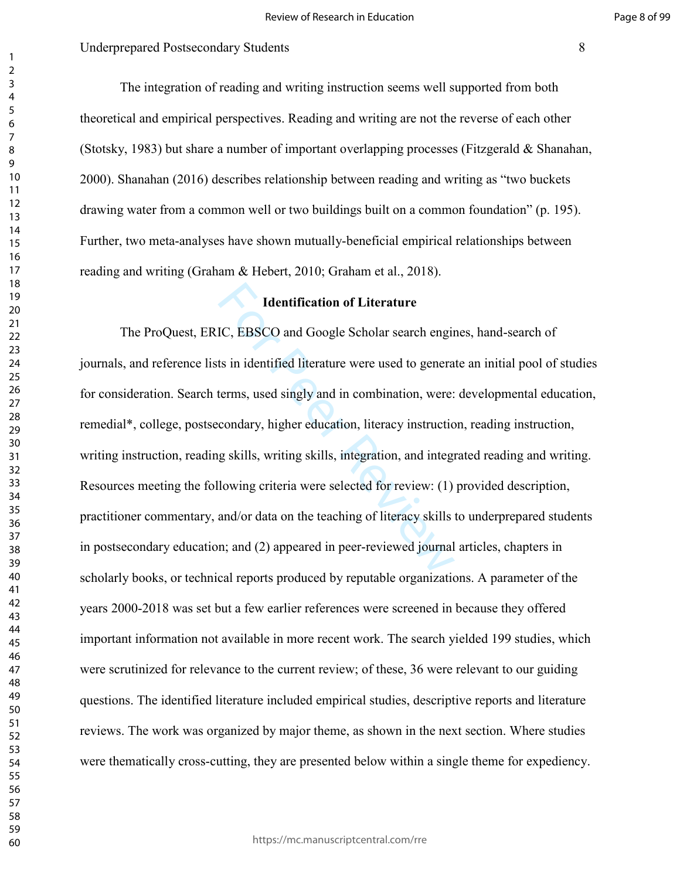The integration of reading and writing instruction seems well supported from both theoretical and empirical perspectives. Reading and writing are not the reverse of each other (Stotsky, 1983) but share a number of important overlapping processes (Fitzgerald & Shanahan, 2000). Shanahan (2016) describes relationship between reading and writing as "two buckets drawing water from a common well or two buildings built on a common foundation" (p. 195). Further, two meta-analyses have shown mutually-beneficial empirical relationships between reading and writing (Graham & Hebert, 2010; Graham et al., 2018).

## Identification of Literature

The ProQuest, ERIC, EBSCO and Google Scholar search engines, hand-search of journals, and reference lists in identified literature were used to generate an initial pool of studies for consideration. Search terms, used singly and in combination, were: developmental education, remedial*, college, postsecondary, higher education, literacy instruction, reading instruction, writing instruction, reading skills, writing skills, integration, and integrated reading and writing. Resources meeting the following criteria were selected for review: (1) provided description, practitioner commentary, and/or data on the teaching of literacy skills to underprepared students in postsecondary education; and (2) appeared in peer-reviewed journal articles, chapters in scholarly books, or technical reports produced by reputable organizations. A parameter of the years 2000-2018 was set but a few earlier references were screened in because they offered important information not available in more recent work. The search yielded 199 studies, which were scrutinized for relevance to the current review; of these, 36 were relevant to our guiding questions. The identified literature included empirical studies, descriptive reports and literature reviews. The work was organized by major theme, as shown in the next section. Where studies were thematically cross-cutting, they are presented below within a single theme for expediency.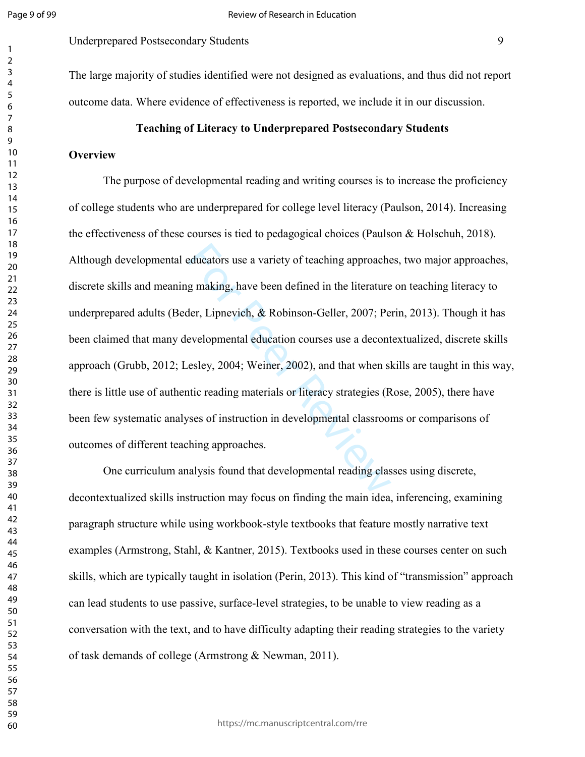The large majority of studies identified were not designed as evaluations, and thus did not report outcome data. Where evidence of effectiveness is reported, we include it in our discussion.

## Teaching of Literacy to Underprepared Postsecondary Students

### Overview

The purpose of developmental reading and writing courses is to increase the proficiency of college students who are underprepared for college level literacy (Paulson, 2014). Increasing the effectiveness of these courses is tied to pedagogical choices (Paulson & Holschuh, 2018). Although developmental educators use a variety of teaching approaches, two major approaches, discrete skills and meaning making, have been defined in the literature on teaching literacy to underprepared adults (Beder, Lipnevich, & Robinson-Geller, 2007; Perin, 2013). Though it has been claimed that many developmental education courses use a decontextualized, discrete skills approach (Grubb, 2012; Lesley, 2004; Weiner, 2002), and that when skills are taught in this way, there is little use of authentic reading materials or literacy strategies (Rose, 2005), there have been few systematic analyses of instruction in developmental classrooms or comparisons of outcomes of different teaching approaches.

One curriculum analysis found that developmental reading classes using discrete, decontextualized skills instruction may focus on finding the main idea, inferencing, examining paragraph structure while using workbook-style textbooks that feature mostly narrative text examples (Armstrong, Stahl, & Kantner, 2015). Textbooks used in these courses center on such skills, which are typically taught in isolation (Perin, 2013). This kind of "transmission" approach can lead students to use passive, surface-level strategies, to be unable to view reading as a conversation with the text, and to have difficulty adapting their reading strategies to the variety of task demands of college (Armstrong & Newman, 2011).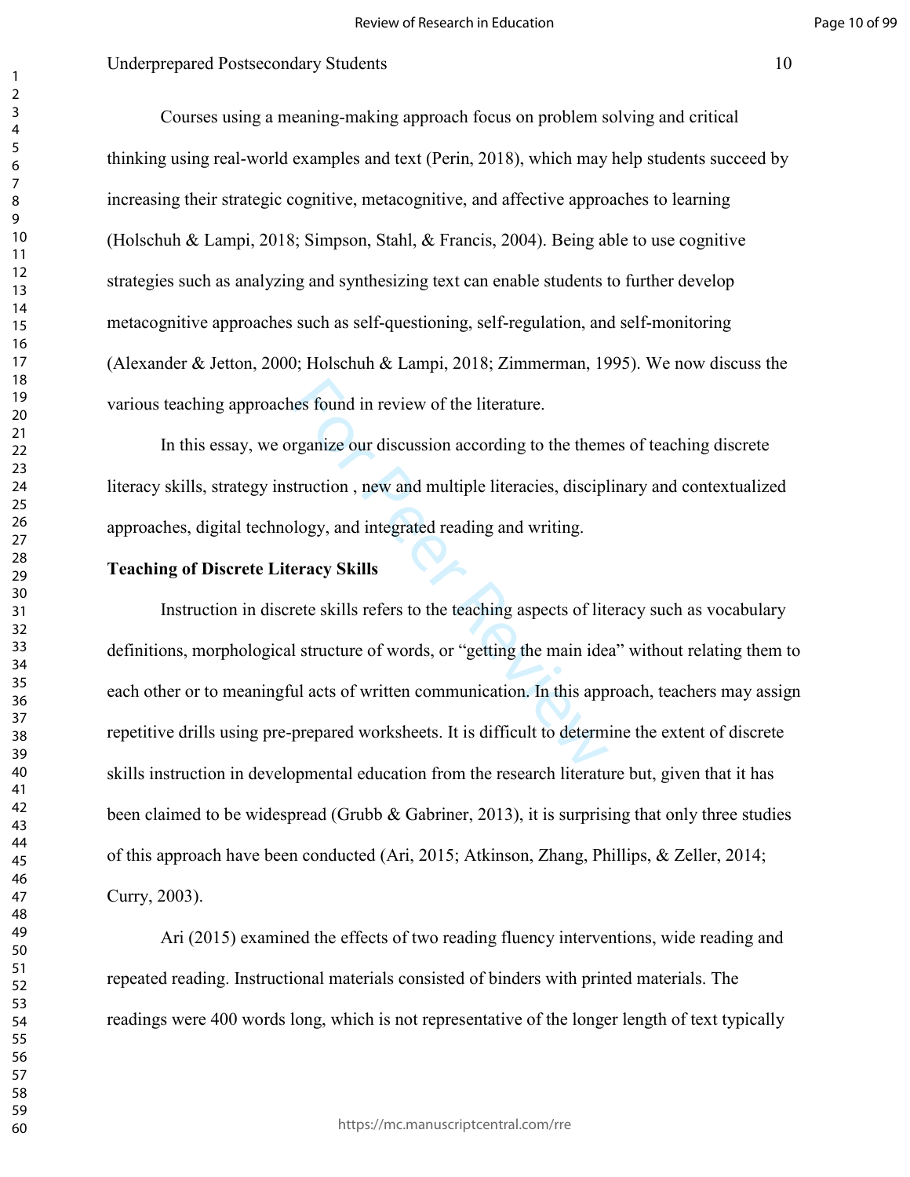Courses using a meaning-making approach focus on problem solving and critical thinking using real-world examples and text (Perin, 2018), which may help students succeed by increasing their strategic cognitive, metacognitive, and affective approaches to learning (Holschuh & Lampi, 2018; Simpson, Stahl, & Francis, 2004). Being able to use cognitive strategies such as analyzing and synthesizing text can enable students to further develop metacognitive approaches such as self-questioning, self-regulation, and self-monitoring (Alexander & Jetton, 2000; Holschuh & Lampi, 2018; Zimmerman, 1995). We now discuss the various teaching approaches found in review of the literature.

In this essay, we organize our discussion according to the themes of teaching discrete literacy skills, strategy instruction , new and multiple literacies, disciplinary and contextualized approaches, digital technology, and integrated reading and writing.

**Teaching of Discrete Literacy Skills**

Instruction in discrete skills refers to the teaching aspects of literacy such as vocabulary definitions, morphological structure of words, or "getting the main idea" without relating them to each other or to meaningful acts of written communication. In this approach, teachers may assign repetitive drills using pre-prepared worksheets. It is difficult to determine the extent of discrete skills instruction in developmental education from the research literature but, given that it has been claimed to be widespread (Grubb & Gabriner, 2013), it is surprising that only three studies of this approach have been conducted (Ari, 2015; Atkinson, Zhang, Phillips, & Zeller, 2014; Curry, 2003).

Ari (2015) examined the effects of two reading fluency interventions, wide reading and repeated reading. Instructional materials consisted of binders with printed materials. The readings were 400 words long, which is not representative of the longer length of text typically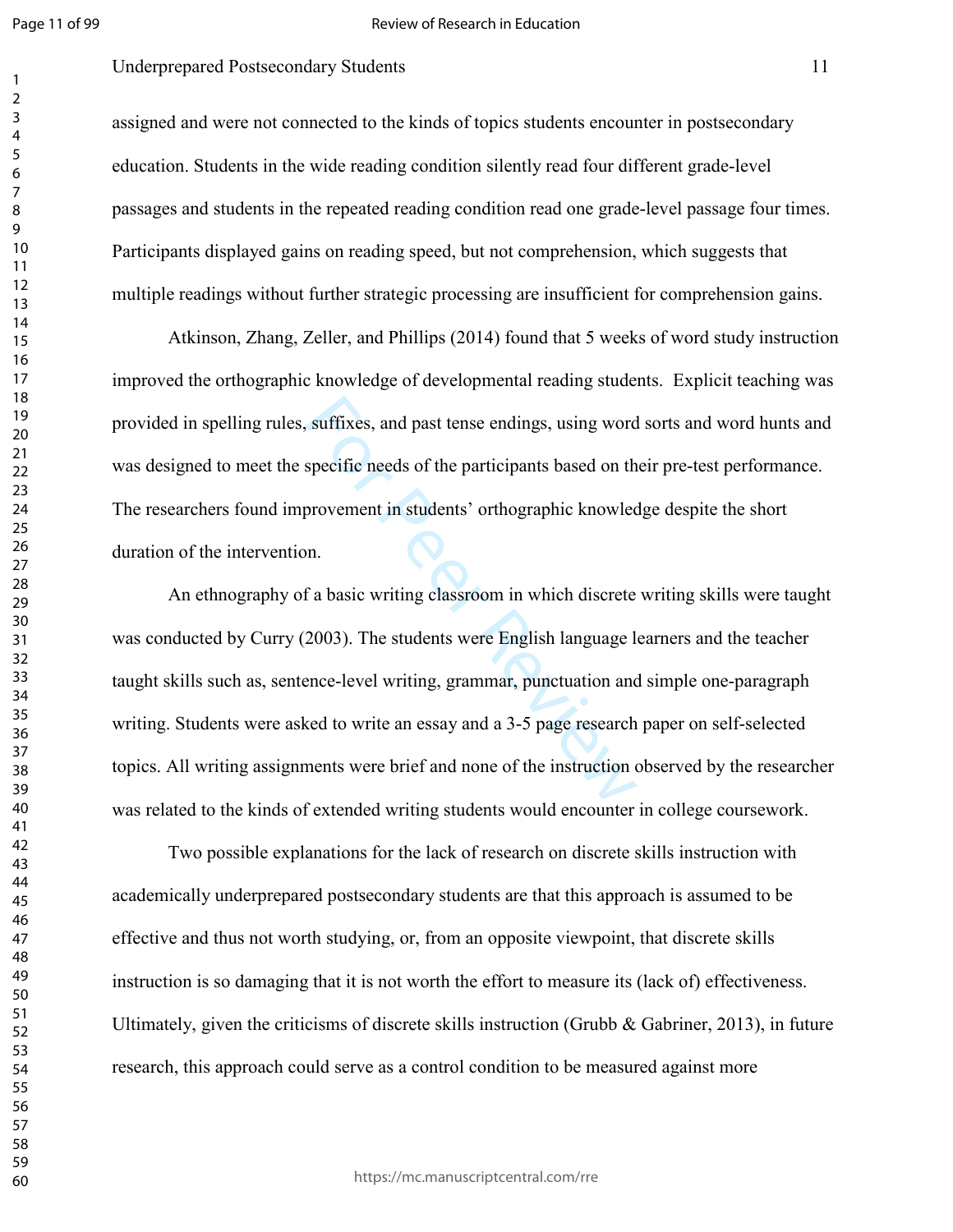assigned and were not connected to the kinds of topics students encounter in postsecondary education. Students in the wide reading condition silently read four different grade-level passages and students in the repeated reading condition read one grade-level passage four times. Participants displayed gains on reading speed, but not comprehension, which suggests that multiple readings without further strategic processing are insufficient for comprehension gains.

Atkinson, Zhang, Zeller, and Phillips (2014) found that 5 weeks of word study instruction improved the orthographic knowledge of developmental reading students. Explicit teaching was provided in spelling rules, suffixes, and past tense endings, using word sorts and word hunts and was designed to meet the specific needs of the participants based on their pre-test performance. The researchers found improvement in students' orthographic knowledge despite the short duration of the intervention.

An ethnography of a basic writing classroom in which discrete writing skills were taught was conducted by Curry (2003). The students were English language learners and the teacher taught skills such as, sentence-level writing, grammar, punctuation and simple one-paragraph writing. Students were asked to write an essay and a 3-5 page research paper on self-selected topics. All writing assignments were brief and none of the instruction observed by the researcher was related to the kinds of extended writing students would encounter in college coursework.

Two possible explanations for the lack of research on discrete skills instruction with academically underprepared postsecondary students are that this approach is assumed to be effective and thus not worth studying, or, from an opposite viewpoint, that discrete skills instruction is so damaging that it is not worth the effort to measure its (lack of) effectiveness. Ultimately, given the criticisms of discrete skills instruction (Grubb & Gabriner, 2013), in future research, this approach could serve as a control condition to be measured against more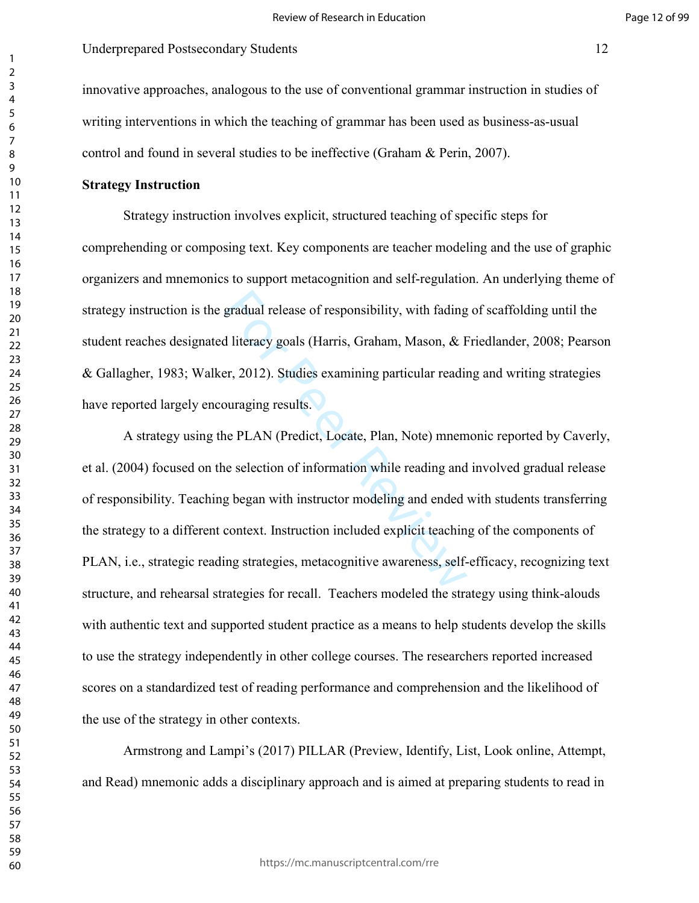innovative approaches, analogous to the use of conventional grammar instruction in studies of writing interventions in which the teaching of grammar has been used as business-as-usual control and found in several studies to be ineffective (Graham & Perin, 2007).

**Strategy Instruction**

Strategy instruction involves explicit, structured teaching of specific steps for comprehending or composing text. Key components are teacher modeling and the use of graphic organizers and mnemonics to support metacognition and self-regulation. An underlying theme of strategy instruction is the gradual release of responsibility, with fading of scaffolding until the student reaches designated literacy goals (Harris, Graham, Mason, & Friedlander, 2008; Pearson & Gallagher, 1983; Walker, 2012). Studies examining particular reading and writing strategies have reported largely encouraging results.

A strategy using the PLAN (Predict, Locate, Plan, Note) mnemonic reported by Caverly, et al. (2004) focused on the selection of information while reading and involved gradual release of responsibility. Teaching began with instructor modeling and ended with students transferring the strategy to a different context. Instruction included explicit teaching of the components of PLAN, i.e., strategic reading strategies, metacognitive awareness, self-efficacy, recognizing text structure, and rehearsal strategies for recall. Teachers modeled the strategy using think-alouds with authentic text and supported student practice as a means to help students develop the skills to use the strategy independently in other college courses. The researchers reported increased scores on a standardized test of reading performance and comprehension and the likelihood of the use of the strategy in other contexts.

Armstrong and Lampi's (2017) PILLAR (Preview, Identify, List, Look online, Attempt, and Read) mnemonic adds a disciplinary approach and is aimed at preparing students to read in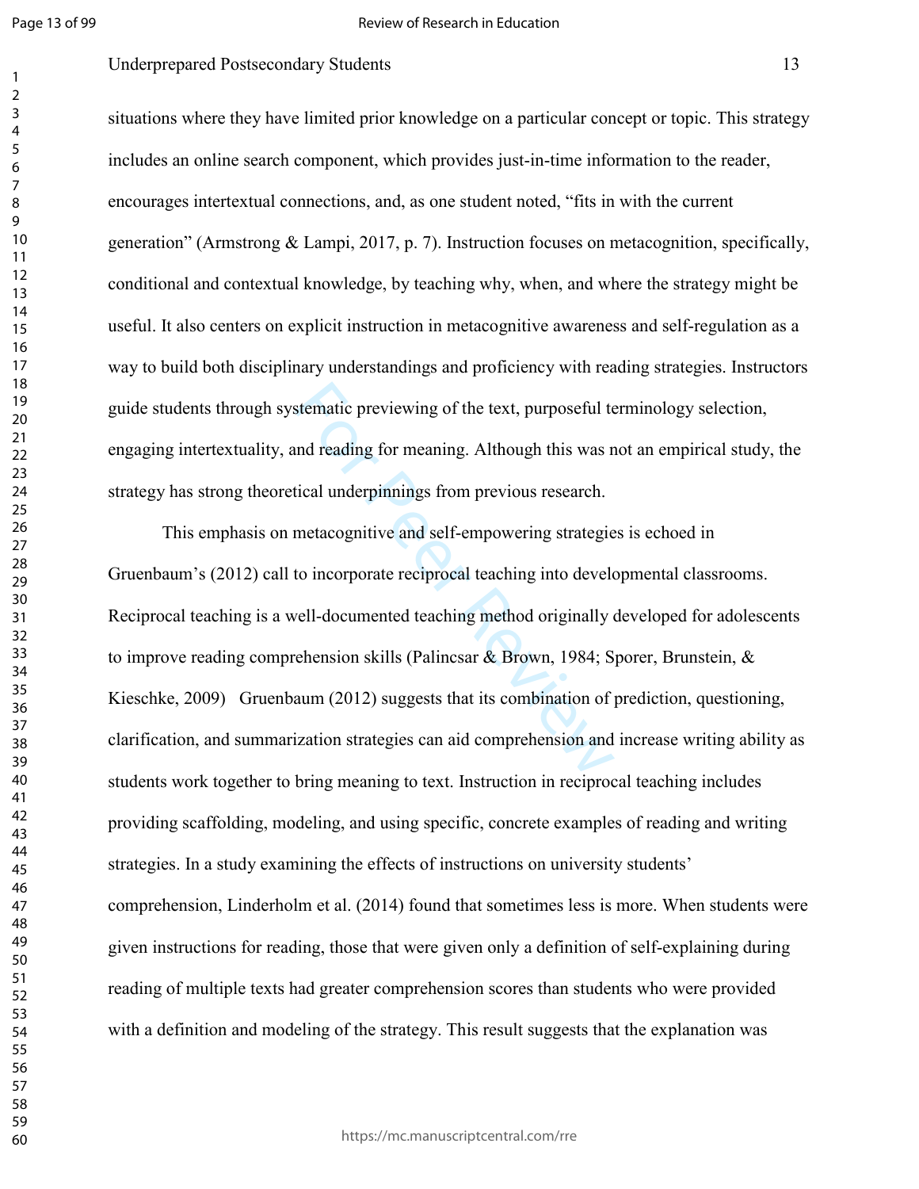situations where they have limited prior knowledge on a particular concept or topic. This strategy includes an online search component, which provides just-in-time information to the reader, encourages intertextual connections, and, as one student noted, "fits in with the current generation" (Armstrong & Lampi, 2017, p. 7). Instruction focuses on metacognition, specifically, conditional and contextual knowledge, by teaching why, when, and where the strategy might be useful. It also centers on explicit instruction in metacognitive awareness and self-regulation as a way to build both disciplinary understandings and proficiency with reading strategies. Instructors guide students through systematic previewing of the text, purposeful terminology selection, engaging intertextuality, and reading for meaning. Although this was not an empirical study, the strategy has strong theoretical underpinnings from previous research.

This emphasis on metacognitive and self-empowering strategies is echoed in Gruenbaum's (2012) call to incorporate reciprocal teaching into developmental classrooms. Reciprocal teaching is a well-documented teaching method originally developed for adolescents to improve reading comprehension skills (Palincsar & Brown, 1984; Sporer, Brunstein, & Kieschke, 2009) Gruenbaum (2012) suggests that its combination of prediction, questioning, clarification, and summarization strategies can aid comprehension and increase writing ability as students work together to bring meaning to text. Instruction in reciprocal teaching includes providing scaffolding, modeling, and using specific, concrete examples of reading and writing strategies. In a study examining the effects of instructions on university students' comprehension, Linderholm et al. (2014) found that sometimes less is more. When students were given instructions for reading, those that were given only a definition of self-explaining during reading of multiple texts had greater comprehension scores than students who were provided with a definition and modeling of the strategy. This result suggests that the explanation was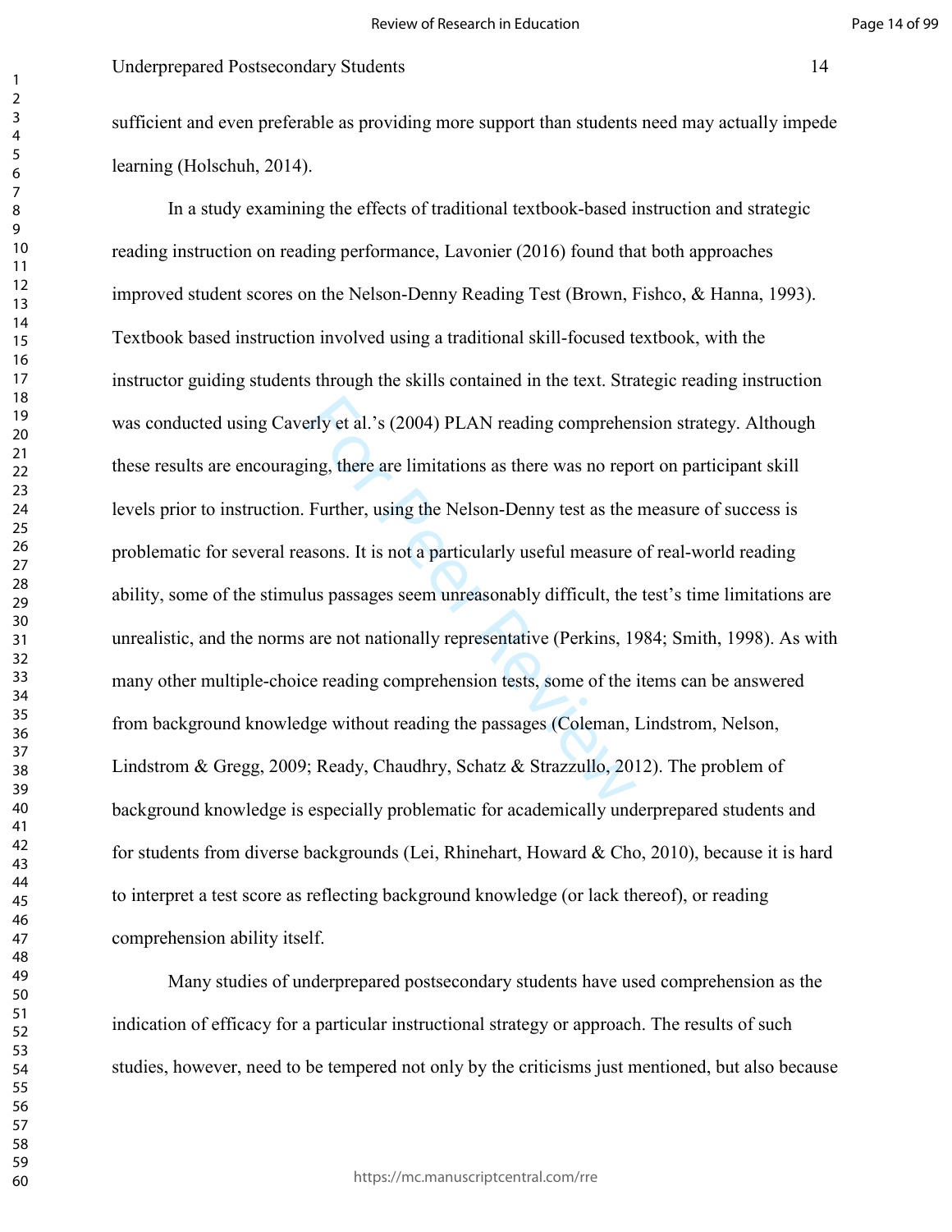sufficient and even preferable as providing more support than students need may actually impede learning (Holschuh, 2014).

In a study examining the effects of traditional textbook-based instruction and strategic reading instruction on reading performance, Lavonier (2016) found that both approaches improved student scores on the Nelson-Denny Reading Test (Brown, Fishco, & Hanna, 1993). Textbook based instruction involved using a traditional skill-focused textbook, with the instructor guiding students through the skills contained in the text. Strategic reading instruction was conducted using Caverly et al.'s (2004) PLAN reading comprehension strategy. Although these results are encouraging, there are limitations as there was no report on participant skill levels prior to instruction. Further, using the Nelson-Denny test as the measure of success is problematic for several reasons. It is not a particularly useful measure of real-world reading ability, some of the stimulus passages seem unreasonably difficult, the test's time limitations are unrealistic, and the norms are not nationally representative (Perkins, 1984; Smith, 1998). As with many other multiple-choice reading comprehension tests, some of the items can be answered from background knowledge without reading the passages (Coleman, Lindstrom, Nelson, Lindstrom & Gregg, 2009; Ready, Chaudhry, Schatz & Strazzullo, 2012). The problem of background knowledge is especially problematic for academically underprepared students and for students from diverse backgrounds (Lei, Rhinehart, Howard & Cho, 2010), because it is hard to interpret a test score as reflecting background knowledge (or lack thereof), or reading comprehension ability itself.

Many studies of underprepared postsecondary students have used comprehension as the indication of efficacy for a particular instructional strategy or approach. The results of such studies, however, need to be tempered not only by the criticisms just mentioned, but also because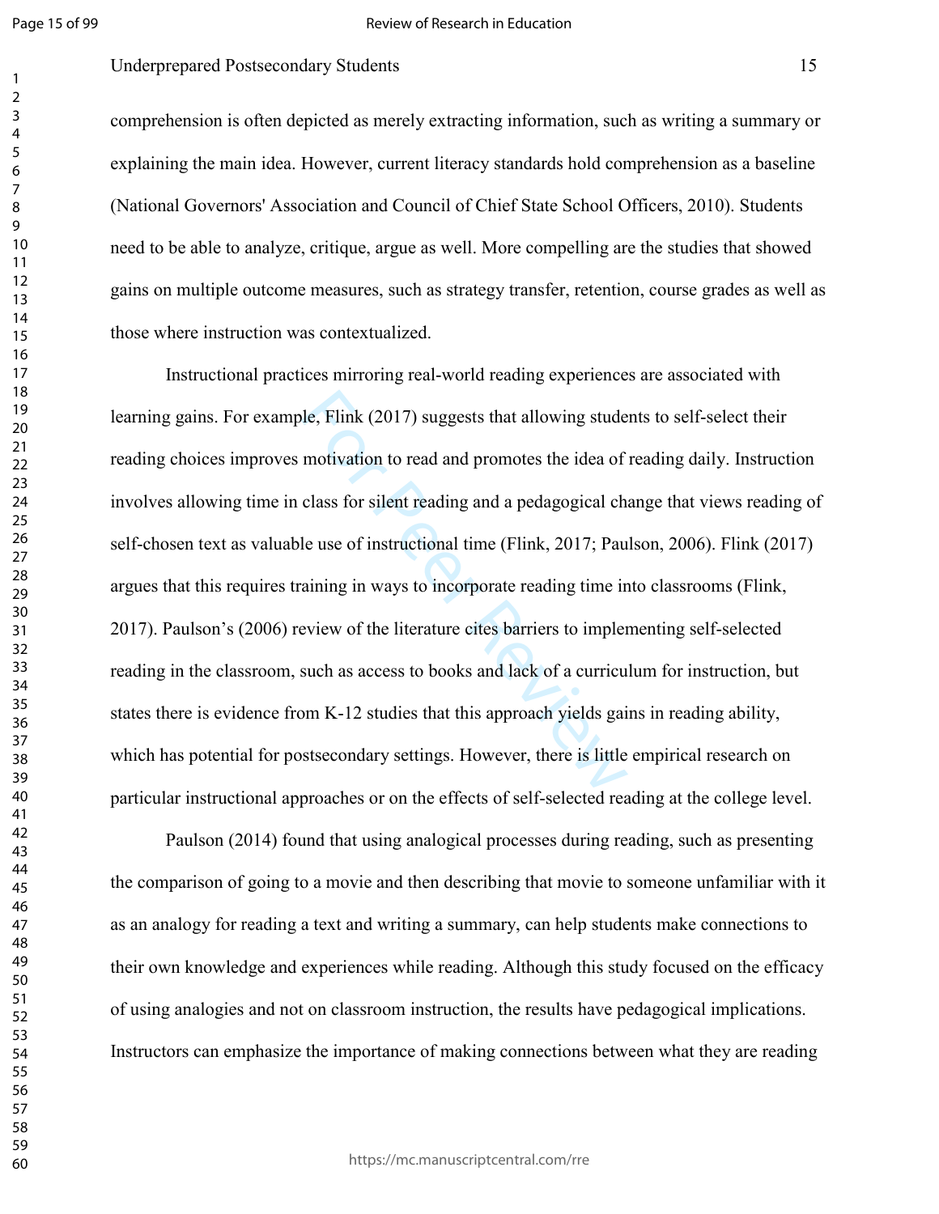comprehension is often depicted as merely extracting information, such as writing a summary or explaining the main idea. However, current literacy standards hold comprehension as a baseline (National Governors' Association and Council of Chief State School Officers, 2010). Students need to be able to analyze, critique, argue as well. More compelling are the studies that showed gains on multiple outcome measures, such as strategy transfer, retention, course grades as well as those where instruction was contextualized.

Instructional practices mirroring real-world reading experiences are associated with learning gains. For example, Flink (2017) suggests that allowing students to self-select their reading choices improves motivation to read and promotes the idea of reading daily. Instruction involves allowing time in class for silent reading and a pedagogical change that views reading of self-chosen text as valuable use of instructional time (Flink, 2017; Paulson, 2006). Flink (2017) argues that this requires training in ways to incorporate reading time into classrooms (Flink, 2017). Paulson's (2006) review of the literature cites barriers to implementing self-selected reading in the classroom, such as access to books and lack of a curriculum for instruction, but states there is evidence from K-12 studies that this approach yields gains in reading ability, which has potential for postsecondary settings. However, there is little empirical research on particular instructional approaches or on the effects of self-selected reading at the college level.

Paulson (2014) found that using analogical processes during reading, such as presenting the comparison of going to a movie and then describing that movie to someone unfamiliar with it as an analogy for reading a text and writing a summary, can help students make connections to their own knowledge and experiences while reading. Although this study focused on the efficacy of using analogies and not on classroom instruction, the results have pedagogical implications. Instructors can emphasize the importance of making connections between what they are reading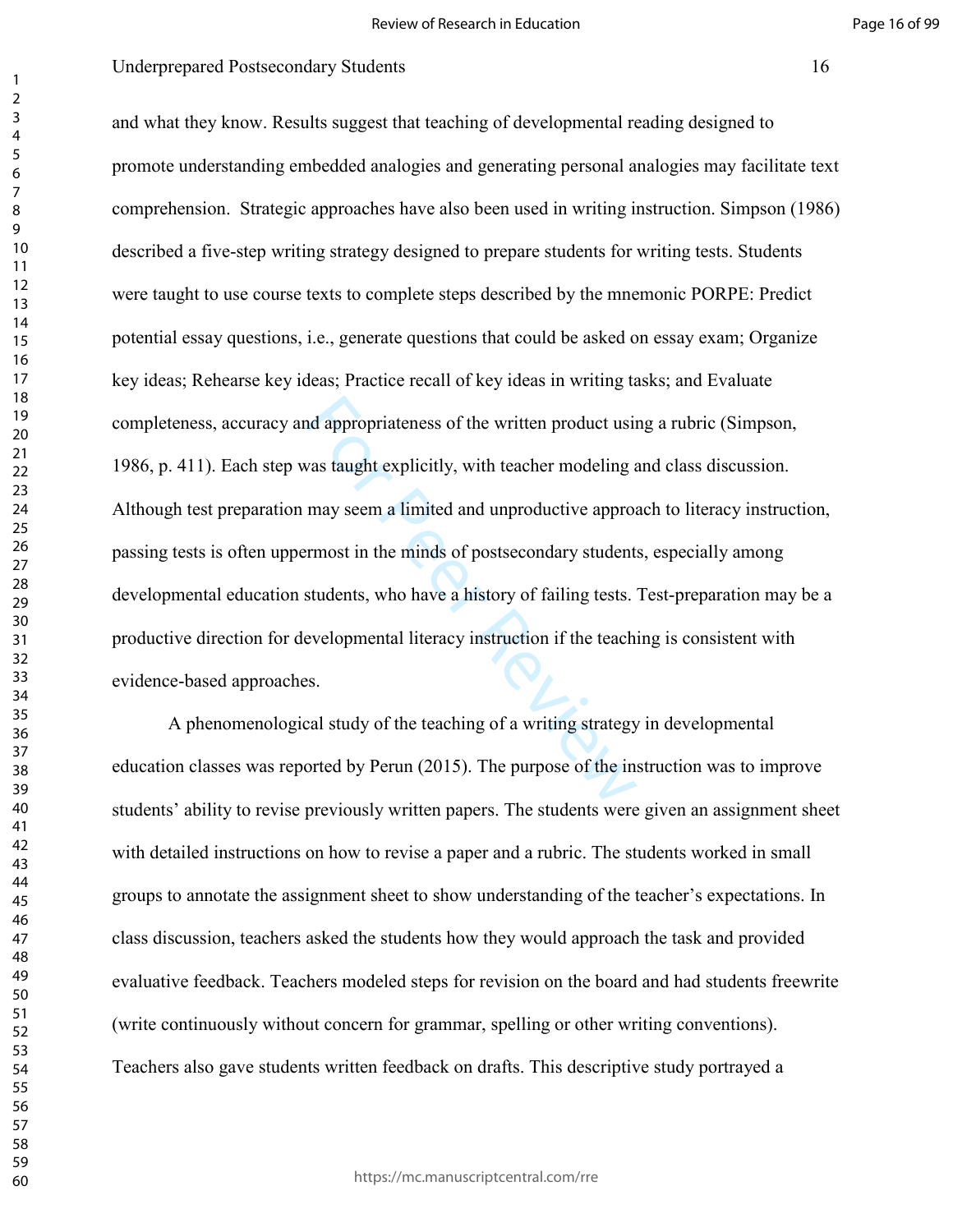and what they know. Results suggest that teaching of developmental reading designed to promote understanding embedded analogies and generating personal analogies may facilitate text comprehension. Strategic approaches have also been used in writing instruction. Simpson (1986) described a five-step writing strategy designed to prepare students for writing tests. Students were taught to use course texts to complete steps described by the mnemonic PORPE: Predict potential essay questions, i.e., generate questions that could be asked on essay exam; Organize key ideas; Rehearse key ideas; Practice recall of key ideas in writing tasks; and Evaluate completeness, accuracy and appropriateness of the written product using a rubric (Simpson, 1986, p. 411). Each step was taught explicitly, with teacher modeling and class discussion. Although test preparation may seem a limited and unproductive approach to literacy instruction, passing tests is often uppermost in the minds of postsecondary students, especially among developmental education students, who have a history of failing tests. Test-preparation may be a productive direction for developmental literacy instruction if the teaching is consistent with evidence-based approaches.

A phenomenological study of the teaching of a writing strategy in developmental education classes was reported by Perun (2015). The purpose of the instruction was to improve students' ability to revise previously written papers. The students were given an assignment sheet with detailed instructions on how to revise a paper and a rubric. The students worked in small groups to annotate the assignment sheet to show understanding of the teacher's expectations. In class discussion, teachers asked the students how they would approach the task and provided evaluative feedback. Teachers modeled steps for revision on the board and had students freewrite (write continuously without concern for grammar, spelling or other writing conventions). Teachers also gave students written feedback on drafts. This descriptive study portrayed a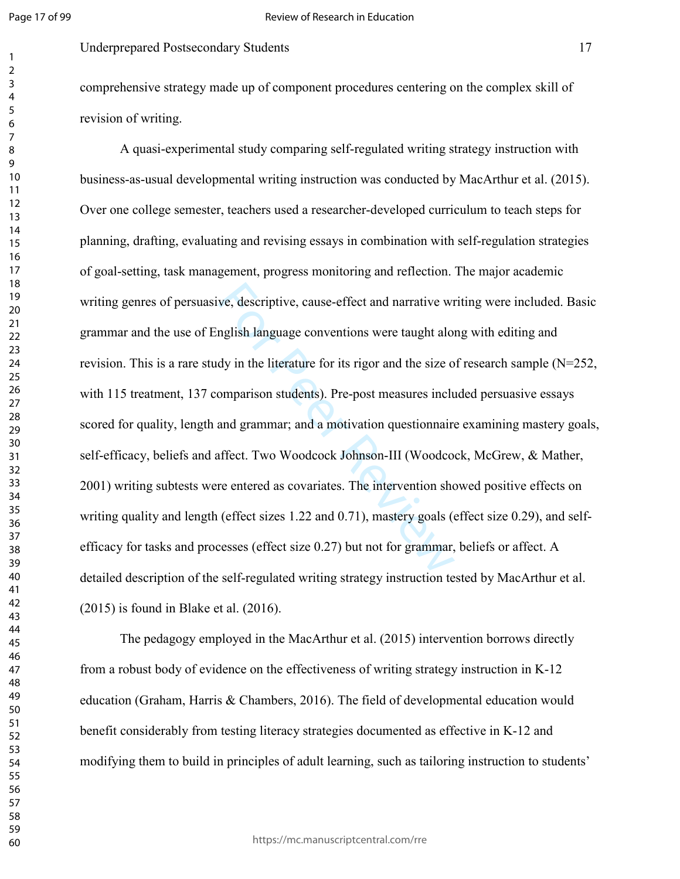comprehensive strategy made up of component procedures centering on the complex skill of revision of writing.

A quasi-experimental study comparing self-regulated writing strategy instruction with business-as-usual developmental writing instruction was conducted by MacArthur et al. (2015). Over one college semester, teachers used a researcher-developed curriculum to teach steps for planning, drafting, evaluating and revising essays in combination with self-regulation strategies of goal-setting, task management, progress monitoring and reflection. The major academic writing genres of persuasive, descriptive, cause-effect and narrative writing were included. Basic grammar and the use of English language conventions were taught along with editing and revision. This is a rare study in the literature for its rigor and the size of research sample (N=252, with 115 treatment, 137 comparison students). Pre-post measures included persuasive essays scored for quality, length and grammar; and a motivation questionnaire examining mastery goals, self-efficacy, beliefs and affect. Two Woodcock Johnson-III (Woodcock, McGrew, & Mather, 2001) writing subtests were entered as covariates. The intervention showed positive effects on writing quality and length (effect sizes 1.22 and 0.71), mastery goals (effect size 0.29), and self-efficacy for tasks and processes (effect size 0.27) but not for grammar, beliefs or affect. A detailed description of the self-regulated writing strategy instruction tested by MacArthur et al. (2015) is found in Blake et al. (2016).

The pedagogy employed in the MacArthur et al. (2015) intervention borrows directly from a robust body of evidence on the effectiveness of writing strategy instruction in K-12 education (Graham, Harris & Chambers, 2016). The field of developmental education would benefit considerably from testing literacy strategies documented as effective in K-12 and modifying them to build in principles of adult learning, such as tailoring instruction to students'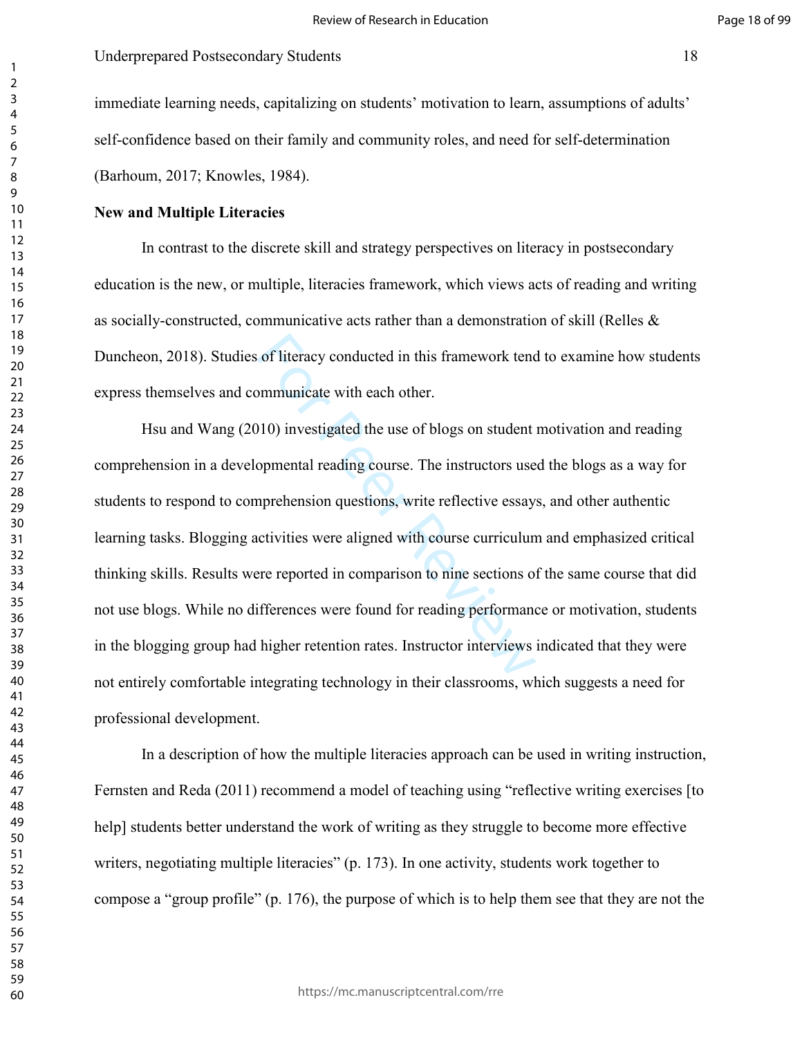immediate learning needs, capitalizing on students' motivation to learn, assumptions of adults' self-confidence based on their family and community roles, and need for self-determination (Barhoum, 2017; Knowles, 1984).

**New and Multiple Literacies**

In contrast to the discrete skill and strategy perspectives on literacy in postsecondary education is the new, or multiple, literacies framework, which views acts of reading and writing as socially-constructed, communicative acts rather than a demonstration of skill (Relles & Duncheon, 2018). Studies of literacy conducted in this framework tend to examine how students express themselves and communicate with each other.

Hsu and Wang (2010) investigated the use of blogs on student motivation and reading comprehension in a developmental reading course. The instructors used the blogs as a way for students to respond to comprehension questions, write reflective essays, and other authentic learning tasks. Blogging activities were aligned with course curriculum and emphasized critical thinking skills. Results were reported in comparison to nine sections of the same course that did not use blogs. While no differences were found for reading performance or motivation, students in the blogging group had higher retention rates. Instructor interviews indicated that they were not entirely comfortable integrating technology in their classrooms, which suggests a need for professional development.

In a description of how the multiple literacies approach can be used in writing instruction, Fernsten and Reda (2011) recommend a model of teaching using "reflective writing exercises [to help] students better understand the work of writing as they struggle to become more effective writers, negotiating multiple literacies" (p. 173). In one activity, students work together to compose a "group profile" (p. 176), the purpose of which is to help them see that they are not the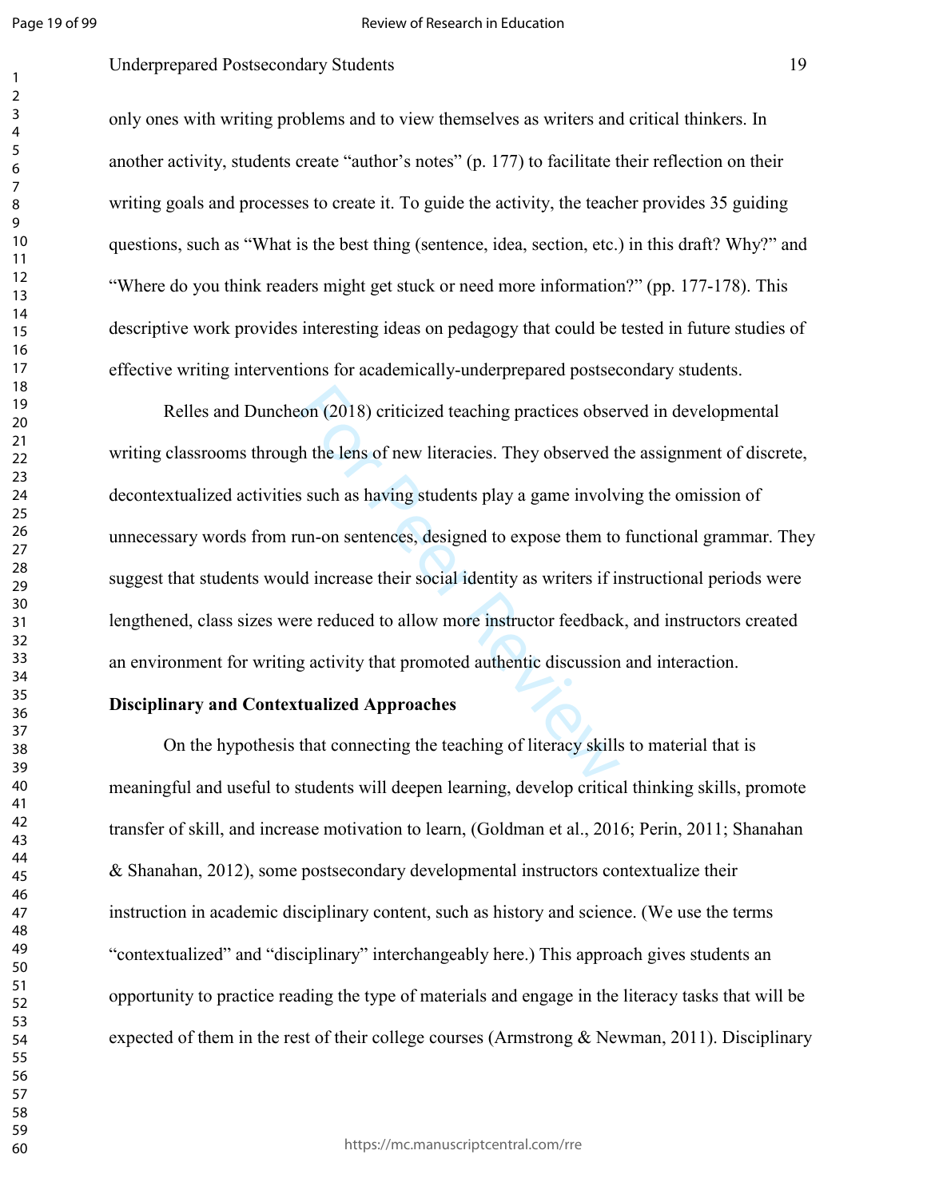only ones with writing problems and to view themselves as writers and critical thinkers. In another activity, students create "author's notes" (p. 177) to facilitate their reflection on their writing goals and processes to create it. To guide the activity, the teacher provides 35 guiding questions, such as "What is the best thing (sentence, idea, section, etc.) in this draft? Why?" and "Where do you think readers might get stuck or need more information?" (pp. 177-178). This descriptive work provides interesting ideas on pedagogy that could be tested in future studies of effective writing interventions for academically-underprepared postsecondary students.

Relles and Duncheon (2018) criticized teaching practices observed in developmental writing classrooms through the lens of new literacies. They observed the assignment of discrete, decontextualized activities such as having students play a game involving the omission of unnecessary words from run-on sentences, designed to expose them to functional grammar. They suggest that students would increase their social identity as writers if instructional periods were lengthened, class sizes were reduced to allow more instructor feedback, and instructors created an environment for writing activity that promoted authentic discussion and interaction.

**Disciplinary and Contextualized Approaches**

On the hypothesis that connecting the teaching of literacy skills to material that is meaningful and useful to students will deepen learning, develop critical thinking skills, promote transfer of skill, and increase motivation to learn, (Goldman et al., 2016; Perin, 2011; Shanahan & Shanahan, 2012), some postsecondary developmental instructors contextualize their instruction in academic disciplinary content, such as history and science. (We use the terms "contextualized" and "disciplinary" interchangeably here.) This approach gives students an opportunity to practice reading the type of materials and engage in the literacy tasks that will be expected of them in the rest of their college courses (Armstrong & Newman, 2011). Disciplinary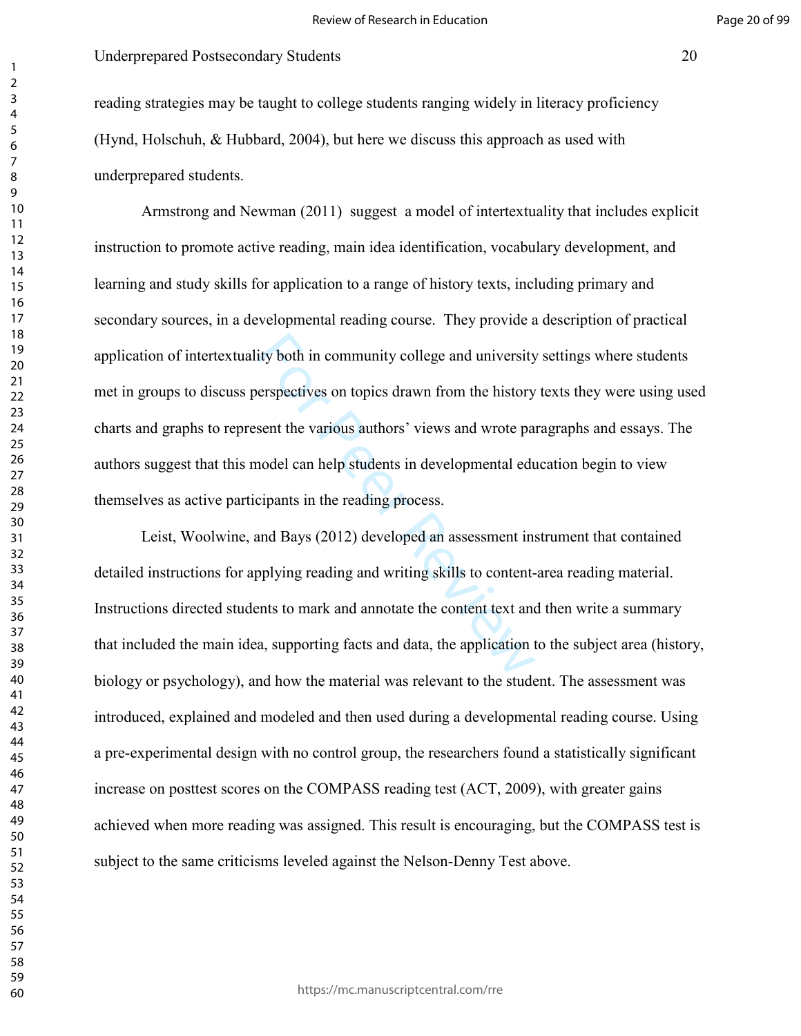reading strategies may be taught to college students ranging widely in literacy proficiency (Hynd, Holschuh, & Hubbard, 2004), but here we discuss this approach as used with underprepared students.

Armstrong and Newman (2011) suggest a model of intertextuality that includes explicit instruction to promote active reading, main idea identification, vocabulary development, and learning and study skills for application to a range of history texts, including primary and secondary sources, in a developmental reading course. They provide a description of practical application of intertextuality both in community college and university settings where students met in groups to discuss perspectives on topics drawn from the history texts they were using used charts and graphs to represent the various authors' views and wrote paragraphs and essays. The authors suggest that this model can help students in developmental education begin to view themselves as active participants in the reading process.

Leist, Woolwine, and Bays (2012) developed an assessment instrument that contained detailed instructions for applying reading and writing skills to content-area reading material. Instructions directed students to mark and annotate the content text and then write a summary that included the main idea, supporting facts and data, the application to the subject area (history, biology or psychology), and how the material was relevant to the student. The assessment was introduced, explained and modeled and then used during a developmental reading course. Using a pre-experimental design with no control group, the researchers found a statistically significant increase on posttest scores on the COMPASS reading test (ACT, 2009), with greater gains achieved when more reading was assigned. This result is encouraging, but the COMPASS test is subject to the same criticisms leveled against the Nelson-Denny Test above.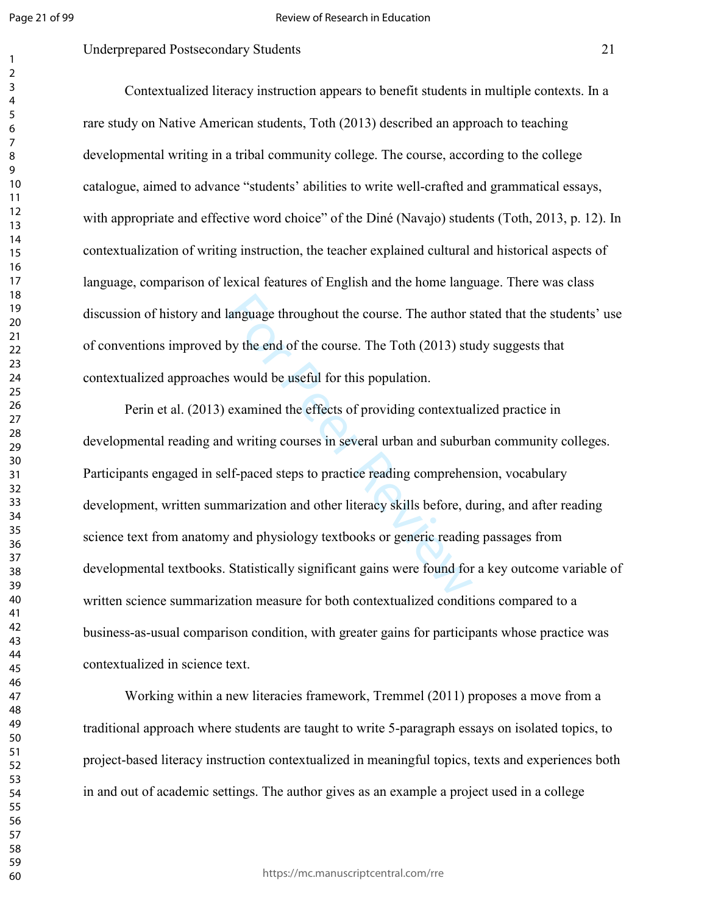Contextualized literacy instruction appears to benefit students in multiple contexts. In a rare study on Native American students, Toth (2013) described an approach to teaching developmental writing in a tribal community college. The course, according to the college catalogue, aimed to advance "students' abilities to write well-crafted and grammatical essays, with appropriate and effective word choice" of the Diné (Navajo) students (Toth, 2013, p. 12). In contextualization of writing instruction, the teacher explained cultural and historical aspects of language, comparison of lexical features of English and the home language. There was class discussion of history and language throughout the course. The author stated that the students' use of conventions improved by the end of the course. The Toth (2013) study suggests that contextualized approaches would be useful for this population.

Perin et al. (2013) examined the effects of providing contextualized practice in developmental reading and writing courses in several urban and suburban community colleges. Participants engaged in self-paced steps to practice reading comprehension, vocabulary development, written summarization and other literacy skills before, during, and after reading science text from anatomy and physiology textbooks or generic reading passages from developmental textbooks. Statistically significant gains were found for a key outcome variable of written science summarization measure for both contextualized conditions compared to a business-as-usual comparison condition, with greater gains for participants whose practice was contextualized in science text.

Working within a new literacies framework, Tremmel (2011) proposes a move from a traditional approach where students are taught to write 5-paragraph essays on isolated topics, to project-based literacy instruction contextualized in meaningful topics, texts and experiences both in and out of academic settings. The author gives as an example a project used in a college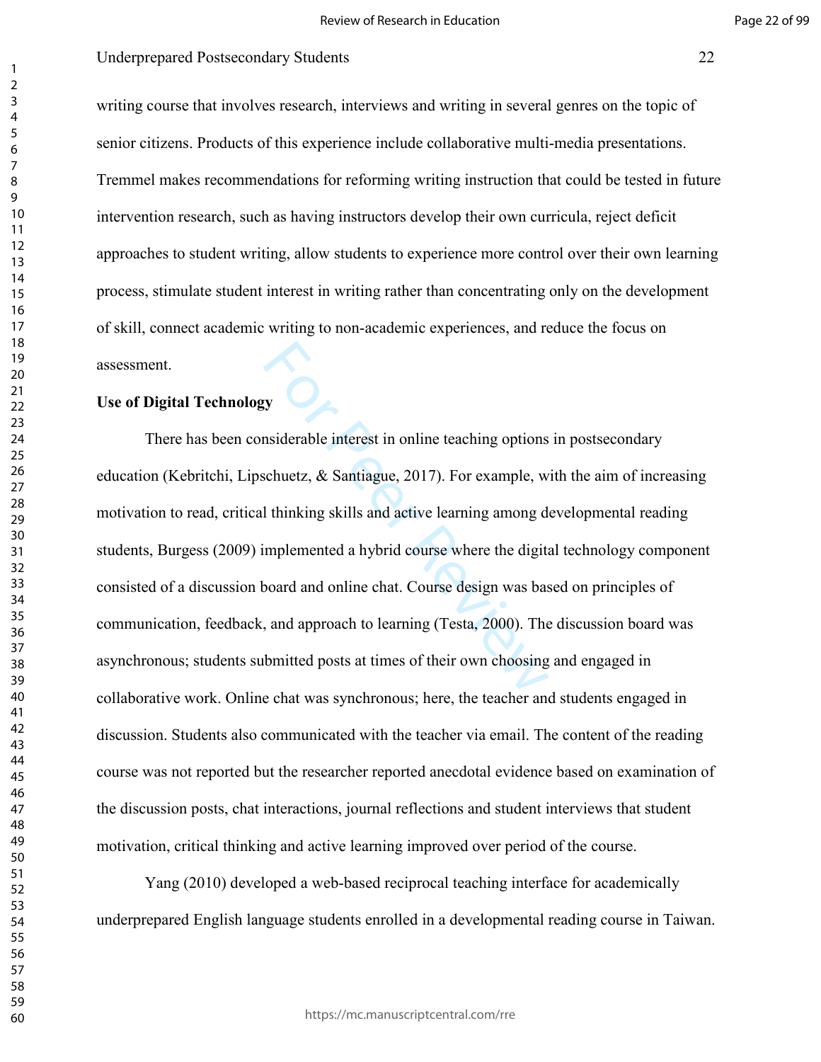writing course that involves research, interviews and writing in several genres on the topic of senior citizens. Products of this experience include collaborative multi-media presentations. Tremmel makes recommendations for reforming writing instruction that could be tested in future intervention research, such as having instructors develop their own curricula, reject deficit approaches to student writing, allow students to experience more control over their own learning process, stimulate student interest in writing rather than concentrating only on the development of skill, connect academic writing to non-academic experiences, and reduce the focus on assessment.

**Use of Digital Technology**

There has been considerable interest in online teaching options in postsecondary education (Kebritchi, Lipschuetz, & Santiague, 2017). For example, with the aim of increasing motivation to read, critical thinking skills and active learning among developmental reading students, Burgess (2009) implemented a hybrid course where the digital technology component consisted of a discussion board and online chat. Course design was based on principles of communication, feedback, and approach to learning (Testa, 2000). The discussion board was asynchronous; students submitted posts at times of their own choosing and engaged in collaborative work. Online chat was synchronous; here, the teacher and students engaged in discussion. Students also communicated with the teacher via email. The content of the reading course was not reported but the researcher reported anecdotal evidence based on examination of the discussion posts, chat interactions, journal reflections and student interviews that student motivation, critical thinking and active learning improved over period of the course.

Yang (2010) developed a web-based reciprocal teaching interface for academically underprepared English language students enrolled in a developmental reading course in Taiwan.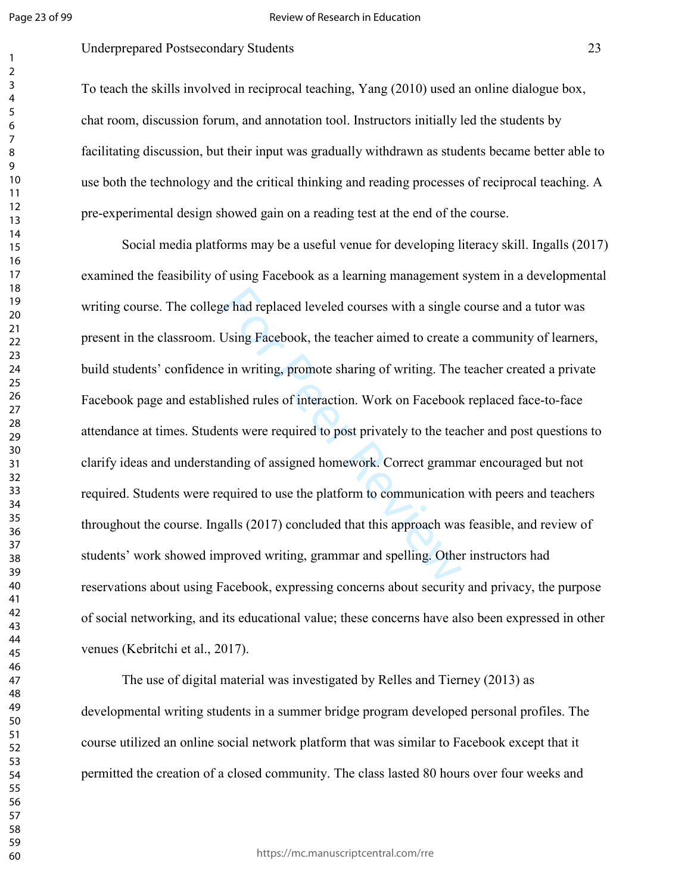To teach the skills involved in reciprocal teaching, Yang (2010) used an online dialogue box, chat room, discussion forum, and annotation tool. Instructors initially led the students by facilitating discussion, but their input was gradually withdrawn as students became better able to use both the technology and the critical thinking and reading processes of reciprocal teaching. A pre-experimental design showed gain on a reading test at the end of the course.

Social media platforms may be a useful venue for developing literacy skill. Ingalls (2017) examined the feasibility of using Facebook as a learning management system in a developmental writing course. The college had replaced leveled courses with a single course and a tutor was present in the classroom. Using Facebook, the teacher aimed to create a community of learners, build students' confidence in writing, promote sharing of writing. The teacher created a private Facebook page and established rules of interaction. Work on Facebook replaced face-to-face attendance at times. Students were required to post privately to the teacher and post questions to clarify ideas and understanding of assigned homework. Correct grammar encouraged but not required. Students were required to use the platform to communication with peers and teachers throughout the course. Ingalls (2017) concluded that this approach was feasible, and review of students' work showed improved writing, grammar and spelling. Other instructors had reservations about using Facebook, expressing concerns about security and privacy, the purpose of social networking, and its educational value; these concerns have also been expressed in other venues (Kebritchi et al., 2017).

The use of digital material was investigated by Relles and Tierney (2013) as developmental writing students in a summer bridge program developed personal profiles. The course utilized an online social network platform that was similar to Facebook except that it permitted the creation of a closed community. The class lasted 80 hours over four weeks and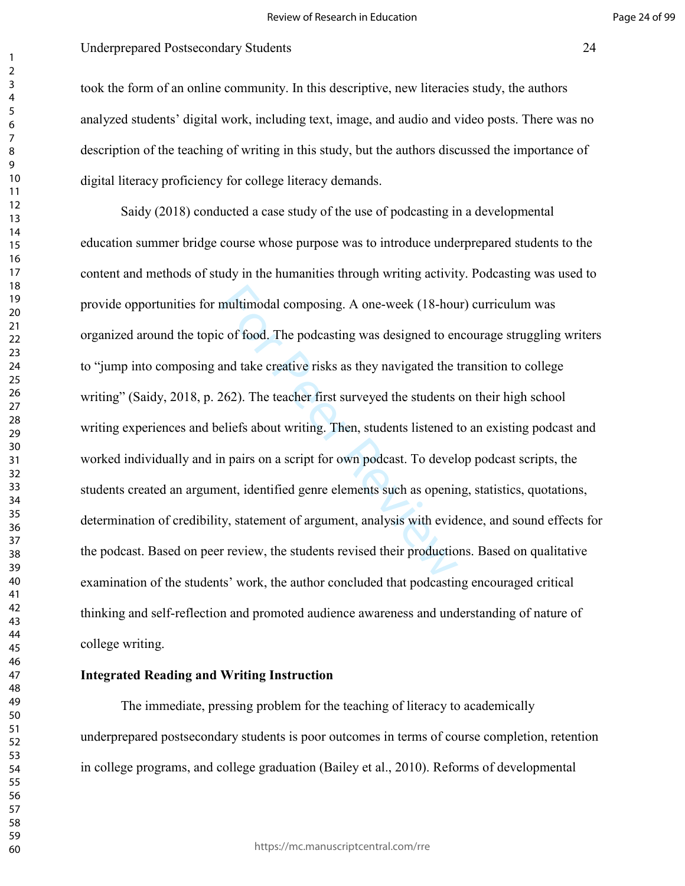took the form of an online community. In this descriptive, new literacies study, the authors analyzed students' digital work, including text, image, and audio and video posts. There was no description of the teaching of writing in this study, but the authors discussed the importance of digital literacy proficiency for college literacy demands.

Saidy (2018) conducted a case study of the use of podcasting in a developmental education summer bridge course whose purpose was to introduce underprepared students to the content and methods of study in the humanities through writing activity. Podcasting was used to provide opportunities for multimodal composing. A one-week (18-hour) curriculum was organized around the topic of food. The podcasting was designed to encourage struggling writers to "jump into composing and take creative risks as they navigated the transition to college writing" (Saidy, 2018, p. 262). The teacher first surveyed the students on their high school writing experiences and beliefs about writing. Then, students listened to an existing podcast and worked individually and in pairs on a script for own podcast. To develop podcast scripts, the students created an argument, identified genre elements such as opening, statistics, quotations, determination of credibility, statement of argument, analysis with evidence, and sound effects for the podcast. Based on peer review, the students revised their productions. Based on qualitative examination of the students' work, the author concluded that podcasting encouraged critical thinking and self-reflection and promoted audience awareness and understanding of nature of college writing.

**Integrated Reading and Writing Instruction**

The immediate, pressing problem for the teaching of literacy to academically underprepared postsecondary students is poor outcomes in terms of course completion, retention in college programs, and college graduation (Bailey et al., 2010). Reforms of developmental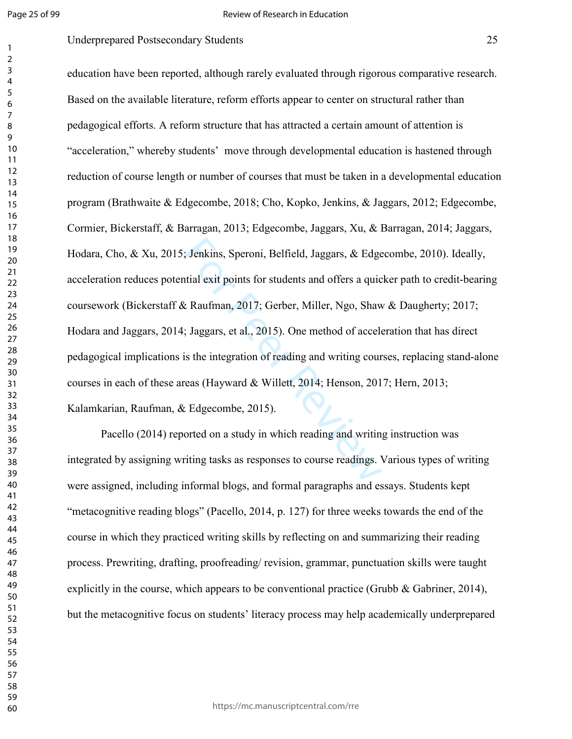education have been reported, although rarely evaluated through rigorous comparative research. Based on the available literature, reform efforts appear to center on structural rather than pedagogical efforts. A reform structure that has attracted a certain amount of attention is "acceleration," whereby students' move through developmental education is hastened through reduction of course length or number of courses that must be taken in a developmental education program (Brathwaite & Edgecombe, 2018; Cho, Kopko, Jenkins, & Jaggars, 2012; Edgecombe, Cormier, Bickerstaff, & Barragan, 2013; Edgecombe, Jaggars, Xu, & Barragan, 2014; Jaggars, Hodara, Cho, & Xu, 2015; Jenkins, Speroni, Belfield, Jaggars, & Edgecombe, 2010). Ideally, acceleration reduces potential exit points for students and offers a quicker path to credit-bearing coursework (Bickerstaff & Raufman, 2017; Gerber, Miller, Ngo, Shaw & Daugherty; 2017; Hodara and Jaggars, 2014; Jaggars, et al., 2015). One method of acceleration that has direct pedagogical implications is the integration of reading and writing courses, replacing stand-alone courses in each of these areas (Hayward & Willett, 2014; Henson, 2017; Hern, 2013; Kalamkarian, Raufman, & Edgecombe, 2015).

Pacello (2014) reported on a study in which reading and writing instruction was integrated by assigning writing tasks as responses to course readings. Various types of writing were assigned, including informal blogs, and formal paragraphs and essays. Students kept "metacognitive reading blogs" (Pacello, 2014, p. 127) for three weeks towards the end of the course in which they practiced writing skills by reflecting on and summarizing their reading process. Prewriting, drafting, proofreading/ revision, grammar, punctuation skills were taught explicitly in the course, which appears to be conventional practice (Grubb & Gabriner, 2014), but the metacognitive focus on students' literacy process may help academically underprepared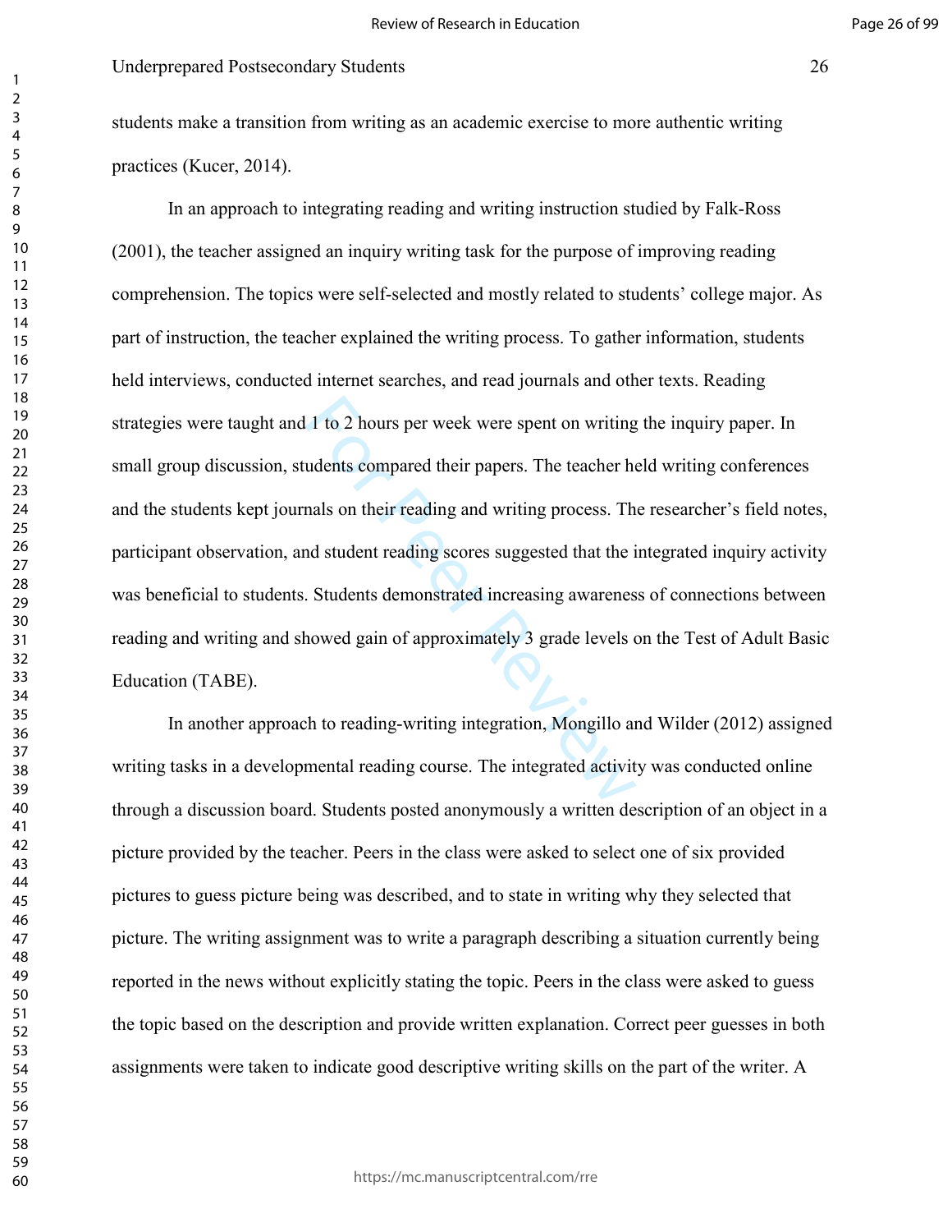students make a transition from writing as an academic exercise to more authentic writing practices (Kucer, 2014).

In an approach to integrating reading and writing instruction studied by Falk-Ross (2001), the teacher assigned an inquiry writing task for the purpose of improving reading comprehension. The topics were self-selected and mostly related to students' college major. As part of instruction, the teacher explained the writing process. To gather information, students held interviews, conducted internet searches, and read journals and other texts. Reading strategies were taught and 1 to 2 hours per week were spent on writing the inquiry paper. In small group discussion, students compared their papers. The teacher held writing conferences and the students kept journals on their reading and writing process. The researcher's field notes, participant observation, and student reading scores suggested that the integrated inquiry activity was beneficial to students. Students demonstrated increasing awareness of connections between reading and writing and showed gain of approximately 3 grade levels on the Test of Adult Basic Education (TABE).

In another approach to reading-writing integration, Mongillo and Wilder (2012) assigned writing tasks in a developmental reading course. The integrated activity was conducted online through a discussion board. Students posted anonymously a written description of an object in a picture provided by the teacher. Peers in the class were asked to select one of six provided pictures to guess picture being was described, and to state in writing why they selected that picture. The writing assignment was to write a paragraph describing a situation currently being reported in the news without explicitly stating the topic. Peers in the class were asked to guess the topic based on the description and provide written explanation. Correct peer guesses in both assignments were taken to indicate good descriptive writing skills on the part of the writer. A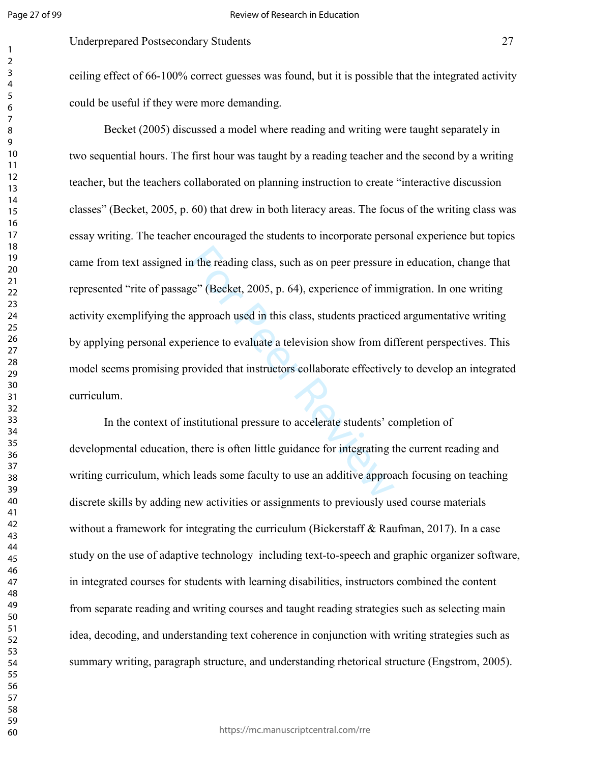ceiling effect of 66-100% correct guesses was found, but it is possible that the integrated activity could be useful if they were more demanding.

Becket (2005) discussed a model where reading and writing were taught separately in two sequential hours. The first hour was taught by a reading teacher and the second by a writing teacher, but the teachers collaborated on planning instruction to create "interactive discussion classes" (Becket, 2005, p. 60) that drew in both literacy areas. The focus of the writing class was essay writing. The teacher encouraged the students to incorporate personal experience but topics came from text assigned in the reading class, such as on peer pressure in education, change that represented "rite of passage" (Becket, 2005, p. 64), experience of immigration. In one writing activity exemplifying the approach used in this class, students practiced argumentative writing by applying personal experience to evaluate a television show from different perspectives. This model seems promising provided that instructors collaborate effectively to develop an integrated curriculum.

In the context of institutional pressure to accelerate students' completion of developmental education, there is often little guidance for integrating the current reading and writing curriculum, which leads some faculty to use an additive approach focusing on teaching discrete skills by adding new activities or assignments to previously used course materials without a framework for integrating the curriculum (Bickerstaff & Raufman, 2017). In a case study on the use of adaptive technology including text-to-speech and graphic organizer software, in integrated courses for students with learning disabilities, instructors combined the content from separate reading and writing courses and taught reading strategies such as selecting main idea, decoding, and understanding text coherence in conjunction with writing strategies such as summary writing, paragraph structure, and understanding rhetorical structure (Engstrom, 2005).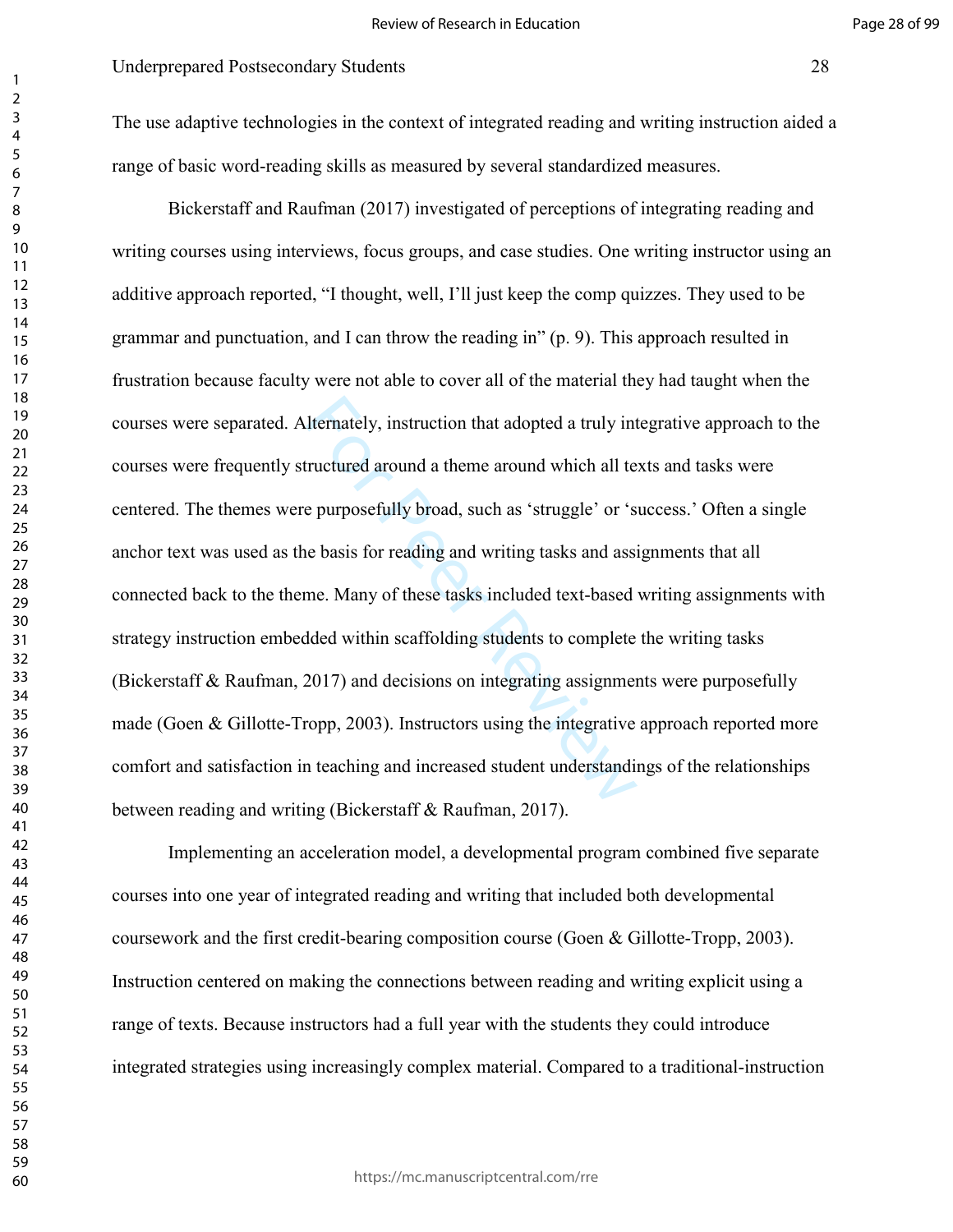The use adaptive technologies in the context of integrated reading and writing instruction aided a range of basic word-reading skills as measured by several standardized measures.

Bickerstaff and Raufman (2017) investigated of perceptions of integrating reading and writing courses using interviews, focus groups, and case studies. One writing instructor using an additive approach reported, "I thought, well, I'll just keep the comp quizzes. They used to be grammar and punctuation, and I can throw the reading in" (p. 9). This approach resulted in frustration because faculty were not able to cover all of the material they had taught when the courses were separated. Alternately, instruction that adopted a truly integrative approach to the courses were frequently structured around a theme around which all texts and tasks were centered. The themes were purposefully broad, such as 'struggle' or 'success.' Often a single anchor text was used as the basis for reading and writing tasks and assignments that all connected back to the theme. Many of these tasks included text-based writing assignments with strategy instruction embedded within scaffolding students to complete the writing tasks (Bickerstaff & Raufman, 2017) and decisions on integrating assignments were purposefully made (Goen & Gillotte-Tropp, 2003). Instructors using the integrative approach reported more comfort and satisfaction in teaching and increased student understandings of the relationships between reading and writing (Bickerstaff & Raufman, 2017).

Implementing an acceleration model, a developmental program combined five separate courses into one year of integrated reading and writing that included both developmental coursework and the first credit-bearing composition course (Goen & Gillotte-Tropp, 2003). Instruction centered on making the connections between reading and writing explicit using a range of texts. Because instructors had a full year with the students they could introduce integrated strategies using increasingly complex material. Compared to a traditional-instruction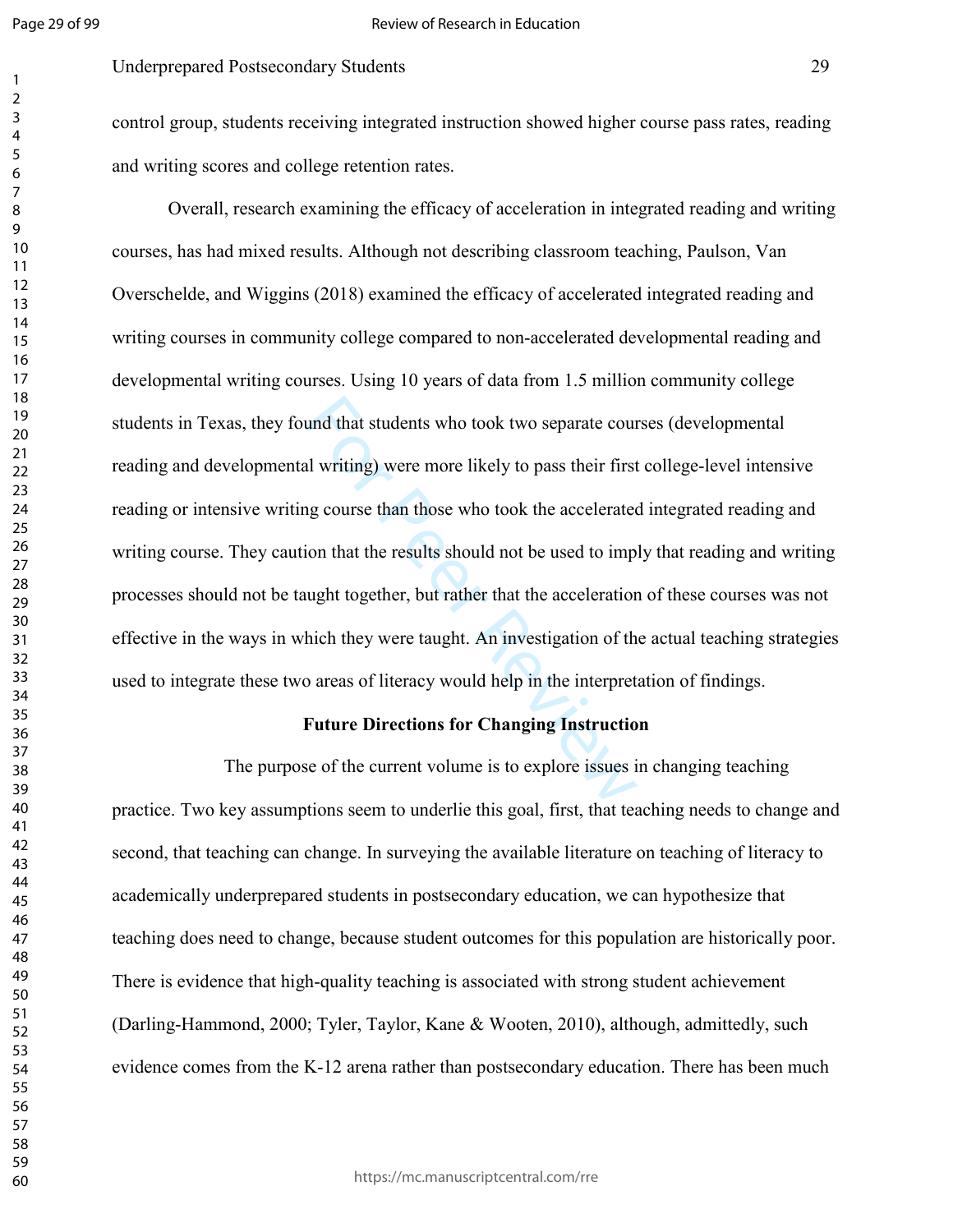control group, students receiving integrated instruction showed higher course pass rates, reading and writing scores and college retention rates.

Overall, research examining the efficacy of acceleration in integrated reading and writing courses, has had mixed results. Although not describing classroom teaching, Paulson, Van Overschelde, and Wiggins (2018) examined the efficacy of accelerated integrated reading and writing courses in community college compared to non-accelerated developmental reading and developmental writing courses. Using 10 years of data from 1.5 million community college students in Texas, they found that students who took two separate courses (developmental reading and developmental writing) were more likely to pass their first college-level intensive reading or intensive writing course than those who took the accelerated integrated reading and writing course. They caution that the results should not be used to imply that reading and writing processes should not be taught together, but rather that the acceleration of these courses was not effective in the ways in which they were taught. An investigation of the actual teaching strategies used to integrate these two areas of literacy would help in the interpretation of findings.

## Future Directions for Changing Instruction

The purpose of the current volume is to explore issues in changing teaching practice. Two key assumptions seem to underlie this goal, first, that teaching needs to change and second, that teaching can change. In surveying the available literature on teaching of literacy to academically underprepared students in postsecondary education, we can hypothesize that teaching does need to change, because student outcomes for this population are historically poor. There is evidence that high-quality teaching is associated with strong student achievement (Darling-Hammond, 2000; Tyler, Taylor, Kane & Wooten, 2010), although, admittedly, such evidence comes from the K-12 arena rather than postsecondary education. There has been much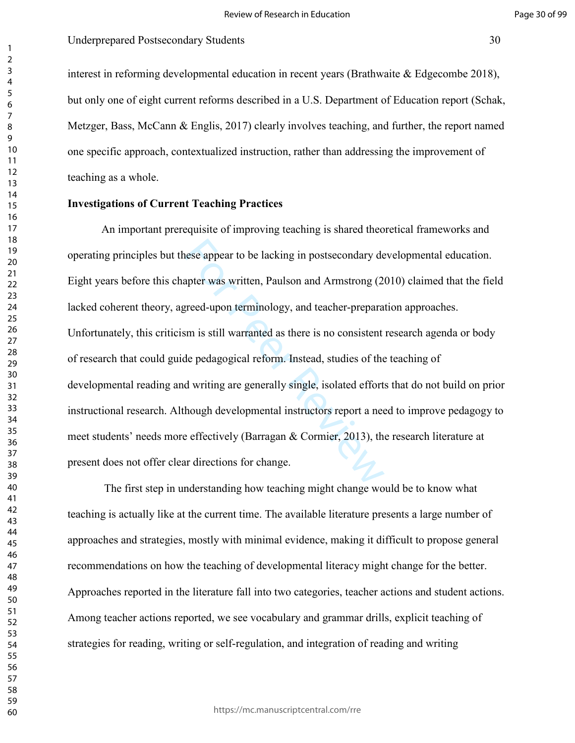interest in reforming developmental education in recent years (Brathwaite & Edgecombe 2018), but only one of eight current reforms described in a U.S. Department of Education report (Schak, Metzger, Bass, McCann & Englis, 2017) clearly involves teaching, and further, the report named one specific approach, contextualized instruction, rather than addressing the improvement of teaching as a whole.

**Investigations of Current Teaching Practices**

An important prerequisite of improving teaching is shared theoretical frameworks and operating principles but these appear to be lacking in postsecondary developmental education. Eight years before this chapter was written, Paulson and Armstrong (2010) claimed that the field lacked coherent theory, agreed-upon terminology, and teacher-preparation approaches. Unfortunately, this criticism is still warranted as there is no consistent research agenda or body of research that could guide pedagogical reform. Instead, studies of the teaching of developmental reading and writing are generally single, isolated efforts that do not build on prior instructional research. Although developmental instructors report a need to improve pedagogy to meet students' needs more effectively (Barragan & Cormier, 2013), the research literature at present does not offer clear directions for change.

The first step in understanding how teaching might change would be to know what teaching is actually like at the current time. The available literature presents a large number of approaches and strategies, mostly with minimal evidence, making it difficult to propose general recommendations on how the teaching of developmental literacy might change for the better. Approaches reported in the literature fall into two categories, teacher actions and student actions. Among teacher actions reported, we see vocabulary and grammar drills, explicit teaching of strategies for reading, writing or self-regulation, and integration of reading and writing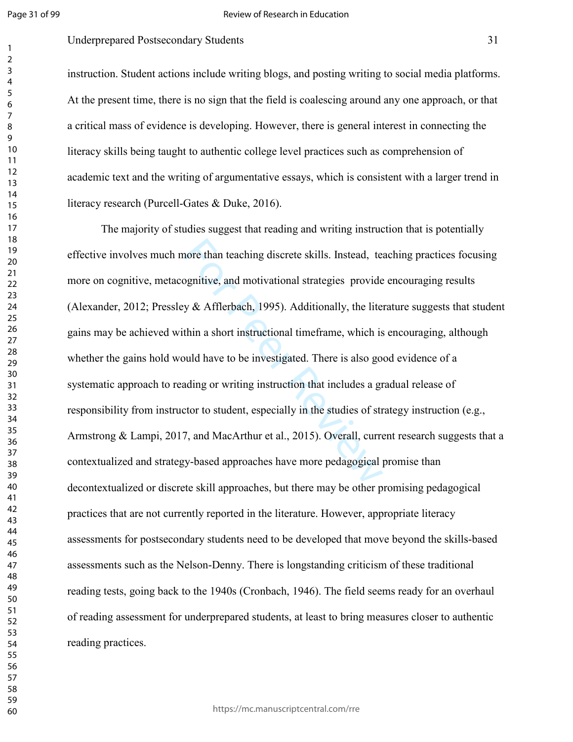instruction. Student actions include writing blogs, and posting writing to social media platforms. At the present time, there is no sign that the field is coalescing around any one approach, or that a critical mass of evidence is developing. However, there is general interest in connecting the literacy skills being taught to authentic college level practices such as comprehension of academic text and the writing of argumentative essays, which is consistent with a larger trend in literacy research (Purcell-Gates & Duke, 2016).

The majority of studies suggest that reading and writing instruction that is potentially effective involves much more than teaching discrete skills. Instead, teaching practices focusing more on cognitive, metacognitive, and motivational strategies provide encouraging results (Alexander, 2012; Pressley & Afflerbach, 1995). Additionally, the literature suggests that student gains may be achieved within a short instructional timeframe, which is encouraging, although whether the gains hold would have to be investigated. There is also good evidence of a systematic approach to reading or writing instruction that includes a gradual release of responsibility from instructor to student, especially in the studies of strategy instruction (e.g., Armstrong & Lampi, 2017, and MacArthur et al., 2015). Overall, current research suggests that a contextualized and strategy-based approaches have more pedagogical promise than decontextualized or discrete skill approaches, but there may be other promising pedagogical practices that are not currently reported in the literature. However, appropriate literacy assessments for postsecondary students need to be developed that move beyond the skills-based assessments such as the Nelson-Denny. There is longstanding criticism of these traditional reading tests, going back to the 1940s (Cronbach, 1946). The field seems ready for an overhaul of reading assessment for underprepared students, at least to bring measures closer to authentic reading practices.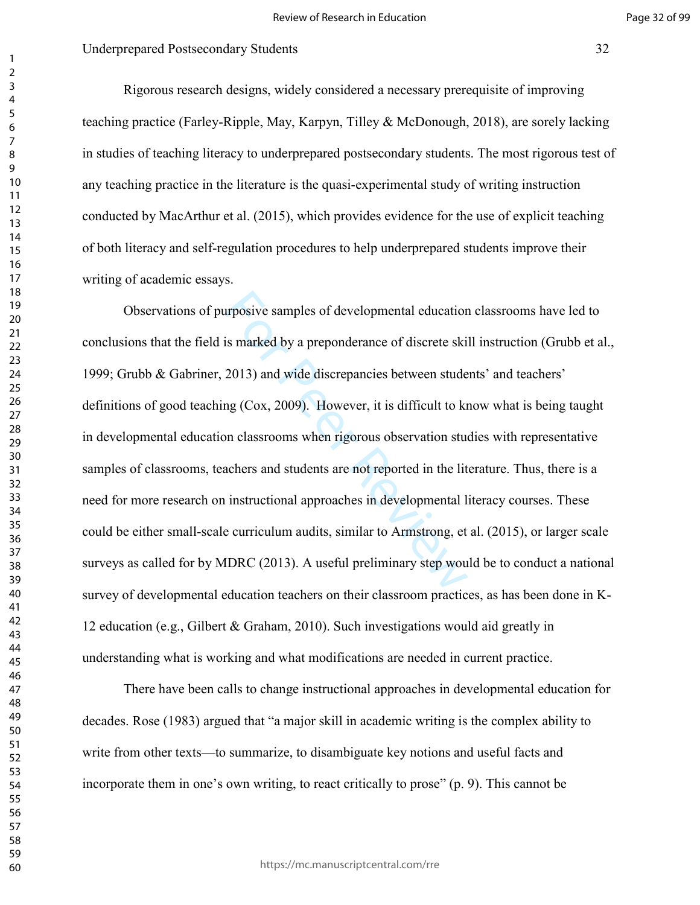Rigorous research designs, widely considered a necessary prerequisite of improving teaching practice (Farley-Ripple, May, Karpyn, Tilley & McDonough, 2018), are sorely lacking in studies of teaching literacy to underprepared postsecondary students. The most rigorous test of any teaching practice in the literature is the quasi-experimental study of writing instruction conducted by MacArthur et al. (2015), which provides evidence for the use of explicit teaching of both literacy and self-regulation procedures to help underprepared students improve their writing of academic essays.

Observations of purposive samples of developmental education classrooms have led to conclusions that the field is marked by a preponderance of discrete skill instruction (Grubb et al., 1999; Grubb & Gabriner, 2013) and wide discrepancies between students' and teachers' definitions of good teaching (Cox, 2009). However, it is difficult to know what is being taught in developmental education classrooms when rigorous observation studies with representative samples of classrooms, teachers and students are not reported in the literature. Thus, there is a need for more research on instructional approaches in developmental literacy courses. These could be either small-scale curriculum audits, similar to Armstrong, et al. (2015), or larger scale surveys as called for by MDRC (2013). A useful preliminary step would be to conduct a national survey of developmental education teachers on their classroom practices, as has been done in K-12 education (e.g., Gilbert & Graham, 2010). Such investigations would aid greatly in understanding what is working and what modifications are needed in current practice.

There have been calls to change instructional approaches in developmental education for decades. Rose (1983) argued that "a major skill in academic writing is the complex ability to write from other texts—to summarize, to disambiguate key notions and useful facts and incorporate them in one's own writing, to react critically to prose" (p. 9). This cannot be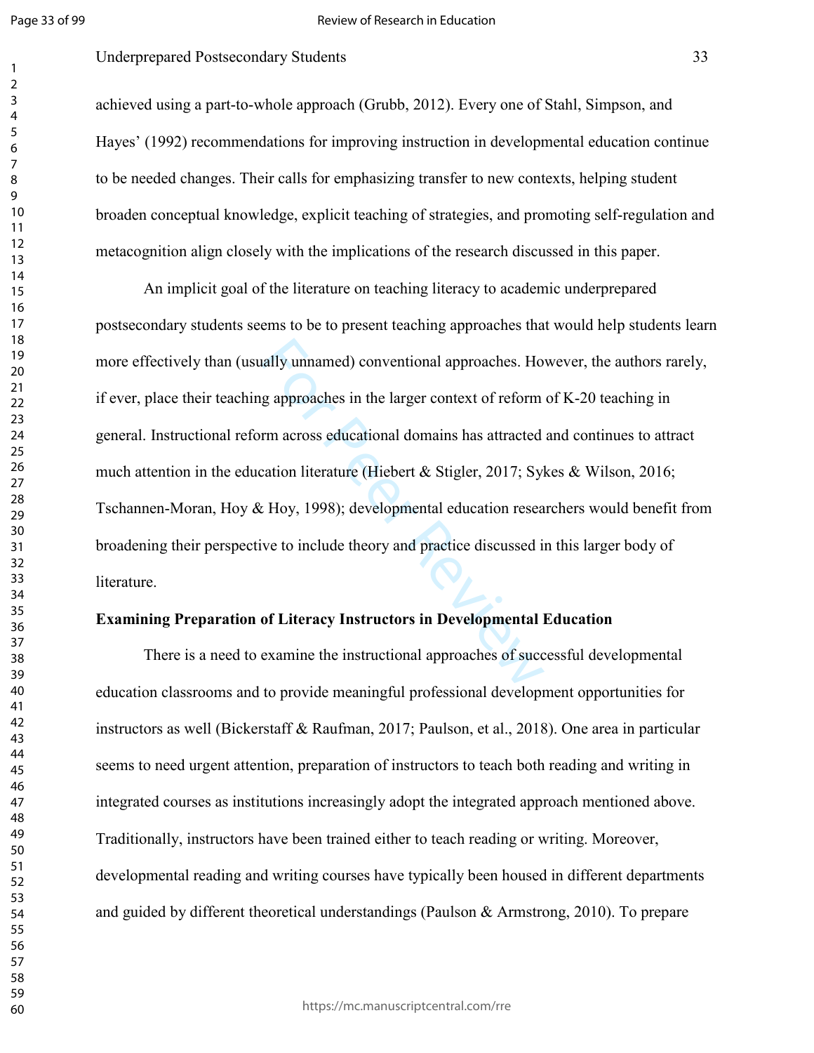achieved using a part-to-whole approach (Grubb, 2012). Every one of Stahl, Simpson, and Hayes' (1992) recommendations for improving instruction in developmental education continue to be needed changes. Their calls for emphasizing transfer to new contexts, helping student broaden conceptual knowledge, explicit teaching of strategies, and promoting self-regulation and metacognition align closely with the implications of the research discussed in this paper.

An implicit goal of the literature on teaching literacy to academic underprepared postsecondary students seems to be to present teaching approaches that would help students learn more effectively than (usually unnamed) conventional approaches. However, the authors rarely, if ever, place their teaching approaches in the larger context of reform of K-20 teaching in general. Instructional reform across educational domains has attracted and continues to attract much attention in the education literature (Hiebert & Stigler, 2017; Sykes & Wilson, 2016; Tschannen-Moran, Hoy & Hoy, 1998); developmental education researchers would benefit from broadening their perspective to include theory and practice discussed in this larger body of literature.

**Examining Preparation of Literacy Instructors in Developmental Education**

There is a need to examine the instructional approaches of successful developmental education classrooms and to provide meaningful professional development opportunities for instructors as well (Bickerstaff & Raufman, 2017; Paulson, et al., 2018). One area in particular seems to need urgent attention, preparation of instructors to teach both reading and writing in integrated courses as institutions increasingly adopt the integrated approach mentioned above. Traditionally, instructors have been trained either to teach reading or writing. Moreover, developmental reading and writing courses have typically been housed in different departments and guided by different theoretical understandings (Paulson & Armstrong, 2010). To prepare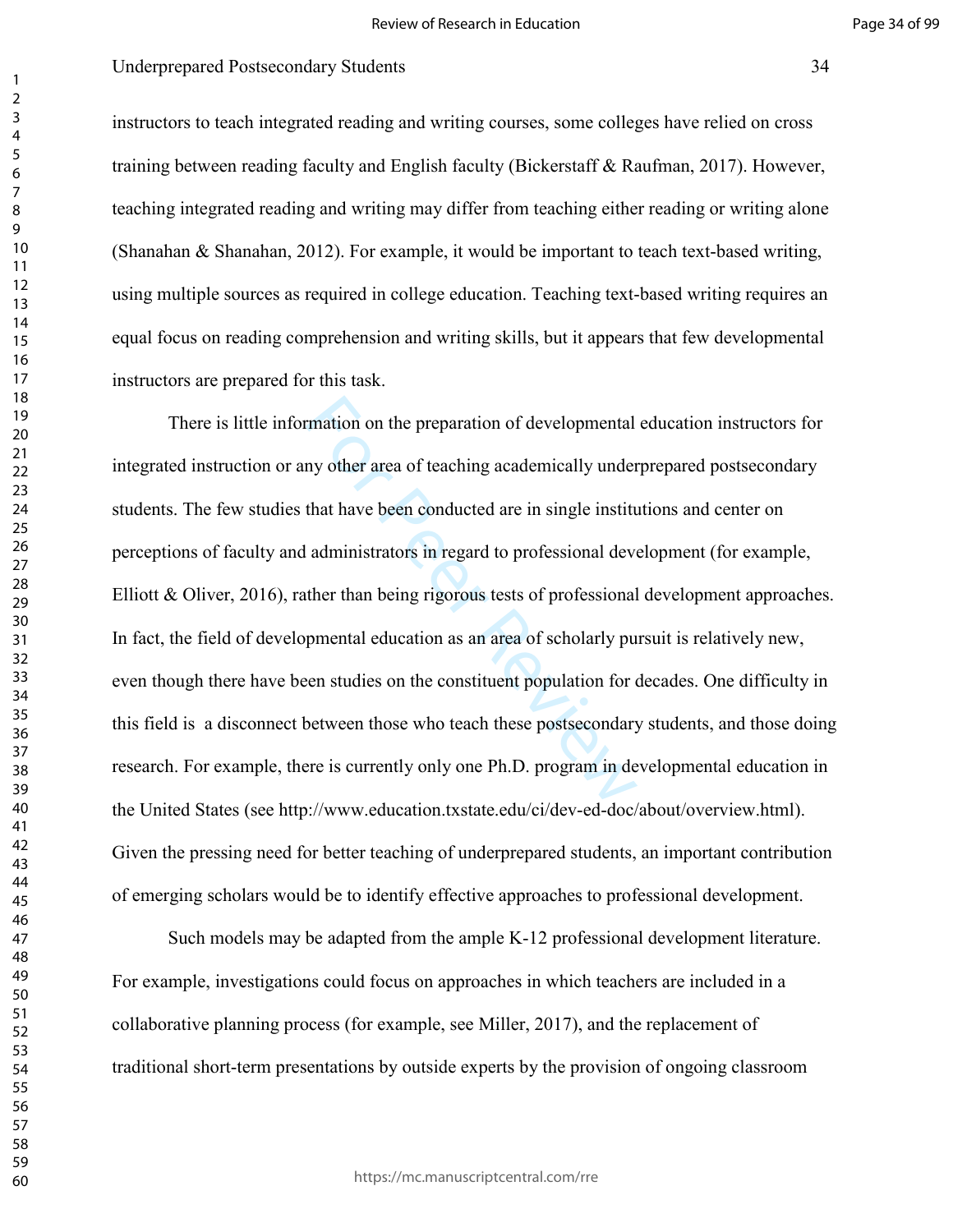instructors to teach integrated reading and writing courses, some colleges have relied on cross training between reading faculty and English faculty (Bickerstaff & Raufman, 2017). However, teaching integrated reading and writing may differ from teaching either reading or writing alone (Shanahan & Shanahan, 2012). For example, it would be important to teach text-based writing, using multiple sources as required in college education. Teaching text-based writing requires an equal focus on reading comprehension and writing skills, but it appears that few developmental instructors are prepared for this task.

There is little information on the preparation of developmental education instructors for integrated instruction or any other area of teaching academically underprepared postsecondary students. The few studies that have been conducted are in single institutions and center on perceptions of faculty and administrators in regard to professional development (for example, Elliott & Oliver, 2016), rather than being rigorous tests of professional development approaches. In fact, the field of developmental education as an area of scholarly pursuit is relatively new, even though there have been studies on the constituent population for decades. One difficulty in this field is  a disconnect between those who teach these postsecondary students, and those doing research. For example, there is currently only one Ph.D. program in developmental education in the United States (see http://www.education.txstate.edu/ci/dev-ed-doc/about/overview.html). Given the pressing need for better teaching of underprepared students, an important contribution of emerging scholars would be to identify effective approaches to professional development.

Such models may be adapted from the ample K-12 professional development literature. For example, investigations could focus on approaches in which teachers are included in a collaborative planning process (for example, see Miller, 2017), and the replacement of traditional short-term presentations by outside experts by the provision of ongoing classroom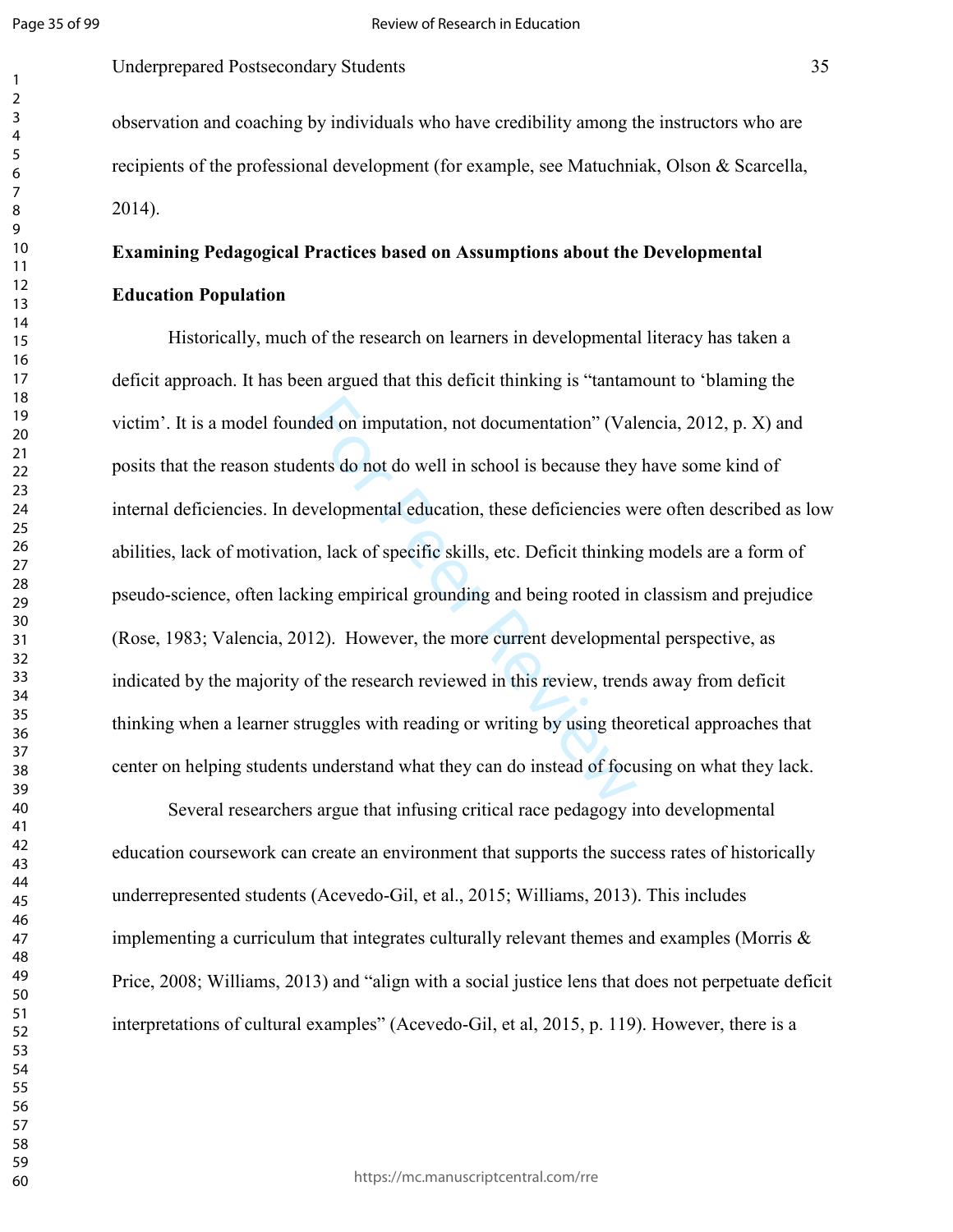observation and coaching by individuals who have credibility among the instructors who are recipients of the professional development (for example, see Matuchniak, Olson & Scarcella, 2014).

**Examining Pedagogical Practices based on Assumptions about the Developmental Education Population**

Historically, much of the research on learners in developmental literacy has taken a deficit approach. It has been argued that this deficit thinking is "tantamount to 'blaming the victim'. It is a model founded on imputation, not documentation" (Valencia, 2012, p. X) and posits that the reason students do not do well in school is because they have some kind of internal deficiencies. In developmental education, these deficiencies were often described as low abilities, lack of motivation, lack of specific skills, etc. Deficit thinking models are a form of pseudo-science, often lacking empirical grounding and being rooted in classism and prejudice (Rose, 1983; Valencia, 2012). However, the more current developmental perspective, as indicated by the majority of the research reviewed in this review, trends away from deficit thinking when a learner struggles with reading or writing by using theoretical approaches that center on helping students understand what they can do instead of focusing on what they lack.

Several researchers argue that infusing critical race pedagogy into developmental education coursework can create an environment that supports the success rates of historically underrepresented students (Acevedo-Gil, et al., 2015; Williams, 2013). This includes implementing a curriculum that integrates culturally relevant themes and examples (Morris & Price, 2008; Williams, 2013) and "align with a social justice lens that does not perpetuate deficit interpretations of cultural examples" (Acevedo-Gil, et al, 2015, p. 119). However, there is a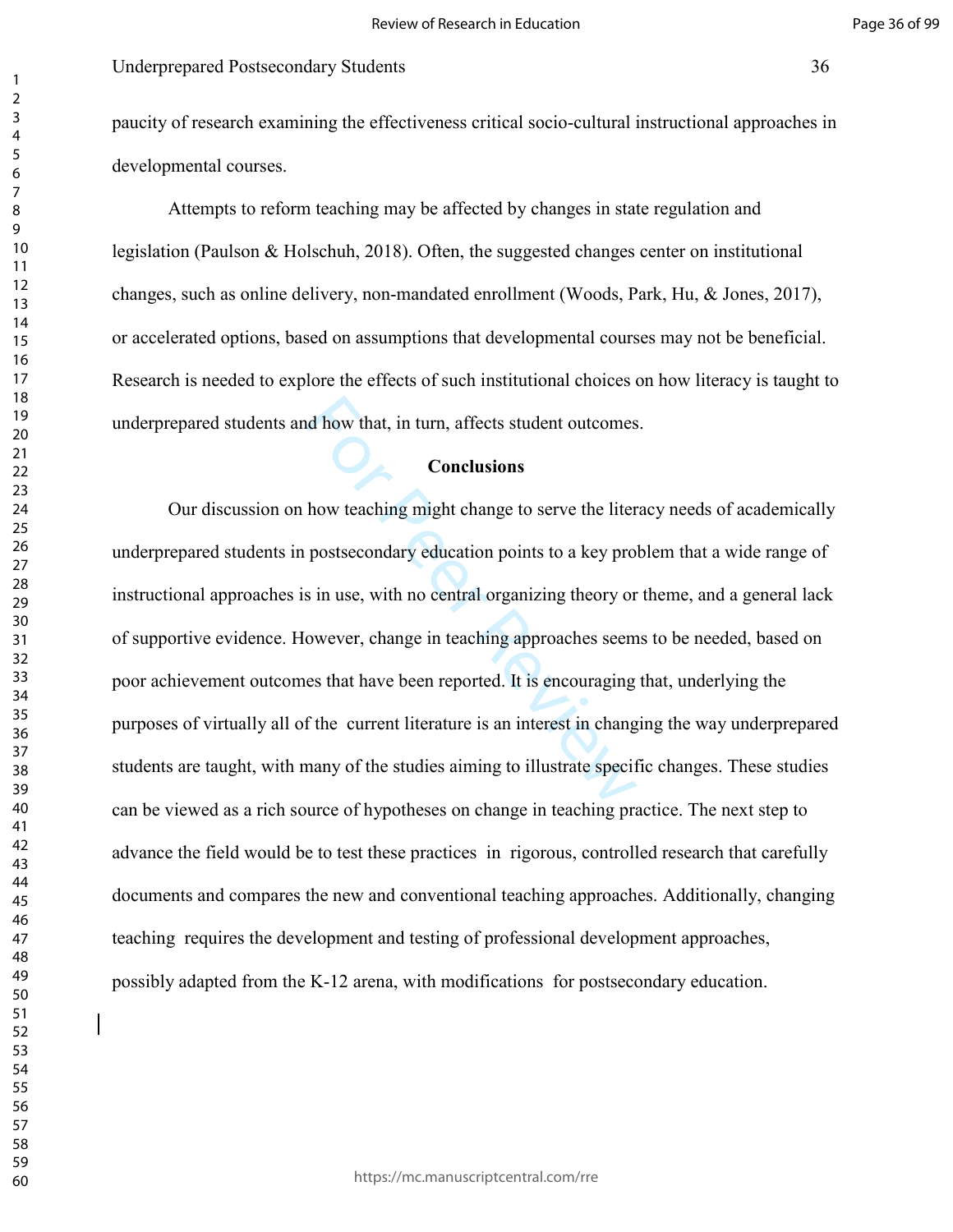paucity of research examining the effectiveness critical socio-cultural instructional approaches in developmental courses.

Attempts to reform teaching may be affected by changes in state regulation and legislation (Paulson & Holschuh, 2018). Often, the suggested changes center on institutional changes, such as online delivery, non-mandated enrollment (Woods, Park, Hu, & Jones, 2017), or accelerated options, based on assumptions that developmental courses may not be beneficial. Research is needed to explore the effects of such institutional choices on how literacy is taught to underprepared students and how that, in turn, affects student outcomes.

## Conclusions

Our discussion on how teaching might change to serve the literacy needs of academically underprepared students in postsecondary education points to a key problem that a wide range of instructional approaches is in use, with no central organizing theory or theme, and a general lack of supportive evidence. However, change in teaching approaches seems to be needed, based on poor achievement outcomes that have been reported. It is encouraging that, underlying the purposes of virtually all of the current literature is an interest in changing the way underprepared students are taught, with many of the studies aiming to illustrate specific changes. These studies can be viewed as a rich source of hypotheses on change in teaching practice. The next step to advance the field would be to test these practices in rigorous, controlled research that carefully documents and compares the new and conventional teaching approaches. Additionally, changing teaching requires the development and testing of professional development approaches, possibly adapted from the K-12 arena, with modifications for postsecondary education.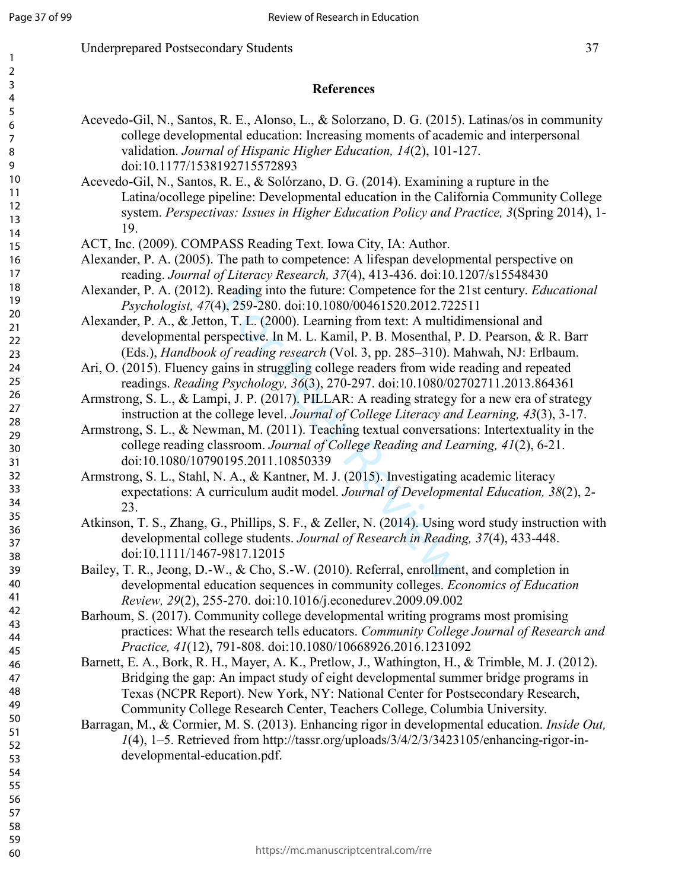## References

Acevedo-Gil, N., Santos, R. E., Alonso, L., & Solorzano, D. G. (2015). Latinas/os in community college developmental education: Increasing moments of academic and interpersonal validation. *Journal of Hispanic Higher Education, 14*(2), 101-127. doi:10.1177/1538192715572893

Acevedo-Gil, N., Santos, R. E., & Solórzano, D. G. (2014). Examining a rupture in the Latina/ocollege pipeline: Developmental education in the California Community College system. *Perspectivas: Issues in Higher Education Policy and Practice, 3*(Spring 2014), 1-19.

ACT, Inc. (2009). COMPASS Reading Text. Iowa City, IA: Author.

Alexander, P. A. (2005). The path to competence: A lifespan developmental perspective on reading. *Journal of Literacy Research, 37*(4), 413-436. doi:10.1207/s15548430

Alexander, P. A. (2012). Reading into the future: Competence for the 21st century. *Educational Psychologist, 47*(4), 259-280. doi:10.1080/00461520.2012.722511

Alexander, P. A., & Jetton, T. L. (2000). Learning from text: A multidimensional and developmental perspective. In M. L. Kamil, P. B. Mosenthal, P. D. Pearson, & R. Barr (Eds.), *Handbook of reading research* (Vol. 3, pp. 285–310). Mahwah, NJ: Erlbaum.

Ari, O. (2015). Fluency gains in struggling college readers from wide reading and repeated readings. *Reading Psychology, 36*(3), 270-297. doi:10.1080/02702711.2013.864361

Armstrong, S. L., & Lampi, J. P. (2017). PILLAR: A reading strategy for a new era of strategy instruction at the college level. *Journal of College Literacy and Learning, 43*(3), 3-17.

Armstrong, S. L., & Newman, M. (2011). Teaching textual conversations: Intertextuality in the college reading classroom. *Journal of College Reading and Learning, 41*(2), 6-21. doi:10.1080/10790195.2011.10850339

Armstrong, S. L., Stahl, N. A., & Kantner, M. J. (2015). Investigating academic literacy expectations: A curriculum audit model. *Journal of Developmental Education, 38*(2), 2-23.

Atkinson, T. S., Zhang, G., Phillips, S. F., & Zeller, N. (2014). Using word study instruction with developmental college students. *Journal of Research in Reading, 37*(4), 433-448. doi:10.1111/1467-9817.12015

Bailey, T. R., Jeong, D.-W., & Cho, S.-W. (2010). Referral, enrollment, and completion in developmental education sequences in community colleges. *Economics of Education Review, 29*(2), 255-270. doi:10.1016/j.econedurev.2009.09.002

Barhoum, S. (2017). Community college developmental writing programs most promising practices: What the research tells educators. *Community College Journal of Research and Practice, 41*(12), 791-808. doi:10.1080/10668926.2016.1231092

Barnett, E. A., Bork, R. H., Mayer, A. K., Pretlow, J., Wathington, H., & Trimble, M. J. (2012). Bridging the gap: An impact study of eight developmental summer bridge programs in Texas (NCPR Report). New York, NY: National Center for Postsecondary Research, Community College Research Center, Teachers College, Columbia University.

Barragan, M., & Cormier, M. S. (2013). Enhancing rigor in developmental education. *Inside Out, 1*(4), 1–5. Retrieved from http://tassr.org/uploads/3/4/2/3/3423105/enhancing-rigor-in-developmental-education.pdf.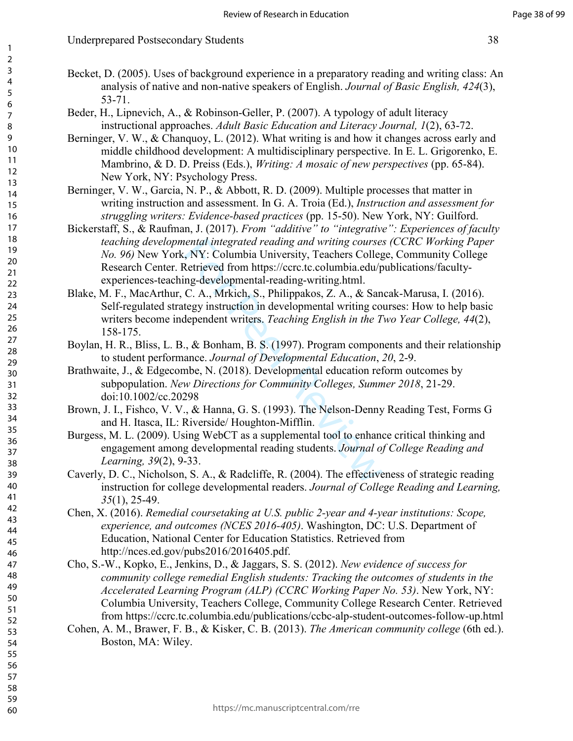Becket, D. (2005). Uses of background experience in a preparatory reading and writing class: An analysis of native and non-native speakers of English. *Journal of Basic English, 424*(3), 53-71.

Beder, H., Lipnevich, A., & Robinson-Geller, P. (2007). A typology of adult literacy instructional approaches. *Adult Basic Education and Literacy Journal, 1*(2), 63-72.

Berninger, V. W., & Chanquoy, L. (2012). What writing is and how it changes across early and middle childhood development: A multidisciplinary perspective. In E. L. Grigorenko, E. Mambrino, & D. D. Preiss (Eds.), *Writing: A mosaic of new perspectives* (pp. 65-84). New York, NY: Psychology Press.

Berninger, V. W., Garcia, N. P., & Abbott, R. D. (2009). Multiple processes that matter in writing instruction and assessment. In G. A. Troia (Ed.), *Instruction and assessment for struggling writers: Evidence-based practices* (pp. 15-50). New York, NY: Guilford.

Bickerstaff, S., & Raufman, J. (2017). *From "additive" to "integrative": Experiences of faculty teaching developmental integrated reading and writing courses (CCRC Working Paper No. 96)* New York, NY: Columbia University, Teachers College, Community College Research Center. Retrieved from https://ccrc.tc.columbia.edu/publications/faculty-experiences-teaching-developmental-reading-writing.html.

Blake, M. F., MacArthur, C. A., Mrkich, S., Philippakos, Z. A., & Sancak-Marusa, I. (2016). Self-regulated strategy instruction in developmental writing courses: How to help basic writers become independent writers. *Teaching English in the Two Year College, 44*(2), 158-175.

Boylan, H. R., Bliss, L. B., & Bonham, B. S. (1997). Program components and their relationship to student performance. *Journal of Developmental Education*, *20*, 2-9.

Brathwaite, J., & Edgecombe, N. (2018). Developmental education reform outcomes by subpopulation. *New Directions for Community Colleges, Summer 2018*, 21-29. doi:10.1002/cc.20298

Brown, J. I., Fishco, V. V., & Hanna, G. S. (1993). The Nelson-Denny Reading Test, Forms G and H. Itasca, IL: Riverside/ Houghton-Mifflin.

Burgess, M. L. (2009). Using WebCT as a supplemental tool to enhance critical thinking and engagement among developmental reading students. *Journal of College Reading and Learning, 39*(2), 9-33.

Caverly, D. C., Nicholson, S. A., & Radcliffe, R. (2004). The effectiveness of strategic reading instruction for college developmental readers. *Journal of College Reading and Learning, 35*(1), 25-49.

Chen, X. (2016). *Remedial coursetaking at U.S. public 2-year and 4-year institutions: Scope, experience, and outcomes (NCES 2016-405)*. Washington, DC: U.S. Department of Education, National Center for Education Statistics. Retrieved from http://nces.ed.gov/pubs2016/2016405.pdf.

Cho, S.-W., Kopko, E., Jenkins, D., & Jaggars, S. S. (2012). *New evidence of success for community college remedial English students: Tracking the outcomes of students in the Accelerated Learning Program (ALP) (CCRC Working Paper No. 53)*. New York, NY: Columbia University, Teachers College, Community College Research Center. Retrieved from https://ccrc.tc.columbia.edu/publications/ccbc-alp-student-outcomes-follow-up.html

Cohen, A. M., Brawer, F. B., & Kisker, C. B. (2013). *The American community college* (6th ed.). Boston, MA: Wiley.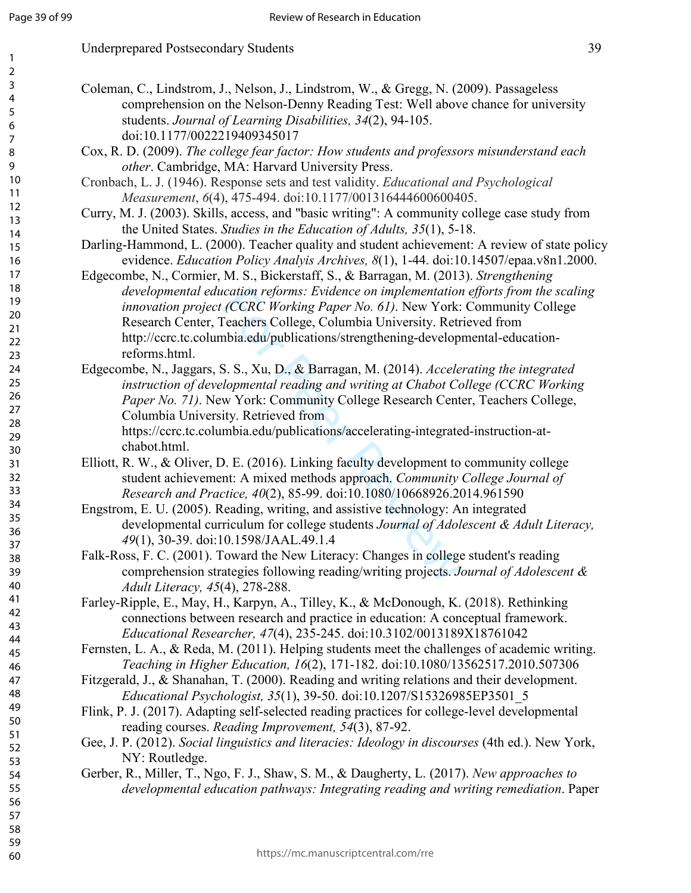Coleman, C., Lindstrom, J., Nelson, J., Lindstrom, W., & Gregg, N. (2009). Passageless comprehension on the Nelson-Denny Reading Test: Well above chance for university students. *Journal of Learning Disabilities, 34*(2), 94-105. doi:10.1177/0022219409345017

Cox, R. D. (2009). *The college fear factor: How students and professors misunderstand each other*. Cambridge, MA: Harvard University Press.

Cronbach, L. J. (1946). Response sets and test validity. *Educational and Psychological Measurement*, *6*(4), 475-494. doi:10.1177/001316444600600405.

Curry, M. J. (2003). Skills, access, and "basic writing": A community college case study from the United States. *Studies in the Education of Adults, 35*(1), 5-18.

Darling-Hammond, L. (2000). Teacher quality and student achievement: A review of state policy evidence. *Education Policy Analyis Archives, 8*(1), 1-44. doi:10.14507/epaa.v8n1.2000.

Edgecombe, N., Cormier, M. S., Bickerstaff, S., & Barragan, M. (2013). *Strengthening developmental education reforms: Evidence on implementation efforts from the scaling innovation project (CCRC Working Paper No. 61)*. New York: Community College Research Center, Teachers College, Columbia University. Retrieved from http://ccrc.tc.columbia.edu/publications/strengthening-developmental-education-reforms.html.

Edgecombe, N., Jaggars, S. S., Xu, D., & Barragan, M. (2014). *Accelerating the integrated instruction of developmental reading and writing at Chabot College (CCRC Working Paper No. 71)*. New York: Community College Research Center, Teachers College, Columbia University. Retrieved from https://ccrc.tc.columbia.edu/publications/accelerating-integrated-instruction-at-chabot.html.

Elliott, R. W., & Oliver, D. E. (2016). Linking faculty development to community college student achievement: A mixed methods approach. *Community College Journal of Research and Practice, 40*(2), 85-99. doi:10.1080/10668926.2014.961590

Engstrom, E. U. (2005). Reading, writing, and assistive technology: An integrated developmental curriculum for college students *Journal of Adolescent & Adult Literacy, 49*(1), 30-39. doi:10.1598/JAAL.49.1.4

Falk-Ross, F. C. (2001). Toward the New Literacy: Changes in college student's reading comprehension strategies following reading/writing projects. *Journal of Adolescent & Adult Literacy, 45*(4), 278-288.

Farley-Ripple, E., May, H., Karpyn, A., Tilley, K., & McDonough, K. (2018). Rethinking connections between research and practice in education: A conceptual framework. *Educational Researcher, 47*(4), 235-245. doi:10.3102/0013189X18761042

Fernsten, L. A., & Reda, M. (2011). Helping students meet the challenges of academic writing. *Teaching in Higher Education, 16*(2), 171-182. doi:10.1080/13562517.2010.507306

Fitzgerald, J., & Shanahan, T. (2000). Reading and writing relations and their development. *Educational Psychologist, 35*(1), 39-50. doi:10.1207/S15326985EP3501_5

Flink, P. J. (2017). Adapting self-selected reading practices for college-level developmental reading courses. *Reading Improvement, 54*(3), 87-92.

Gee, J. P. (2012). *Social linguistics and literacies: Ideology in discourses* (4th ed.). New York, NY: Routledge.

Gerber, R., Miller, T., Ngo, F. J., Shaw, S. M., & Daugherty, L. (2017). *New approaches to developmental education pathways: Integrating reading and writing remediation*. Paper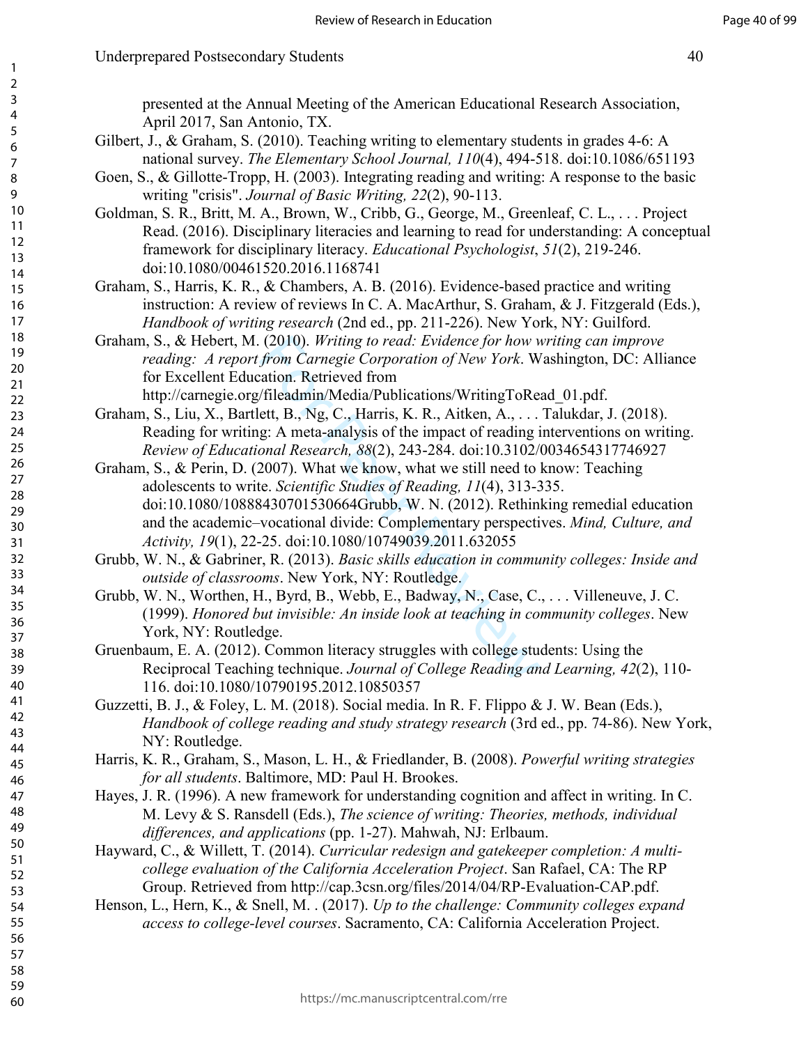presented at the Annual Meeting of the American Educational Research Association, April 2017, San Antonio, TX.

Gilbert, J., & Graham, S. (2010). Teaching writing to elementary students in grades 4-6: A national survey. *The Elementary School Journal, 110*(4), 494-518. doi:10.1086/651193

Goen, S., & Gillotte-Tropp, H. (2003). Integrating reading and writing: A response to the basic writing "crisis". *Journal of Basic Writing, 22*(2), 90-113.

Goldman, S. R., Britt, M. A., Brown, W., Cribb, G., George, M., Greenleaf, C. L., . . . Project Read. (2016). Disciplinary literacies and learning to read for understanding: A conceptual framework for disciplinary literacy. *Educational Psychologist*, *51*(2), 219-246. doi:10.1080/00461520.2016.1168741

Graham, S., Harris, K. R., & Chambers, A. B. (2016). Evidence-based practice and writing instruction: A review of reviews In C. A. MacArthur, S. Graham, & J. Fitzgerald (Eds.), *Handbook of writing research* (2nd ed., pp. 211-226). New York, NY: Guilford.

Graham, S., & Hebert, M. (2010). *Writing to read: Evidence for how writing can improve reading: A report from Carnegie Corporation of New York*. Washington, DC: Alliance for Excellent Education. Retrieved from http://carnegie.org/fileadmin/Media/Publications/WritingToRead_01.pdf.

Graham, S., Liu, X., Bartlett, B., Ng, C., Harris, K. R., Aitken, A., . . . Talukdar, J. (2018). Reading for writing: A meta-analysis of the impact of reading interventions on writing. *Review of Educational Research, 88*(2), 243-284. doi:10.3102/0034654317746927

Graham, S., & Perin, D. (2007). What we know, what we still need to know: Teaching adolescents to write. *Scientific Studies of Reading, 11*(4), 313-335. doi:10.1080/10888430701530664Grubb, W. N. (2012). Rethinking remedial education and the academic–vocational divide: Complementary perspectives. *Mind, Culture, and Activity, 19*(1), 22-25. doi:10.1080/10749039.2011.632055

Grubb, W. N., & Gabriner, R. (2013). *Basic skills education in community colleges: Inside and outside of classrooms*. New York, NY: Routledge.

Grubb, W. N., Worthen, H., Byrd, B., Webb, E., Badway, N., Case, C., . . . Villeneuve, J. C. (1999). *Honored but invisible: An inside look at teaching in community colleges*. New York, NY: Routledge.

Gruenbaum, E. A. (2012). Common literacy struggles with college students: Using the Reciprocal Teaching technique. *Journal of College Reading and Learning, 42*(2), 110-116. doi:10.1080/10790195.2012.10850357

Guzzetti, B. J., & Foley, L. M. (2018). Social media. In R. F. Flippo & J. W. Bean (Eds.), *Handbook of college reading and study strategy research* (3rd ed., pp. 74-86). New York, NY: Routledge.

Harris, K. R., Graham, S., Mason, L. H., & Friedlander, B. (2008). *Powerful writing strategies for all students*. Baltimore, MD: Paul H. Brookes.

Hayes, J. R. (1996). A new framework for understanding cognition and affect in writing. In C. M. Levy & S. Ransdell (Eds.), *The science of writing: Theories, methods, individual differences, and applications* (pp. 1-27). Mahwah, NJ: Erlbaum.

Hayward, C., & Willett, T. (2014). *Curricular redesign and gatekeeper completion: A multi-college evaluation of the California Acceleration Project*. San Rafael, CA: The RP Group. Retrieved from http://cap.3csn.org/files/2014/04/RP-Evaluation-CAP.pdf.

Henson, L., Hern, K., & Snell, M. . (2017). *Up to the challenge: Community colleges expand access to college-level courses*. Sacramento, CA: California Acceleration Project.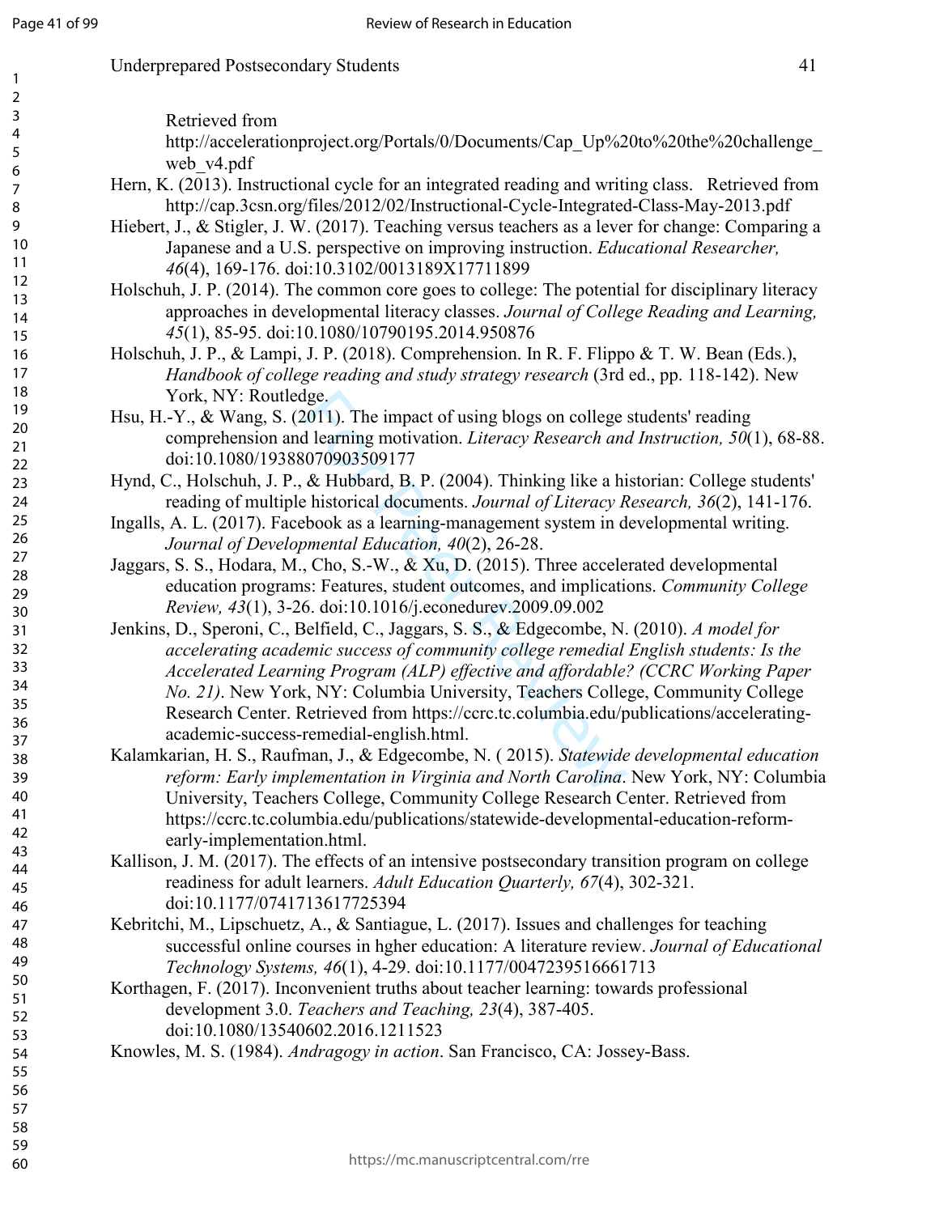Retrieved from http://accelerationproject.org/Portals/0/Documents/Cap_Up%20to%20the%20challenge_web_v4.pdf

Hern, K. (2013). Instructional cycle for an integrated reading and writing class. Retrieved from http://cap.3csn.org/files/2012/02/Instructional-Cycle-Integrated-Class-May-2013.pdf

Hiebert, J., & Stigler, J. W. (2017). Teaching versus teachers as a lever for change: Comparing a Japanese and a U.S. perspective on improving instruction. *Educational Researcher, 46*(4), 169-176. doi:10.3102/0013189X17711899

Holschuh, J. P. (2014). The common core goes to college: The potential for disciplinary literacy approaches in developmental literacy classes. *Journal of College Reading and Learning, 45*(1), 85-95. doi:10.1080/10790195.2014.950876

Holschuh, J. P., & Lampi, J. P. (2018). Comprehension. In R. F. Flippo & T. W. Bean (Eds.), *Handbook of college reading and study strategy research* (3rd ed., pp. 118-142). New York, NY: Routledge.

Hsu, H.-Y., & Wang, S. (2011). The impact of using blogs on college students' reading comprehension and learning motivation. *Literacy Research and Instruction, 50*(1), 68-88. doi:10.1080/19388070903509177

Hynd, C., Holschuh, J. P., & Hubbard, B. P. (2004). Thinking like a historian: College students' reading of multiple historical documents. *Journal of Literacy Research, 36*(2), 141-176.

Ingalls, A. L. (2017). Facebook as a learning-management system in developmental writing. *Journal of Developmental Education, 40*(2), 26-28.

Jaggars, S. S., Hodara, M., Cho, S.-W., & Xu, D. (2015). Three accelerated developmental education programs: Features, student outcomes, and implications. *Community College Review, 43*(1), 3-26. doi:10.1016/j.econedurev.2009.09.002

Jenkins, D., Speroni, C., Belfield, C., Jaggars, S. S., & Edgecombe, N. (2010). *A model for accelerating academic success of community college remedial English students: Is the Accelerated Learning Program (ALP) effective and affordable? (CCRC Working Paper No. 21)*. New York, NY: Columbia University, Teachers College, Community College Research Center. Retrieved from https://ccrc.tc.columbia.edu/publications/accelerating-academic-success-remedial-english.html.

Kalamkarian, H. S., Raufman, J., & Edgecombe, N. ( 2015). *Statewide developmental education reform: Early implementation in Virginia and North Carolina*. New York, NY: Columbia University, Teachers College, Community College Research Center. Retrieved from https://ccrc.tc.columbia.edu/publications/statewide-developmental-education-reform-early-implementation.html.

Kallison, J. M. (2017). The effects of an intensive postsecondary transition program on college readiness for adult learners. *Adult Education Quarterly, 67*(4), 302-321. doi:10.1177/0741713617725394

Kebritchi, M., Lipschuetz, A., & Santiague, L. (2017). Issues and challenges for teaching successful online courses in hgher education: A literature review. *Journal of Educational Technology Systems, 46*(1), 4-29. doi:10.1177/0047239516661713

Korthagen, F. (2017). Inconvenient truths about teacher learning: towards professional development 3.0. *Teachers and Teaching, 23*(4), 387-405. doi:10.1080/13540602.2016.1211523

Knowles, M. S. (1984). *Andragogy in action*. San Francisco, CA: Jossey-Bass.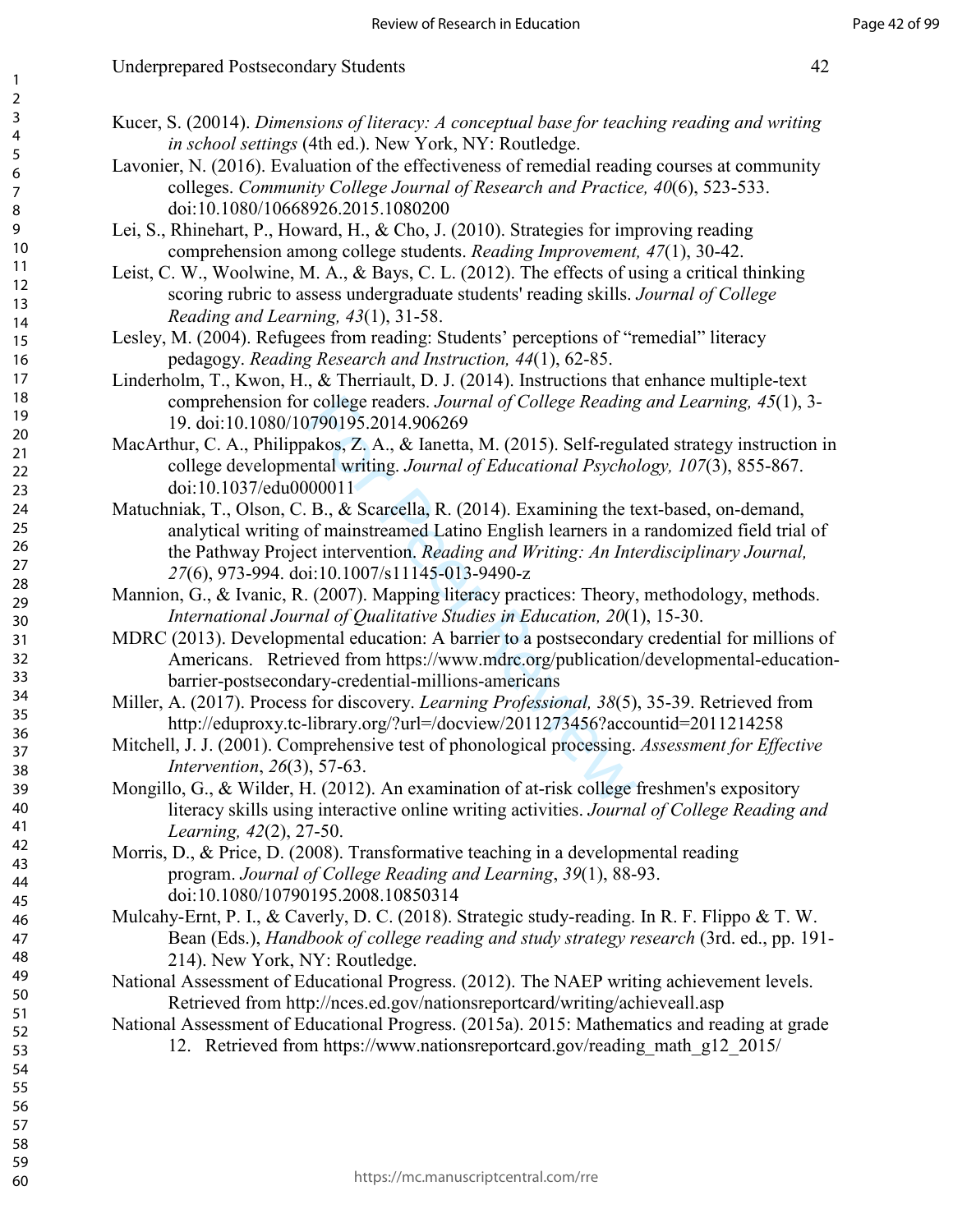Kucer, S. (20014). *Dimensions of literacy: A conceptual base for teaching reading and writing in school settings* (4th ed.). New York, NY: Routledge.

Lavonier, N. (2016). Evaluation of the effectiveness of remedial reading courses at community colleges. *Community College Journal of Research and Practice, 40*(6), 523-533. doi:10.1080/10668926.2015.1080200

Lei, S., Rhinehart, P., Howard, H., & Cho, J. (2010). Strategies for improving reading comprehension among college students. *Reading Improvement, 47*(1), 30-42.

Leist, C. W., Woolwine, M. A., & Bays, C. L. (2012). The effects of using a critical thinking scoring rubric to assess undergraduate students' reading skills. *Journal of College Reading and Learning, 43*(1), 31-58.

Lesley, M. (2004). Refugees from reading: Students' perceptions of "remedial" literacy pedagogy. *Reading Research and Instruction, 44*(1), 62-85.

Linderholm, T., Kwon, H., & Therriault, D. J. (2014). Instructions that enhance multiple-text comprehension for college readers. *Journal of College Reading and Learning, 45*(1), 3-19. doi:10.1080/10790195.2014.906269

MacArthur, C. A., Philippakos, Z. A., & Ianetta, M. (2015). Self-regulated strategy instruction in college developmental writing. *Journal of Educational Psychology, 107*(3), 855-867. doi:10.1037/edu0000011

Matuchniak, T., Olson, C. B., & Scarcella, R. (2014). Examining the text-based, on-demand, analytical writing of mainstreamed Latino English learners in a randomized field trial of the Pathway Project intervention. *Reading and Writing: An Interdisciplinary Journal, 27*(6), 973-994. doi:10.1007/s11145-013-9490-z

Mannion, G., & Ivanic, R. (2007). Mapping literacy practices: Theory, methodology, methods. *International Journal of Qualitative Studies in Education, 20*(1), 15-30.

MDRC (2013). Developmental education: A barrier to a postsecondary credential for millions of Americans. Retrieved from https://www.mdrc.org/publication/developmental-education-barrier-postsecondary-credential-millions-americans

Miller, A. (2017). Process for discovery. *Learning Professional, 38*(5), 35-39. Retrieved from http://eduproxy.tc-library.org/?url=/docview/2011273456?accountid=2011214258

Mitchell, J. J. (2001). Comprehensive test of phonological processing. *Assessment for Effective Intervention*, *26*(3), 57-63.

Mongillo, G., & Wilder, H. (2012). An examination of at-risk college freshmen's expository literacy skills using interactive online writing activities. *Journal of College Reading and Learning, 42*(2), 27-50.

Morris, D., & Price, D. (2008). Transformative teaching in a developmental reading program. *Journal of College Reading and Learning*, *39*(1), 88-93. doi:10.1080/10790195.2008.10850314

Mulcahy-Ernt, P. I., & Caverly, D. C. (2018). Strategic study-reading. In R. F. Flippo & T. W. Bean (Eds.), *Handbook of college reading and study strategy research* (3rd. ed., pp. 191-214). New York, NY: Routledge.

National Assessment of Educational Progress. (2012). The NAEP writing achievement levels. Retrieved from http://nces.ed.gov/nationsreportcard/writing/achieveall.asp

National Assessment of Educational Progress. (2015a). 2015: Mathematics and reading at grade 12. Retrieved from https://www.nationsreportcard.gov/reading_math_g12_2015/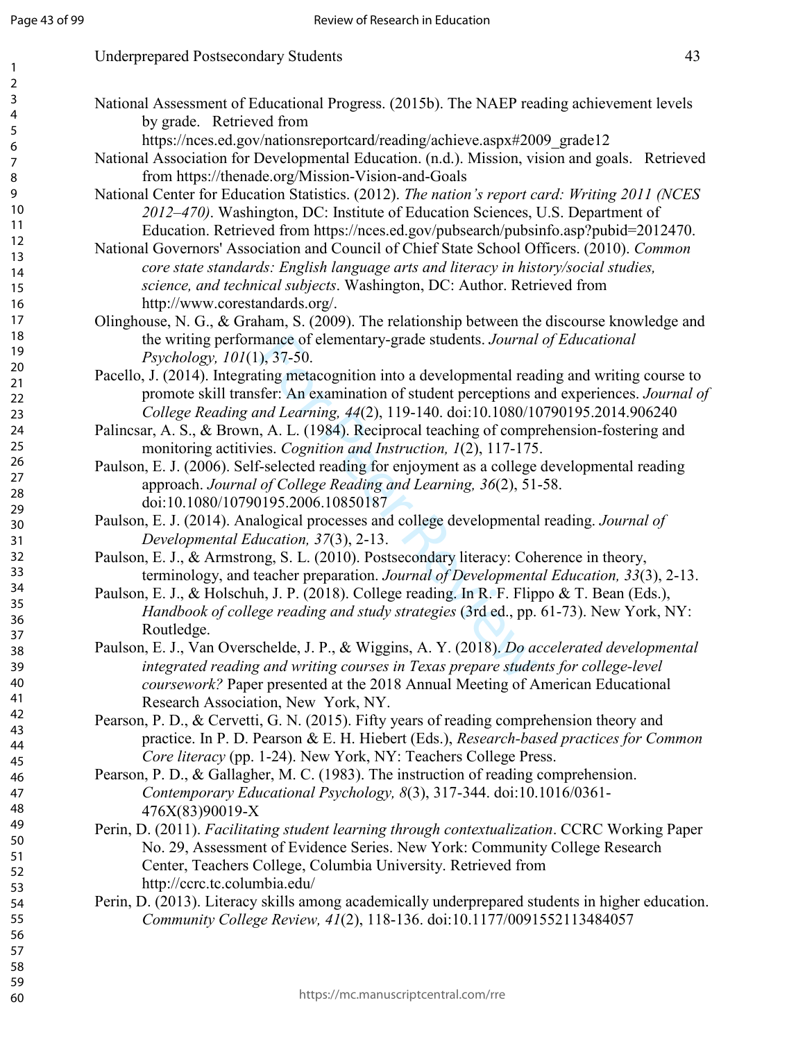National Assessment of Educational Progress. (2015b). The NAEP reading achievement levels by grade. Retrieved from https://nces.ed.gov/nationsreportcard/reading/achieve.aspx#2009_grade12

National Association for Developmental Education. (n.d.). Mission, vision and goals. Retrieved from https://thenade.org/Mission-Vision-and-Goals

National Center for Education Statistics. (2012). *The nation's report card: Writing 2011 (NCES 2012–470)*. Washington, DC: Institute of Education Sciences, U.S. Department of Education. Retrieved from https://nces.ed.gov/pubsearch/pubsinfo.asp?pubid=2012470.

National Governors' Association and Council of Chief State School Officers. (2010). *Common core state standards: English language arts and literacy in history/social studies, science, and technical subjects*. Washington, DC: Author. Retrieved from http://www.corestandards.org/.

Olinghouse, N. G., & Graham, S. (2009). The relationship between the discourse knowledge and the writing performance of elementary-grade students. *Journal of Educational Psychology, 101*(1), 37-50.

Pacello, J. (2014). Integrating metacognition into a developmental reading and writing course to promote skill transfer: An examination of student perceptions and experiences. *Journal of College Reading and Learning, 44*(2), 119-140. doi:10.1080/10790195.2014.906240

Palincsar, A. S., & Brown, A. L. (1984). Reciprocal teaching of comprehension-fostering and monitoring actitivies. *Cognition and Instruction, 1*(2), 117-175.

Paulson, E. J. (2006). Self-selected reading for enjoyment as a college developmental reading approach. *Journal of College Reading and Learning, 36*(2), 51-58. doi:10.1080/10790195.2006.10850187

Paulson, E. J. (2014). Analogical processes and college developmental reading. *Journal of Developmental Education, 37*(3), 2-13.

Paulson, E. J., & Armstrong, S. L. (2010). Postsecondary literacy: Coherence in theory, terminology, and teacher preparation. *Journal of Developmental Education, 33*(3), 2-13.

Paulson, E. J., & Holschuh, J. P. (2018). College reading. In R. F. Flippo & T. Bean (Eds.), *Handbook of college reading and study strategies* (3rd ed., pp. 61-73). New York, NY: Routledge.

Paulson, E. J., Van Overschelde, J. P., & Wiggins, A. Y. (2018). *Do accelerated developmental integrated reading and writing courses in Texas prepare students for college-level coursework?* Paper presented at the 2018 Annual Meeting of American Educational Research Association, New York, NY.

Pearson, P. D., & Cervetti, G. N. (2015). Fifty years of reading comprehension theory and practice. In P. D. Pearson & E. H. Hiebert (Eds.), *Research-based practices for Common Core literacy* (pp. 1-24). New York, NY: Teachers College Press.

Pearson, P. D., & Gallagher, M. C. (1983). The instruction of reading comprehension. *Contemporary Educational Psychology, 8*(3), 317-344. doi:10.1016/0361-476X(83)90019-X

Perin, D. (2011). *Facilitating student learning through contextualization*. CCRC Working Paper No. 29, Assessment of Evidence Series. New York: Community College Research Center, Teachers College, Columbia University. Retrieved from http://ccrc.tc.columbia.edu/

Perin, D. (2013). Literacy skills among academically underprepared students in higher education. *Community College Review, 41*(2), 118-136. doi:10.1177/0091552113484057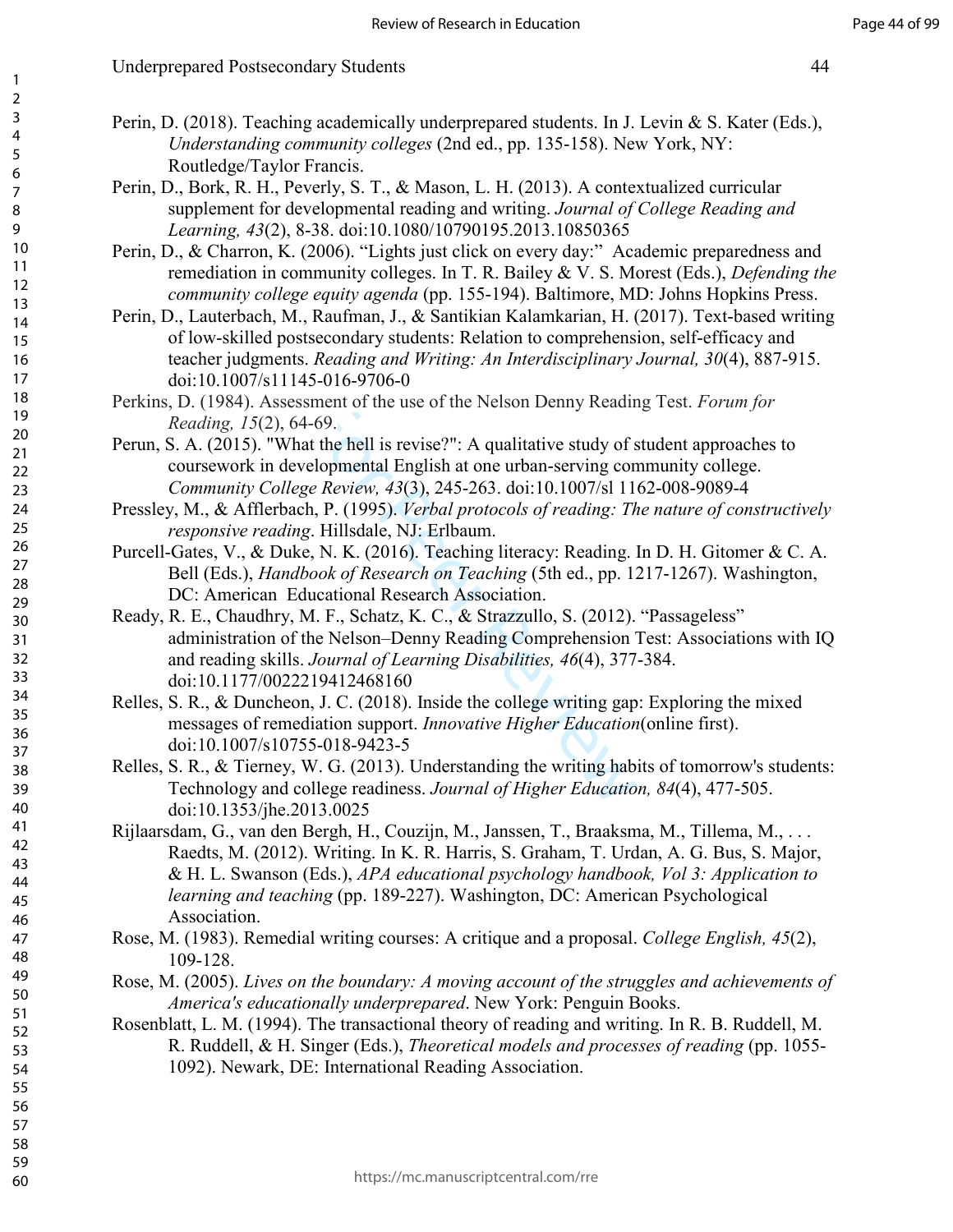Perin, D. (2018). Teaching academically underprepared students. In J. Levin & S. Kater (Eds.), *Understanding community colleges* (2nd ed., pp. 135-158). New York, NY: Routledge/Taylor Francis.

Perin, D., Bork, R. H., Peverly, S. T., & Mason, L. H. (2013). A contextualized curricular supplement for developmental reading and writing. *Journal of College Reading and Learning, 43*(2), 8-38. doi:10.1080/10790195.2013.10850365

Perin, D., & Charron, K. (2006). "Lights just click on every day:" Academic preparedness and remediation in community colleges. In T. R. Bailey & V. S. Morest (Eds.), *Defending the community college equity agenda* (pp. 155-194). Baltimore, MD: Johns Hopkins Press.

Perin, D., Lauterbach, M., Raufman, J., & Santikian Kalamkarian, H. (2017). Text-based writing of low-skilled postsecondary students: Relation to comprehension, self-efficacy and teacher judgments. *Reading and Writing: An Interdisciplinary Journal, 30*(4), 887-915. doi:10.1007/s11145-016-9706-0

Perkins, D. (1984). Assessment of the use of the Nelson Denny Reading Test. *Forum for Reading, 15*(2), 64-69.

Perun, S. A. (2015). "What the hell is revise?": A qualitative study of student approaches to coursework in developmental English at one urban-serving community college. *Community College Review, 43*(3), 245-263. doi:10.1007/sl 1162-008-9089-4

Pressley, M., & Afflerbach, P. (1995). *Verbal protocols of reading: The nature of constructively responsive reading*. Hillsdale, NJ: Erlbaum.

Purcell-Gates, V., & Duke, N. K. (2016). Teaching literacy: Reading. In D. H. Gitomer & C. A. Bell (Eds.), *Handbook of Research on Teaching* (5th ed., pp. 1217-1267). Washington, DC: American Educational Research Association.

Ready, R. E., Chaudhry, M. F., Schatz, K. C., & Strazzullo, S. (2012). "Passageless" administration of the Nelson–Denny Reading Comprehension Test: Associations with IQ and reading skills. *Journal of Learning Disabilities, 46*(4), 377-384. doi:10.1177/0022219412468160

Relles, S. R., & Duncheon, J. C. (2018). Inside the college writing gap: Exploring the mixed messages of remediation support. *Innovative Higher Education*(online first). doi:10.1007/s10755-018-9423-5

Relles, S. R., & Tierney, W. G. (2013). Understanding the writing habits of tomorrow's students: Technology and college readiness. *Journal of Higher Education, 84*(4), 477-505. doi:10.1353/jhe.2013.0025

Rijlaarsdam, G., van den Bergh, H., Couzijn, M., Janssen, T., Braaksma, M., Tillema, M., . . . Raedts, M. (2012). Writing. In K. R. Harris, S. Graham, T. Urdan, A. G. Bus, S. Major, & H. L. Swanson (Eds.), *APA educational psychology handbook, Vol 3: Application to learning and teaching* (pp. 189-227). Washington, DC: American Psychological Association.

Rose, M. (1983). Remedial writing courses: A critique and a proposal. *College English, 45*(2), 109-128.

Rose, M. (2005). *Lives on the boundary: A moving account of the struggles and achievements of America's educationally underprepared*. New York: Penguin Books.

Rosenblatt, L. M. (1994). The transactional theory of reading and writing. In R. B. Ruddell, M. R. Ruddell, & H. Singer (Eds.), *Theoretical models and processes of reading* (pp. 1055-1092). Newark, DE: International Reading Association.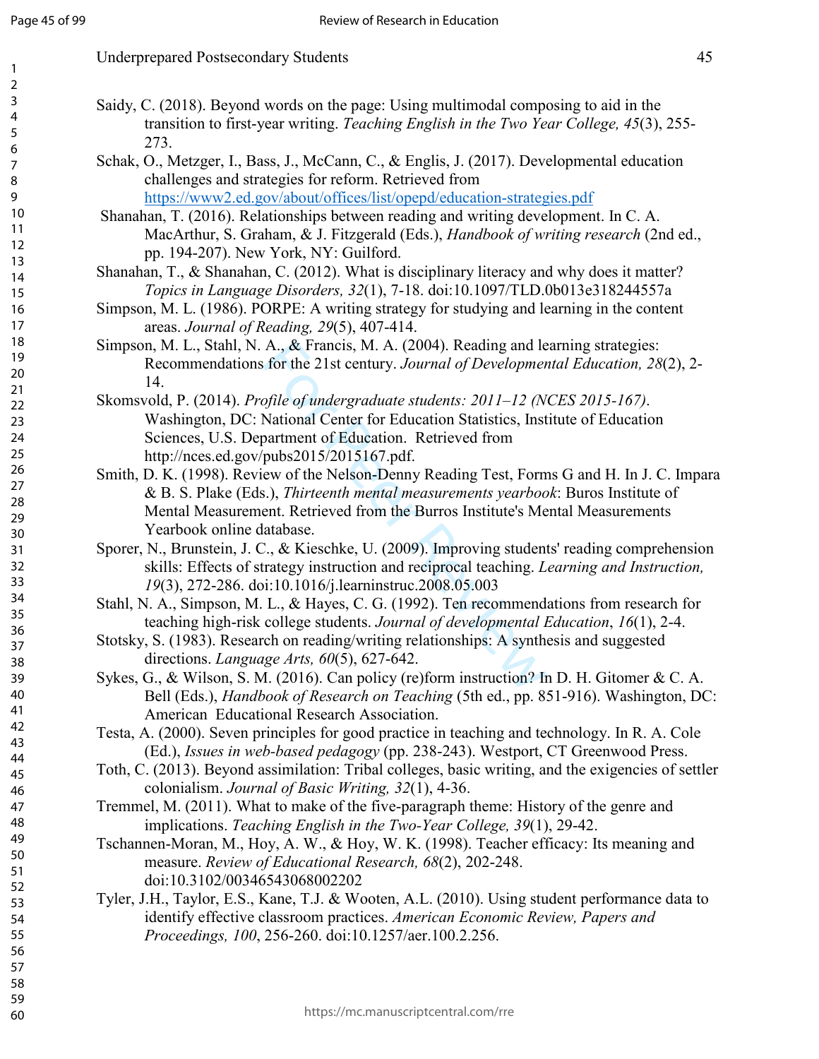Saidy, C. (2018). Beyond words on the page: Using multimodal composing to aid in the transition to first-year writing. *Teaching English in the Two Year College, 45*(3), 255-273.

Schak, O., Metzger, I., Bass, J., McCann, C., & Englis, J. (2017). Developmental education challenges and strategies for reform. Retrieved from https://www2.ed.gov/about/offices/list/opepd/education-strategies.pdf

Shanahan, T. (2016). Relationships between reading and writing development. In C. A. MacArthur, S. Graham, & J. Fitzgerald (Eds.), *Handbook of writing research* (2nd ed., pp. 194-207). New York, NY: Guilford.

Shanahan, T., & Shanahan, C. (2012). What is disciplinary literacy and why does it matter? *Topics in Language Disorders, 32*(1), 7-18. doi:10.1097/TLD.0b013e318244557a

Simpson, M. L. (1986). PORPE: A writing strategy for studying and learning in the content areas. *Journal of Reading, 29*(5), 407-414.

Simpson, M. L., Stahl, N. A., & Francis, M. A. (2004). Reading and learning strategies: Recommendations for the 21st century. *Journal of Developmental Education, 28*(2), 2-14.

Skomsvold, P. (2014). *Profile of undergraduate students: 2011–12 (NCES 2015-167)*. Washington, DC: National Center for Education Statistics, Institute of Education Sciences, U.S. Department of Education. Retrieved from http://nces.ed.gov/pubs2015/2015167.pdf.

Smith, D. K. (1998). Review of the Nelson-Denny Reading Test, Forms G and H. In J. C. Impara & B. S. Plake (Eds.), *Thirteenth mental measurements yearbook*: Buros Institute of Mental Measurement. Retrieved from the Burros Institute's Mental Measurements Yearbook online database.

Sporer, N., Brunstein, J. C., & Kieschke, U. (2009). Improving students' reading comprehension skills: Effects of strategy instruction and reciprocal teaching. *Learning and Instruction, 19*(3), 272-286. doi:10.1016/j.learninstruc.2008.05.003

Stahl, N. A., Simpson, M. L., & Hayes, C. G. (1992). Ten recommendations from research for teaching high-risk college students. *Journal of developmental Education*, *16*(1), 2-4.

Stotsky, S. (1983). Research on reading/writing relationships: A synthesis and suggested directions. *Language Arts, 60*(5), 627-642.

Sykes, G., & Wilson, S. M. (2016). Can policy (re)form instruction? In D. H. Gitomer & C. A. Bell (Eds.), *Handbook of Research on Teaching* (5th ed., pp. 851-916). Washington, DC: American Educational Research Association.

Testa, A. (2000). Seven principles for good practice in teaching and technology. In R. A. Cole (Ed.), *Issues in web-based pedagogy* (pp. 238-243). Westport, CT Greenwood Press.

Toth, C. (2013). Beyond assimilation: Tribal colleges, basic writing, and the exigencies of settler colonialism. *Journal of Basic Writing, 32*(1), 4-36.

Tremmel, M. (2011). What to make of the five-paragraph theme: History of the genre and implications. *Teaching English in the Two-Year College, 39*(1), 29-42.

Tschannen-Moran, M., Hoy, A. W., & Hoy, W. K. (1998). Teacher efficacy: Its meaning and measure. *Review of Educational Research, 68*(2), 202-248. doi:10.3102/00346543068002202

Tyler, J.H., Taylor, E.S., Kane, T.J. & Wooten, A.L. (2010). Using student performance data to identify effective classroom practices. *American Economic Review, Papers and Proceedings, 100*, 256-260. doi:10.1257/aer.100.2.256.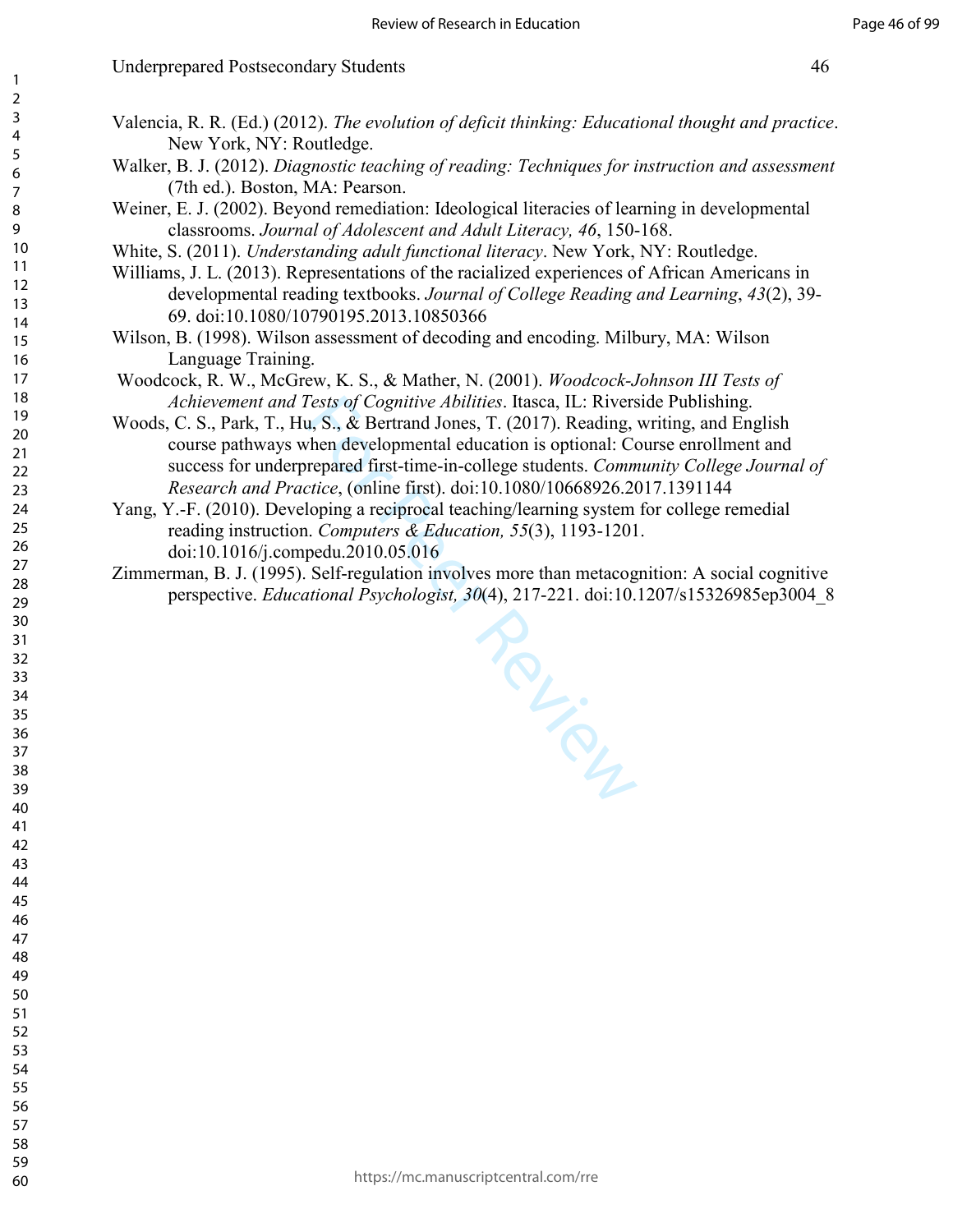Valencia, R. R. (Ed.) (2012). *The evolution of deficit thinking: Educational thought and practice*. New York, NY: Routledge.

Walker, B. J. (2012). *Diagnostic teaching of reading: Techniques for instruction and assessment* (7th ed.). Boston, MA: Pearson.

Weiner, E. J. (2002). Beyond remediation: Ideological literacies of learning in developmental classrooms. *Journal of Adolescent and Adult Literacy, 46*, 150-168.

White, S. (2011). *Understanding adult functional literacy*. New York, NY: Routledge.

Williams, J. L. (2013). Representations of the racialized experiences of African Americans in developmental reading textbooks. *Journal of College Reading and Learning*, *43*(2), 39-69. doi:10.1080/10790195.2013.10850366

Wilson, B. (1998). Wilson assessment of decoding and encoding. Milbury, MA: Wilson Language Training.

Woodcock, R. W., McGrew, K. S., & Mather, N. (2001). *Woodcock-Johnson III Tests of Achievement and Tests of Cognitive Abilities*. Itasca, IL: Riverside Publishing.

Woods, C. S., Park, T., Hu, S., & Bertrand Jones, T. (2017). Reading, writing, and English course pathways when developmental education is optional: Course enrollment and success for underprepared first-time-in-college students. *Community College Journal of Research and Practice*, (online first). doi:10.1080/10668926.2017.1391144

Yang, Y.-F. (2010). Developing a reciprocal teaching/learning system for college remedial reading instruction. *Computers & Education, 55*(3), 1193-1201. doi:10.1016/j.compedu.2010.05.016

Zimmerman, B. J. (1995). Self-regulation involves more than metacognition: A social cognitive perspective. *Educational Psychologist, 30*(4), 217-221. doi:10.1207/s15326985ep3004_8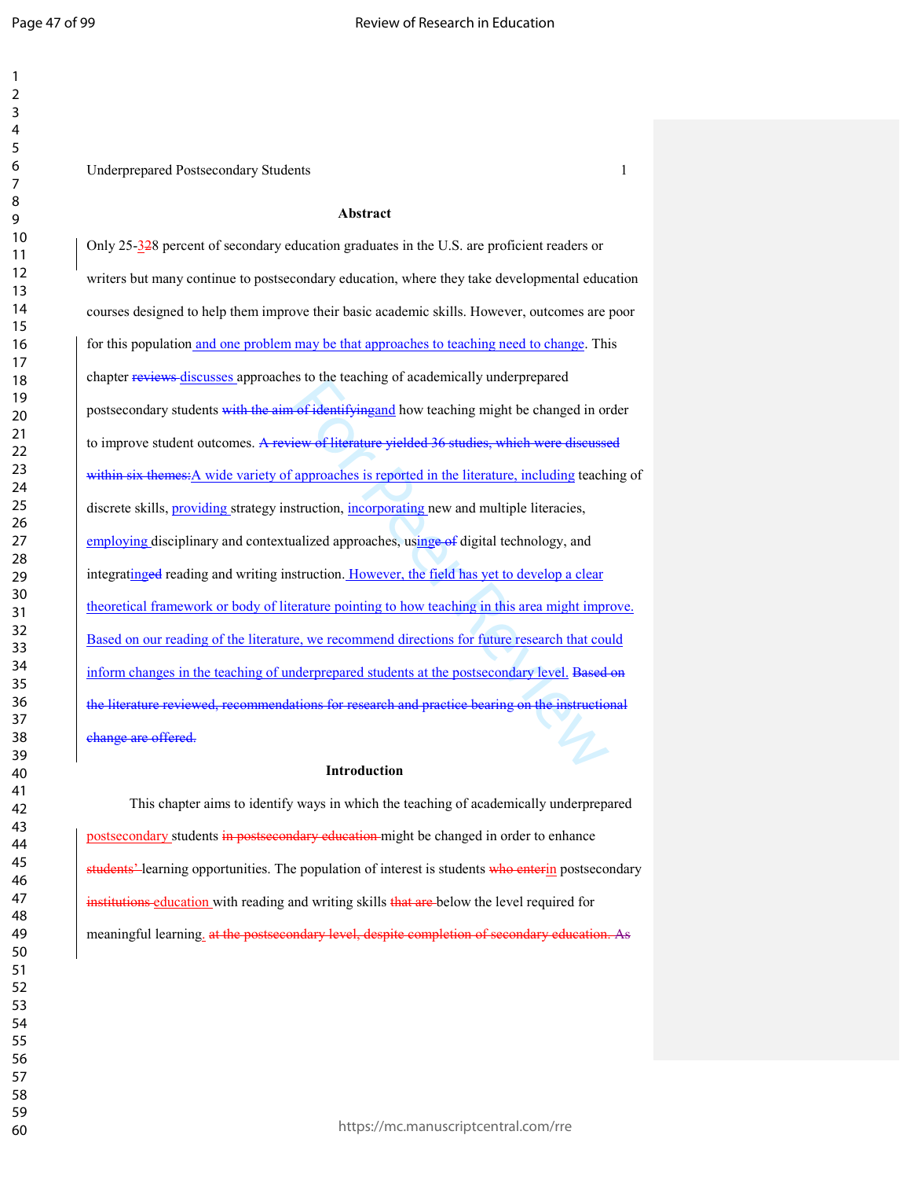**Abstract**

Only 25-~~32~~8 percent of secondary education graduates in the U.S. are proficient readers or writers but many continue to postsecondary education, where they take developmental education courses designed to help them improve their basic academic skills. However, outcomes are poor for this population and one problem may be that approaches to teaching need to change. This chapter ~~reviews~~ discusses approaches to the teaching of academically underprepared postsecondary students ~~with the aim of identifying~~and how teaching might be changed in order to improve student outcomes. ~~A review of literature yielded 36 studies, which were discussed within six themes:~~A wide variety of approaches is reported in the literature, including teaching of discrete skills, providing strategy instruction, incorporating new and multiple literacies, employing disciplinary and contextualized approaches, using~~e of~~ digital technology, and integrating~~ed~~ reading and writing instruction. However, the field has yet to develop a clear theoretical framework or body of literature pointing to how teaching in this area might improve. Based on our reading of the literature, we recommend directions for future research that could inform changes in the teaching of underprepared students at the postsecondary level. ~~Based on the literature reviewed, recommendations for research and practice bearing on the instructional change are offered.~~

**Introduction**

This chapter aims to identify ways in which the teaching of academically underprepared postsecondary students ~~in postsecondary education~~ might be changed in order to enhance ~~students'~~ learning opportunities. The population of interest is students ~~who enter~~in postsecondary ~~institutions~~ education with reading and writing skills ~~that are~~ below the level required for meaningful learning. ~~at the postsecondary level, despite completion of secondary education. As~~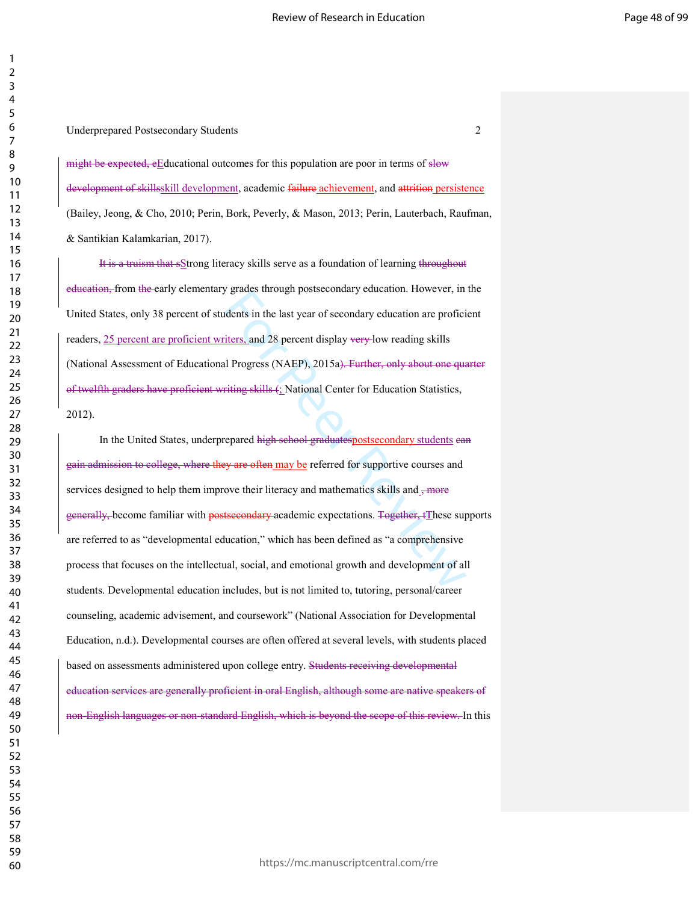~~might be expected, e~~Educational outcomes for this population are poor in terms of ~~slow development of skills~~skill development, academic ~~failure~~ achievement, and ~~attrition~~ persistence (Bailey, Jeong, & Cho, 2010; Perin, Bork, Peverly, & Mason, 2013; Perin, Lauterbach, Raufman, & Santikian Kalamkarian, 2017).

~~It is a truism that s~~Strong literacy skills serve as a foundation of learning ~~throughout education,~~ from ~~the~~ early elementary grades through postsecondary education. However, in the United States, only 38 percent of students in the last year of secondary education are proficient readers, 25 percent are proficient writers, and 28 percent display ~~very~~ low reading skills (National Assessment of Educational Progress (NAEP), 2015a~~). Further, only about one quarter of twelfth graders have proficient writing skills (~~; National Center for Education Statistics, 2012).

In the United States, underprepared ~~high school graduates~~postsecondary students ~~can gain admission to college, where they are often~~ may be referred for supportive courses and services designed to help them improve their literacy and mathematics skills and ~~, more generally,~~ become familiar with ~~postsecondary~~ academic expectations. ~~Together, t~~These supports are referred to as "developmental education," which has been defined as "a comprehensive process that focuses on the intellectual, social, and emotional growth and development of all students. Developmental education includes, but is not limited to, tutoring, personal/career counseling, academic advisement, and coursework" (National Association for Developmental Education, n.d.). Developmental courses are often offered at several levels, with students placed based on assessments administered upon college entry. ~~Students receiving developmental education services are generally proficient in oral English, although some are native speakers of non-English languages or non-standard English, which is beyond the scope of this review.~~ In this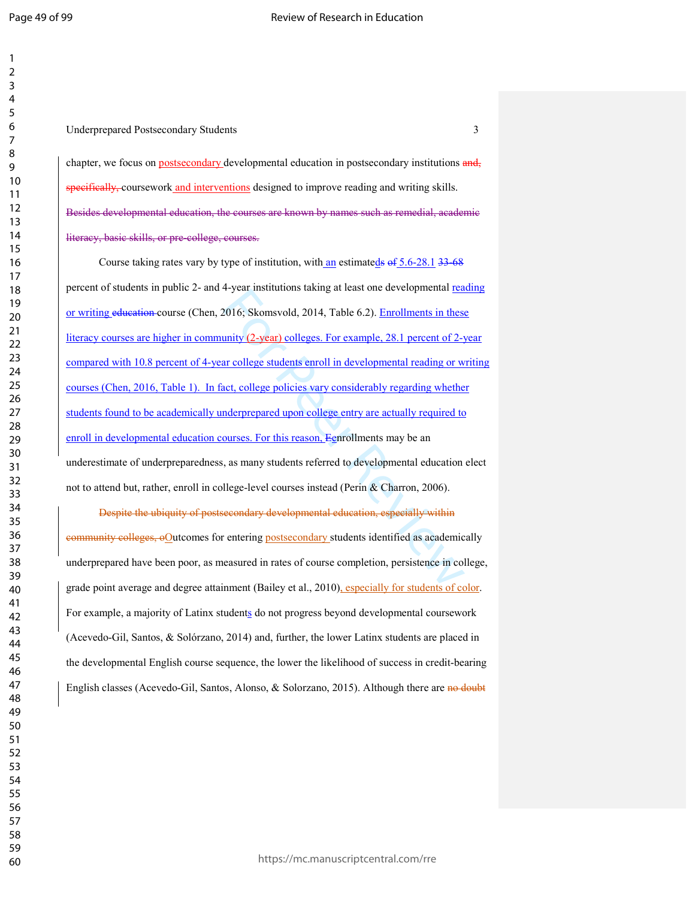chapter, we focus on postsecondary developmental education in postsecondary institutions ~~and, specifically,~~ coursework and interventions designed to improve reading and writing skills. ~~Besides developmental education, the courses are known by names such as remedial, academic literacy, basic skills, or pre-college, courses.~~

Course taking rates vary by type of institution, with an estimated~~s~~ ~~of~~ 5.6-28.1 ~~33-68~~ percent of students in public 2- and 4-year institutions taking at least one developmental reading or writing ~~education~~ course (Chen, 2016; Skomsvold, 2014, Table 6.2). Enrollments in these literacy courses are higher in community (2-year) colleges. For example, 28.1 percent of 2-year compared with 10.8 percent of 4-year college students enroll in developmental reading or writing courses (Chen, 2016, Table 1). In fact, college policies vary considerably regarding whether students found to be academically underprepared upon college entry are actually required to enroll in developmental education courses. For this reason, ~~E~~enrollments may be an underestimate of underpreparedness, as many students referred to developmental education elect not to attend but, rather, enroll in college-level courses instead (Perin & Charron, 2006).

~~Despite the ubiquity of postsecondary developmental education, especially within community colleges, o~~Outcomes for entering postsecondary students identified as academically underprepared have been poor, as measured in rates of course completion, persistence in college, grade point average and degree attainment (Bailey et al., 2010), especially for students of color. For example, a majority of Latinx students do not progress beyond developmental coursework (Acevedo-Gil, Santos, & Solórzano, 2014) and, further, the lower Latinx students are placed in the developmental English course sequence, the lower the likelihood of success in credit-bearing English classes (Acevedo-Gil, Santos, Alonso, & Solorzano, 2015). Although there are ~~no doubt~~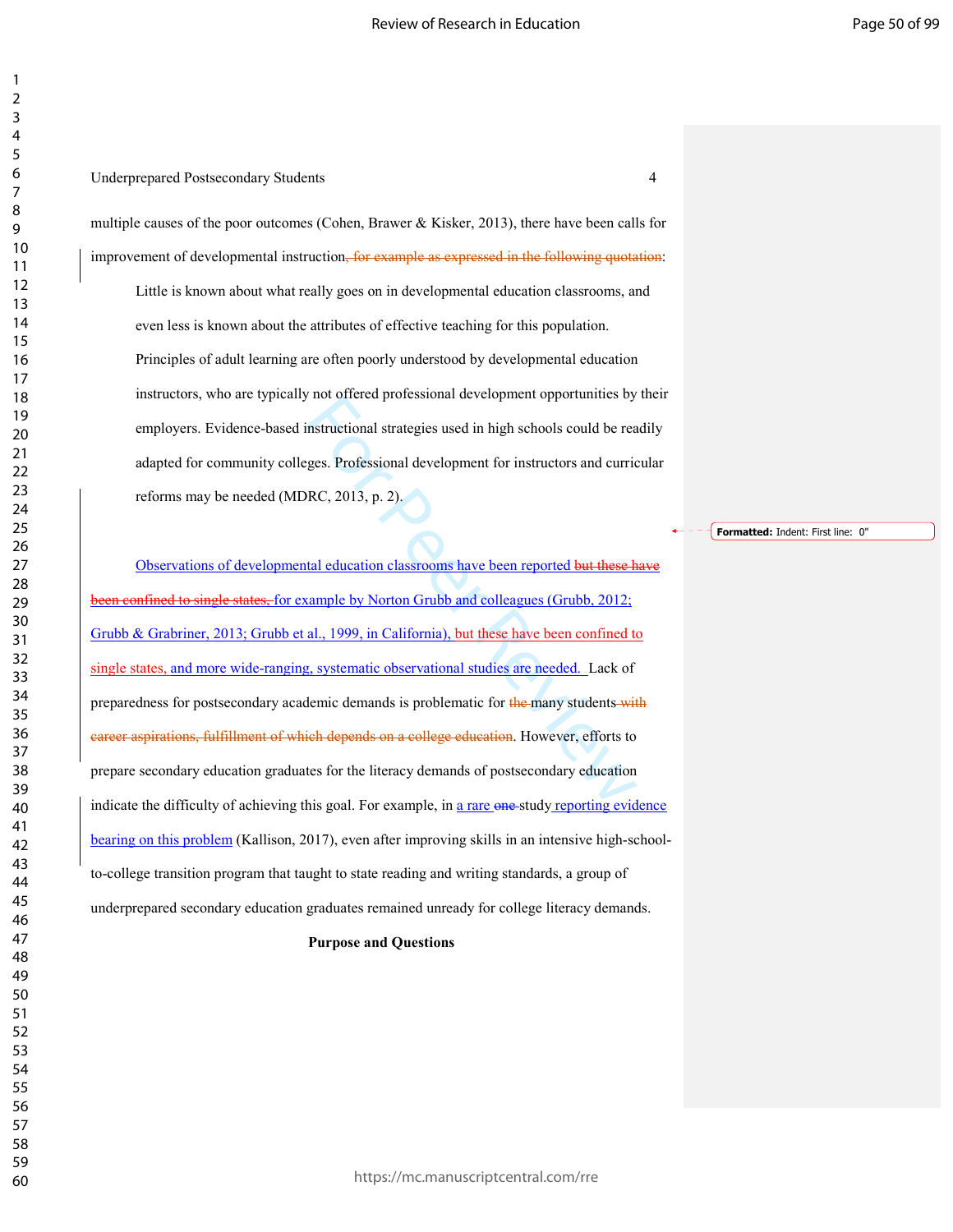multiple causes of the poor outcomes (Cohen, Brawer & Kisker, 2013), there have been calls for improvement of developmental instruction~~, for example as expressed in the following quotation~~:

> Little is known about what really goes on in developmental education classrooms, and even less is known about the attributes of effective teaching for this population. Principles of adult learning are often poorly understood by developmental education instructors, who are typically not offered professional development opportunities by their employers. Evidence-based instructional strategies used in high schools could be readily adapted for community colleges. Professional development for instructors and curricular reforms may be needed (MDRC, 2013, p. 2).

Observations of developmental education classrooms have been reported ~~but these have been confined to single states,~~ for example by Norton Grubb and colleagues (Grubb, 2012; Grubb & Grabriner, 2013; Grubb et al., 1999, in California), but these have been confined to single states, and more wide-ranging, systematic observational studies are needed. Lack of preparedness for postsecondary academic demands is problematic for ~~the~~ many students ~~with career aspirations, fulfillment of which depends on a college education~~. However, efforts to prepare secondary education graduates for the literacy demands of postsecondary education indicate the difficulty of achieving this goal. For example, in a rare ~~one~~ study reporting evidence bearing on this problem (Kallison, 2017), even after improving skills in an intensive high-school-to-college transition program that taught to state reading and writing standards, a group of underprepared secondary education graduates remained unready for college literacy demands.

## Purpose and Questions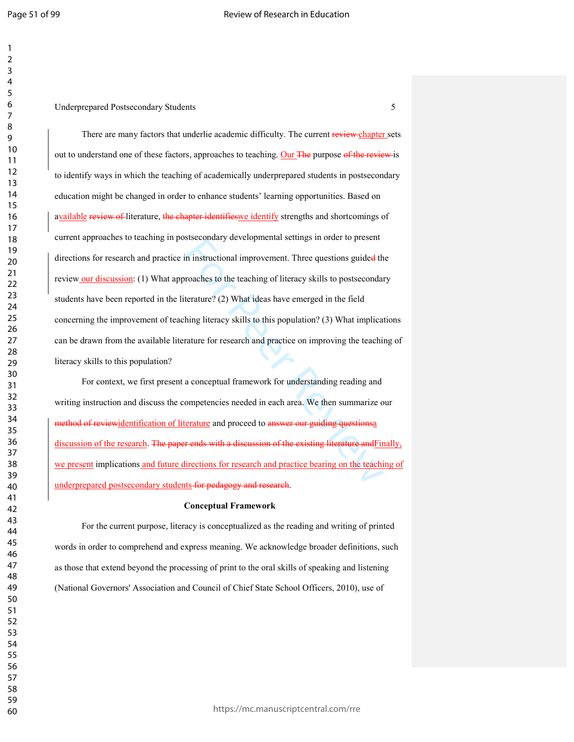There are many factors that underlie academic difficulty. The current ~~review~~ chapter sets out to understand one of these factors, approaches to teaching. Our ~~The~~ purpose ~~of the review~~ is to identify ways in which the teaching of academically underprepared students in postsecondary education might be changed in order to enhance students' learning opportunities. Based on available ~~review of~~ literature, ~~the chapter identifies~~we identify strengths and shortcomings of current approaches to teaching in postsecondary developmental settings in order to present directions for research and practice in instructional improvement. Three questions guide~~d~~ the review our discussion: (1) What approaches to the teaching of literacy skills to postsecondary students have been reported in the literature? (2) What ideas have emerged in the field concerning the improvement of teaching literacy skills to this population? (3) What implications can be drawn from the available literature for research and practice on improving the teaching of literacy skills to this population?

For context, we first present a conceptual framework for understanding reading and writing instruction and discuss the competencies needed in each area. We then summarize our ~~method of review~~identification of literature and proceed to ~~answer our guiding questions~~a discussion of the research. ~~The paper ends with a discussion of the existing literature and~~Finally, we present implications and future directions for research and practice bearing on the teaching of underprepared postsecondary students ~~for pedagogy and research~~.

**Conceptual Framework**

For the current purpose, literacy is conceptualized as the reading and writing of printed words in order to comprehend and express meaning. We acknowledge broader definitions, such as those that extend beyond the processing of print to the oral skills of speaking and listening (National Governors' Association and Council of Chief State School Officers, 2010), use of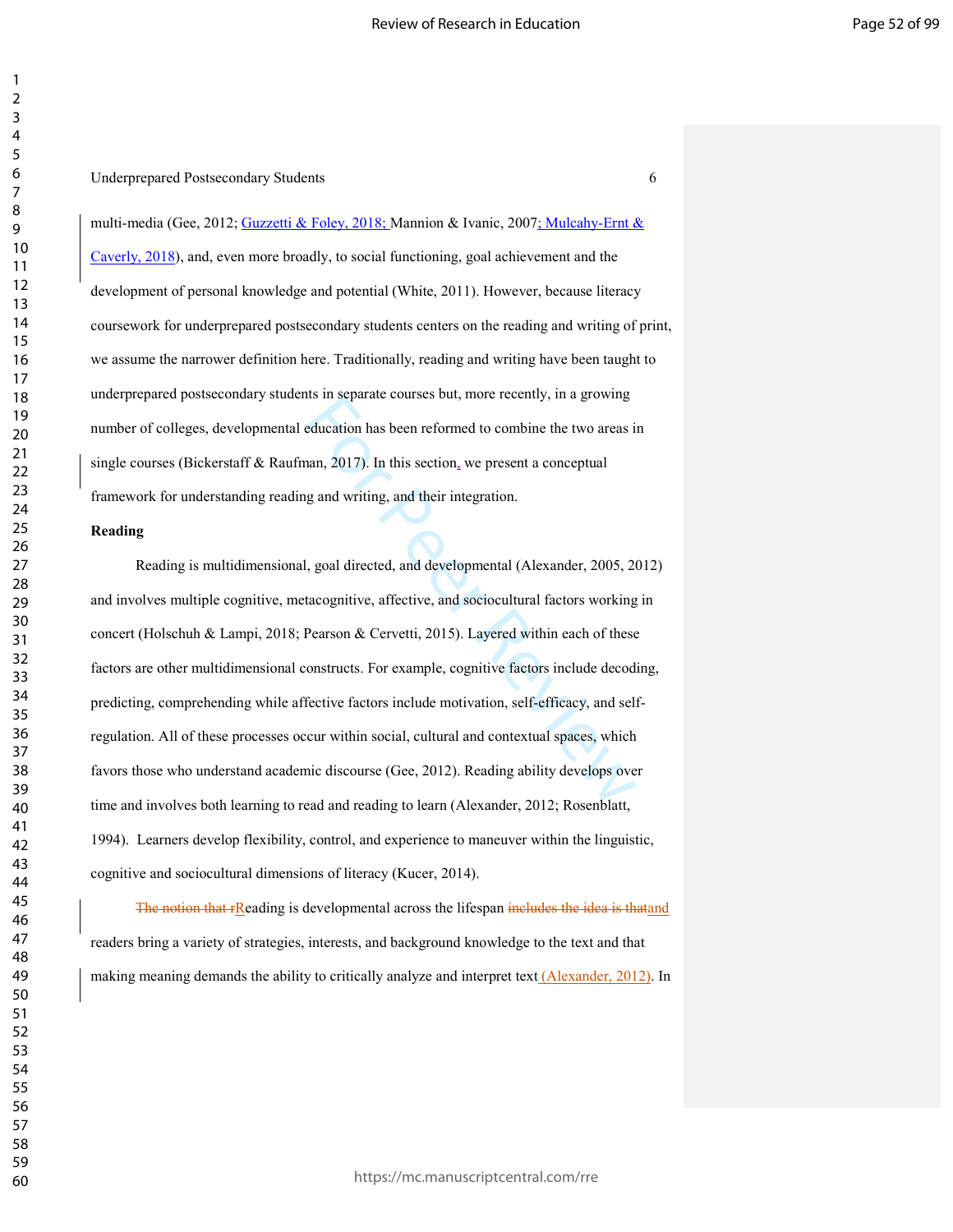multi-media (Gee, 2012; Guzzetti & Foley, 2018; Mannion & Ivanic, 2007; Mulcahy-Ernt & Caverly, 2018), and, even more broadly, to social functioning, goal achievement and the development of personal knowledge and potential (White, 2011). However, because literacy coursework for underprepared postsecondary students centers on the reading and writing of print, we assume the narrower definition here. Traditionally, reading and writing have been taught to underprepared postsecondary students in separate courses but, more recently, in a growing number of colleges, developmental education has been reformed to combine the two areas in single courses (Bickerstaff & Raufman, 2017). In this section, we present a conceptual framework for understanding reading and writing, and their integration.

**Reading**

Reading is multidimensional, goal directed, and developmental (Alexander, 2005, 2012) and involves multiple cognitive, metacognitive, affective, and sociocultural factors working in concert (Holschuh & Lampi, 2018; Pearson & Cervetti, 2015). Layered within each of these factors are other multidimensional constructs. For example, cognitive factors include decoding, predicting, comprehending while affective factors include motivation, self-efficacy, and self-regulation. All of these processes occur within social, cultural and contextual spaces, which favors those who understand academic discourse (Gee, 2012). Reading ability develops over time and involves both learning to read and reading to learn (Alexander, 2012; Rosenblatt, 1994). Learners develop flexibility, control, and experience to maneuver within the linguistic, cognitive and sociocultural dimensions of literacy (Kucer, 2014).

~~The notion that r~~Reading is developmental across the lifespan ~~includes the idea is that~~and readers bring a variety of strategies, interests, and background knowledge to the text and that making meaning demands the ability to critically analyze and interpret text (Alexander, 2012). In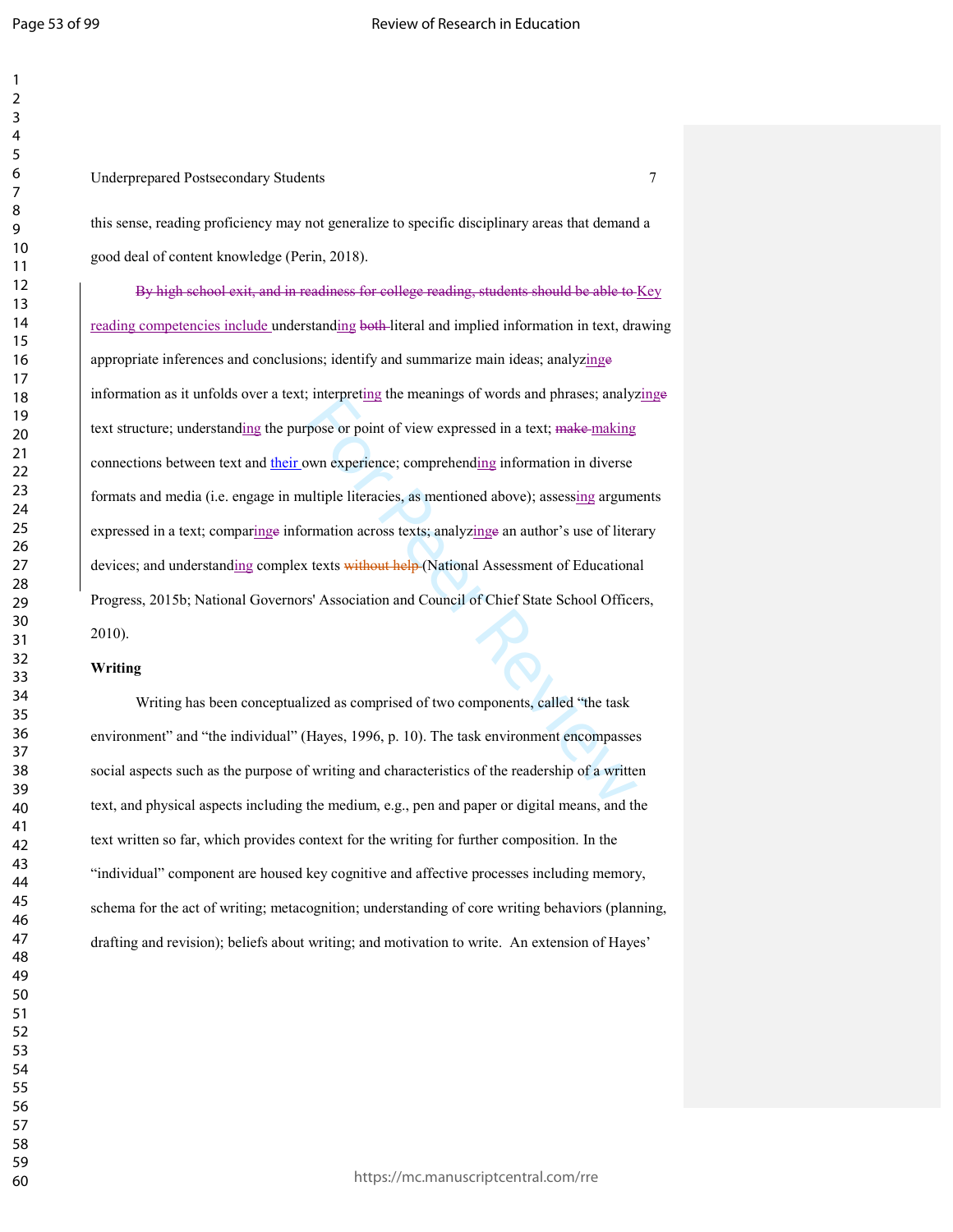this sense, reading proficiency may not generalize to specific disciplinary areas that demand a good deal of content knowledge (Perin, 2018).

~~By high school exit, and in readiness for college reading, students should be able to~~ Key reading competencies include understanding ~~both~~ literal and implied information in text, drawing appropriate inferences and conclusions; identify and summarize main ideas; analyzing~~e~~ information as it unfolds over a text; interpreting the meanings of words and phrases; analyzing~~e~~ text structure; understanding the purpose or point of view expressed in a text; ~~make~~ making connections between text and their own experience; comprehending information in diverse formats and media (i.e. engage in multiple literacies, as mentioned above); assessing arguments expressed in a text; comparing~~e~~ information across texts; analyzing~~e~~ an author's use of literary devices; and understanding complex texts ~~without help~~ (National Assessment of Educational Progress, 2015b; National Governors' Association and Council of Chief State School Officers, 2010).

**Writing**

Writing has been conceptualized as comprised of two components, called "the task environment" and "the individual" (Hayes, 1996, p. 10). The task environment encompasses social aspects such as the purpose of writing and characteristics of the readership of a written text, and physical aspects including the medium, e.g., pen and paper or digital means, and the text written so far, which provides context for the writing for further composition. In the "individual" component are housed key cognitive and affective processes including memory, schema for the act of writing; metacognition; understanding of core writing behaviors (planning, drafting and revision); beliefs about writing; and motivation to write. An extension of Hayes'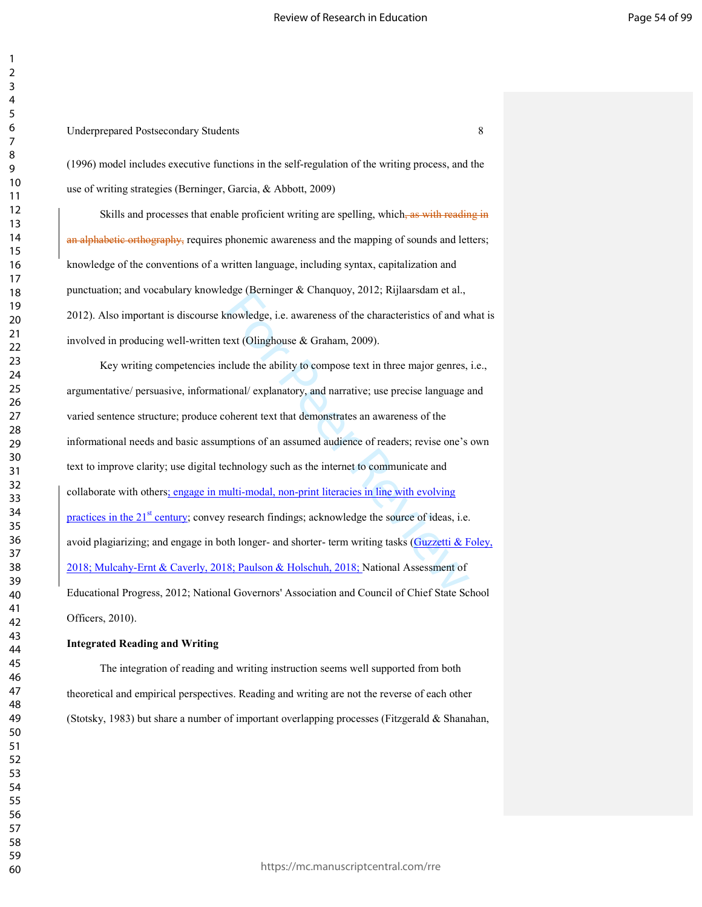(1996) model includes executive functions in the self-regulation of the writing process, and the use of writing strategies (Berninger, Garcia, & Abbott, 2009)

Skills and processes that enable proficient writing are spelling, which~~, as with reading in an alphabetic orthography,~~ requires phonemic awareness and the mapping of sounds and letters; knowledge of the conventions of a written language, including syntax, capitalization and punctuation; and vocabulary knowledge (Berninger & Chanquoy, 2012; Rijlaarsdam et al., 2012). Also important is discourse knowledge, i.e. awareness of the characteristics of and what is involved in producing well-written text (Olinghouse & Graham, 2009).

Key writing competencies include the ability to compose text in three major genres, i.e., argumentative/ persuasive, informational/ explanatory, and narrative; use precise language and varied sentence structure; produce coherent text that demonstrates an awareness of the informational needs and basic assumptions of an assumed audience of readers; revise one's own text to improve clarity; use digital technology such as the internet to communicate and collaborate with others; engage in multi-modal, non-print literacies in line with evolving practices in the 21st century; convey research findings; acknowledge the source of ideas, i.e. avoid plagiarizing; and engage in both longer- and shorter- term writing tasks (Guzzetti & Foley, 2018; Mulcahy-Ernt & Caverly, 2018; Paulson & Holschuh, 2018; National Assessment of Educational Progress, 2012; National Governors' Association and Council of Chief State School Officers, 2010).

**Integrated Reading and Writing**

The integration of reading and writing instruction seems well supported from both theoretical and empirical perspectives. Reading and writing are not the reverse of each other (Stotsky, 1983) but share a number of important overlapping processes (Fitzgerald & Shanahan,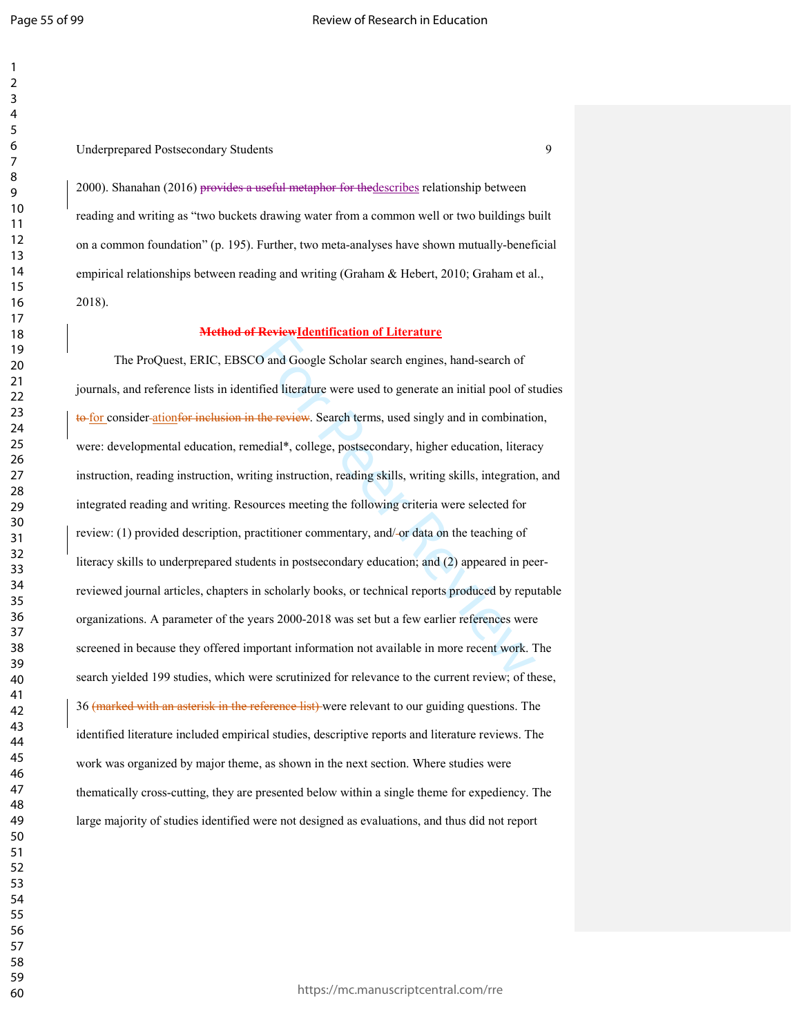2000). Shanahan (2016) ~~provides a useful metaphor for the~~describes relationship between reading and writing as "two buckets drawing water from a common well or two buildings built on a common foundation" (p. 195). Further, two meta-analyses have shown mutually-beneficial empirical relationships between reading and writing (Graham & Hebert, 2010; Graham et al., 2018).

## ~~Method of Review~~Identification of Literature

The ProQuest, ERIC, EBSCO and Google Scholar search engines, hand-search of journals, and reference lists in identified literature were used to generate an initial pool of studies ~~to~~ for consider~~ation~~~~for inclusion in the review~~. Search terms, used singly and in combination, were: developmental education, remedial*, college, postsecondary, higher education, literacy instruction, reading instruction, writing instruction, reading skills, writing skills, integration, and integrated reading and writing. Resources meeting the following criteria were selected for review: (1) provided description, practitioner commentary, and/~~ ~~or data on the teaching of literacy skills to underprepared students in postsecondary education; and (2) appeared in peer-reviewed journal articles, chapters in scholarly books, or technical reports produced by reputable organizations. A parameter of the years 2000-2018 was set but a few earlier references were screened in because they offered important information not available in more recent work. The search yielded 199 studies, which were scrutinized for relevance to the current review; of these, 36 ~~(marked with an asterisk in the reference list)~~ were relevant to our guiding questions. The identified literature included empirical studies, descriptive reports and literature reviews. The work was organized by major theme, as shown in the next section. Where studies were thematically cross-cutting, they are presented below within a single theme for expediency. The large majority of studies identified were not designed as evaluations, and thus did not report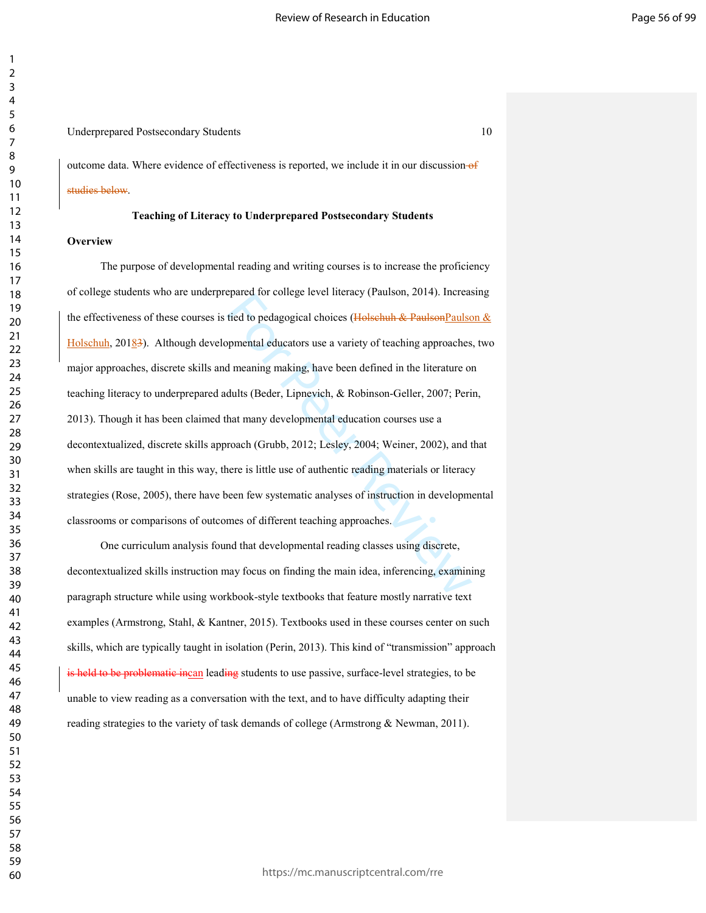outcome data. Where evidence of effectiveness is reported, we include it in our discussion ~~of studies below~~.

**Teaching of Literacy to Underprepared Postsecondary Students**

**Overview**

The purpose of developmental reading and writing courses is to increase the proficiency of college students who are underprepared for college level literacy (Paulson, 2014). Increasing the effectiveness of these courses is tied to pedagogical choices (~~Holschuh & Paulson~~Paulson & Holschuh, 201~~3~~8). Although developmental educators use a variety of teaching approaches, two major approaches, discrete skills and meaning making, have been defined in the literature on teaching literacy to underprepared adults (Beder, Lipnevich, & Robinson-Geller, 2007; Perin, 2013). Though it has been claimed that many developmental education courses use a decontextualized, discrete skills approach (Grubb, 2012; Lesley, 2004; Weiner, 2002), and that when skills are taught in this way, there is little use of authentic reading materials or literacy strategies (Rose, 2005), there have been few systematic analyses of instruction in developmental classrooms or comparisons of outcomes of different teaching approaches.

One curriculum analysis found that developmental reading classes using discrete, decontextualized skills instruction may focus on finding the main idea, inferencing, examining paragraph structure while using workbook-style textbooks that feature mostly narrative text examples (Armstrong, Stahl, & Kantner, 2015). Textbooks used in these courses center on such skills, which are typically taught in isolation (Perin, 2013). This kind of "transmission" approach ~~is held to be problematic in~~can lead~~ing~~ students to use passive, surface-level strategies, to be unable to view reading as a conversation with the text, and to have difficulty adapting their reading strategies to the variety of task demands of college (Armstrong & Newman, 2011).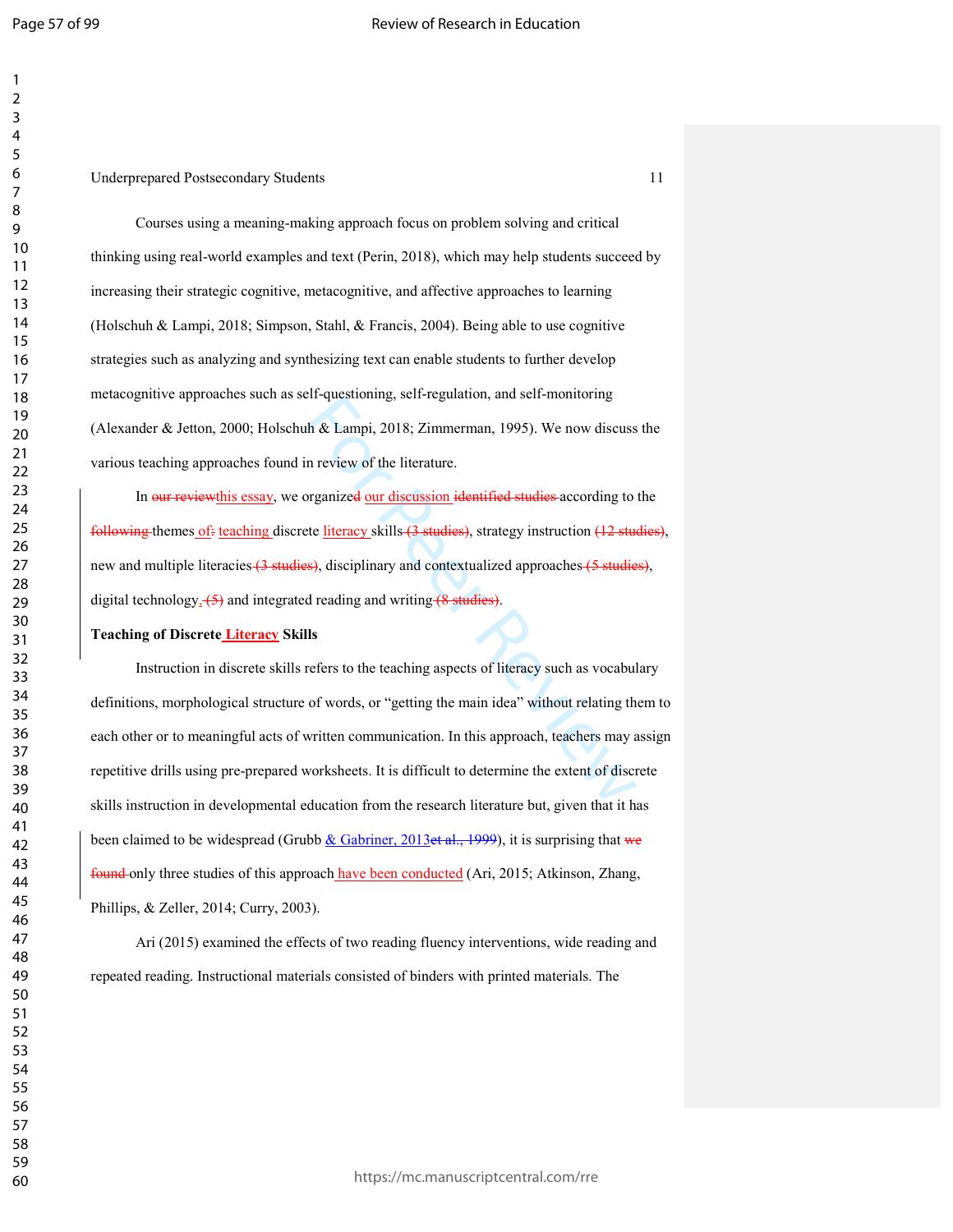Courses using a meaning-making approach focus on problem solving and critical thinking using real-world examples and text (Perin, 2018), which may help students succeed by increasing their strategic cognitive, metacognitive, and affective approaches to learning (Holschuh & Lampi, 2018; Simpson, Stahl, & Francis, 2004). Being able to use cognitive strategies such as analyzing and synthesizing text can enable students to further develop metacognitive approaches such as self-questioning, self-regulation, and self-monitoring (Alexander & Jetton, 2000; Holschuh & Lampi, 2018; Zimmerman, 1995). We now discuss the various teaching approaches found in review of the literature.

In ~~our review~~this essay, we organize~~d~~ our discussion ~~identified studies~~ according to the ~~following~~ themes of~~:~~ teaching discrete literacy skills ~~(3 studies)~~, strategy instruction ~~(12 studies)~~, new and multiple literacies ~~(3 studies)~~, disciplinary and contextualized approaches ~~(5 studies)~~, digital technology, ~~(5)~~ and integrated reading and writing ~~(8 studies)~~.

**Teaching of Discrete Literacy Skills**

Instruction in discrete skills refers to the teaching aspects of literacy such as vocabulary definitions, morphological structure of words, or "getting the main idea" without relating them to each other or to meaningful acts of written communication. In this approach, teachers may assign repetitive drills using pre-prepared worksheets. It is difficult to determine the extent of discrete skills instruction in developmental education from the research literature but, given that it has been claimed to be widespread (Grubb & Gabriner, 2013~~et al., 1999~~), it is surprising that ~~we found~~ only three studies of this approach have been conducted (Ari, 2015; Atkinson, Zhang, Phillips, & Zeller, 2014; Curry, 2003).

Ari (2015) examined the effects of two reading fluency interventions, wide reading and repeated reading. Instructional materials consisted of binders with printed materials. The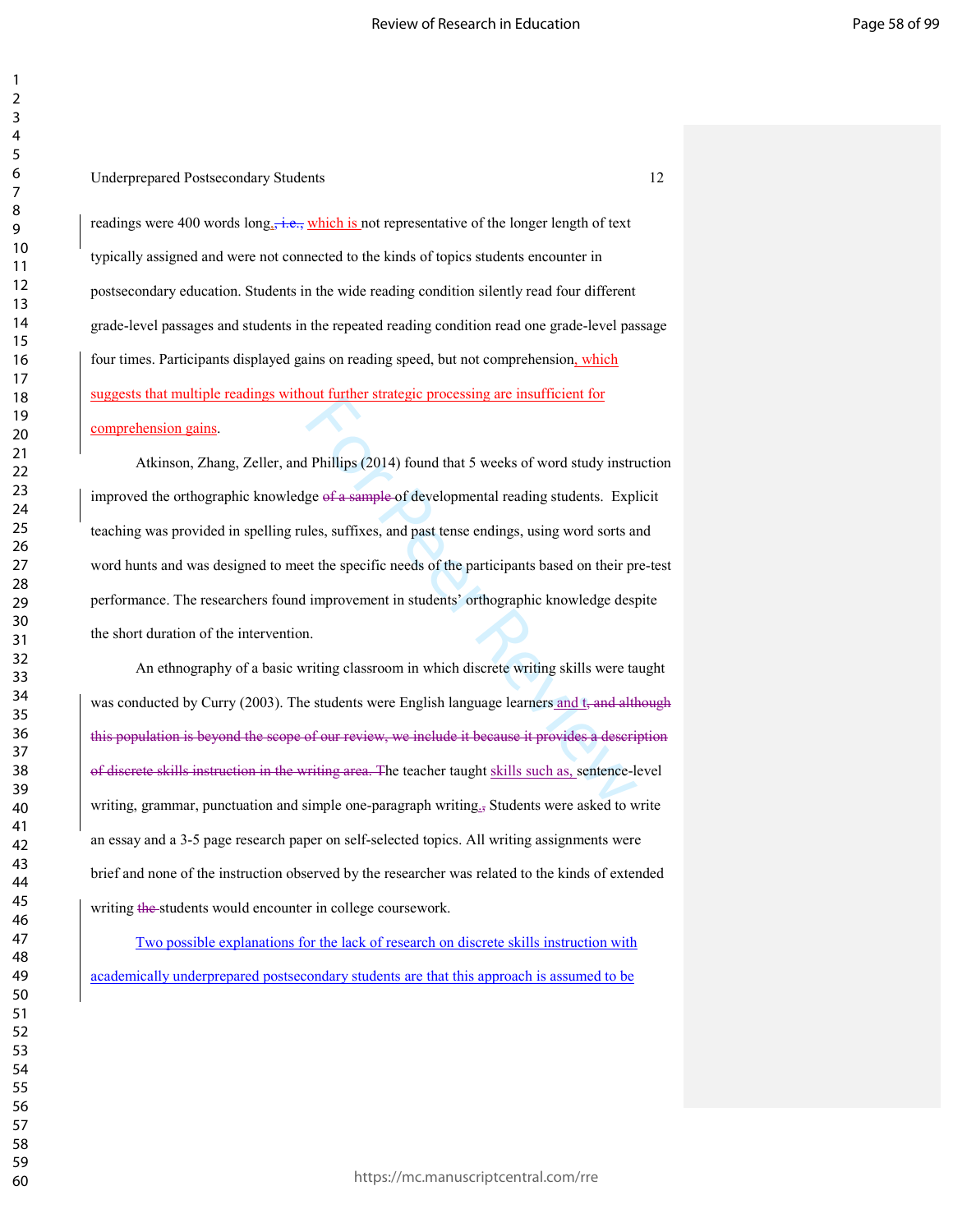readings were 400 words long, i.e., which is not representative of the longer length of text typically assigned and were not connected to the kinds of topics students encounter in postsecondary education. Students in the wide reading condition silently read four different grade-level passages and students in the repeated reading condition read one grade-level passage four times. Participants displayed gains on reading speed, but not comprehension, which suggests that multiple readings without further strategic processing are insufficient for comprehension gains.

Atkinson, Zhang, Zeller, and Phillips (2014) found that 5 weeks of word study instruction improved the orthographic knowledge of a sample of developmental reading students. Explicit teaching was provided in spelling rules, suffixes, and past tense endings, using word sorts and word hunts and was designed to meet the specific needs of the participants based on their pre-test performance. The researchers found improvement in students' orthographic knowledge despite the short duration of the intervention.

An ethnography of a basic writing classroom in which discrete writing skills were taught was conducted by Curry (2003). The students were English language learners and t, and although this population is beyond the scope of our review, we include it because it provides a description of discrete skills instruction in the writing area. The teacher taught skills such as, sentence-level writing, grammar, punctuation and simple one-paragraph writing., Students were asked to write an essay and a 3-5 page research paper on self-selected topics. All writing assignments were brief and none of the instruction observed by the researcher was related to the kinds of extended writing the students would encounter in college coursework.

Two possible explanations for the lack of research on discrete skills instruction with academically underprepared postsecondary students are that this approach is assumed to be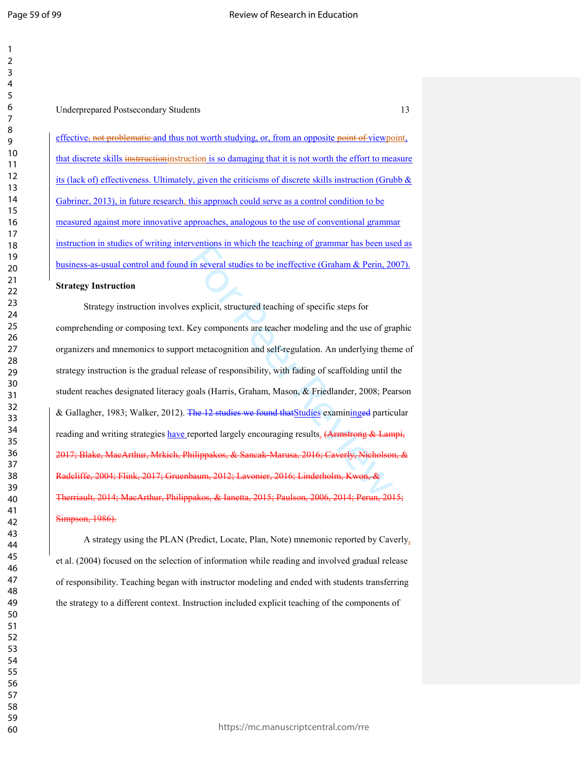effective, not problematic and thus not worth studying, or, from an opposite point of viewpoint, that discrete skills instrructioninstruction is so damaging that it is not worth the effort to measure its (lack of) effectiveness. Ultimately, given the criticisms of discrete skills instruction (Grubb & Gabriner, 2013), in future research, this approach could serve as a control condition to be measured against more innovative approaches, analogous to the use of conventional grammar instruction in studies of writing interventions in which the teaching of grammar has been used as business-as-usual control and found in several studies to be ineffective (Graham & Perin, 2007).

**Strategy Instruction**

Strategy instruction involves explicit, structured teaching of specific steps for comprehending or composing text. Key components are teacher modeling and the use of graphic organizers and mnemonics to support metacognition and self-regulation. An underlying theme of strategy instruction is the gradual release of responsibility, with fading of scaffolding until the student reaches designated literacy goals (Harris, Graham, Mason, & Friedlander, 2008; Pearson & Gallagher, 1983; Walker, 2012). The 12 studies we found thatStudies examininged particular reading and writing strategies have reported largely encouraging results. (Armstrong & Lampi, 2017; Blake, MacArthur, Mrkich, Philippakos, & Sancak-Marusa, 2016; Caverly, Nicholson, & Radcliffe, 2004; Flink, 2017; Gruenbaum, 2012; Lavonier, 2016; Linderholm, Kwon, & Therriault, 2014; MacArthur, Philippakos, & Ianetta, 2015; Paulson, 2006, 2014; Perun, 2015; Simpson, 1986).

A strategy using the PLAN (Predict, Locate, Plan, Note) mnemonic reported by Caverly, et al. (2004) focused on the selection of information while reading and involved gradual release of responsibility. Teaching began with instructor modeling and ended with students transferring the strategy to a different context. Instruction included explicit teaching of the components of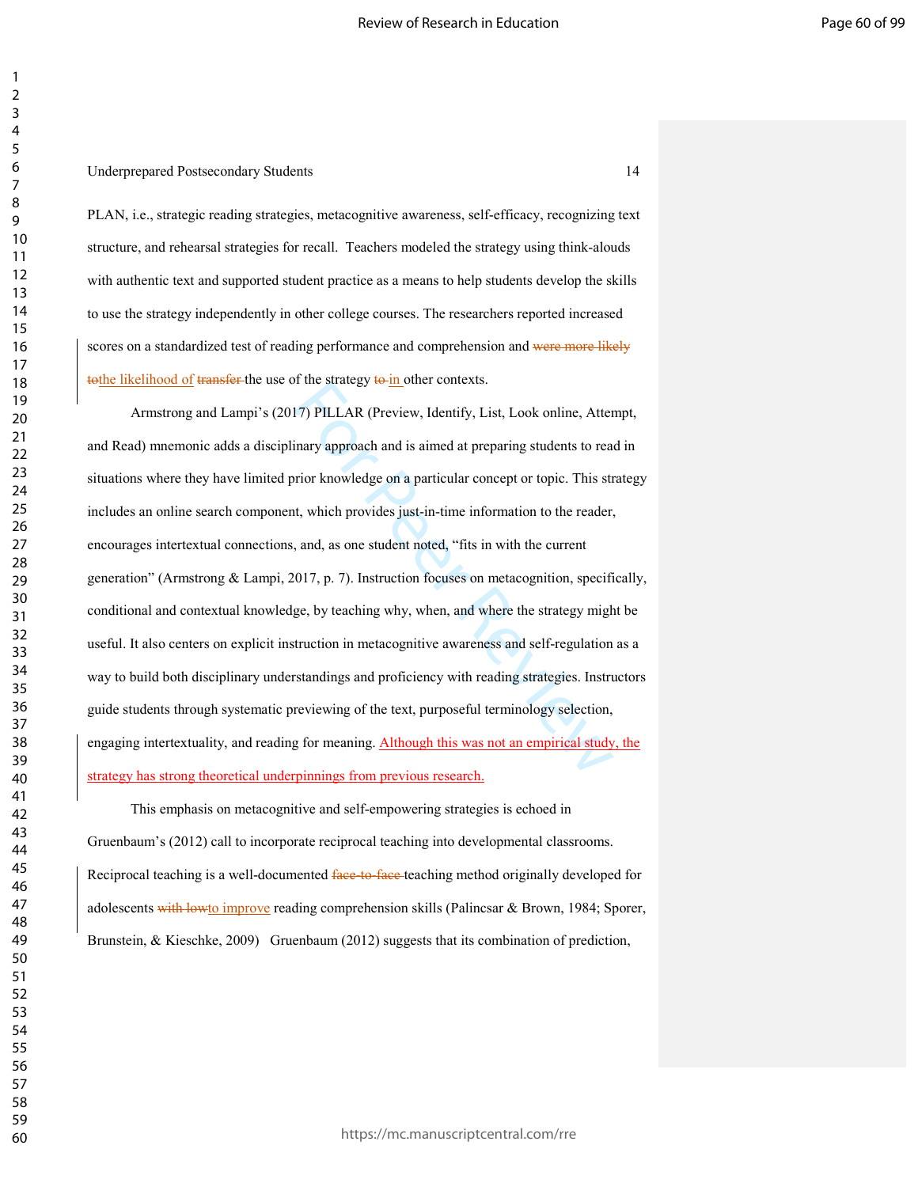PLAN, i.e., strategic reading strategies, metacognitive awareness, self-efficacy, recognizing text structure, and rehearsal strategies for recall. Teachers modeled the strategy using think-alouds with authentic text and supported student practice as a means to help students develop the skills to use the strategy independently in other college courses. The researchers reported increased scores on a standardized test of reading performance and comprehension and ~~were more likely to~~the likelihood of ~~transfer~~ the use of the strategy ~~to~~ in other contexts.

Armstrong and Lampi's (2017) PILLAR (Preview, Identify, List, Look online, Attempt, and Read) mnemonic adds a disciplinary approach and is aimed at preparing students to read in situations where they have limited prior knowledge on a particular concept or topic. This strategy includes an online search component, which provides just-in-time information to the reader, encourages intertextual connections, and, as one student noted, "fits in with the current generation" (Armstrong & Lampi, 2017, p. 7). Instruction focuses on metacognition, specifically, conditional and contextual knowledge, by teaching why, when, and where the strategy might be useful. It also centers on explicit instruction in metacognitive awareness and self-regulation as a way to build both disciplinary understandings and proficiency with reading strategies. Instructors guide students through systematic previewing of the text, purposeful terminology selection, engaging intertextuality, and reading for meaning. Although this was not an empirical study, the strategy has strong theoretical underpinnings from previous research.

This emphasis on metacognitive and self-empowering strategies is echoed in Gruenbaum's (2012) call to incorporate reciprocal teaching into developmental classrooms. Reciprocal teaching is a well-documented ~~face-to-face~~ teaching method originally developed for adolescents ~~with low~~to improve reading comprehension skills (Palincsar & Brown, 1984; Sporer, Brunstein, & Kieschke, 2009) Gruenbaum (2012) suggests that its combination of prediction,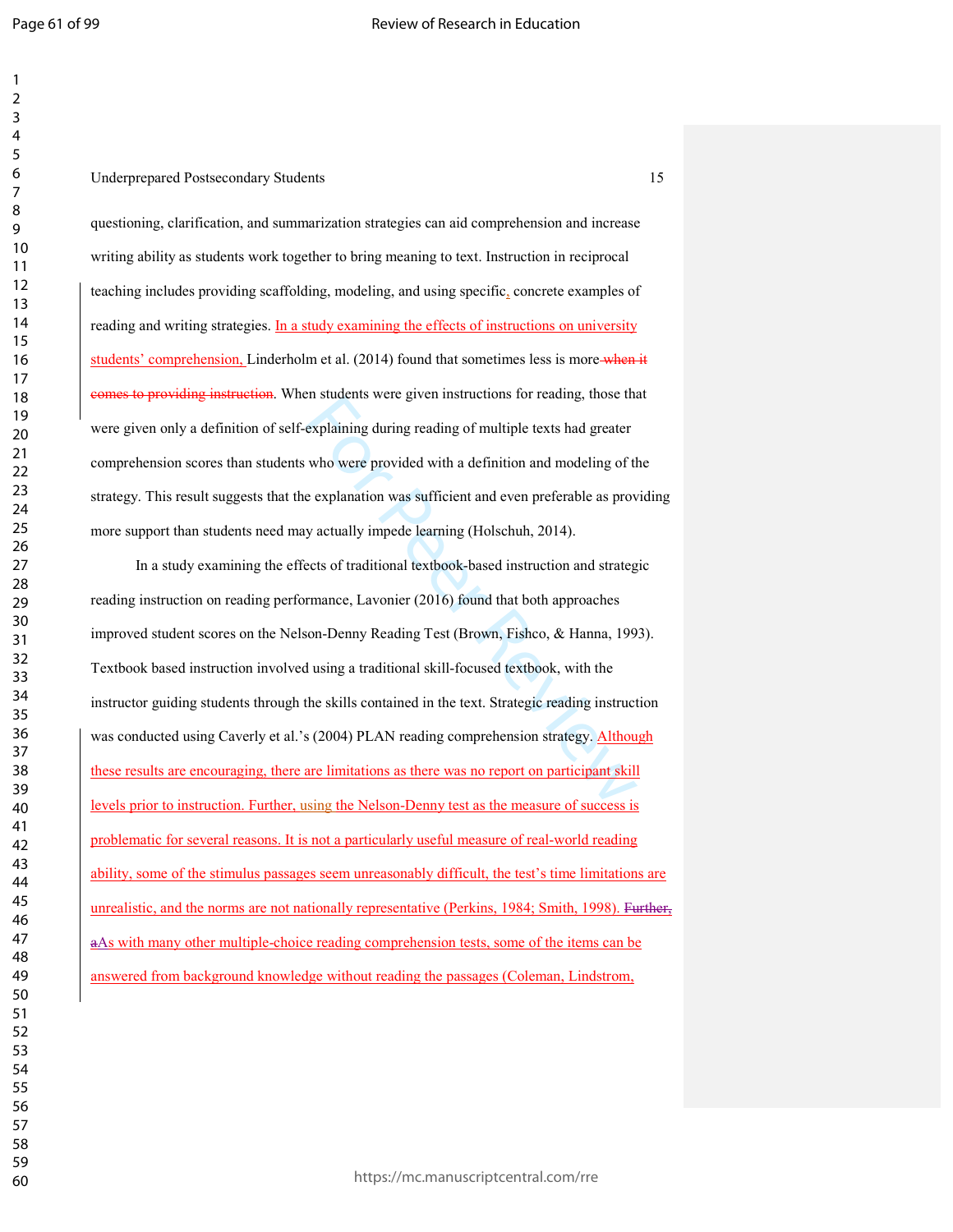questioning, clarification, and summarization strategies can aid comprehension and increase writing ability as students work together to bring meaning to text. Instruction in reciprocal teaching includes providing scaffolding, modeling, and using specific, concrete examples of reading and writing strategies. In a study examining the effects of instructions on university students' comprehension, Linderholm et al. (2014) found that sometimes less is more~~ when it comes to providing instruction~~. When students were given instructions for reading, those that were given only a definition of self-explaining during reading of multiple texts had greater comprehension scores than students who were provided with a definition and modeling of the strategy. This result suggests that the explanation was sufficient and even preferable as providing more support than students need may actually impede learning (Holschuh, 2014).

In a study examining the effects of traditional textbook-based instruction and strategic reading instruction on reading performance, Lavonier (2016) found that both approaches improved student scores on the Nelson-Denny Reading Test (Brown, Fishco, & Hanna, 1993). Textbook based instruction involved using a traditional skill-focused textbook, with the instructor guiding students through the skills contained in the text. Strategic reading instruction was conducted using Caverly et al.'s (2004) PLAN reading comprehension strategy. Although these results are encouraging, there are limitations as there was no report on participant skill levels prior to instruction. Further, using the Nelson-Denny test as the measure of success is problematic for several reasons. It is not a particularly useful measure of real-world reading ability, some of the stimulus passages seem unreasonably difficult, the test's time limitations are unrealistic, and the norms are not nationally representative (Perkins, 1984; Smith, 1998). ~~Further,~~ ~~a~~As with many other multiple-choice reading comprehension tests, some of the items can be answered from background knowledge without reading the passages (Coleman, Lindstrom,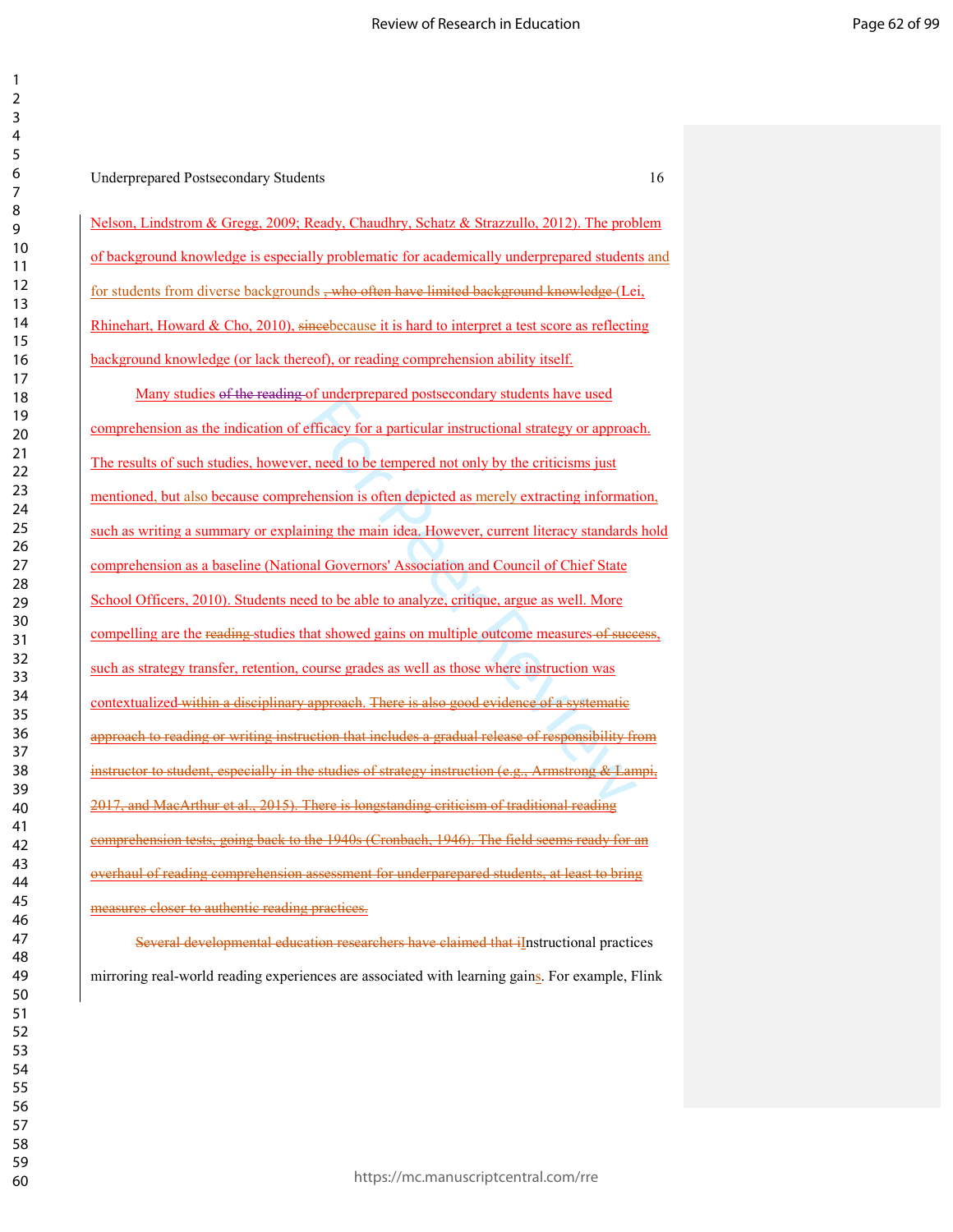Nelson, Lindstrom & Gregg, 2009; Ready, Chaudhry, Schatz & Strazzullo, 2012). The problem of background knowledge is especially problematic for academically underprepared students and for students from diverse backgrounds ~~, who often have limited background knowledge~~ (Lei, Rhinehart, Howard & Cho, 2010), ~~since~~because it is hard to interpret a test score as reflecting background knowledge (or lack thereof), or reading comprehension ability itself.

Many studies ~~of the reading~~ of underprepared postsecondary students have used comprehension as the indication of efficacy for a particular instructional strategy or approach. The results of such studies, however, need to be tempered not only by the criticisms just mentioned, but also because comprehension is often depicted as merely extracting information, such as writing a summary or explaining the main idea. However, current literacy standards hold comprehension as a baseline (National Governors' Association and Council of Chief State School Officers, 2010). Students need to be able to analyze, critique, argue as well. More compelling are the ~~reading~~ studies that showed gains on multiple outcome measures ~~of success~~, such as strategy transfer, retention, course grades as well as those where instruction was contextualized ~~within a disciplinary approach.~~ ~~There is also good evidence of a systematic approach to reading or writing instruction that includes a gradual release of responsibility from instructor to student, especially in the studies of strategy instruction (e.g., Armstrong & Lampi, 2017, and MacArthur et al., 2015). There is longstanding criticism of traditional reading comprehension tests, going back to the 1940s (Cronbach, 1946). The field seems ready for an overhaul of reading comprehension assessment for underparepared students, at least to bring measures closer to authentic reading practices.~~

~~Several developmental education researchers have claimed that i~~Instructional practices mirroring real-world reading experiences are associated with learning gains. For example, Flink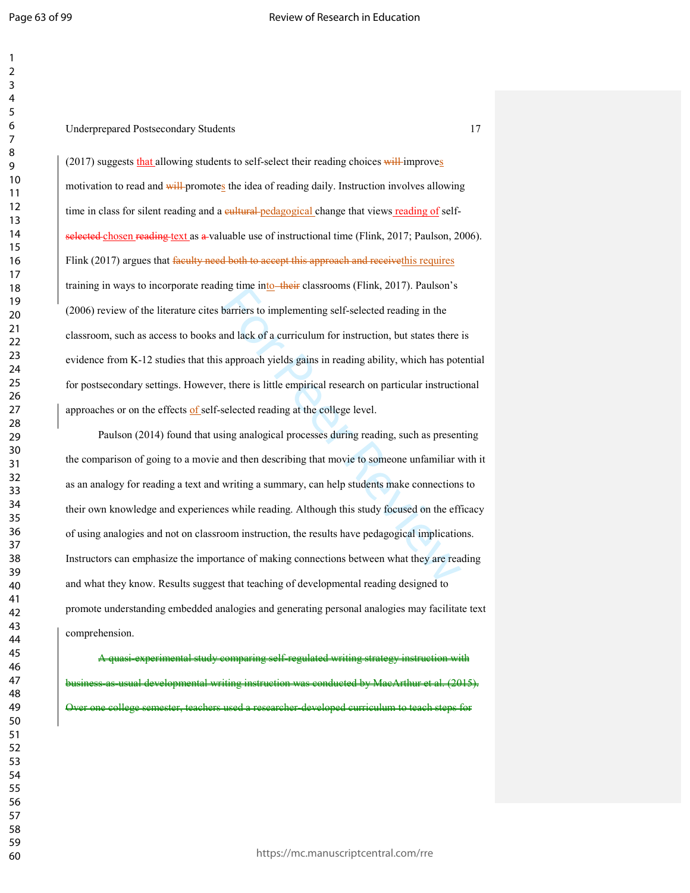(2017) suggests that allowing students to self-select their reading choices ~~will~~ improves motivation to read and ~~will~~ promotes the idea of reading daily. Instruction involves allowing time in class for silent reading and a ~~cultural~~ pedagogical change that views reading of self-~~selected~~ chosen ~~reading~~ text as ~~a~~ valuable use of instructional time (Flink, 2017; Paulson, 2006). Flink (2017) argues that ~~faculty need both to accept this approach and receive~~this requires training in ways to incorporate reading time into ~~their~~ classrooms (Flink, 2017). Paulson's (2006) review of the literature cites barriers to implementing self-selected reading in the classroom, such as access to books and lack of a curriculum for instruction, but states there is evidence from K-12 studies that this approach yields gains in reading ability, which has potential for postsecondary settings. However, there is little empirical research on particular instructional approaches or on the effects of self-selected reading at the college level.

Paulson (2014) found that using analogical processes during reading, such as presenting the comparison of going to a movie and then describing that movie to someone unfamiliar with it as an analogy for reading a text and writing a summary, can help students make connections to their own knowledge and experiences while reading. Although this study focused on the efficacy of using analogies and not on classroom instruction, the results have pedagogical implications. Instructors can emphasize the importance of making connections between what they are reading and what they know. Results suggest that teaching of developmental reading designed to promote understanding embedded analogies and generating personal analogies may facilitate text comprehension.

~~A quasi-experimental study comparing self-regulated writing strategy instruction with business-as-usual developmental writing instruction was conducted by MacArthur et al. (2015). Over one college semester, teachers used a researcher-developed curriculum to teach steps for~~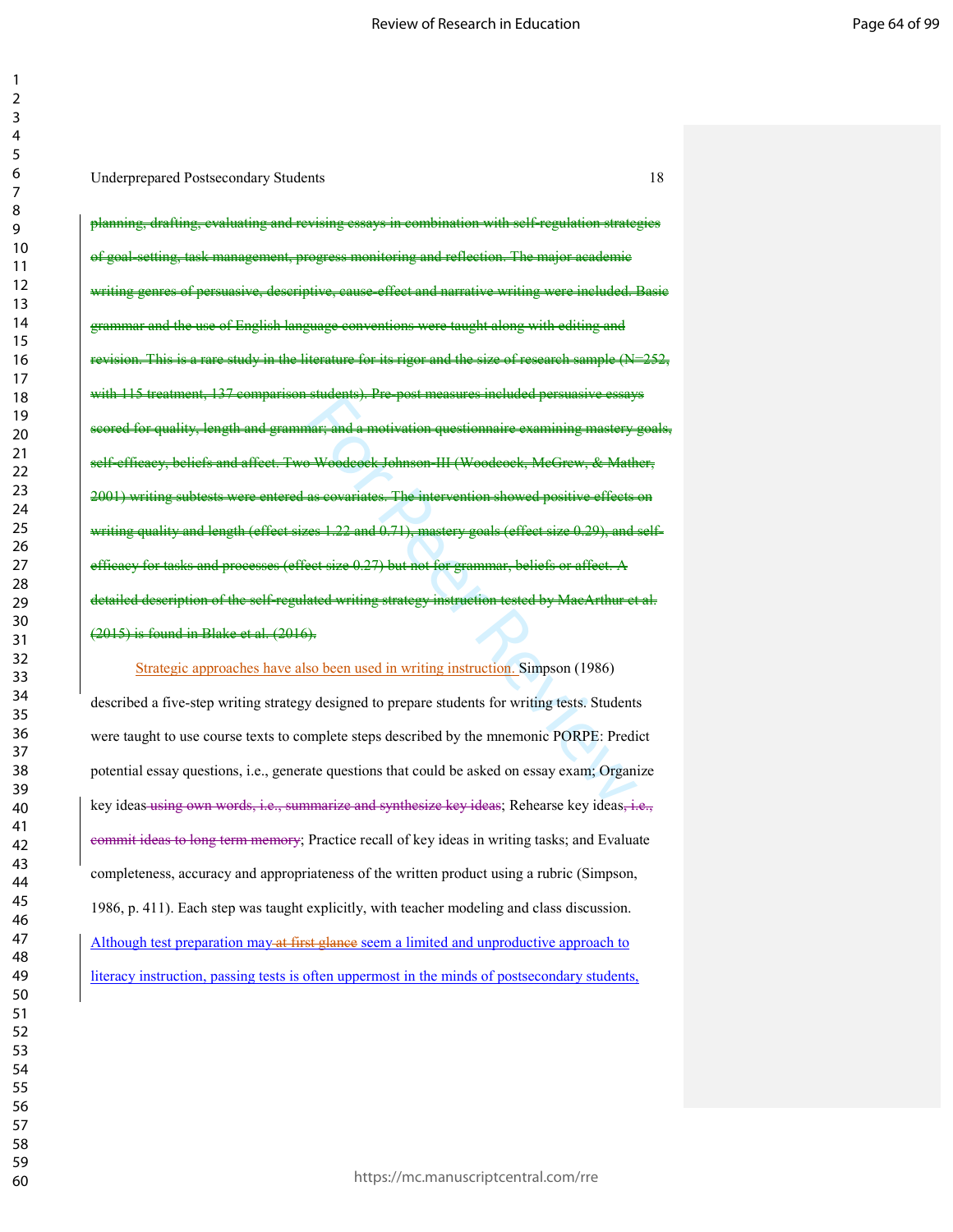~~planning, drafting, evaluating and revising essays in combination with self-regulation strategies of goal-setting, task management, progress monitoring and reflection. The major academic writing genres of persuasive, descriptive, cause-effect and narrative writing were included. Basic grammar and the use of English language conventions were taught along with editing and revision. This is a rare study in the literature for its rigor and the size of research sample (N=252, with 115 treatment, 137 comparison students). Pre-post measures included persuasive essays scored for quality, length and grammar; and a motivation questionnaire examining mastery goals, self-efficacy, beliefs and affect. Two Woodcock Johnson-III (Woodcock, McGrew, & Mather, 2001) writing subtests were entered as covariates. The intervention showed positive effects on writing quality and length (effect sizes 1.22 and 0.71), mastery goals (effect size 0.29), and self-efficacy for tasks and processes (effect size 0.27) but not for grammar, beliefs or affect. A detailed description of the self-regulated writing strategy instruction tested by MacArthur et al. (2015) is found in Blake et al. (2016).~~

Strategic approaches have also been used in writing instruction. Simpson (1986) described a five-step writing strategy designed to prepare students for writing tests. Students were taught to use course texts to complete steps described by the mnemonic PORPE: Predict potential essay questions, i.e., generate questions that could be asked on essay exam; Organize key ideas ~~using own words, i.e., summarize and synthesize key ideas~~; Rehearse key ideas~~, i.e., commit ideas to long term memory~~; Practice recall of key ideas in writing tasks; and Evaluate completeness, accuracy and appropriateness of the written product using a rubric (Simpson, 1986, p. 411). Each step was taught explicitly, with teacher modeling and class discussion. Although test preparation may ~~at first glance~~ seem a limited and unproductive approach to literacy instruction, passing tests is often uppermost in the minds of postsecondary students,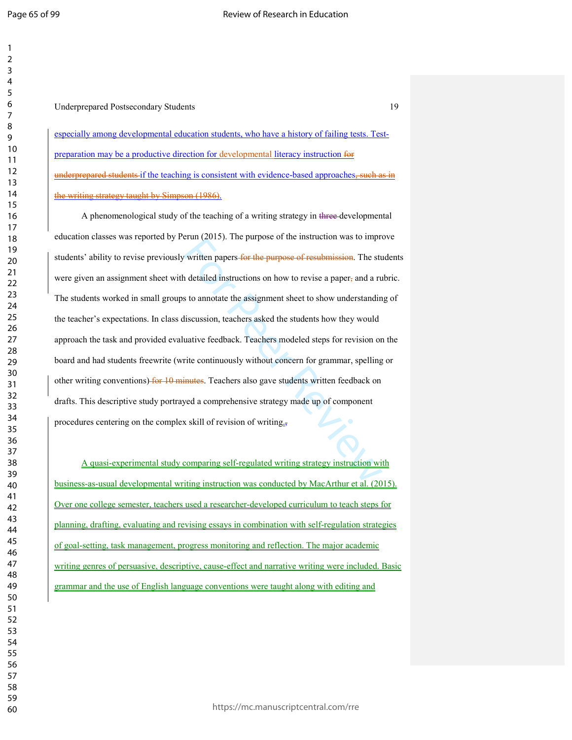especially among developmental education students, who have a history of failing tests. Test-preparation may be a productive direction for developmental literacy instruction for underprepared students if the teaching is consistent with evidence-based approaches, such as in the writing strategy taught by Simpson (1986).

A phenomenological study of the teaching of a writing strategy in three developmental education classes was reported by Perun (2015). The purpose of the instruction was to improve students' ability to revise previously written papers for the purpose of resubmission. The students were given an assignment sheet with detailed instructions on how to revise a paper, and a rubric. The students worked in small groups to annotate the assignment sheet to show understanding of the teacher's expectations. In class discussion, teachers asked the students how they would approach the task and provided evaluative feedback. Teachers modeled steps for revision on the board and had students freewrite (write continuously without concern for grammar, spelling or other writing conventions) for 10 minutes. Teachers also gave students written feedback on drafts. This descriptive study portrayed a comprehensive strategy made up of component procedures centering on the complex skill of revision of writing.

A quasi-experimental study comparing self-regulated writing strategy instruction with business-as-usual developmental writing instruction was conducted by MacArthur et al. (2015). Over one college semester, teachers used a researcher-developed curriculum to teach steps for planning, drafting, evaluating and revising essays in combination with self-regulation strategies of goal-setting, task management, progress monitoring and reflection. The major academic writing genres of persuasive, descriptive, cause-effect and narrative writing were included. Basic grammar and the use of English language conventions were taught along with editing and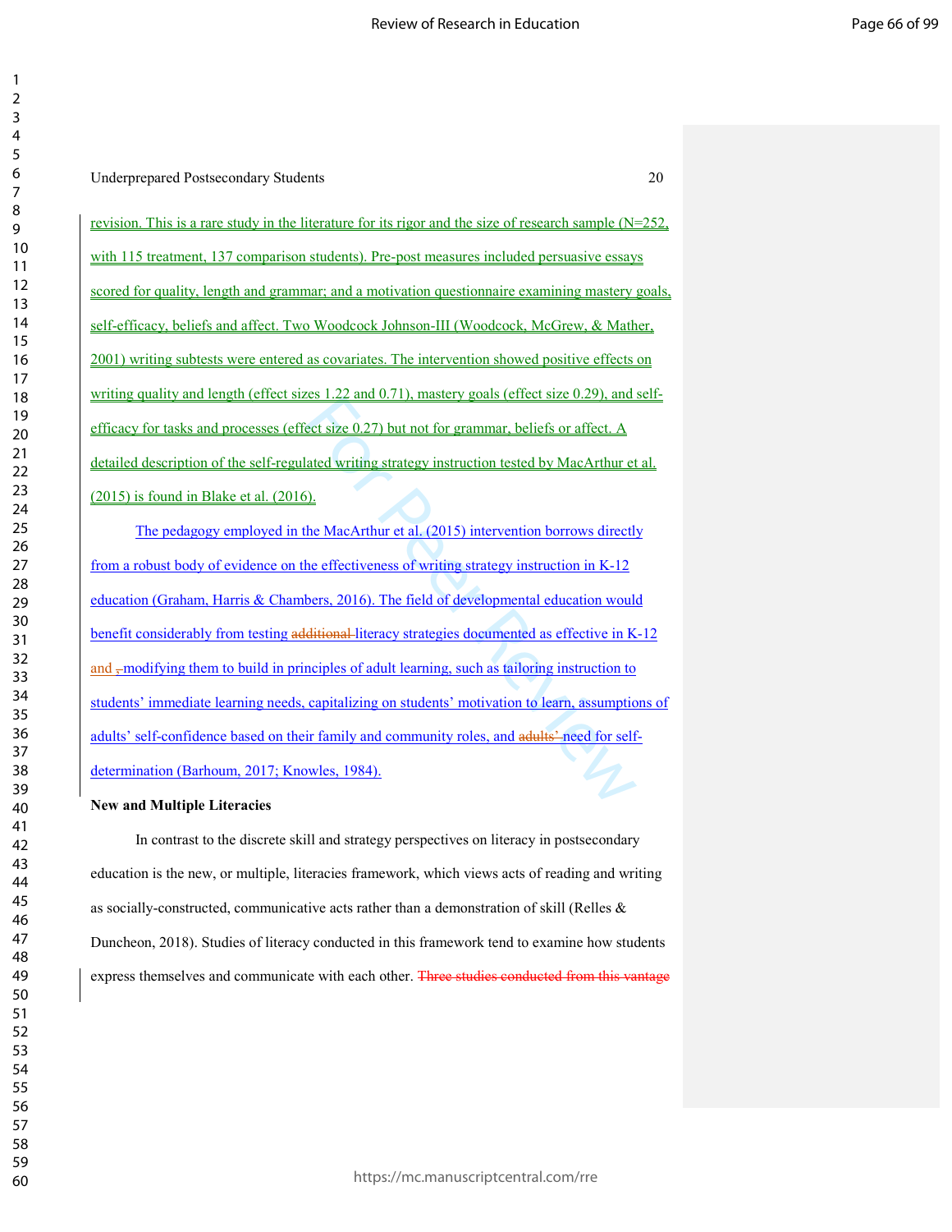revision. This is a rare study in the literature for its rigor and the size of research sample (N=252, with 115 treatment, 137 comparison students). Pre-post measures included persuasive essays scored for quality, length and grammar; and a motivation questionnaire examining mastery goals, self-efficacy, beliefs and affect. Two Woodcock Johnson-III (Woodcock, McGrew, & Mather, 2001) writing subtests were entered as covariates. The intervention showed positive effects on writing quality and length (effect sizes 1.22 and 0.71), mastery goals (effect size 0.29), and self-efficacy for tasks and processes (effect size 0.27) but not for grammar, beliefs or affect. A detailed description of the self-regulated writing strategy instruction tested by MacArthur et al. (2015) is found in Blake et al. (2016).

The pedagogy employed in the MacArthur et al. (2015) intervention borrows directly from a robust body of evidence on the effectiveness of writing strategy instruction in K-12 education (Graham, Harris & Chambers, 2016). The field of developmental education would benefit considerably from testing ~~additional~~ literacy strategies documented as effective in K-12 and ~~,~~ modifying them to build in principles of adult learning, such as tailoring instruction to students' immediate learning needs, capitalizing on students' motivation to learn, assumptions of adults' self-confidence based on their family and community roles, and ~~adults'~~ need for self-determination (Barhoum, 2017; Knowles, 1984).

**New and Multiple Literacies**

In contrast to the discrete skill and strategy perspectives on literacy in postsecondary education is the new, or multiple, literacies framework, which views acts of reading and writing as socially-constructed, communicative acts rather than a demonstration of skill (Relles & Duncheon, 2018). Studies of literacy conducted in this framework tend to examine how students express themselves and communicate with each other. ~~Three studies conducted from this vantage~~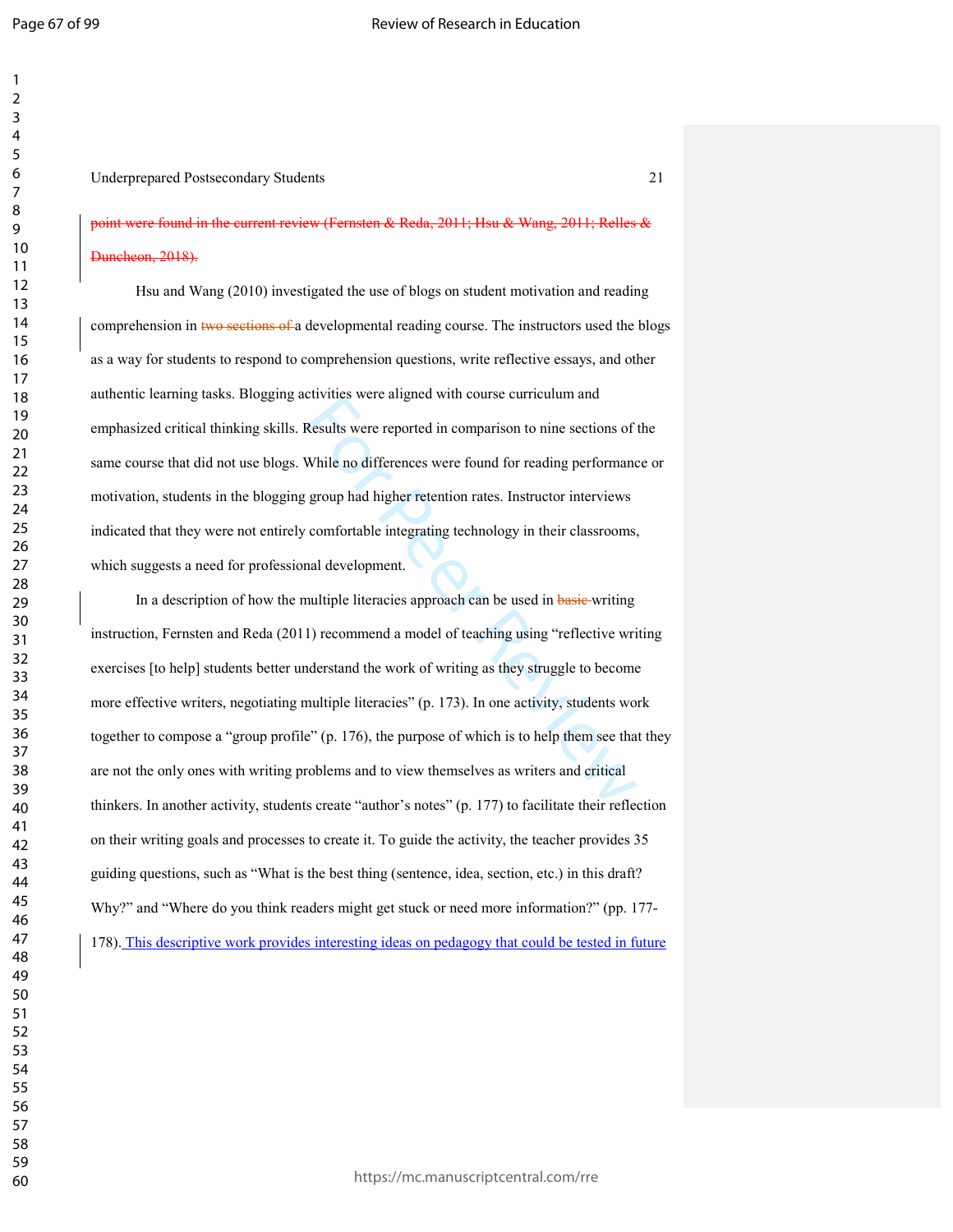~~point were found in the current review (Fernsten & Reda, 2011; Hsu & Wang, 2011; Relles & Duncheon, 2018).~~

Hsu and Wang (2010) investigated the use of blogs on student motivation and reading comprehension in ~~two sections of~~ a developmental reading course. The instructors used the blogs as a way for students to respond to comprehension questions, write reflective essays, and other authentic learning tasks. Blogging activities were aligned with course curriculum and emphasized critical thinking skills. Results were reported in comparison to nine sections of the same course that did not use blogs. While no differences were found for reading performance or motivation, students in the blogging group had higher retention rates. Instructor interviews indicated that they were not entirely comfortable integrating technology in their classrooms, which suggests a need for professional development.

In a description of how the multiple literacies approach can be used in ~~basic~~ writing instruction, Fernsten and Reda (2011) recommend a model of teaching using "reflective writing exercises [to help] students better understand the work of writing as they struggle to become more effective writers, negotiating multiple literacies" (p. 173). In one activity, students work together to compose a "group profile" (p. 176), the purpose of which is to help them see that they are not the only ones with writing problems and to view themselves as writers and critical thinkers. In another activity, students create "author's notes" (p. 177) to facilitate their reflection on their writing goals and processes to create it. To guide the activity, the teacher provides 35 guiding questions, such as "What is the best thing (sentence, idea, section, etc.) in this draft? Why?" and "Where do you think readers might get stuck or need more information?" (pp. 177-178). This descriptive work provides interesting ideas on pedagogy that could be tested in future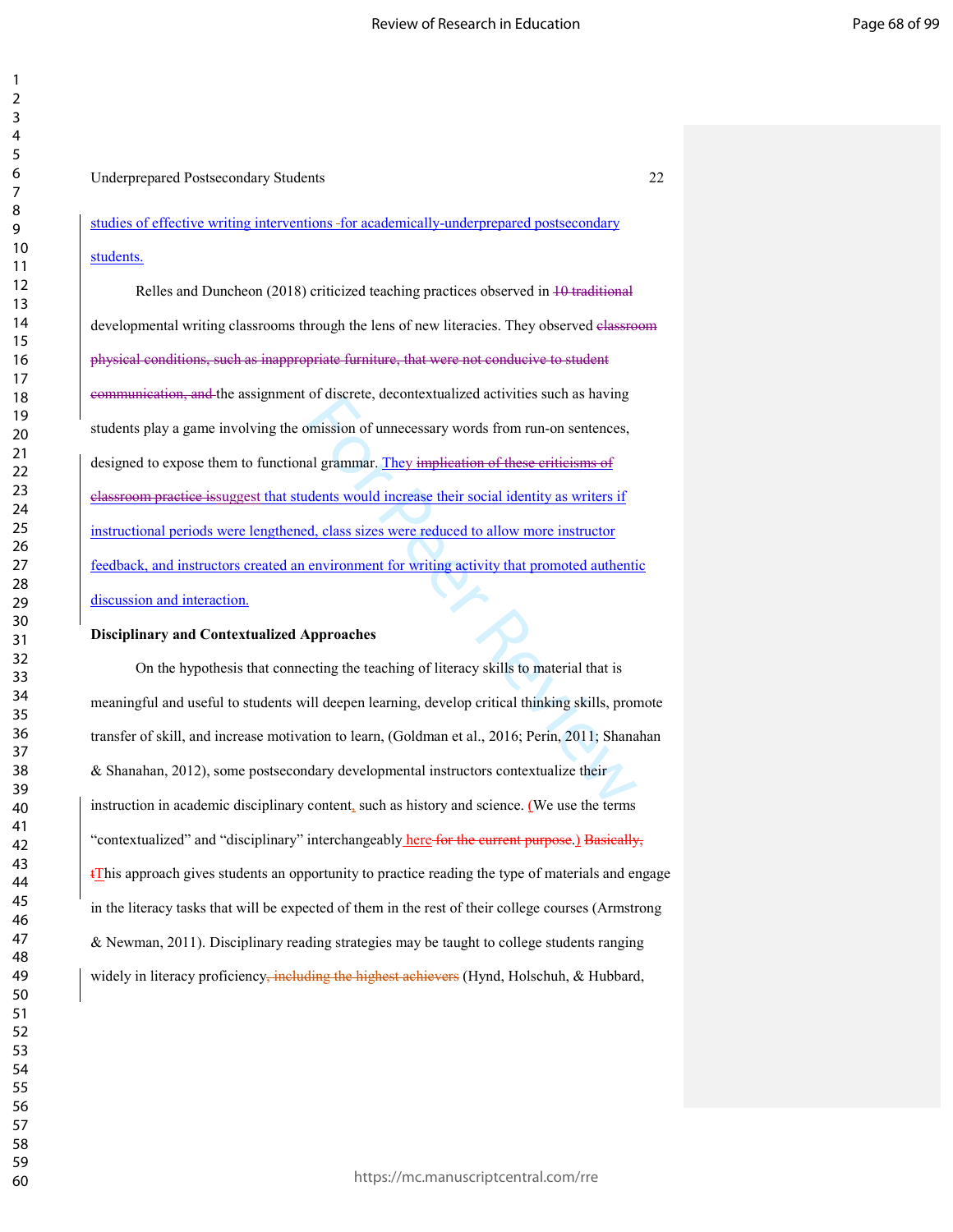studies of effective writing interventions ~~-~~for academically-underprepared postsecondary students.

Relles and Duncheon (2018) criticized teaching practices observed in ~~10 traditional~~ developmental writing classrooms through the lens of new literacies. They observed ~~classroom physical conditions, such as inappropriate furniture, that were not conducive to student communication, and~~ the assignment of discrete, decontextualized activities such as having students play a game involving the omission of unnecessary words from run-on sentences, designed to expose them to functional grammar. They ~~implication of these criticisms of classroom practice is~~suggest that students would increase their social identity as writers if instructional periods were lengthened, class sizes were reduced to allow more instructor feedback, and instructors created an environment for writing activity that promoted authentic discussion and interaction.

**Disciplinary and Contextualized Approaches**

On the hypothesis that connecting the teaching of literacy skills to material that is meaningful and useful to students will deepen learning, develop critical thinking skills, promote transfer of skill, and increase motivation to learn, (Goldman et al., 2016; Perin, 2011; Shanahan & Shanahan, 2012), some postsecondary developmental instructors contextualize their instruction in academic disciplinary content, such as history and science. ~~(~~We use the terms “contextualized” and “disciplinary” interchangeably here ~~for the current purpose~~.~~)~~ ~~Basically, t~~This approach gives students an opportunity to practice reading the type of materials and engage in the literacy tasks that will be expected of them in the rest of their college courses (Armstrong & Newman, 2011). Disciplinary reading strategies may be taught to college students ranging widely in literacy proficiency~~, including the highest achievers~~ (Hynd, Holschuh, & Hubbard,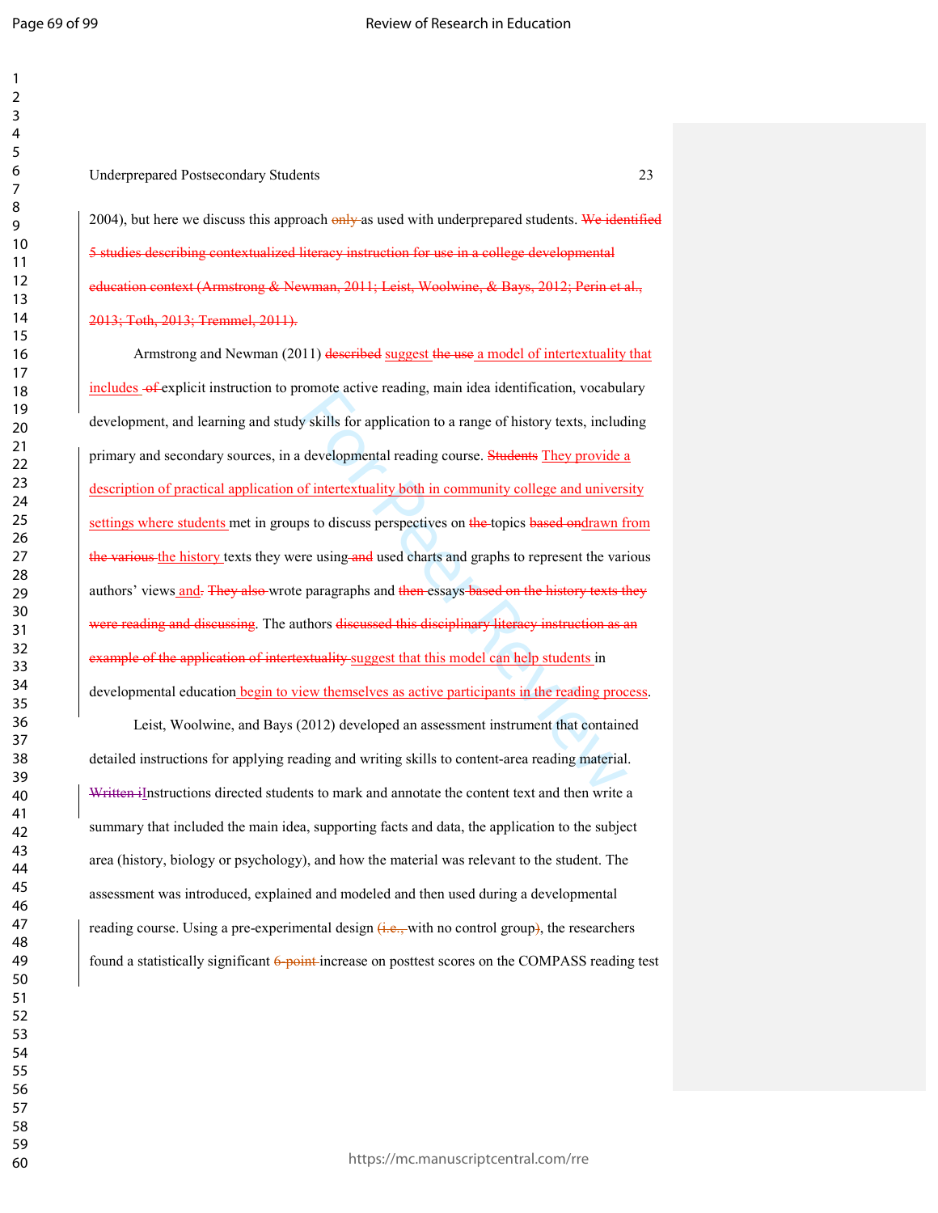2004), but here we discuss this approach ~~only~~ as used with underprepared students. ~~We identified 5 studies describing contextualized literacy instruction for use in a college developmental education context (Armstrong & Newman, 2011; Leist, Woolwine, & Bays, 2012; Perin et al., 2013; Toth, 2013; Tremmel, 2011).~~

Armstrong and Newman (2011) ~~described~~ suggest ~~the use~~ a model of intertextuality that includes ~~of~~ explicit instruction to promote active reading, main idea identification, vocabulary development, and learning and study skills for application to a range of history texts, including primary and secondary sources, in a developmental reading course. ~~Students~~ They provide a description of practical application of intertextuality both in community college and university settings where students met in groups to discuss perspectives on ~~the~~ topics ~~based on~~drawn from ~~the various~~ the history texts they were using ~~and~~ used charts and graphs to represent the various authors' views and~~.~~ ~~They also~~ wrote paragraphs and ~~then~~ essays ~~based on the history texts they were reading and discussing~~. The authors ~~discussed this disciplinary literacy instruction as an example of the application of intertextuality~~ suggest that this model can help students in developmental education begin to view themselves as active participants in the reading process.

Leist, Woolwine, and Bays (2012) developed an assessment instrument that contained detailed instructions for applying reading and writing skills to content-area reading material. ~~Written i~~Instructions directed students to mark and annotate the content text and then write a summary that included the main idea, supporting facts and data, the application to the subject area (history, biology or psychology), and how the material was relevant to the student. The assessment was introduced, explained and modeled and then used during a developmental reading course. Using a pre-experimental design ~~(i.e.,~~ with no control group~~)~~, the researchers found a statistically significant ~~6-point~~ increase on posttest scores on the COMPASS reading test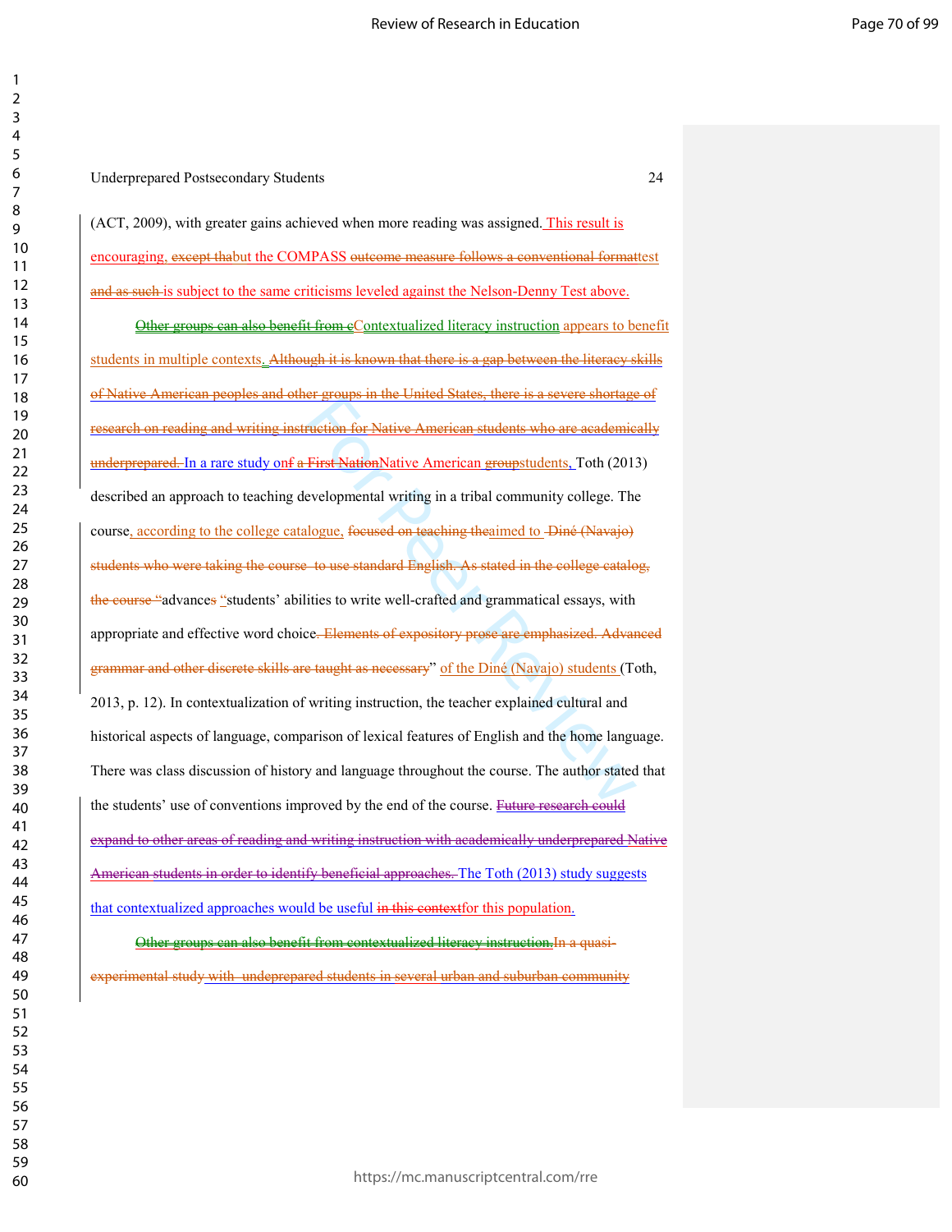(ACT, 2009), with greater gains achieved when more reading was assigned. This result is encouraging, ~~except tha~~but the COMPASS ~~outcome measure follows a conventional format~~test ~~and as such~~ is subject to the same criticisms leveled against the Nelson-Denny Test above.

~~Other groups can also benefit from c~~Contextualized literacy instruction appears to benefit students in multiple contexts. ~~Although it is known that there is a gap between the literacy skills of Native American peoples and other groups in the United States, there is a severe shortage of research on reading and writing instruction for Native American students who are academically underprepared.~~ In a rare study o~~n~~f ~~a First Nation~~Native American ~~group~~students, Toth (2013) described an approach to teaching developmental writing in a tribal community college. The course, according to the college catalogue, ~~focused on teaching the~~aimed to ~~Diné (Navajo) students who were taking the course to use standard English. As stated in the college catalog, the course "~~advance~~s~~ "students' abilities to write well-crafted and grammatical essays, with appropriate and effective word choice~~. Elements of expository prose are emphasized. Advanced grammar and other discrete skills are taught as necessary~~" of the Diné (Navajo) students (Toth, 2013, p. 12). In contextualization of writing instruction, the teacher explained cultural and historical aspects of language, comparison of lexical features of English and the home language. There was class discussion of history and language throughout the course. The author stated that the students' use of conventions improved by the end of the course. ~~Future research could expand to other areas of reading and writing instruction with academically underprepared Native American students in order to identify beneficial approaches.~~ The Toth (2013) study suggests that contextualized approaches would be useful ~~in this context~~for this population.

~~Other groups can also benefit from contextualized literacy instruction.~~In a quasi-experimental study with undeprepared students in several urban and suburban community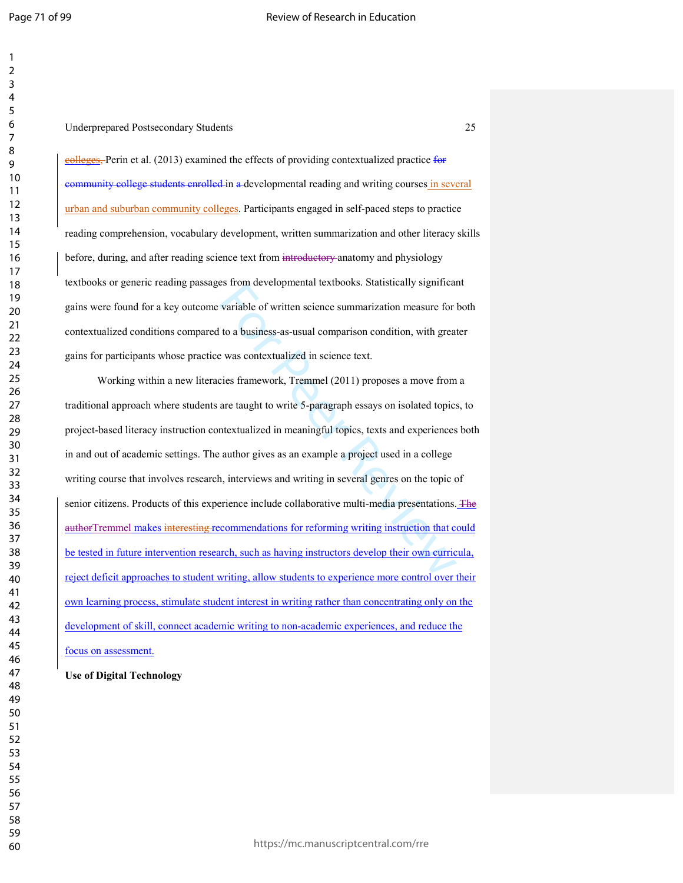~~colleges.~~ Perin et al. (2013) examined the effects of providing contextualized practice ~~for community college students enrolled~~ in ~~a~~ developmental reading and writing courses in several urban and suburban community colleges. Participants engaged in self-paced steps to practice reading comprehension, vocabulary development, written summarization and other literacy skills before, during, and after reading science text from ~~introductory~~ anatomy and physiology textbooks or generic reading passages from developmental textbooks. Statistically significant gains were found for a key outcome variable of written science summarization measure for both contextualized conditions compared to a business-as-usual comparison condition, with greater gains for participants whose practice was contextualized in science text.

Working within a new literacies framework, Tremmel (2011) proposes a move from a traditional approach where students are taught to write 5-paragraph essays on isolated topics, to project-based literacy instruction contextualized in meaningful topics, texts and experiences both in and out of academic settings. The author gives as an example a project used in a college writing course that involves research, interviews and writing in several genres on the topic of senior citizens. Products of this experience include collaborative multi-media presentations. ~~The author~~Tremmel makes ~~interesting~~ recommendations for reforming writing instruction that could be tested in future intervention research, such as having instructors develop their own curricula, reject deficit approaches to student writing, allow students to experience more control over their own learning process, stimulate student interest in writing rather than concentrating only on the development of skill, connect academic writing to non-academic experiences, and reduce the focus on assessment.

**Use of Digital Technology**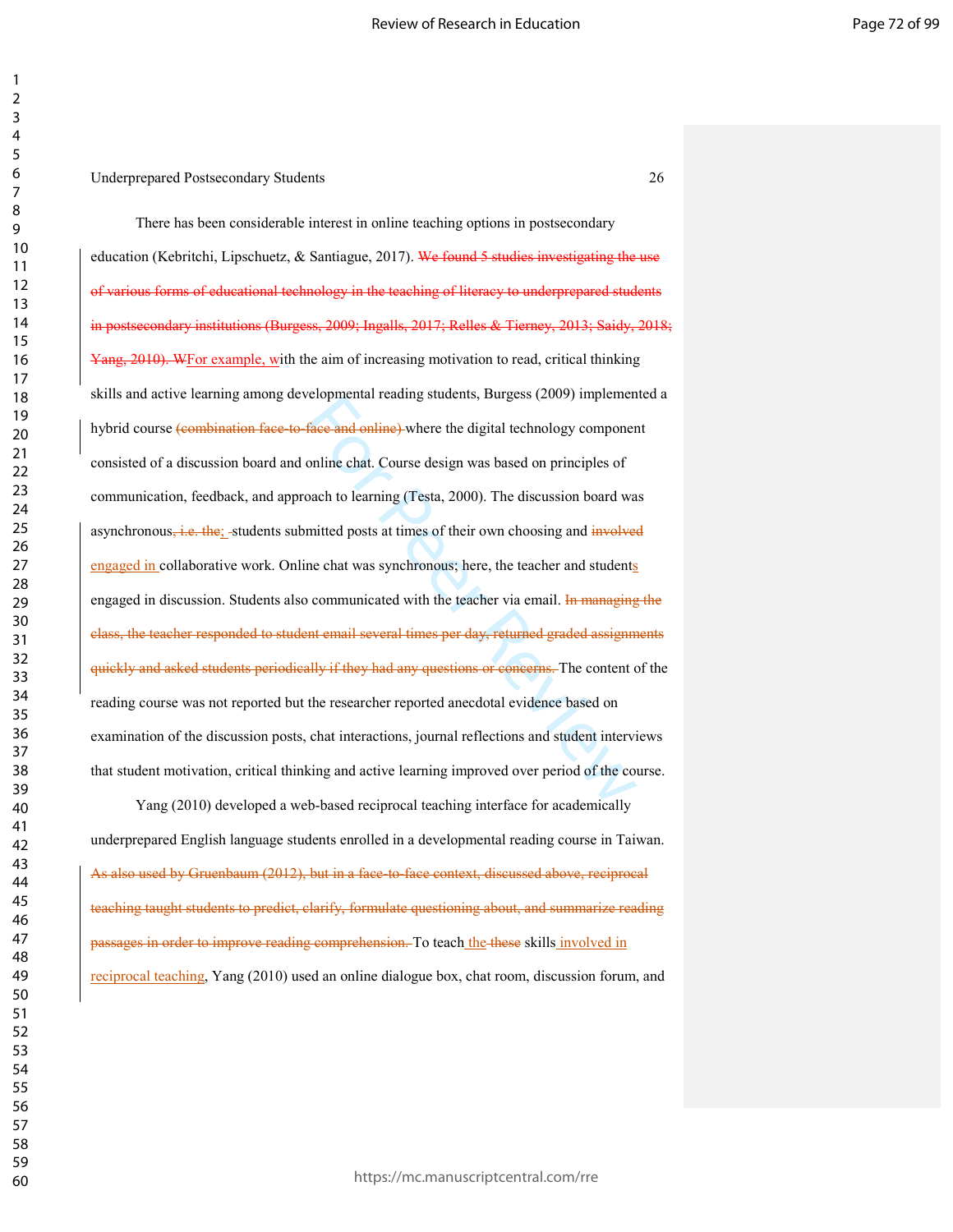There has been considerable interest in online teaching options in postsecondary education (Kebritchi, Lipschuetz, & Santiague, 2017). ~~We found 5 studies investigating the use of various forms of educational technology in the teaching of literacy to underprepared students in postsecondary institutions (Burgess, 2009; Ingalls, 2017; Relles & Tierney, 2013; Saidy, 2018; Yang, 2010). W~~For example, with the aim of increasing motivation to read, critical thinking skills and active learning among developmental reading students, Burgess (2009) implemented a hybrid course ~~(combination face-to-face and online)~~ where the digital technology component consisted of a discussion board and online chat. Course design was based on principles of communication, feedback, and approach to learning (Testa, 2000). The discussion board was asynchronous~~, i.e. the~~; students submitted posts at times of their own choosing and ~~involved~~ engaged in collaborative work. Online chat was synchronous; here, the teacher and students engaged in discussion. Students also communicated with the teacher via email. ~~In managing the class, the teacher responded to student email several times per day, returned graded assignments quickly and asked students periodically if they had any questions or concerns.~~ The content of the reading course was not reported but the researcher reported anecdotal evidence based on examination of the discussion posts, chat interactions, journal reflections and student interviews that student motivation, critical thinking and active learning improved over period of the course.

Yang (2010) developed a web-based reciprocal teaching interface for academically underprepared English language students enrolled in a developmental reading course in Taiwan. ~~As also used by Gruenbaum (2012), but in a face-to-face context, discussed above, reciprocal teaching taught students to predict, clarify, formulate questioning about, and summarize reading passages in order to improve reading comprehension.~~ To teach the ~~these~~ skills involved in reciprocal teaching, Yang (2010) used an online dialogue box, chat room, discussion forum, and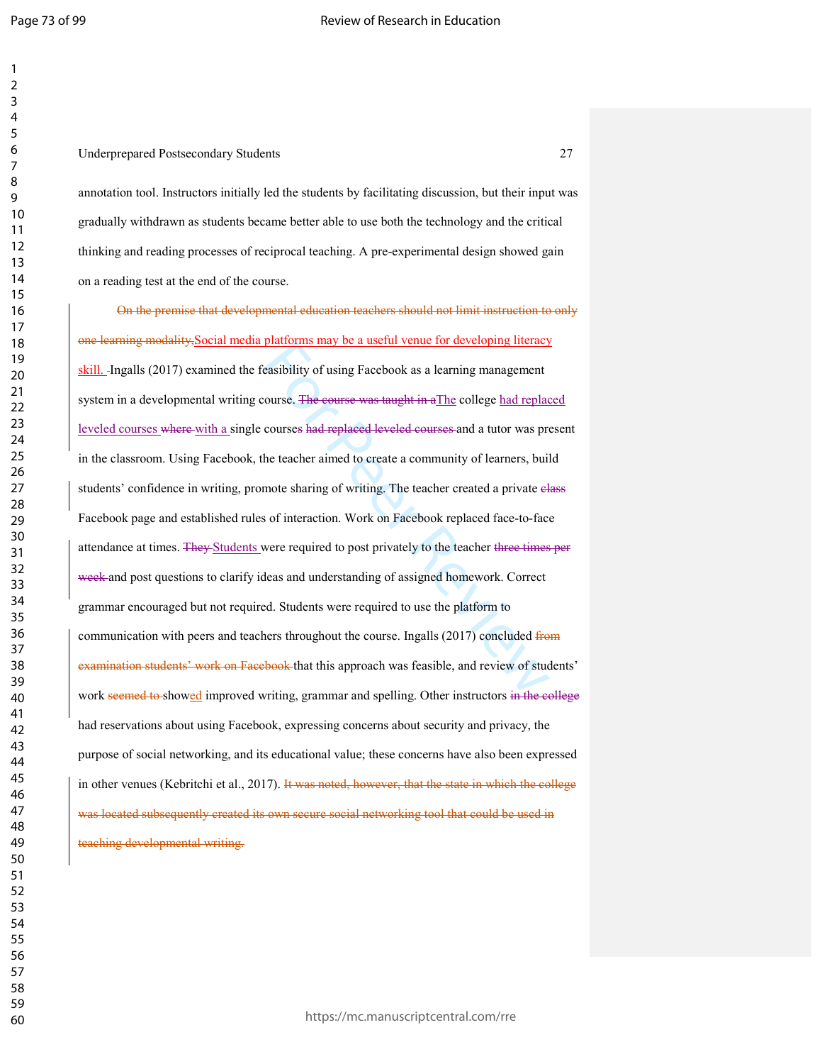annotation tool. Instructors initially led the students by facilitating discussion, but their input was gradually withdrawn as students became better able to use both the technology and the critical thinking and reading processes of reciprocal teaching. A pre-experimental design showed gain on a reading test at the end of the course.

~~On the premise that developmental education teachers should not limit instruction to only one learning modality,~~ Social media platforms may be a useful venue for developing literacy skill. Ingalls (2017) examined the feasibility of using Facebook as a learning management system in a developmental writing course. ~~The course was taught in a~~ The college had replaced leveled courses ~~where~~ with a single course~~s~~ ~~had replaced leveled courses~~ and a tutor was present in the classroom. Using Facebook, the teacher aimed to create a community of learners, build students' confidence in writing, promote sharing of writing. The teacher created a private ~~class~~ Facebook page and established rules of interaction. Work on Facebook replaced face-to-face attendance at times. ~~They~~ Students were required to post privately to the teacher ~~three times per week~~ and post questions to clarify ideas and understanding of assigned homework. Correct grammar encouraged but not required. Students were required to use the platform to communication with peers and teachers throughout the course. Ingalls (2017) concluded ~~from examination students' work on Facebook~~ that this approach was feasible, and review of students' work ~~seemed to~~ showed improved writing, grammar and spelling. Other instructors ~~in the college~~ had reservations about using Facebook, expressing concerns about security and privacy, the purpose of social networking, and its educational value; these concerns have also been expressed in other venues (Kebritchi et al., 2017). ~~It was noted, however, that the state in which the college was located subsequently created its own secure social networking tool that could be used in teaching developmental writing.~~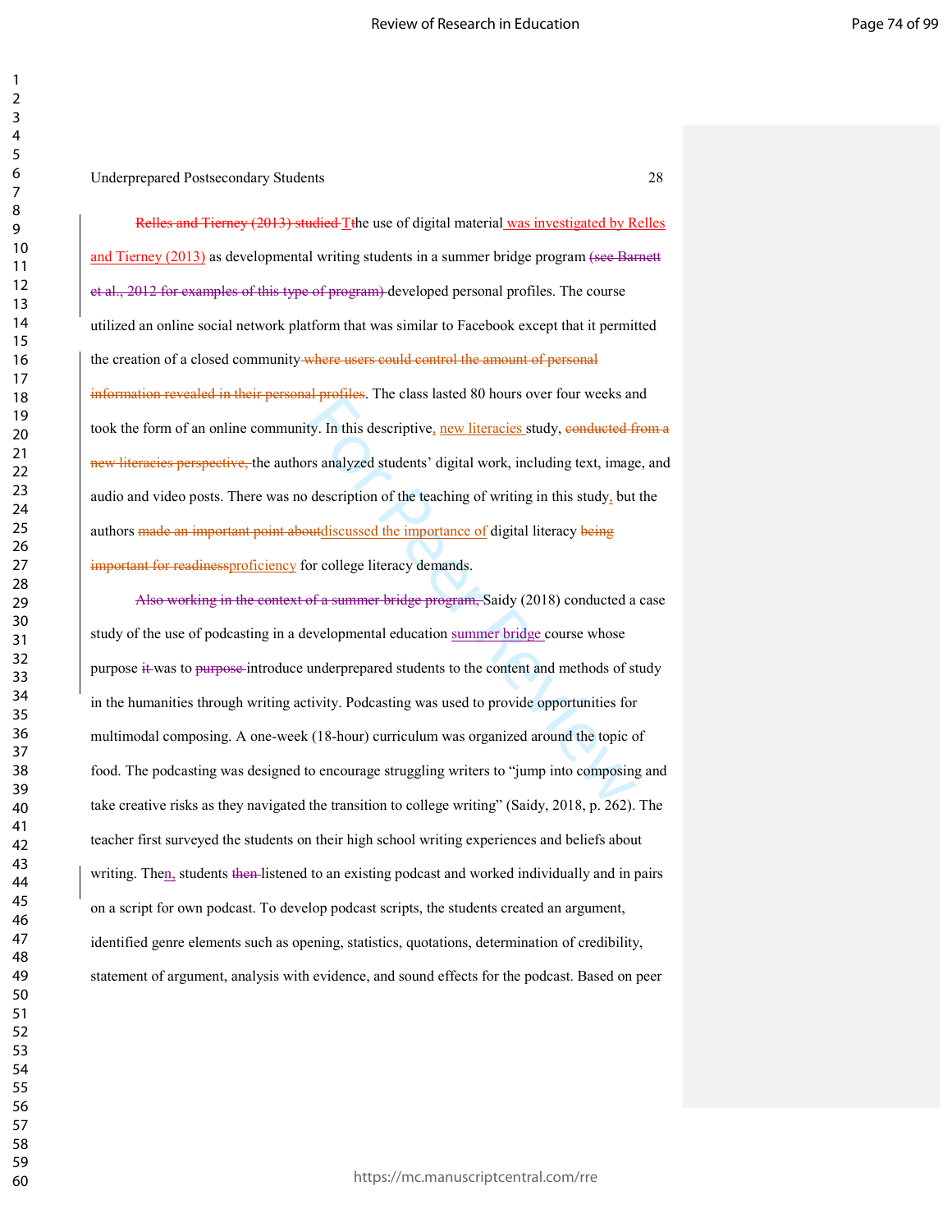~~Relles and Tierney (2013) studied~~ T~~t~~he use of digital material was investigated by Relles and Tierney (2013) as developmental writing students in a summer bridge program ~~(see Barnett et al., 2012 for examples of this type of program)~~ developed personal profiles. The course utilized an online social network platform that was similar to Facebook except that it permitted the creation of a closed community ~~where users could control the amount of personal information revealed in their personal profiles~~. The class lasted 80 hours over four weeks and took the form of an online community. In this descriptive, new literacies study, ~~conducted from a new literacies perspective,~~ the authors analyzed students' digital work, including text, image, and audio and video posts. There was no description of the teaching of writing in this study, but the authors ~~made an important point about~~discussed the importance of digital literacy ~~being important for readiness~~proficiency for college literacy demands.

~~Also working in the context of a summer bridge program,~~ Saidy (2018) conducted a case study of the use of podcasting in a developmental education summer bridge course whose purpose ~~it~~ was to ~~purpose~~ introduce underprepared students to the content and methods of study in the humanities through writing activity. Podcasting was used to provide opportunities for multimodal composing. A one-week (18-hour) curriculum was organized around the topic of food. The podcasting was designed to encourage struggling writers to "jump into composing and take creative risks as they navigated the transition to college writing" (Saidy, 2018, p. 262). The teacher first surveyed the students on their high school writing experiences and beliefs about writing. Then, students ~~then~~ listened to an existing podcast and worked individually and in pairs on a script for own podcast. To develop podcast scripts, the students created an argument, identified genre elements such as opening, statistics, quotations, determination of credibility, statement of argument, analysis with evidence, and sound effects for the podcast. Based on peer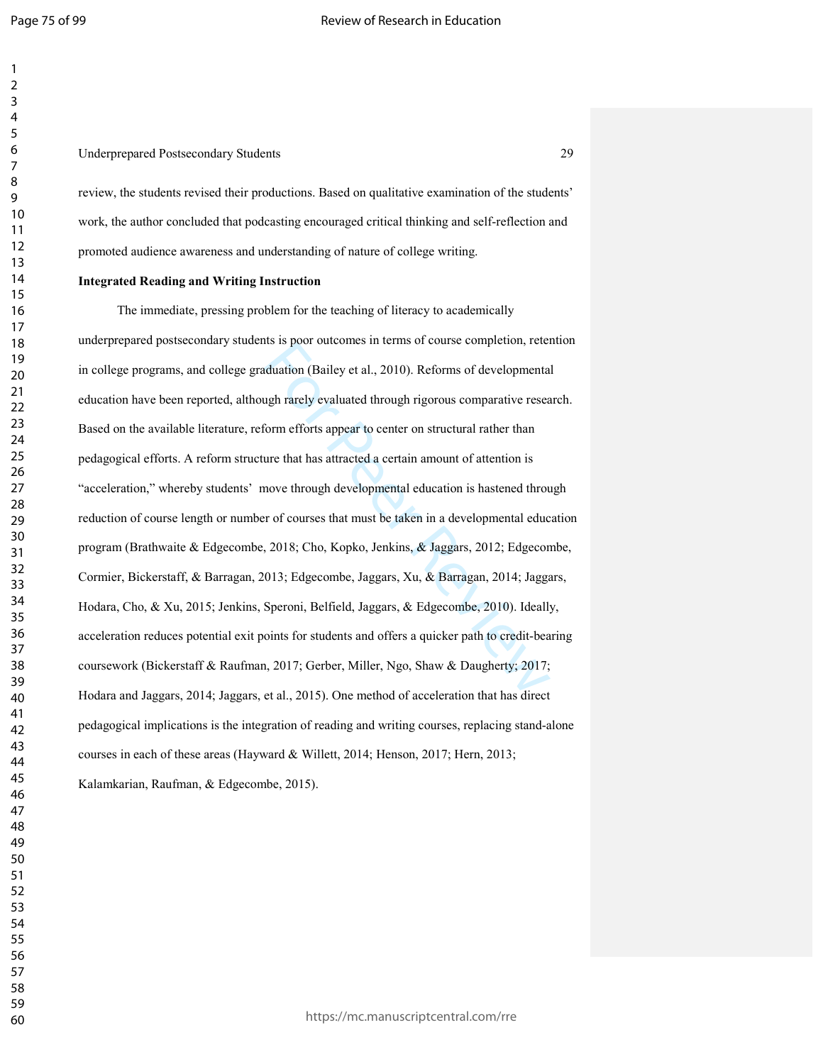review, the students revised their productions. Based on qualitative examination of the students' work, the author concluded that podcasting encouraged critical thinking and self-reflection and promoted audience awareness and understanding of nature of college writing.

**Integrated Reading and Writing Instruction**

The immediate, pressing problem for the teaching of literacy to academically underprepared postsecondary students is poor outcomes in terms of course completion, retention in college programs, and college graduation (Bailey et al., 2010). Reforms of developmental education have been reported, although rarely evaluated through rigorous comparative research. Based on the available literature, reform efforts appear to center on structural rather than pedagogical efforts. A reform structure that has attracted a certain amount of attention is "acceleration," whereby students' move through developmental education is hastened through reduction of course length or number of courses that must be taken in a developmental education program (Brathwaite & Edgecombe, 2018; Cho, Kopko, Jenkins, & Jaggars, 2012; Edgecombe, Cormier, Bickerstaff, & Barragan, 2013; Edgecombe, Jaggars, Xu, & Barragan, 2014; Jaggars, Hodara, Cho, & Xu, 2015; Jenkins, Speroni, Belfield, Jaggars, & Edgecombe, 2010). Ideally, acceleration reduces potential exit points for students and offers a quicker path to credit-bearing coursework (Bickerstaff & Raufman, 2017; Gerber, Miller, Ngo, Shaw & Daugherty, 2017; Hodara and Jaggars, 2014; Jaggars, et al., 2015). One method of acceleration that has direct pedagogical implications is the integration of reading and writing courses, replacing stand-alone courses in each of these areas (Hayward & Willett, 2014; Henson, 2017; Hern, 2013; Kalamkarian, Raufman, & Edgecombe, 2015).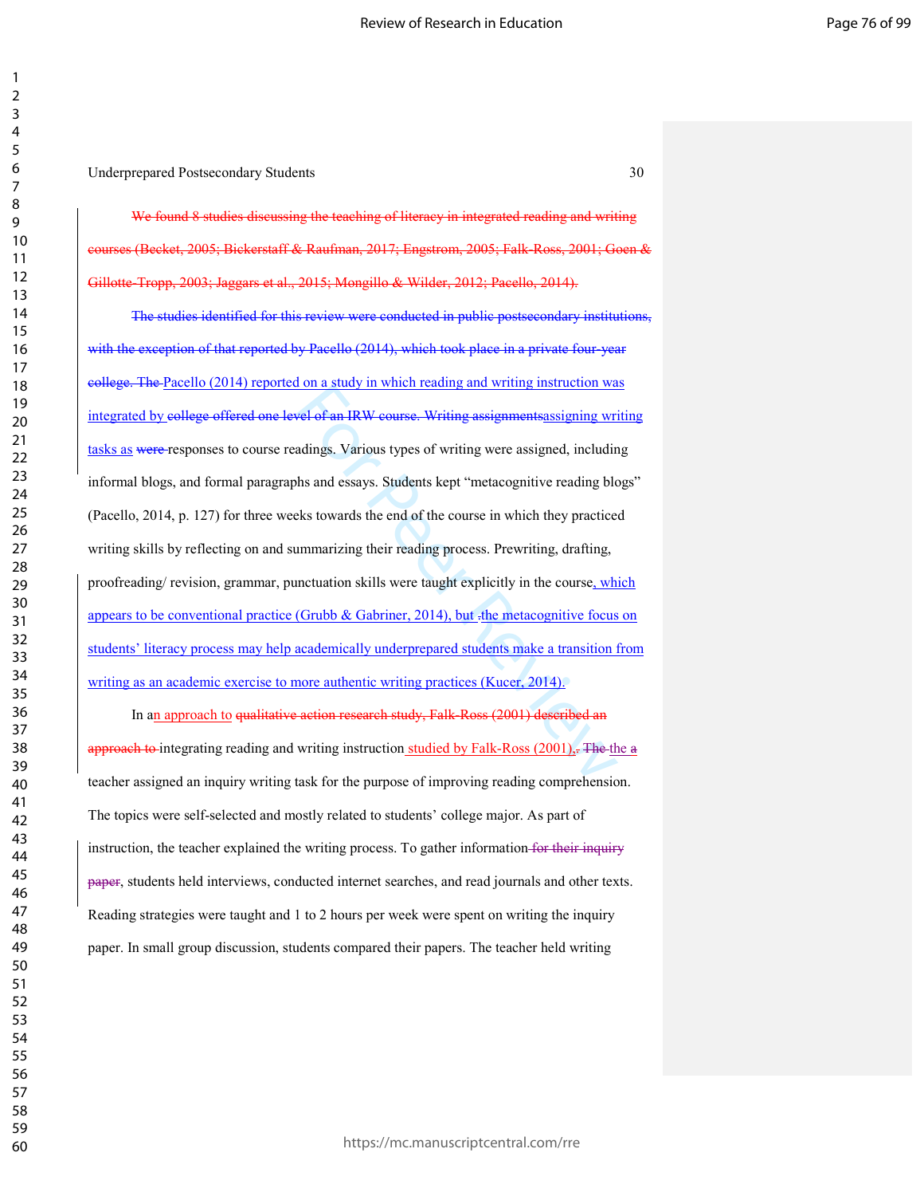~~We found 8 studies discussing the teaching of literacy in integrated reading and writing courses (Becket, 2005; Bickerstaff & Raufman, 2017; Engstrom, 2005; Falk-Ross, 2001; Goen & Gillotte-Tropp, 2003; Jaggars et al., 2015; Mongillo & Wilder, 2012; Pacello, 2014).~~

~~The studies identified for this review were conducted in public postsecondary institutions, with the exception of that reported by Pacello (2014), which took place in a private four-year college. The~~ Pacello (2014) reported on a study in which reading and writing instruction was integrated by ~~college offered one level of an IRW course. Writing assignments~~assigning writing tasks as ~~were~~ responses to course readings. Various types of writing were assigned, including informal blogs, and formal paragraphs and essays. Students kept "metacognitive reading blogs" (Pacello, 2014, p. 127) for three weeks towards the end of the course in which they practiced writing skills by reflecting on and summarizing their reading process. Prewriting, drafting, proofreading/ revision, grammar, punctuation skills were taught explicitly in the course, which appears to be conventional practice (Grubb & Gabriner, 2014), but ~~.~~the metacognitive focus on students' literacy process may help academically underprepared students make a transition from writing as an academic exercise to more authentic writing practices (Kucer, 2014).

In an approach to ~~qualitative action research study, Falk-Ross (2001) described an approach to~~ integrating reading and writing instruction studied by Falk-Ross (2001)~~,~~. ~~The~~ the ~~a~~ teacher assigned an inquiry writing task for the purpose of improving reading comprehension. The topics were self-selected and mostly related to students' college major. As part of instruction, the teacher explained the writing process. To gather information ~~for their inquiry paper~~, students held interviews, conducted internet searches, and read journals and other texts. Reading strategies were taught and 1 to 2 hours per week were spent on writing the inquiry paper. In small group discussion, students compared their papers. The teacher held writing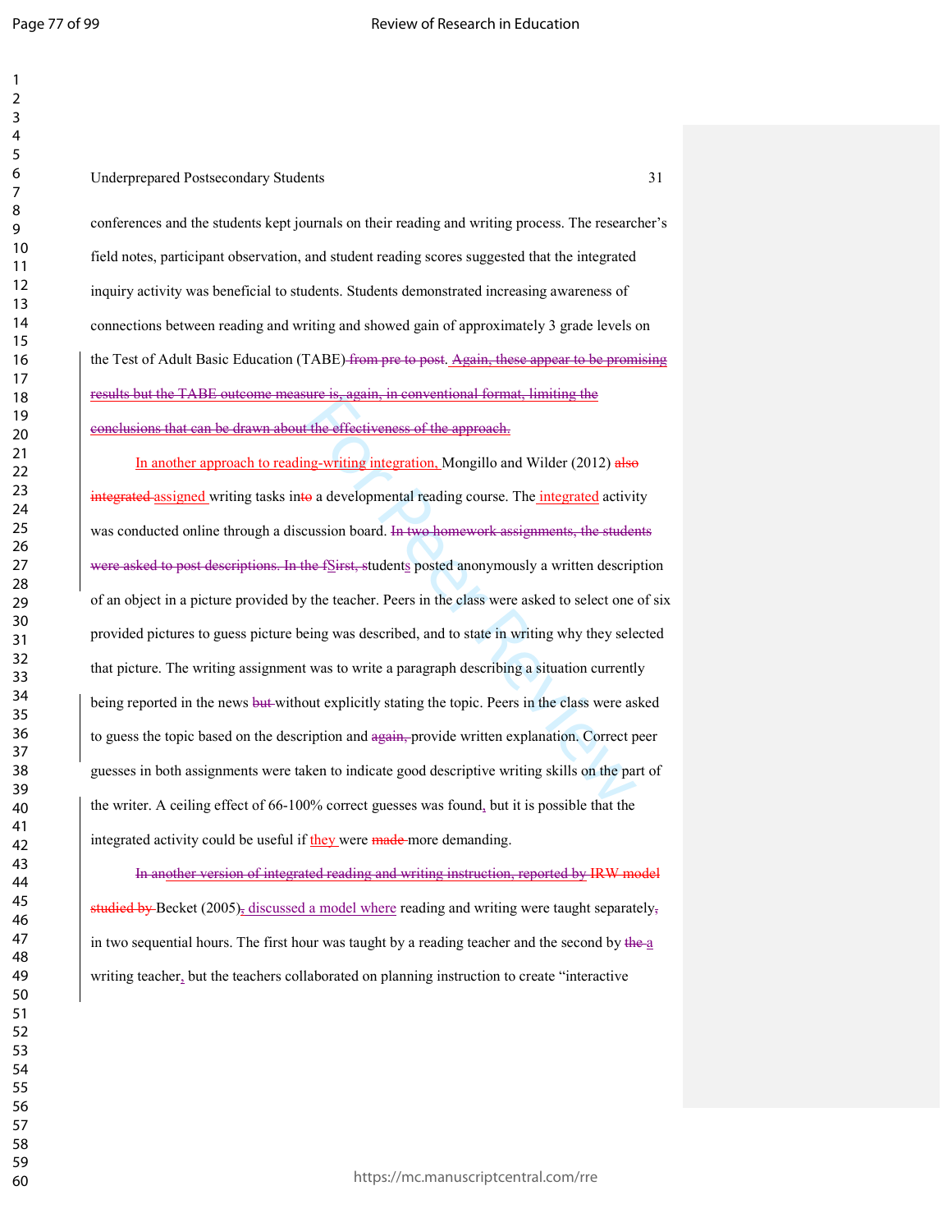conferences and the students kept journals on their reading and writing process. The researcher's field notes, participant observation, and student reading scores suggested that the integrated inquiry activity was beneficial to students. Students demonstrated increasing awareness of connections between reading and writing and showed gain of approximately 3 grade levels on the Test of Adult Basic Education (TABE) ~~from pre to post~~. ~~Again, these appear to be promising results but the TABE outcome measure is, again, in conventional format, limiting the conclusions that can be drawn about the effectiveness of the approach.~~

In another approach to reading-writing integration, Mongillo and Wilder (2012) ~~also integrated~~ assigned writing tasks in~~to~~ a developmental reading course. The integrated activity was conducted online through a discussion board. ~~In two homework assignments, the students were asked to post descriptions. In the f~~S~~irst, s~~tudents posted anonymously a written description of an object in a picture provided by the teacher. Peers in the class were asked to select one of six provided pictures to guess picture being was described, and to state in writing why they selected that picture. The writing assignment was to write a paragraph describing a situation currently being reported in the news ~~but~~ without explicitly stating the topic. Peers in the class were asked to guess the topic based on the description and ~~again,~~ provide written explanation. Correct peer guesses in both assignments were taken to indicate good descriptive writing skills on the part of the writer. A ceiling effect of 66-100% correct guesses was found, but it is possible that the integrated activity could be useful if they were ~~made~~ more demanding.

~~In another version of integrated reading and writing instruction, reported by IRW model studied by~~ Becket (2005)~~,~~, discussed a model where reading and writing were taught separately~~,~~ in two sequential hours. The first hour was taught by a reading teacher and the second by ~~the~~ a writing teacher, but the teachers collaborated on planning instruction to create "interactive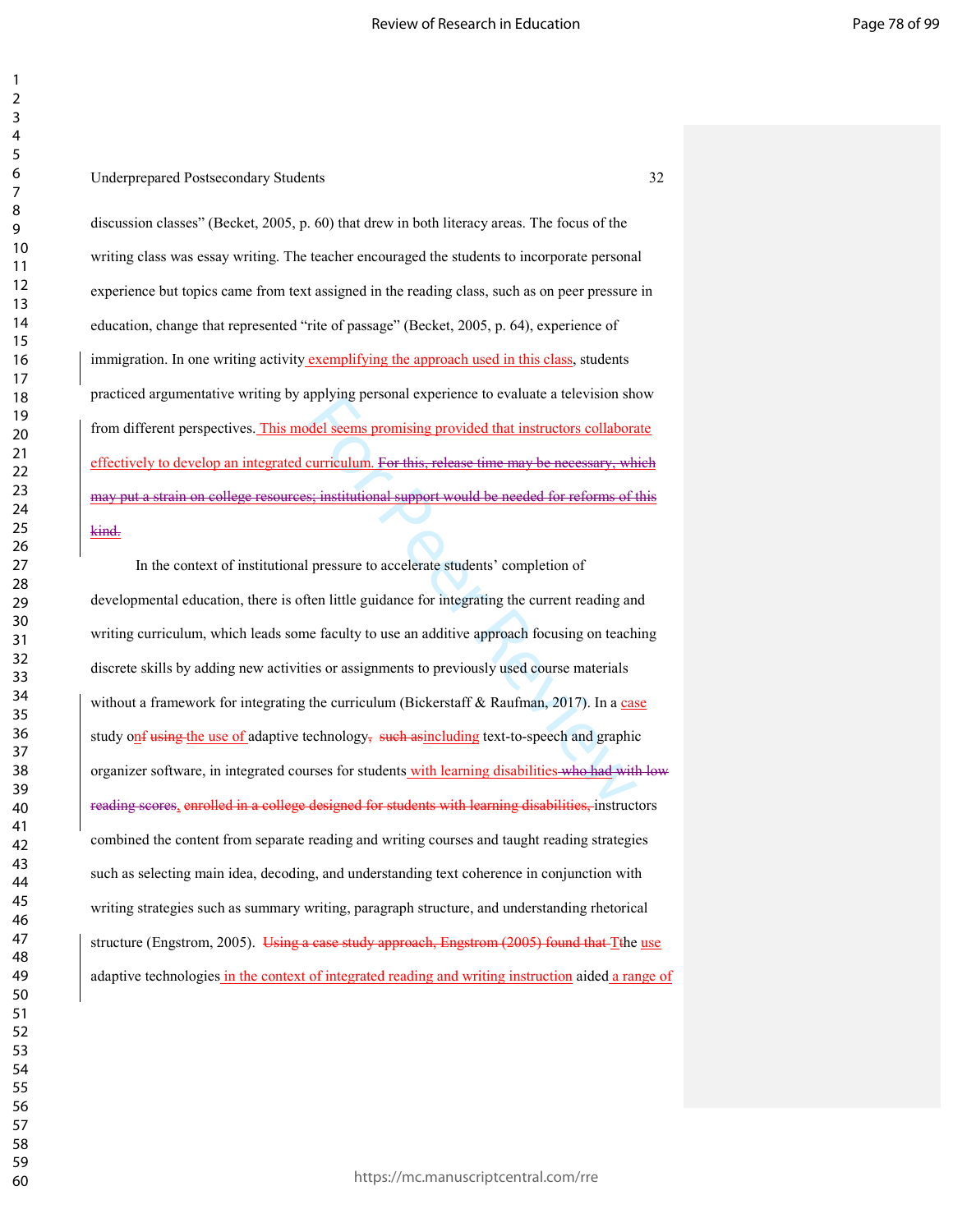discussion classes" (Becket, 2005, p. 60) that drew in both literacy areas. The focus of the writing class was essay writing. The teacher encouraged the students to incorporate personal experience but topics came from text assigned in the reading class, such as on peer pressure in education, change that represented "rite of passage" (Becket, 2005, p. 64), experience of immigration. In one writing activity exemplifying the approach used in this class, students practiced argumentative writing by applying personal experience to evaluate a television show from different perspectives. This model seems promising provided that instructors collaborate effectively to develop an integrated curriculum. ~~For this, release time may be necessary, which may put a strain on college resources; institutional support would be needed for reforms of this kind.~~

In the context of institutional pressure to accelerate students' completion of developmental education, there is often little guidance for integrating the current reading and writing curriculum, which leads some faculty to use an additive approach focusing on teaching discrete skills by adding new activities or assignments to previously used course materials without a framework for integrating the curriculum (Bickerstaff & Raufman, 2017). In a case study o~~f~~n ~~using~~ the use of adaptive technology~~,~~ ~~such as~~ including text-to-speech and graphic organizer software, in integrated courses for students with learning disabilities ~~who had with low reading scores~~, ~~enrolled in a college designed for students with learning disabilities,~~ instructors combined the content from separate reading and writing courses and taught reading strategies such as selecting main idea, decoding, and understanding text coherence in conjunction with writing strategies such as summary writing, paragraph structure, and understanding rhetorical structure (Engstrom, 2005). ~~Using a case study approach, Engstrom (2005) found that~~ T~~t~~he use adaptive technologies in the context of integrated reading and writing instruction aided a range of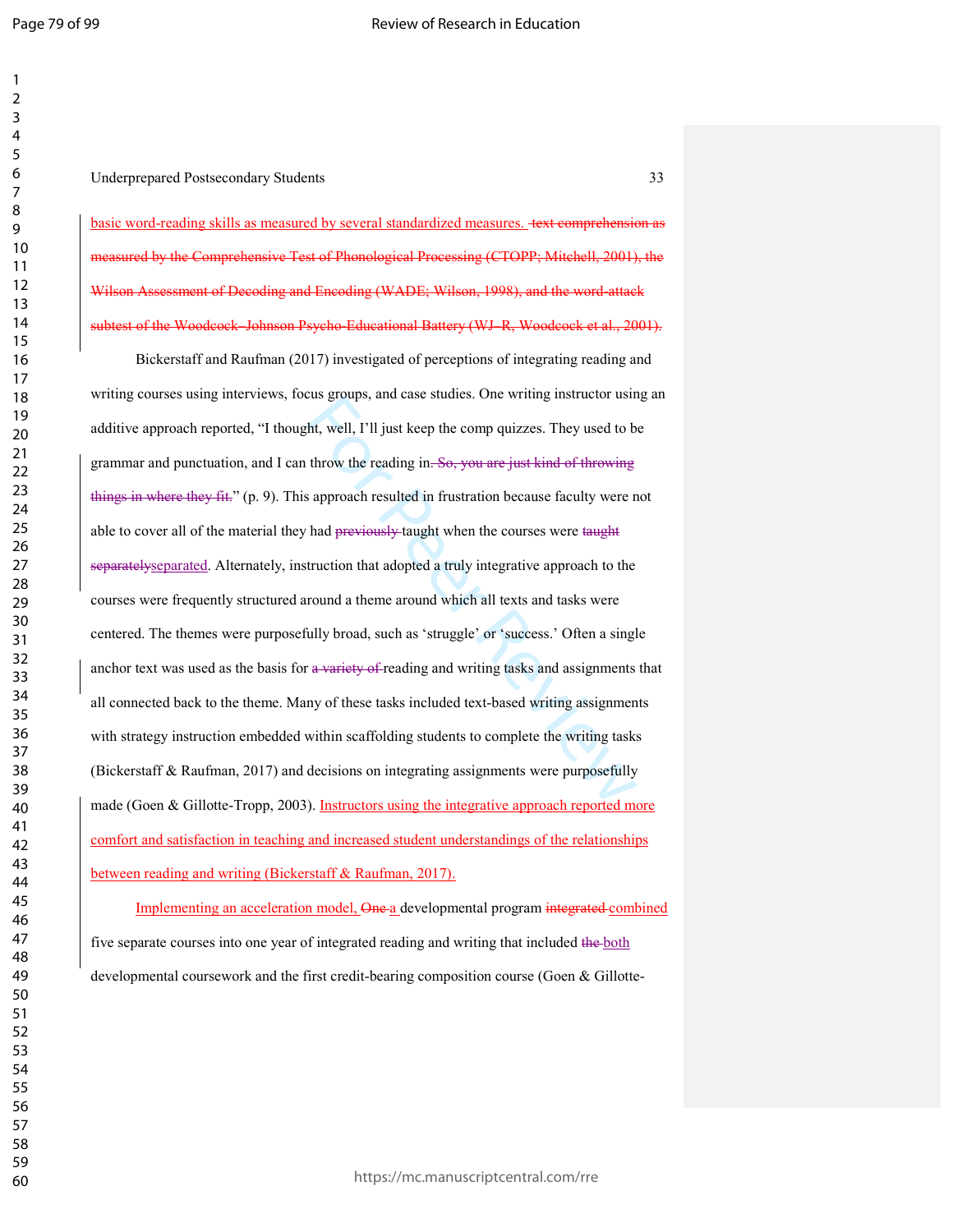basic word-reading skills as measured by several standardized measures. ~~text comprehension as measured by the Comprehensive Test of Phonological Processing (CTOPP; Mitchell, 2001), the Wilson Assessment of Decoding and Encoding (WADE; Wilson, 1998), and the word-attack subtest of the Woodcock–Johnson Psycho-Educational Battery (WJ–R, Woodcock et al., 2001).~~

Bickerstaff and Raufman (2017) investigated of perceptions of integrating reading and writing courses using interviews, focus groups, and case studies. One writing instructor using an additive approach reported, "I thought, well, I'll just keep the comp quizzes. They used to be grammar and punctuation, and I can throw the reading in.~~ So, you are just kind of throwing things in where they fit.~~" (p. 9). This approach resulted in frustration because faculty were not able to cover all of the material they had ~~previously~~ taught when the courses were ~~taught separately~~separated. Alternately, instruction that adopted a truly integrative approach to the courses were frequently structured around a theme around which all texts and tasks were centered. The themes were purposefully broad, such as 'struggle' or 'success.' Often a single anchor text was used as the basis for ~~a variety of~~ reading and writing tasks and assignments that all connected back to the theme. Many of these tasks included text-based writing assignments with strategy instruction embedded within scaffolding students to complete the writing tasks (Bickerstaff & Raufman, 2017) and decisions on integrating assignments were purposefully made (Goen & Gillotte-Tropp, 2003). Instructors using the integrative approach reported more comfort and satisfaction in teaching and increased student understandings of the relationships between reading and writing (Bickerstaff & Raufman, 2017).

Implementing an acceleration model, ~~One~~ a developmental program ~~integrated~~ combined five separate courses into one year of integrated reading and writing that included ~~the~~ both developmental coursework and the first credit-bearing composition course (Goen & Gillotte-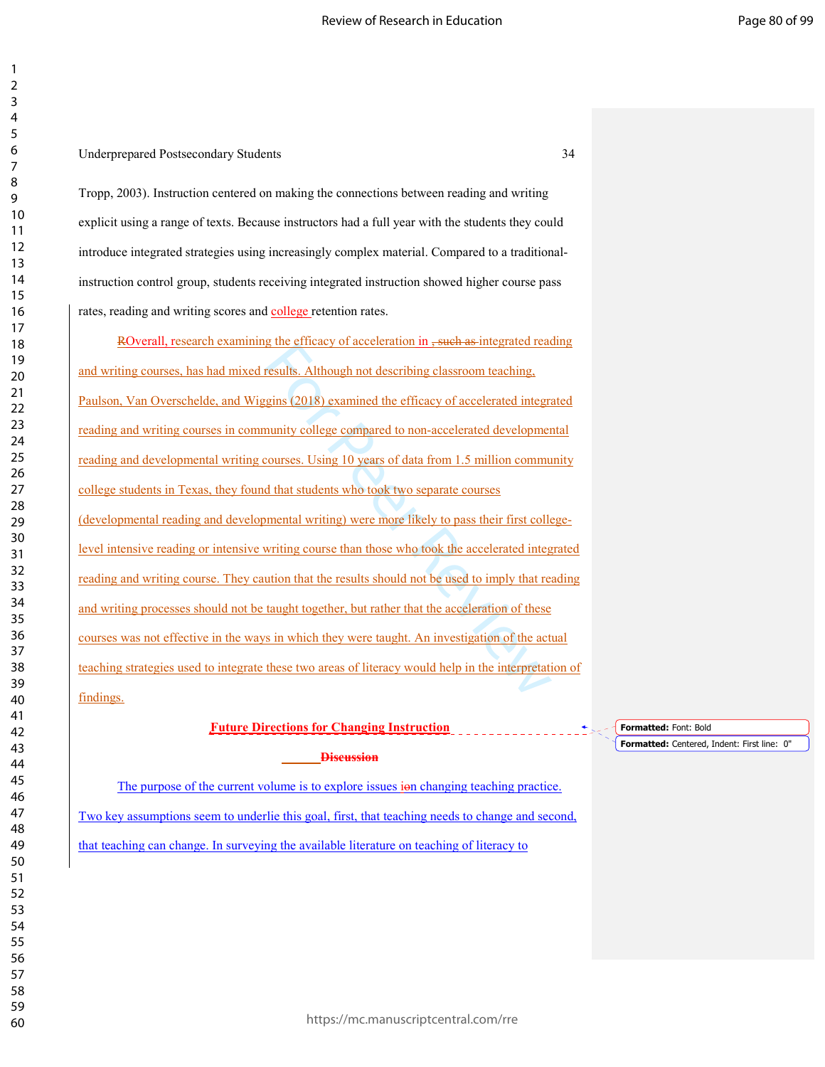Tropp, 2003). Instruction centered on making the connections between reading and writing explicit using a range of texts. Because instructors had a full year with the students they could introduce integrated strategies using increasingly complex material. Compared to a traditional-instruction control group, students receiving integrated instruction showed higher course pass rates, reading and writing scores and college retention rates.

Overall, research examining the efficacy of acceleration in integrated reading and writing courses, has had mixed results. Although not describing classroom teaching, Paulson, Van Overschelde, and Wiggins (2018) examined the efficacy of accelerated integrated reading and writing courses in community college compared to non-accelerated developmental reading and developmental writing courses. Using 10 years of data from 1.5 million community college students in Texas, they found that students who took two separate courses (developmental reading and developmental writing) were more likely to pass their first college-level intensive reading or intensive writing course than those who took the accelerated integrated reading and writing course. They caution that the results should not be used to imply that reading and writing processes should not be taught together, but rather that the acceleration of these courses was not effective in the ways in which they were taught. An investigation of the actual teaching strategies used to integrate these two areas of literacy would help in the interpretation of findings.

## Future Directions for Changing Instruction

The purpose of the current volume is to explore issues on changing teaching practice. Two key assumptions seem to underlie this goal, first, that teaching needs to change and second, that teaching can change. In surveying the available literature on teaching of literacy to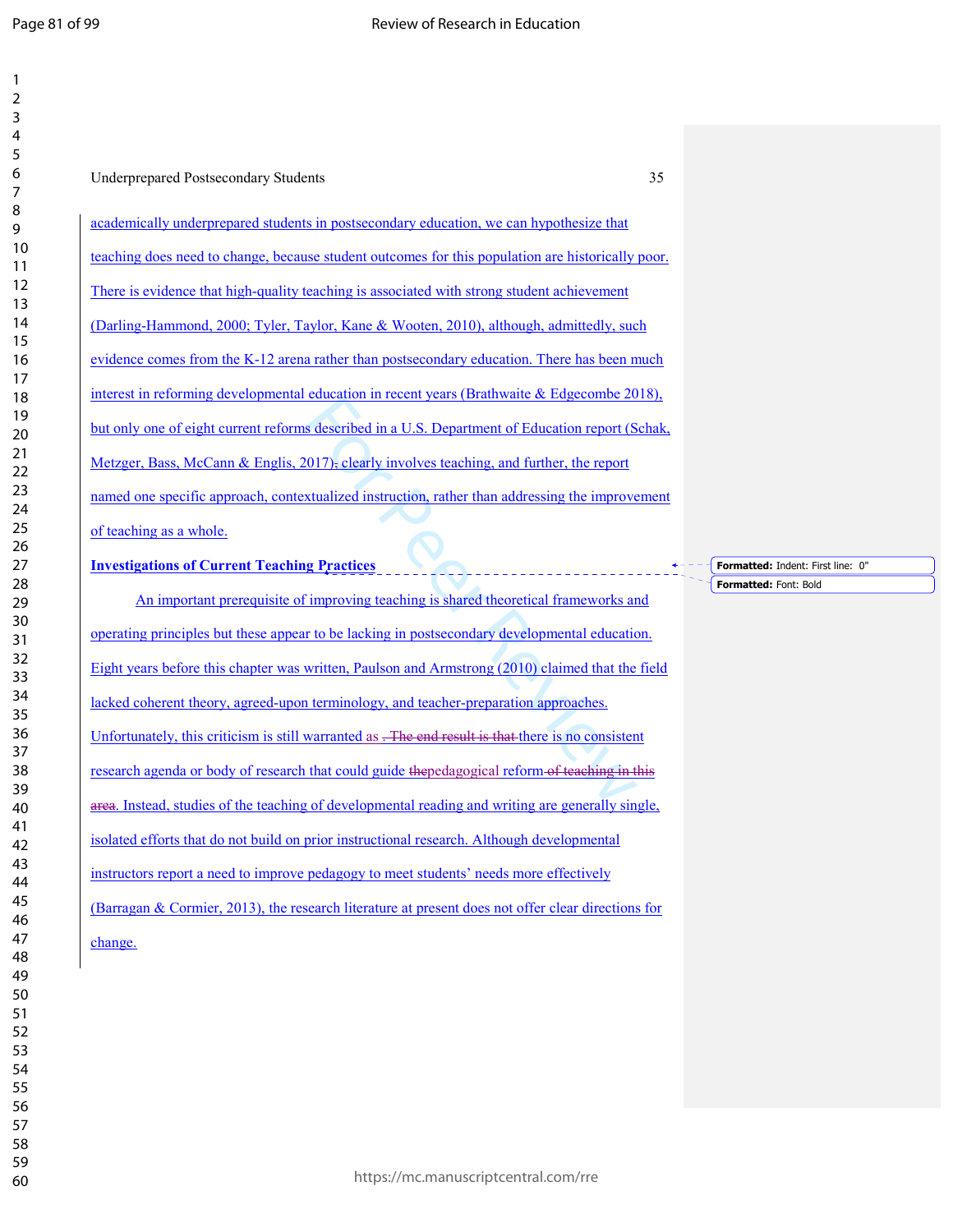academically underprepared students in postsecondary education, we can hypothesize that teaching does need to change, because student outcomes for this population are historically poor. There is evidence that high-quality teaching is associated with strong student achievement (Darling-Hammond, 2000; Tyler, Taylor, Kane & Wooten, 2010), although, admittedly, such evidence comes from the K-12 arena rather than postsecondary education. There has been much interest in reforming developmental education in recent years (Brathwaite & Edgecombe 2018), but only one of eight current reforms described in a U.S. Department of Education report (Schak, Metzger, Bass, McCann & Englis, 2017) clearly involves teaching, and further, the report named one specific approach, contextualized instruction, rather than addressing the improvement of teaching as a whole.

**Investigations of Current Teaching Practices**

An important prerequisite of improving teaching is shared theoretical frameworks and operating principles but these appear to be lacking in postsecondary developmental education. Eight years before this chapter was written, Paulson and Armstrong (2010) claimed that the field lacked coherent theory, agreed-upon terminology, and teacher-preparation approaches. Unfortunately, this criticism is still warranted as there is no consistent research agenda or body of research that could guide pedagogical reform. Instead, studies of the teaching of developmental reading and writing are generally single, isolated efforts that do not build on prior instructional research. Although developmental instructors report a need to improve pedagogy to meet students' needs more effectively (Barragan & Cormier, 2013), the research literature at present does not offer clear directions for change.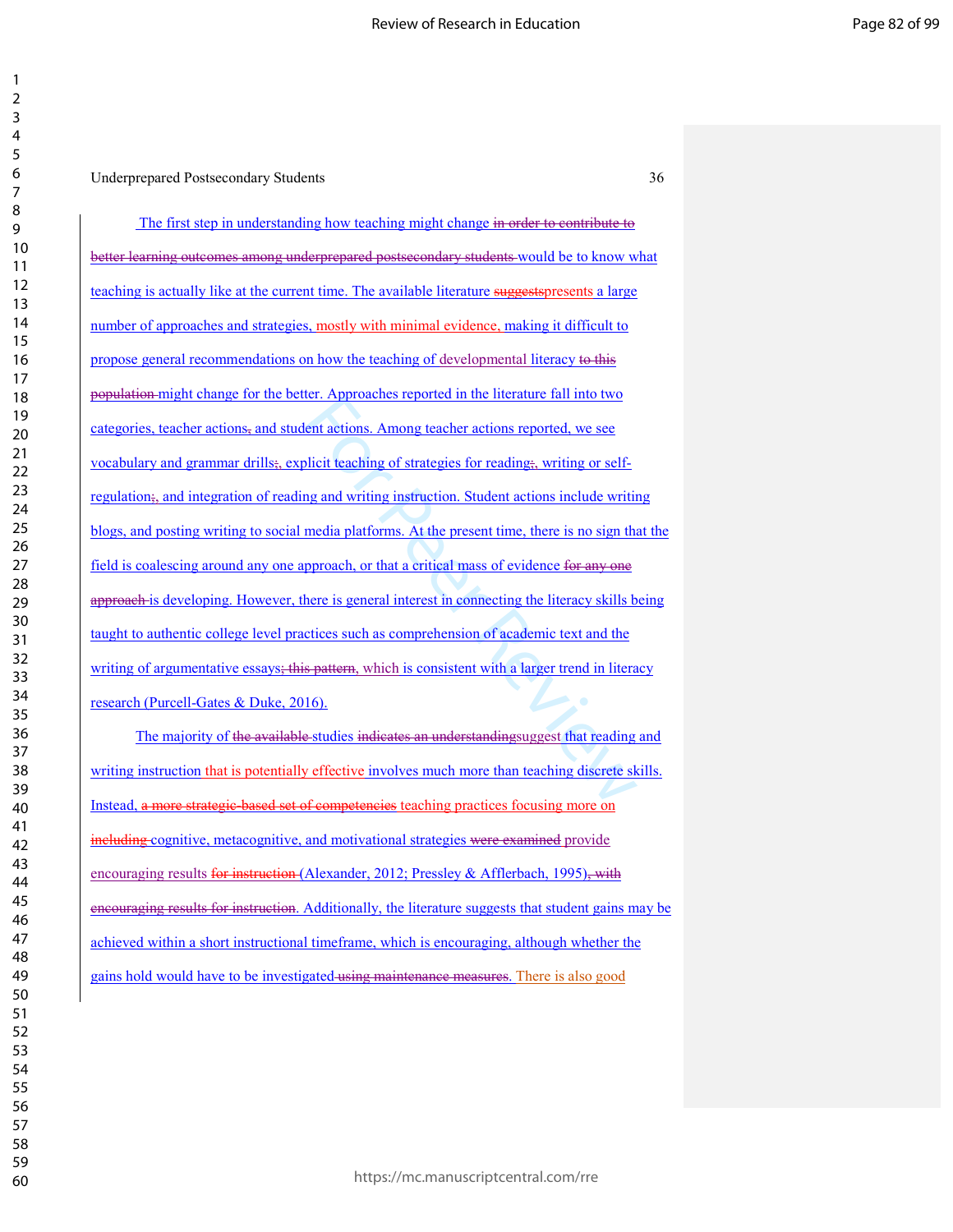The first step in understanding how teaching might change ~~in order to contribute to better learning outcomes among underprepared postsecondary students~~ would be to know what teaching is actually like at the current time. The available literature ~~suggests~~presents a large number of approaches and strategies, mostly with minimal evidence, making it difficult to propose general recommendations on how the teaching of developmental literacy ~~to this population~~ might change for the better. Approaches reported in the literature fall into two categories, teacher actions~~,~~ and student actions. Among teacher actions reported, we see vocabulary and grammar drills~~;~~, explicit teaching of strategies for reading~~;~~, writing or self-regulation~~;~~, and integration of reading and writing instruction. Student actions include writing blogs, and posting writing to social media platforms. At the present time, there is no sign that the field is coalescing around any one approach, or that a critical mass of evidence ~~for any one approach~~ is developing. However, there is general interest in connecting the literacy skills being taught to authentic college level practices such as comprehension of academic text and the writing of argumentative essays~~; this pattern~~, which is consistent with a larger trend in literacy research (Purcell-Gates & Duke, 2016).

The majority of ~~the available~~ studies ~~indicates an understanding~~suggest that reading and writing instruction that is potentially effective involves much more than teaching discrete skills. Instead, ~~a more strategic-based set of competencies~~ teaching practices focusing more on ~~including~~ cognitive, metacognitive, and motivational strategies ~~were examined~~ provide encouraging results ~~for instruction~~ (Alexander, 2012; Pressley & Afflerbach, 1995)~~, with encouraging results for instruction~~. Additionally, the literature suggests that student gains may be achieved within a short instructional timeframe, which is encouraging, although whether the gains hold would have to be investigated ~~using maintenance measures~~. There is also good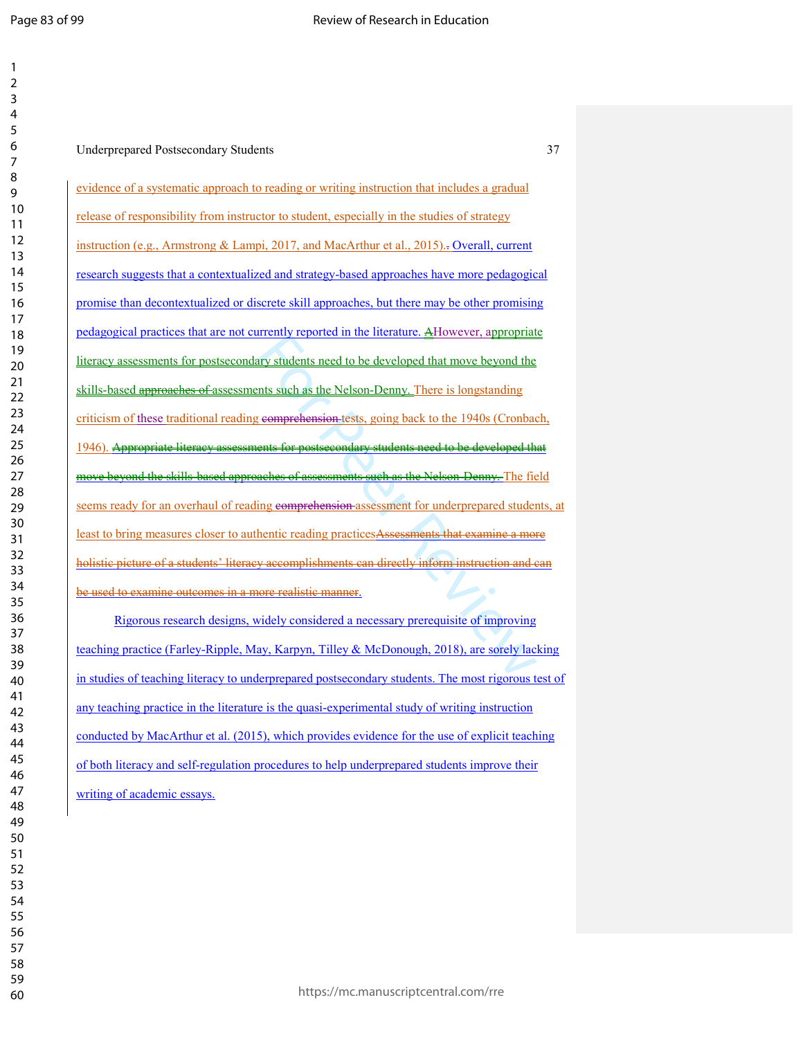evidence of a systematic approach to reading or writing instruction that includes a gradual release of responsibility from instructor to student, especially in the studies of strategy instruction (e.g., Armstrong & Lampi, 2017, and MacArthur et al., 2015).~~.~~ Overall, current research suggests that a contextualized and strategy-based approaches have more pedagogical promise than decontextualized or discrete skill approaches, but there may be other promising pedagogical practices that are not currently reported in the literature. ~~A~~However, appropriate literacy assessments for postsecondary students need to be developed that move beyond the skills-based ~~approaches of~~ assessments such as the Nelson-Denny. There is longstanding criticism of these traditional reading ~~comprehension~~ tests, going back to the 1940s (Cronbach, 1946). ~~Appropriate literacy assessments for postsecondary students need to be developed that move beyond the skills-based approaches of assessments such as the Nelson-Denny.~~ The field seems ready for an overhaul of reading ~~comprehension~~ assessment for underprepared students, at least to bring measures closer to authentic reading practices~~Assessments that examine a more holistic picture of a students' literacy accomplishments can directly inform instruction and can be used to examine outcomes in a more realistic manner.~~

Rigorous research designs, widely considered a necessary prerequisite of improving teaching practice (Farley-Ripple, May, Karpyn, Tilley & McDonough, 2018), are sorely lacking in studies of teaching literacy to underprepared postsecondary students. The most rigorous test of any teaching practice in the literature is the quasi-experimental study of writing instruction conducted by MacArthur et al. (2015), which provides evidence for the use of explicit teaching of both literacy and self-regulation procedures to help underprepared students improve their writing of academic essays.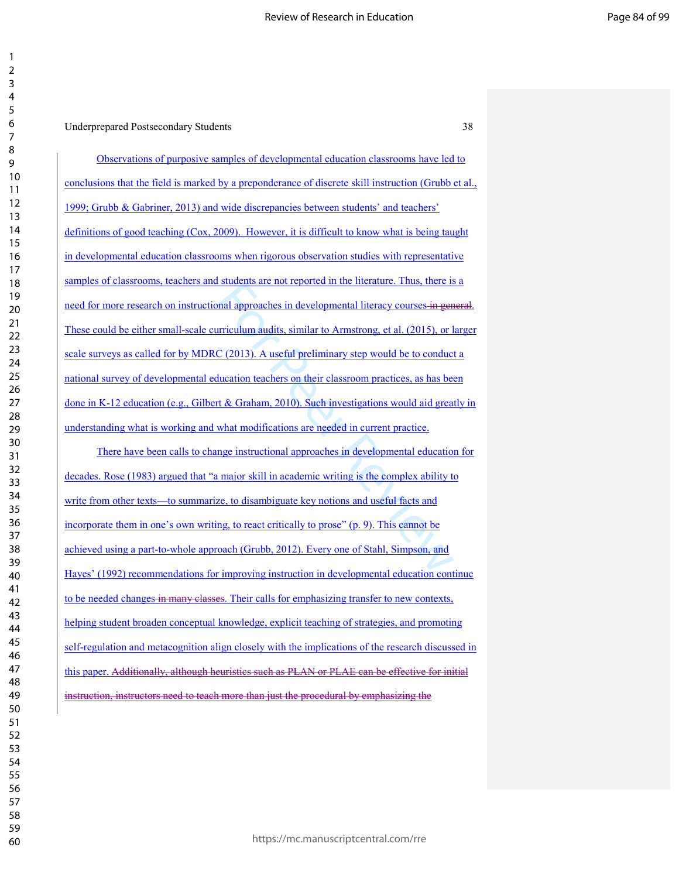Observations of purposive samples of developmental education classrooms have led to conclusions that the field is marked by a preponderance of discrete skill instruction (Grubb et al., 1999; Grubb & Gabriner, 2013) and wide discrepancies between students' and teachers' definitions of good teaching (Cox, 2009). However, it is difficult to know what is being taught in developmental education classrooms when rigorous observation studies with representative samples of classrooms, teachers and students are not reported in the literature. Thus, there is a need for more research on instructional approaches in developmental literacy courses ~~in general~~. These could be either small-scale curriculum audits, similar to Armstrong, et al. (2015), or larger scale surveys as called for by MDRC (2013). A useful preliminary step would be to conduct a national survey of developmental education teachers on their classroom practices, as has been done in K-12 education (e.g., Gilbert & Graham, 2010). Such investigations would aid greatly in understanding what is working and what modifications are needed in current practice.

There have been calls to change instructional approaches in developmental education for decades. Rose (1983) argued that "a major skill in academic writing is the complex ability to write from other texts—to summarize, to disambiguate key notions and useful facts and incorporate them in one's own writing, to react critically to prose" (p. 9). This cannot be achieved using a part-to-whole approach (Grubb, 2012). Every one of Stahl, Simpson, and Hayes' (1992) recommendations for improving instruction in developmental education continue to be needed changes ~~in many classes~~. Their calls for emphasizing transfer to new contexts, helping student broaden conceptual knowledge, explicit teaching of strategies, and promoting self-regulation and metacognition align closely with the implications of the research discussed in this paper. ~~Additionally, although heuristics such as PLAN or PLAE can be effective for initial instruction, instructors need to teach more than just the procedural by emphasizing the~~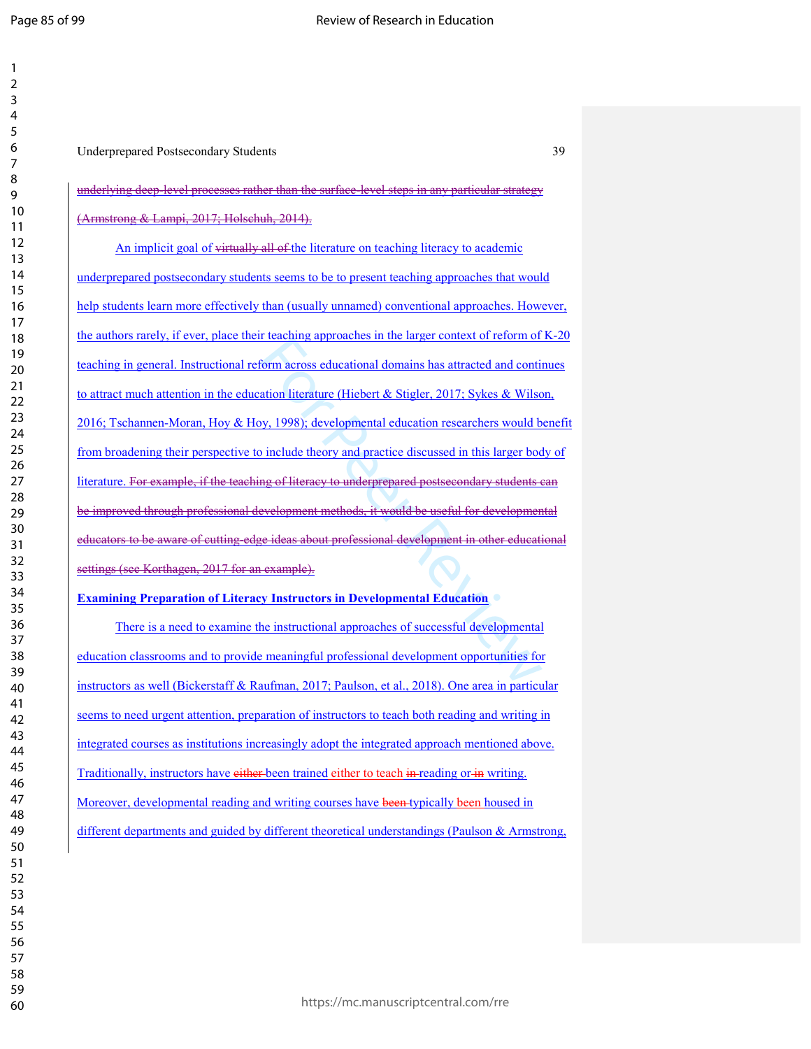~~underlying deep-level processes rather than the surface-level steps in any particular strategy (Armstrong & Lampi, 2017; Holschuh, 2014).~~

An implicit goal of ~~virtually all of~~ the literature on teaching literacy to academic underprepared postsecondary students seems to be to present teaching approaches that would help students learn more effectively than (usually unnamed) conventional approaches. However, the authors rarely, if ever, place their teaching approaches in the larger context of reform of K-20 teaching in general. Instructional reform across educational domains has attracted and continues to attract much attention in the education literature (Hiebert & Stigler, 2017; Sykes & Wilson, 2016; Tschannen-Moran, Hoy & Hoy, 1998); developmental education researchers would benefit from broadening their perspective to include theory and practice discussed in this larger body of literature. ~~For example, if the teaching of literacy to underprepared postsecondary students can be improved through professional development methods, it would be useful for developmental educators to be aware of cutting-edge ideas about professional development in other educational settings (see Korthagen, 2017 for an example).~~

**Examining Preparation of Literacy Instructors in Developmental Education**

There is a need to examine the instructional approaches of successful developmental education classrooms and to provide meaningful professional development opportunities for instructors as well (Bickerstaff & Raufman, 2017; Paulson, et al., 2018). One area in particular seems to need urgent attention, preparation of instructors to teach both reading and writing in integrated courses as institutions increasingly adopt the integrated approach mentioned above. Traditionally, instructors have ~~either~~ been trained either to teach ~~in~~ reading or ~~in~~ writing. Moreover, developmental reading and writing courses have ~~been~~ typically been housed in different departments and guided by different theoretical understandings (Paulson & Armstrong,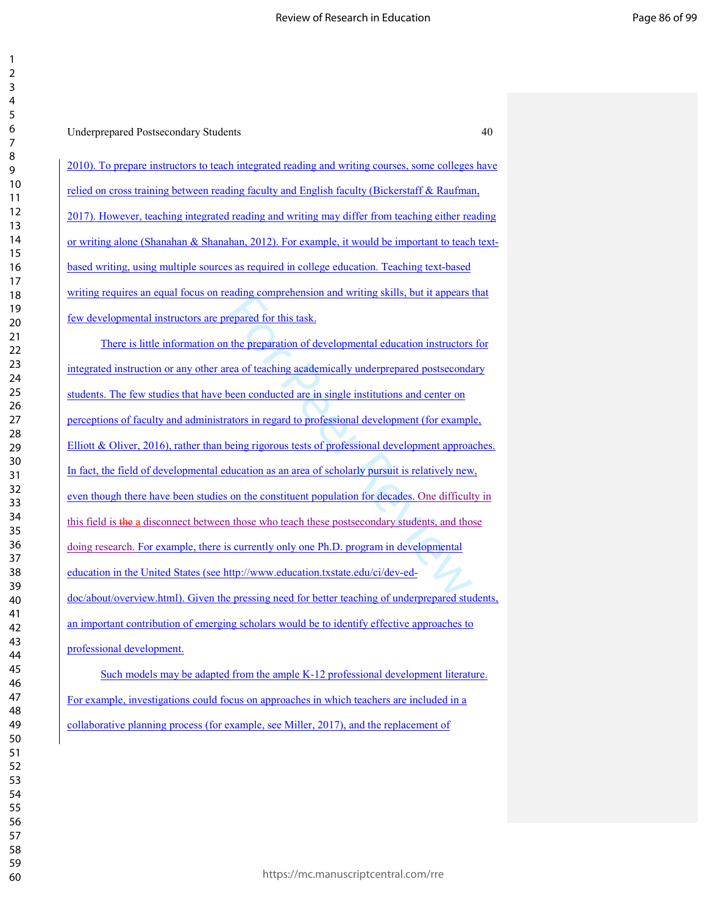2010). To prepare instructors to teach integrated reading and writing courses, some colleges have relied on cross training between reading faculty and English faculty (Bickerstaff & Raufman, 2017). However, teaching integrated reading and writing may differ from teaching either reading or writing alone (Shanahan & Shanahan, 2012). For example, it would be important to teach text-based writing, using multiple sources as required in college education. Teaching text-based writing requires an equal focus on reading comprehension and writing skills, but it appears that few developmental instructors are prepared for this task.

There is little information on the preparation of developmental education instructors for integrated instruction or any other area of teaching academically underprepared postsecondary students. The few studies that have been conducted are in single institutions and center on perceptions of faculty and administrators in regard to professional development (for example, Elliott & Oliver, 2016), rather than being rigorous tests of professional development approaches. In fact, the field of developmental education as an area of scholarly pursuit is relatively new, even though there have been studies on the constituent population for decades. One difficulty in this field is ~~the~~ a disconnect between those who teach these postsecondary students, and those doing research. For example, there is currently only one Ph.D. program in developmental education in the United States (see http://www.education.txstate.edu/ci/dev-ed-doc/about/overview.html). Given the pressing need for better teaching of underprepared students, an important contribution of emerging scholars would be to identify effective approaches to professional development.

Such models may be adapted from the ample K-12 professional development literature. For example, investigations could focus on approaches in which teachers are included in a collaborative planning process (for example, see Miller, 2017), and the replacement of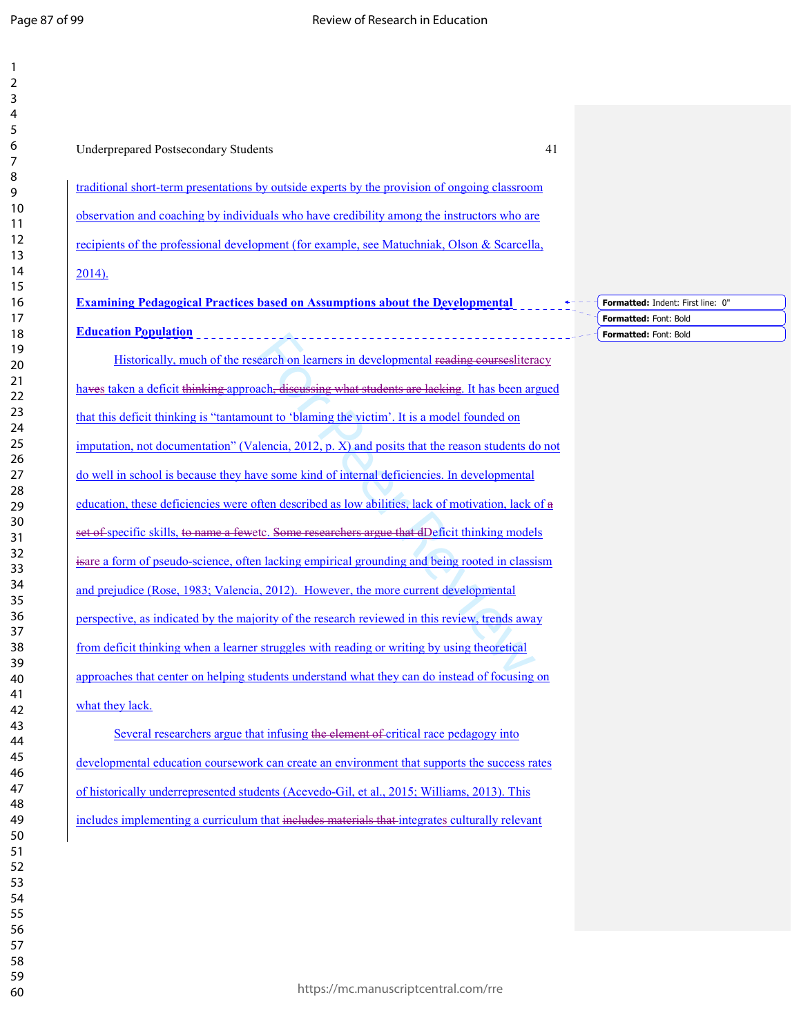traditional short-term presentations by outside experts by the provision of ongoing classroom observation and coaching by individuals who have credibility among the instructors who are recipients of the professional development (for example, see Matuchniak, Olson & Scarcella, 2014).

**Examining Pedagogical Practices based on Assumptions about the Developmental Education Population**

Historically, much of the research on learners in developmental ~~reading courses~~literacy ha~~ve~~s taken a deficit ~~thinking~~ approach~~, discussing what students are lacking~~. It has been argued that this deficit thinking is "tantamount to 'blaming the victim'. It is a model founded on imputation, not documentation" (Valencia, 2012, p. X) and posits that the reason students do not do well in school is because they have some kind of internal deficiencies. In developmental education, these deficiencies were often described as low abilities, lack of motivation, lack of ~~a set of~~ specific skills, ~~to name a few~~etc. ~~Some researchers argue that d~~Deficit thinking models ~~is~~are a form of pseudo-science, often lacking empirical grounding and being rooted in classism and prejudice (Rose, 1983; Valencia, 2012). However, the more current developmental perspective, as indicated by the majority of the research reviewed in this review, trends away from deficit thinking when a learner struggles with reading or writing by using theoretical approaches that center on helping students understand what they can do instead of focusing on what they lack.

Several researchers argue that infusing ~~the element of~~ critical race pedagogy into developmental education coursework can create an environment that supports the success rates of historically underrepresented students (Acevedo-Gil, et al., 2015; Williams, 2013). This includes implementing a curriculum that ~~includes materials that~~ integrates culturally relevant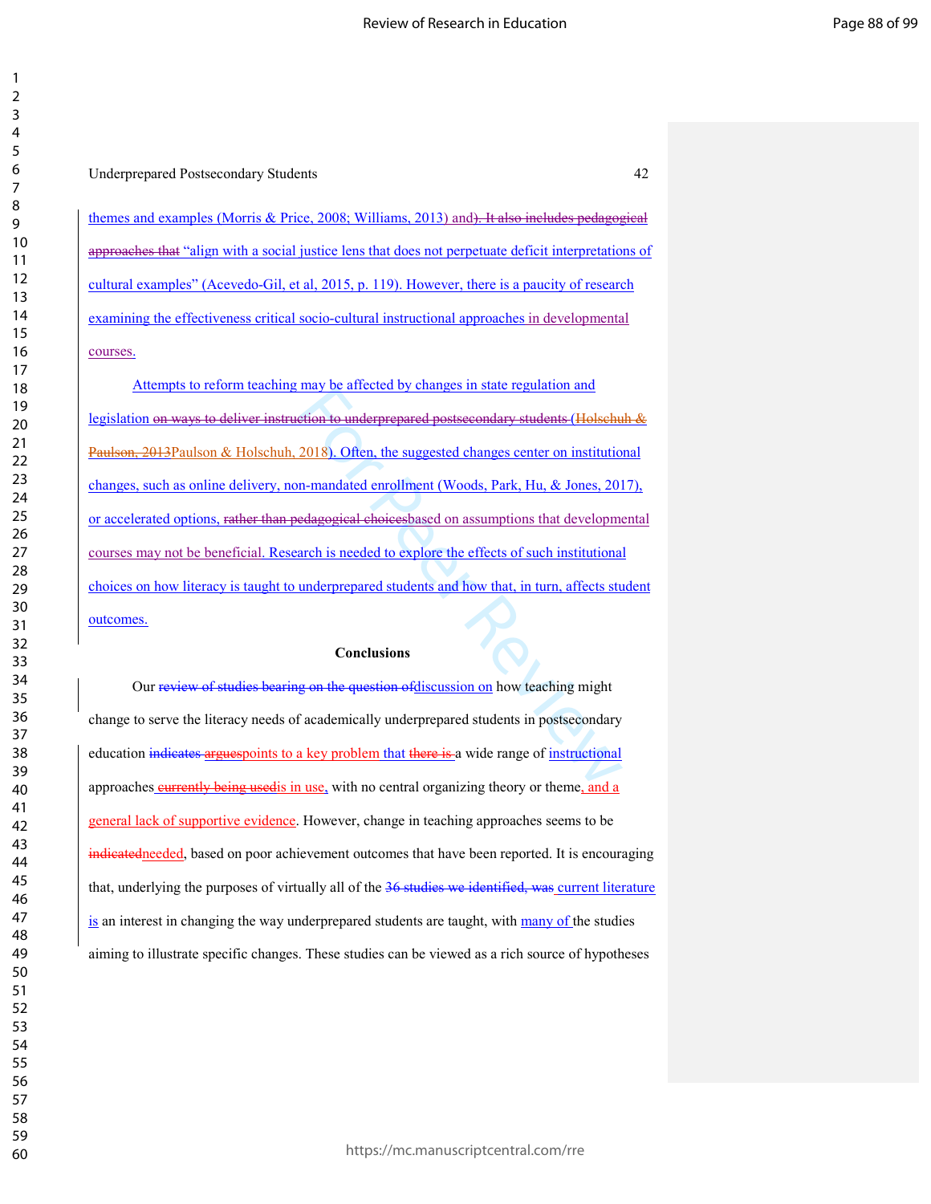themes and examples (Morris & Price, 2008; Williams, 2013) and). It also includes pedagogical approaches that "align with a social justice lens that does not perpetuate deficit interpretations of cultural examples" (Acevedo-Gil, et al, 2015, p. 119). However, there is a paucity of research examining the effectiveness critical socio-cultural instructional approaches in developmental courses.

Attempts to reform teaching may be affected by changes in state regulation and legislation on ways to deliver instruction to underprepared postsecondary students (Holschuh & Paulson, 2013Paulson & Holschuh, 2018). Often, the suggested changes center on institutional changes, such as online delivery, non-mandated enrollment (Woods, Park, Hu, & Jones, 2017), or accelerated options, rather than pedagogical choicesbased on assumptions that developmental courses may not be beneficial. Research is needed to explore the effects of such institutional choices on how literacy is taught to underprepared students and how that, in turn, affects student outcomes.

## Conclusions

Our review of studies bearing on the question ofdiscussion on how teaching might change to serve the literacy needs of academically underprepared students in postsecondary education indicates arguespoints to a key problem that there is a wide range of instructional approaches currently being usedis in use, with no central organizing theory or theme, and a general lack of supportive evidence. However, change in teaching approaches seems to be indicatedneeded, based on poor achievement outcomes that have been reported. It is encouraging that, underlying the purposes of virtually all of the 36 studies we identified, was current literature is an interest in changing the way underprepared students are taught, with many of the studies aiming to illustrate specific changes. These studies can be viewed as a rich source of hypotheses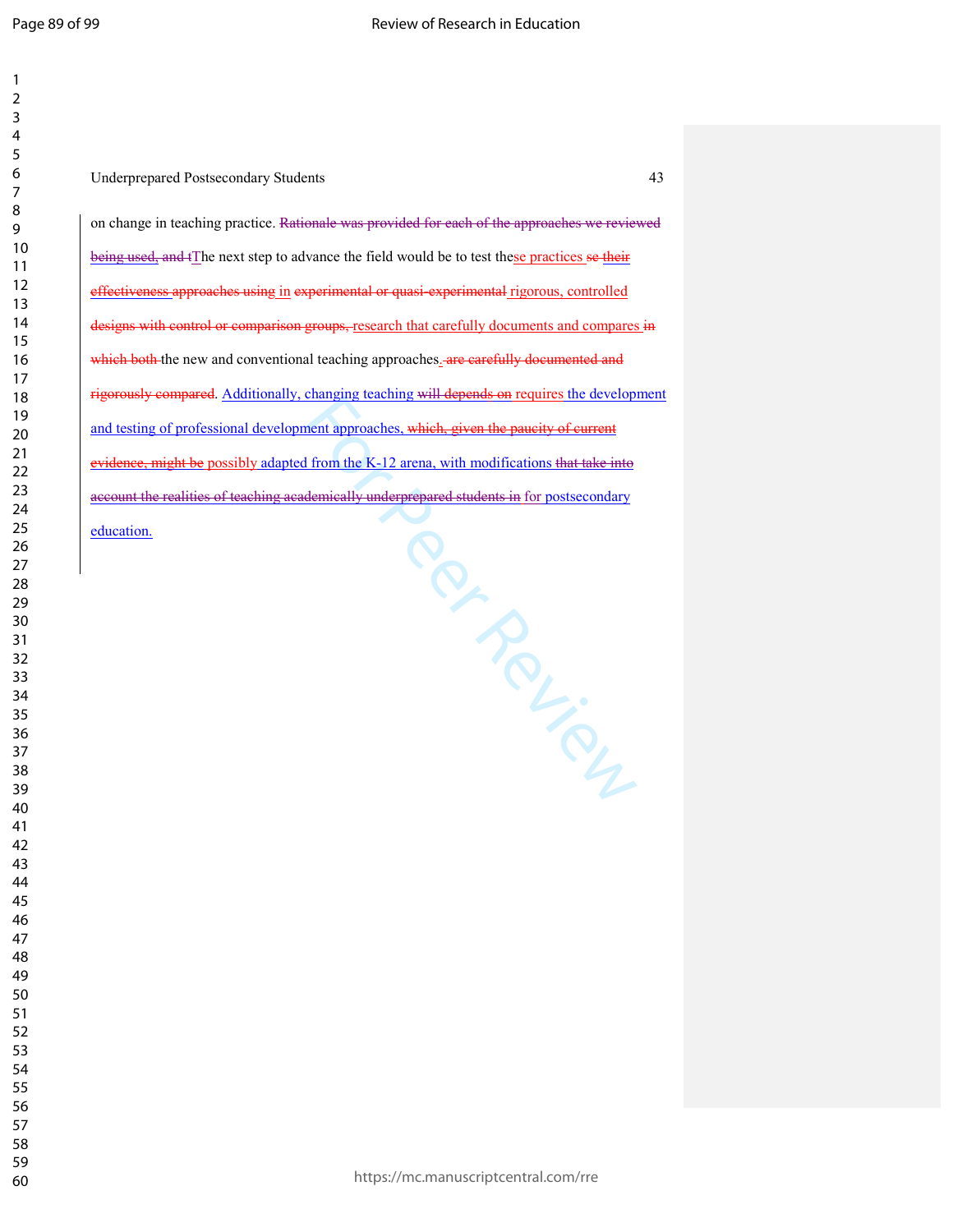on change in teaching practice. ~~Rationale was provided for each of the approaches we reviewed being used, and t~~The next step to advance the field would be to test these practices ~~se their effectiveness approaches using~~ in ~~experimental or quasi-experimental~~ rigorous, controlled ~~designs with control or comparison groups,~~ research that carefully documents and compares ~~in which both~~ the new and conventional teaching approaches~~. are carefully documented and rigorously compared~~. Additionally, changing teaching ~~will depends on~~ requires the development and testing of professional development approaches, ~~which, given the paucity of current evidence, might be~~ possibly adapted from the K-12 arena, with modifications ~~that take into account the realities of teaching academically underprepared students in~~ for postsecondary education.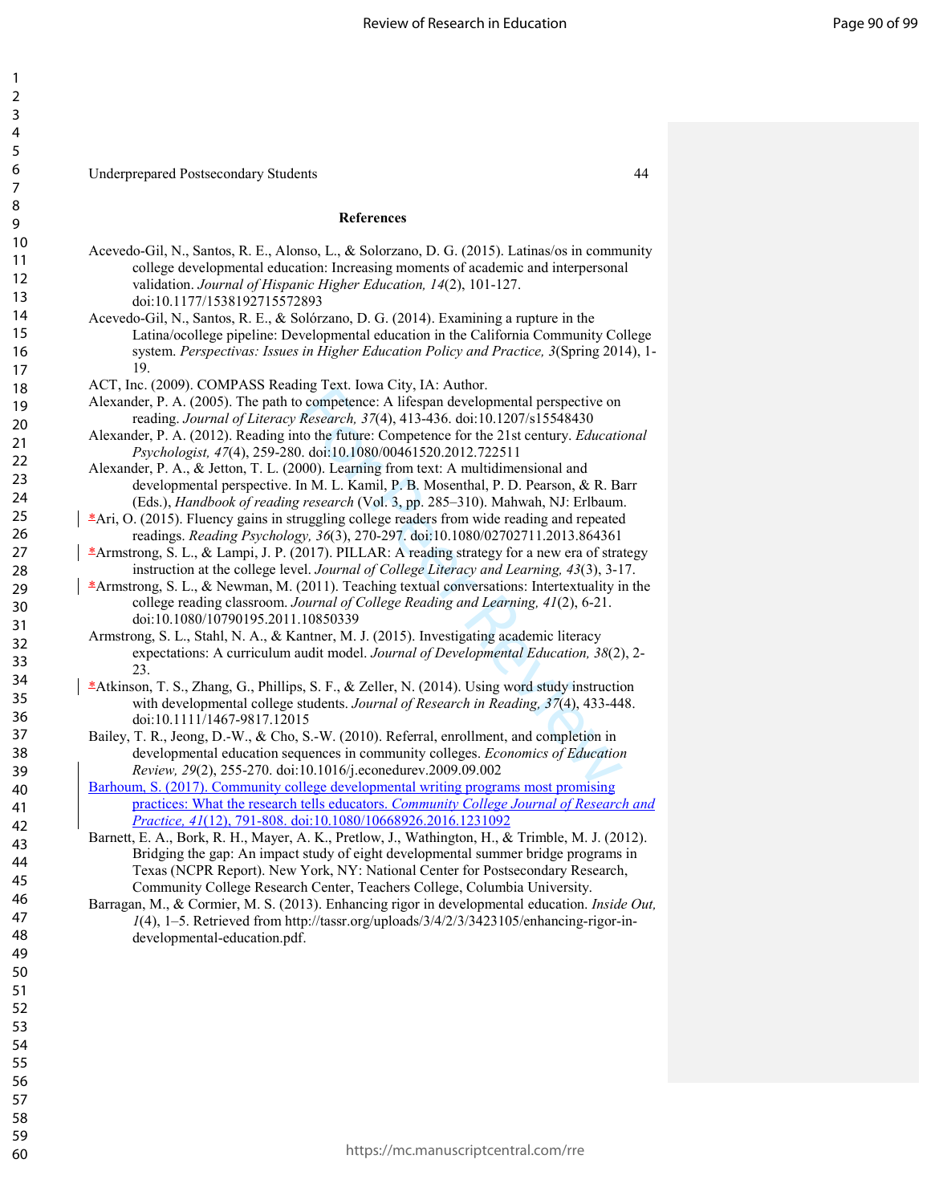## References

Acevedo-Gil, N., Santos, R. E., Alonso, L., & Solorzano, D. G. (2015). Latinas/os in community college developmental education: Increasing moments of academic and interpersonal validation. *Journal of Hispanic Higher Education, 14*(2), 101-127. doi:10.1177/1538192715572893

Acevedo-Gil, N., Santos, R. E., & Solórzano, D. G. (2014). Examining a rupture in the Latina/ocollege pipeline: Developmental education in the California Community College system. *Perspectivas: Issues in Higher Education Policy and Practice, 3*(Spring 2014), 1-19.

ACT, Inc. (2009). COMPASS Reading Text. Iowa City, IA: Author.

Alexander, P. A. (2005). The path to competence: A lifespan developmental perspective on reading. *Journal of Literacy Research, 37*(4), 413-436. doi:10.1207/s15548430

Alexander, P. A. (2012). Reading into the future: Competence for the 21st century. *Educational Psychologist, 47*(4), 259-280. doi:10.1080/00461520.2012.722511

Alexander, P. A., & Jetton, T. L. (2000). Learning from text: A multidimensional and developmental perspective. In M. L. Kamil, P. B. Mosenthal, P. D. Pearson, & R. Barr (Eds.), *Handbook of reading research* (Vol. 3, pp. 285–310). Mahwah, NJ: Erlbaum.

*Ari, O. (2015). Fluency gains in struggling college readers from wide reading and repeated readings. *Reading Psychology, 36*(3), 270-297. doi:10.1080/02702711.2013.864361

*Armstrong, S. L., & Lampi, J. P. (2017). PILLAR: A reading strategy for a new era of strategy instruction at the college level. *Journal of College Literacy and Learning, 43*(3), 3-17.

*Armstrong, S. L., & Newman, M. (2011). Teaching textual conversations: Intertextuality in the college reading classroom. *Journal of College Reading and Learning, 41*(2), 6-21. doi:10.1080/10790195.2011.10850339

Armstrong, S. L., Stahl, N. A., & Kantner, M. J. (2015). Investigating academic literacy expectations: A curriculum audit model. *Journal of Developmental Education, 38*(2), 2-23.

*Atkinson, T. S., Zhang, G., Phillips, S. F., & Zeller, N. (2014). Using word study instruction with developmental college students. *Journal of Research in Reading, 37*(4), 433-448. doi:10.1111/1467-9817.12015

Bailey, T. R., Jeong, D.-W., & Cho, S.-W. (2010). Referral, enrollment, and completion in developmental education sequences in community colleges. *Economics of Education Review, 29*(2), 255-270. doi:10.1016/j.econedurev.2009.09.002

Barhoum, S. (2017). Community college developmental writing programs most promising practices: What the research tells educators. *Community College Journal of Research and Practice, 41*(12), 791-808. doi:10.1080/10668926.2016.1231092

Barnett, E. A., Bork, R. H., Mayer, A. K., Pretlow, J., Wathington, H., & Trimble, M. J. (2012). Bridging the gap: An impact study of eight developmental summer bridge programs in Texas (NCPR Report). New York, NY: National Center for Postsecondary Research, Community College Research Center, Teachers College, Columbia University.

Barragan, M., & Cormier, M. S. (2013). Enhancing rigor in developmental education. *Inside Out, 1*(4), 1–5. Retrieved from http://tassr.org/uploads/3/4/2/3/3423105/enhancing-rigor-in-developmental-education.pdf.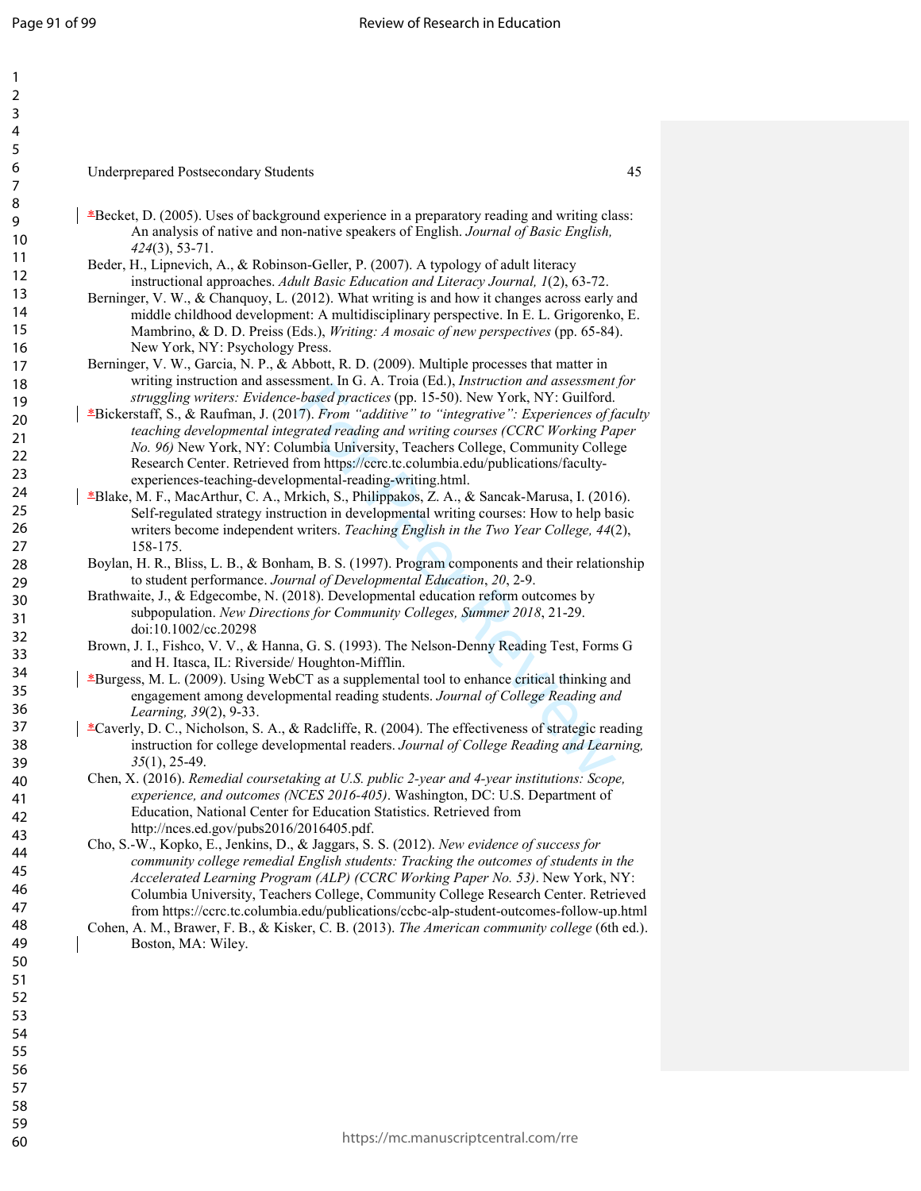*Becket, D. (2005). Uses of background experience in a preparatory reading and writing class: An analysis of native and non-native speakers of English. *Journal of Basic English, 424*(3), 53-71.

Beder, H., Lipnevich, A., & Robinson-Geller, P. (2007). A typology of adult literacy instructional approaches. *Adult Basic Education and Literacy Journal, 1*(2), 63-72.

Berninger, V. W., & Chanquoy, L. (2012). What writing is and how it changes across early and middle childhood development: A multidisciplinary perspective. In E. L. Grigorenko, E. Mambrino, & D. D. Preiss (Eds.), *Writing: A mosaic of new perspectives* (pp. 65-84). New York, NY: Psychology Press.

Berninger, V. W., Garcia, N. P., & Abbott, R. D. (2009). Multiple processes that matter in writing instruction and assessment. In G. A. Troia (Ed.), *Instruction and assessment for struggling writers: Evidence-based practices* (pp. 15-50). New York, NY: Guilford.

*Bickerstaff, S., & Raufman, J. (2017). *From "additive" to "integrative": Experiences of faculty teaching developmental integrated reading and writing courses (CCRC Working Paper No. 96)* New York, NY: Columbia University, Teachers College, Community College Research Center. Retrieved from https://ccrc.tc.columbia.edu/publications/faculty-experiences-teaching-developmental-reading-writing.html.

*Blake, M. F., MacArthur, C. A., Mrkich, S., Philippakos, Z. A., & Sancak-Marusa, I. (2016). Self-regulated strategy instruction in developmental writing courses: How to help basic writers become independent writers. *Teaching English in the Two Year College, 44*(2), 158-175.

Boylan, H. R., Bliss, L. B., & Bonham, B. S. (1997). Program components and their relationship to student performance. *Journal of Developmental Education*, *20*, 2-9.

Brathwaite, J., & Edgecombe, N. (2018). Developmental education reform outcomes by subpopulation. *New Directions for Community Colleges, Summer 2018*, 21-29. doi:10.1002/cc.20298

Brown, J. I., Fishco, V. V., & Hanna, G. S. (1993). The Nelson-Denny Reading Test, Forms G and H. Itasca, IL: Riverside/ Houghton-Mifflin.

*Burgess, M. L. (2009). Using WebCT as a supplemental tool to enhance critical thinking and engagement among developmental reading students. *Journal of College Reading and Learning, 39*(2), 9-33.

*Caverly, D. C., Nicholson, S. A., & Radcliffe, R. (2004). The effectiveness of strategic reading instruction for college developmental readers. *Journal of College Reading and Learning, 35*(1), 25-49.

Chen, X. (2016). *Remedial coursetaking at U.S. public 2-year and 4-year institutions: Scope, experience, and outcomes (NCES 2016-405)*. Washington, DC: U.S. Department of Education, National Center for Education Statistics. Retrieved from http://nces.ed.gov/pubs2016/2016405.pdf.

Cho, S.-W., Kopko, E., Jenkins, D., & Jaggars, S. S. (2012). *New evidence of success for community college remedial English students: Tracking the outcomes of students in the Accelerated Learning Program (ALP) (CCRC Working Paper No. 53)*. New York, NY: Columbia University, Teachers College, Community College Research Center. Retrieved from https://ccrc.tc.columbia.edu/publications/ccbc-alp-student-outcomes-follow-up.html

Cohen, A. M., Brawer, F. B., & Kisker, C. B. (2013). *The American community college* (6th ed.). Boston, MA: Wiley.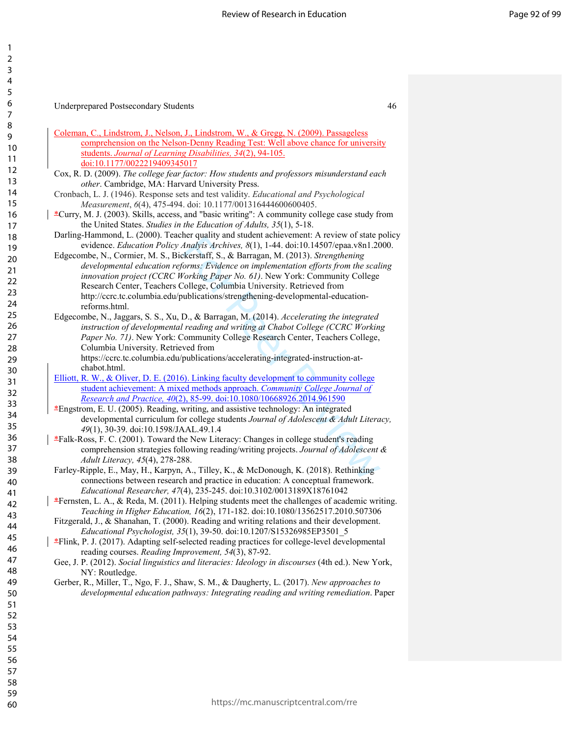Coleman, C., Lindstrom, J., Nelson, J., Lindstrom, W., & Gregg, N. (2009). Passageless comprehension on the Nelson-Denny Reading Test: Well above chance for university students. *Journal of Learning Disabilities, 34*(2), 94-105. doi:10.1177/0022219409345017

Cox, R. D. (2009). *The college fear factor: How students and professors misunderstand each other*. Cambridge, MA: Harvard University Press.

Cronbach, L. J. (1946). Response sets and test validity. *Educational and Psychological Measurement*, *6*(4), 475-494. doi: 10.1177/001316444600600405.

*Curry, M. J. (2003). Skills, access, and "basic writing": A community college case study from the United States. *Studies in the Education of Adults, 35*(1), 5-18.

Darling-Hammond, L. (2000). Teacher quality and student achievement: A review of state policy evidence. *Education Policy Analysis Archives, 8*(1), 1-44. doi:10.14507/epaa.v8n1.2000.

Edgecombe, N., Cormier, M. S., Bickerstaff, S., & Barragan, M. (2013). *Strengthening developmental education reforms: Evidence on implementation efforts from the scaling innovation project (CCRC Working Paper No. 61)*. New York: Community College Research Center, Teachers College, Columbia University. Retrieved from http://ccrc.tc.columbia.edu/publications/strengthening-developmental-education-reforms.html.

Edgecombe, N., Jaggars, S. S., Xu, D., & Barragan, M. (2014). *Accelerating the integrated instruction of developmental reading and writing at Chabot College (CCRC Working Paper No. 71)*. New York: Community College Research Center, Teachers College, Columbia University. Retrieved from https://ccrc.tc.columbia.edu/publications/accelerating-integrated-instruction-at-chabot.html.

Elliott, R. W., & Oliver, D. E. (2016). Linking faculty development to community college student achievement: A mixed methods approach. *Community College Journal of Research and Practice, 40*(2), 85-99. doi:10.1080/10668926.2014.961590

*Engstrom, E. U. (2005). Reading, writing, and assistive technology: An integrated developmental curriculum for college students *Journal of Adolescent & Adult Literacy, 49*(1), 30-39. doi:10.1598/JAAL.49.1.4

*Falk-Ross, F. C. (2001). Toward the New Literacy: Changes in college student's reading comprehension strategies following reading/writing projects. *Journal of Adolescent & Adult Literacy, 45*(4), 278-288.

Farley-Ripple, E., May, H., Karpyn, A., Tilley, K., & McDonough, K. (2018). Rethinking connections between research and practice in education: A conceptual framework. *Educational Researcher, 47*(4), 235-245. doi:10.3102/0013189X18761042

*Fernsten, L. A., & Reda, M. (2011). Helping students meet the challenges of academic writing. *Teaching in Higher Education, 16*(2), 171-182. doi:10.1080/13562517.2010.507306

Fitzgerald, J., & Shanahan, T. (2000). Reading and writing relations and their development. *Educational Psychologist, 35*(1), 39-50. doi:10.1207/S15326985EP3501_5

*Flink, P. J. (2017). Adapting self-selected reading practices for college-level developmental reading courses. *Reading Improvement, 54*(3), 87-92.

Gee, J. P. (2012). *Social linguistics and literacies: Ideology in discourses* (4th ed.). New York, NY: Routledge.

Gerber, R., Miller, T., Ngo, F. J., Shaw, S. M., & Daugherty, L. (2017). *New approaches to developmental education pathways: Integrating reading and writing remediation*. Paper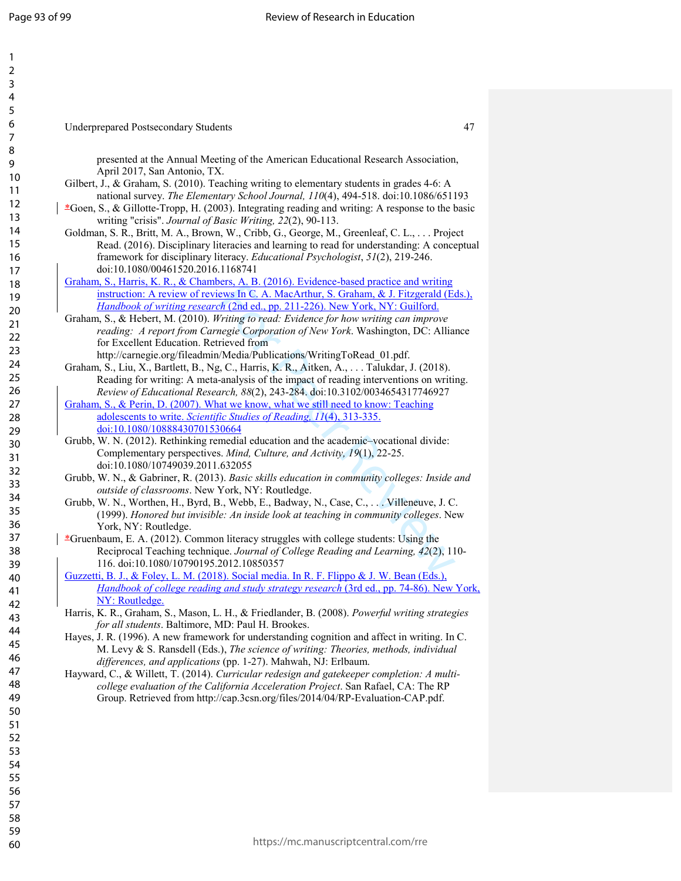presented at the Annual Meeting of the American Educational Research Association, April 2017, San Antonio, TX.

Gilbert, J., & Graham, S. (2010). Teaching writing to elementary students in grades 4-6: A national survey. *The Elementary School Journal, 110*(4), 494-518. doi:10.1086/651193

*Goen, S., & Gillotte-Tropp, H. (2003). Integrating reading and writing: A response to the basic writing "crisis". *Journal of Basic Writing, 22*(2), 90-113.

Goldman, S. R., Britt, M. A., Brown, W., Cribb, G., George, M., Greenleaf, C. L., . . . Project Read. (2016). Disciplinary literacies and learning to read for understanding: A conceptual framework for disciplinary literacy. *Educational Psychologist*, *51*(2), 219-246. doi:10.1080/00461520.2016.1168741

Graham, S., Harris, K. R., & Chambers, A. B. (2016). Evidence-based practice and writing instruction: A review of reviews In C. A. MacArthur, S. Graham, & J. Fitzgerald (Eds.), *Handbook of writing research* (2nd ed., pp. 211-226). New York, NY: Guilford.

Graham, S., & Hebert, M. (2010). *Writing to read: Evidence for how writing can improve reading: A report from Carnegie Corporation of New York*. Washington, DC: Alliance for Excellent Education. Retrieved from http://carnegie.org/fileadmin/Media/Publications/WritingToRead_01.pdf.

Graham, S., Liu, X., Bartlett, B., Ng, C., Harris, K. R., Aitken, A., . . . Talukdar, J. (2018). Reading for writing: A meta-analysis of the impact of reading interventions on writing. *Review of Educational Research, 88*(2), 243-284. doi:10.3102/0034654317746927

Graham, S., & Perin, D. (2007). What we know, what we still need to know: Teaching adolescents to write. *Scientific Studies of Reading, 11*(4), 313-335. doi:10.1080/10888430701530664

Grubb, W. N. (2012). Rethinking remedial education and the academic–vocational divide: Complementary perspectives. *Mind, Culture, and Activity, 19*(1), 22-25. doi:10.1080/10749039.2011.632055

Grubb, W. N., & Gabriner, R. (2013). *Basic skills education in community colleges: Inside and outside of classrooms*. New York, NY: Routledge.

Grubb, W. N., Worthen, H., Byrd, B., Webb, E., Badway, N., Case, C., . . . Villeneuve, J. C. (1999). *Honored but invisible: An inside look at teaching in community colleges*. New York, NY: Routledge.

*Gruenbaum, E. A. (2012). Common literacy struggles with college students: Using the Reciprocal Teaching technique. *Journal of College Reading and Learning, 42*(2), 110-116. doi:10.1080/10790195.2012.10850357

Guzzetti, B. J., & Foley, L. M. (2018). Social media. In R. F. Flippo & J. W. Bean (Eds.), *Handbook of college reading and study strategy research* (3rd ed., pp. 74-86). New York, NY: Routledge.

Harris, K. R., Graham, S., Mason, L. H., & Friedlander, B. (2008). *Powerful writing strategies for all students*. Baltimore, MD: Paul H. Brookes.

Hayes, J. R. (1996). A new framework for understanding cognition and affect in writing. In C. M. Levy & S. Ransdell (Eds.), *The science of writing: Theories, methods, individual differences, and applications* (pp. 1-27). Mahwah, NJ: Erlbaum.

Hayward, C., & Willett, T. (2014). *Curricular redesign and gatekeeper completion: A multi-college evaluation of the California Acceleration Project*. San Rafael, CA: The RP Group. Retrieved from http://cap.3csn.org/files/2014/04/RP-Evaluation-CAP.pdf.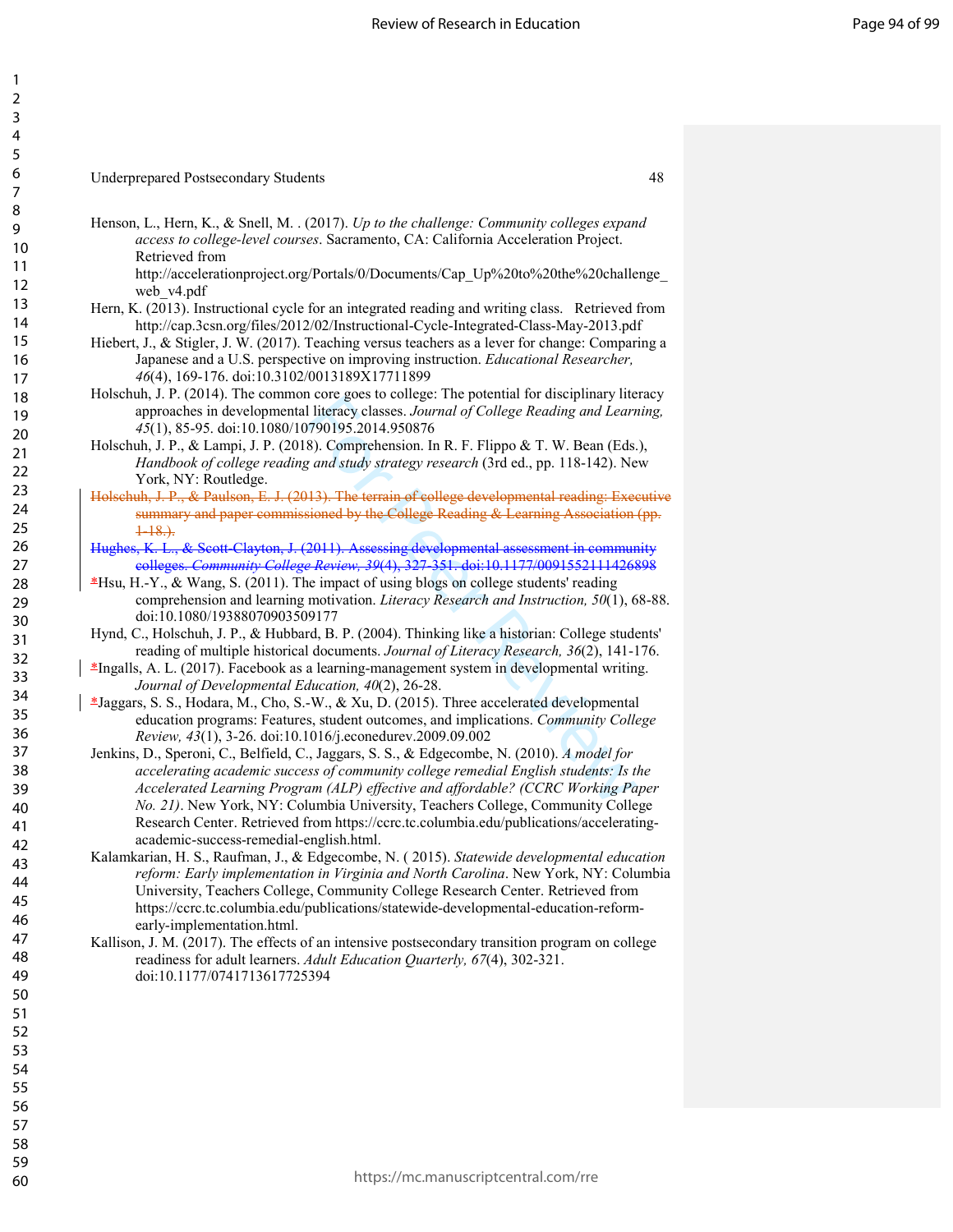Henson, L., Hern, K., & Snell, M. . (2017). *Up to the challenge: Community colleges expand access to college-level courses*. Sacramento, CA: California Acceleration Project. Retrieved from http://accelerationproject.org/Portals/0/Documents/Cap_Up%20to%20the%20challenge_web_v4.pdf

Hern, K. (2013). Instructional cycle for an integrated reading and writing class. Retrieved from http://cap.3csn.org/files/2012/02/Instructional-Cycle-Integrated-Class-May-2013.pdf

Hiebert, J., & Stigler, J. W. (2017). Teaching versus teachers as a lever for change: Comparing a Japanese and a U.S. perspective on improving instruction. *Educational Researcher, 46*(4), 169-176. doi:10.3102/0013189X17711899

Holschuh, J. P. (2014). The common core goes to college: The potential for disciplinary literacy approaches in developmental literacy classes. *Journal of College Reading and Learning, 45*(1), 85-95. doi:10.1080/10790195.2014.950876

Holschuh, J. P., & Lampi, J. P. (2018). Comprehension. In R. F. Flippo & T. W. Bean (Eds.), *Handbook of college reading and study strategy research* (3rd ed., pp. 118-142). New York, NY: Routledge.

~~Holschuh, J. P., & Paulson, E. J. (2013). The terrain of college developmental reading: Executive summary and paper commissioned by the College Reading & Learning Association (pp. 1-18.).~~

~~Hughes, K. L., & Scott-Clayton, J. (2011). Assessing developmental assessment in community colleges. *Community College Review, 39*(4), 327-351. doi:10.1177/0091552111426898~~

*Hsu, H.-Y., & Wang, S. (2011). The impact of using blogs on college students' reading comprehension and learning motivation. *Literacy Research and Instruction, 50*(1), 68-88. doi:10.1080/19388070903509177

Hynd, C., Holschuh, J. P., & Hubbard, B. P. (2004). Thinking like a historian: College students' reading of multiple historical documents. *Journal of Literacy Research, 36*(2), 141-176.

*Ingalls, A. L. (2017). Facebook as a learning-management system in developmental writing. *Journal of Developmental Education, 40*(2), 26-28.

*Jaggars, S. S., Hodara, M., Cho, S.-W., & Xu, D. (2015). Three accelerated developmental education programs: Features, student outcomes, and implications. *Community College Review, 43*(1), 3-26. doi:10.1016/j.econedurev.2009.09.002

Jenkins, D., Speroni, C., Belfield, C., Jaggars, S. S., & Edgecombe, N. (2010). *A model for accelerating academic success of community college remedial English students: Is the Accelerated Learning Program (ALP) effective and affordable? (CCRC Working Paper No. 21)*. New York, NY: Columbia University, Teachers College, Community College Research Center. Retrieved from https://ccrc.tc.columbia.edu/publications/accelerating-academic-success-remedial-english.html.

Kalamkarian, H. S., Raufman, J., & Edgecombe, N. ( 2015). *Statewide developmental education reform: Early implementation in Virginia and North Carolina*. New York, NY: Columbia University, Teachers College, Community College Research Center. Retrieved from https://ccrc.tc.columbia.edu/publications/statewide-developmental-education-reform-early-implementation.html.

Kallison, J. M. (2017). The effects of an intensive postsecondary transition program on college readiness for adult learners. *Adult Education Quarterly, 67*(4), 302-321. doi:10.1177/0741713617725394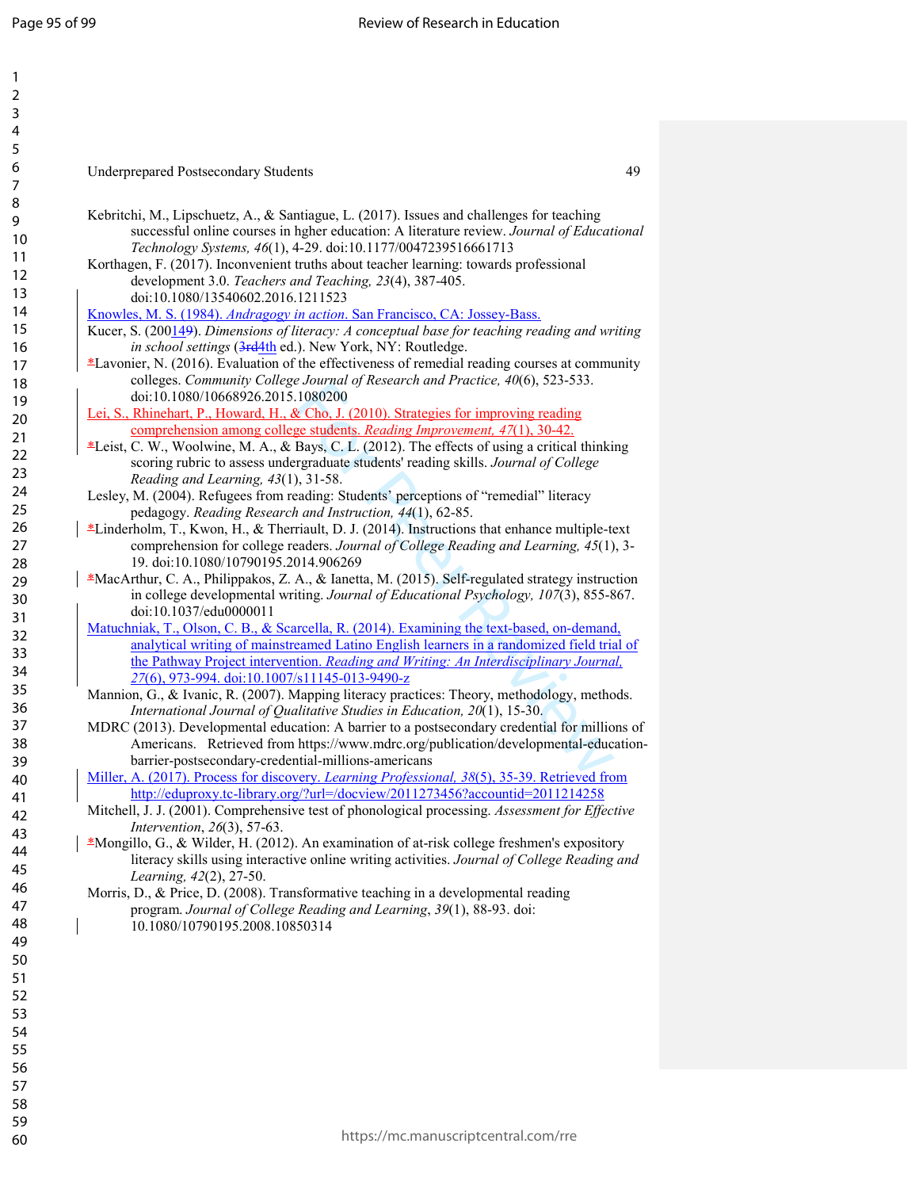Kebritchi, M., Lipschuetz, A., & Santiague, L. (2017). Issues and challenges for teaching successful online courses in hgher education: A literature review. *Journal of Educational Technology Systems, 46*(1), 4-29. doi:10.1177/0047239516661713

Korthagen, F. (2017). Inconvenient truths about teacher learning: towards professional development 3.0. *Teachers and Teaching, 23*(4), 387-405. doi:10.1080/13540602.2016.1211523

Knowles, M. S. (1984). *Andragogy in action*. San Francisco, CA: Jossey-Bass.

Kucer, S. (200149). *Dimensions of literacy: A conceptual base for teaching reading and writing in school settings* (3rd4th ed.). New York, NY: Routledge.

*Lavonier, N. (2016). Evaluation of the effectiveness of remedial reading courses at community colleges. *Community College Journal of Research and Practice, 40*(6), 523-533. doi:10.1080/10668926.2015.1080200

Lei, S., Rhinehart, P., Howard, H., & Cho, J. (2010). Strategies for improving reading comprehension among college students. *Reading Improvement, 47*(1), 30-42.

*Leist, C. W., Woolwine, M. A., & Bays, C. L. (2012). The effects of using a critical thinking scoring rubric to assess undergraduate students' reading skills. *Journal of College Reading and Learning, 43*(1), 31-58.

Lesley, M. (2004). Refugees from reading: Students' perceptions of "remedial" literacy pedagogy. *Reading Research and Instruction, 44*(1), 62-85.

*Linderholm, T., Kwon, H., & Therriault, D. J. (2014). Instructions that enhance multiple-text comprehension for college readers. *Journal of College Reading and Learning, 45*(1), 3-19. doi:10.1080/10790195.2014.906269

*MacArthur, C. A., Philippakos, Z. A., & Ianetta, M. (2015). Self-regulated strategy instruction in college developmental writing. *Journal of Educational Psychology, 107*(3), 855-867. doi:10.1037/edu0000011

Matuchniak, T., Olson, C. B., & Scarcella, R. (2014). Examining the text-based, on-demand, analytical writing of mainstreamed Latino English learners in a randomized field trial of the Pathway Project intervention. *Reading and Writing: An Interdisciplinary Journal, 27*(6), 973-994. doi:10.1007/s11145-013-9490-z

Mannion, G., & Ivanic, R. (2007). Mapping literacy practices: Theory, methodology, methods. *International Journal of Qualitative Studies in Education, 20*(1), 15-30.

MDRC (2013). Developmental education: A barrier to a postsecondary credential for millions of Americans. Retrieved from https://www.mdrc.org/publication/developmental-education-barrier-postsecondary-credential-millions-americans

Miller, A. (2017). Process for discovery. *Learning Professional, 38*(5), 35-39. Retrieved from http://eduproxy.tc-library.org/?url=/docview/2011273456?accountid=2011214258

Mitchell, J. J. (2001). Comprehensive test of phonological processing. *Assessment for Effective Intervention*, *26*(3), 57-63.

*Mongillo, G., & Wilder, H. (2012). An examination of at-risk college freshmen's expository literacy skills using interactive online writing activities. *Journal of College Reading and Learning, 42*(2), 27-50.

Morris, D., & Price, D. (2008). Transformative teaching in a developmental reading program. *Journal of College Reading and Learning*, *39*(1), 88-93. doi: 10.1080/10790195.2008.10850314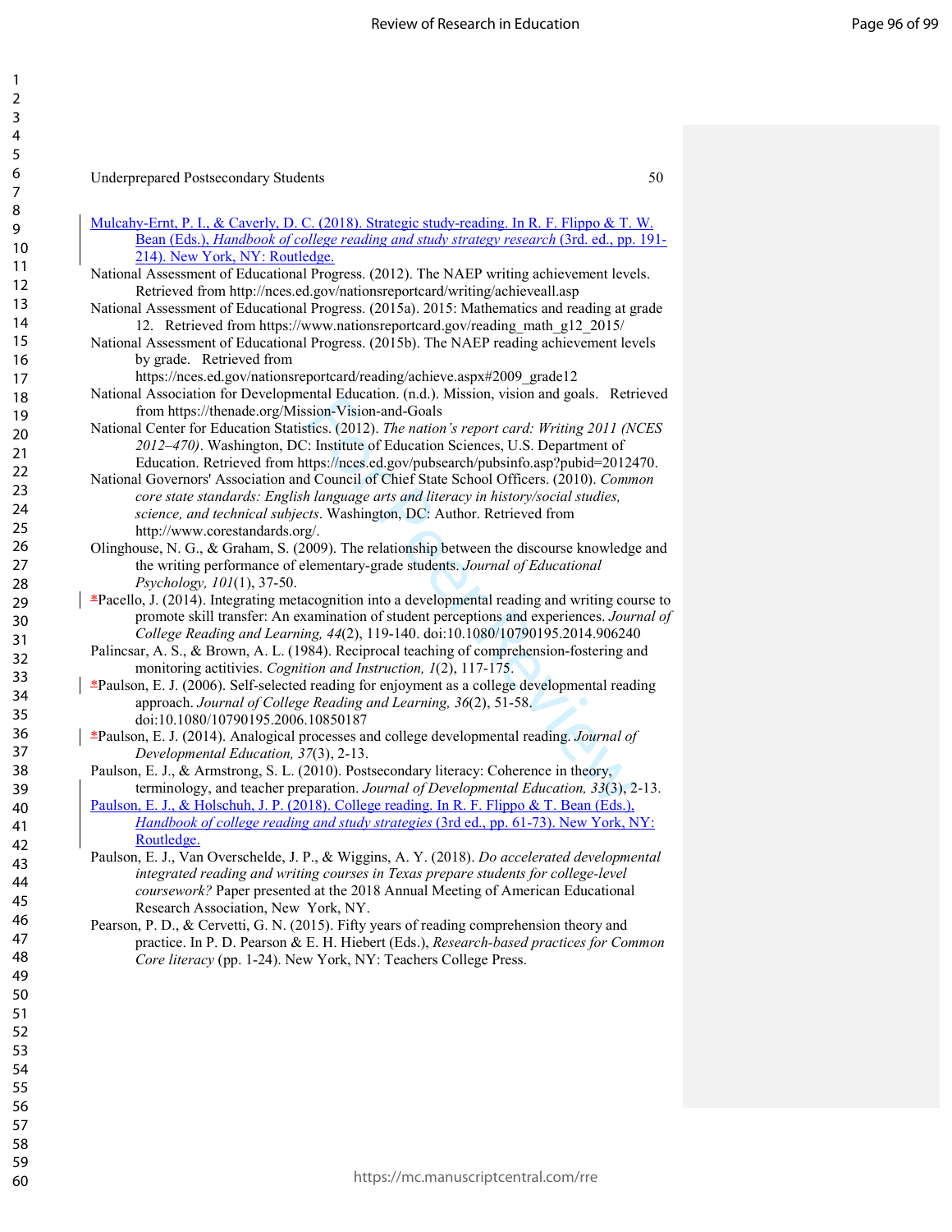Mulcahy-Ernt, P. I., & Caverly, D. C. (2018). Strategic study-reading. In R. F. Flippo & T. W. Bean (Eds.), *Handbook of college reading and study strategy research* (3rd. ed., pp. 191-214). New York, NY: Routledge.

National Assessment of Educational Progress. (2012). The NAEP writing achievement levels. Retrieved from http://nces.ed.gov/nationsreportcard/writing/achieveall.asp

National Assessment of Educational Progress. (2015a). 2015: Mathematics and reading at grade 12. Retrieved from https://www.nationsreportcard.gov/reading_math_g12_2015/

National Assessment of Educational Progress. (2015b). The NAEP reading achievement levels by grade. Retrieved from https://nces.ed.gov/nationsreportcard/reading/achieve.aspx#2009_grade12

National Association for Developmental Education. (n.d.). Mission, vision and goals. Retrieved from https://thenade.org/Mission-Vision-and-Goals

National Center for Education Statistics. (2012). *The nation's report card: Writing 2011 (NCES 2012–470)*. Washington, DC: Institute of Education Sciences, U.S. Department of Education. Retrieved from https://nces.ed.gov/pubsearch/pubsinfo.asp?pubid=2012470.

National Governors' Association and Council of Chief State School Officers. (2010). *Common core state standards: English language arts and literacy in history/social studies, science, and technical subjects*. Washington, DC: Author. Retrieved from http://www.corestandards.org/.

Olinghouse, N. G., & Graham, S. (2009). The relationship between the discourse knowledge and the writing performance of elementary-grade students. *Journal of Educational Psychology, 101*(1), 37-50.

*Pacello, J. (2014). Integrating metacognition into a developmental reading and writing course to promote skill transfer: An examination of student perceptions and experiences. *Journal of College Reading and Learning, 44*(2), 119-140. doi:10.1080/10790195.2014.906240

Palincsar, A. S., & Brown, A. L. (1984). Reciprocal teaching of comprehension-fostering and monitoring actitivies. *Cognition and Instruction, 1*(2), 117-175.

*Paulson, E. J. (2006). Self-selected reading for enjoyment as a college developmental reading approach. *Journal of College Reading and Learning, 36*(2), 51-58. doi:10.1080/10790195.2006.10850187

*Paulson, E. J. (2014). Analogical processes and college developmental reading. *Journal of Developmental Education, 37*(3), 2-13.

Paulson, E. J., & Armstrong, S. L. (2010). Postsecondary literacy: Coherence in theory, terminology, and teacher preparation. *Journal of Developmental Education, 33*(3), 2-13.

Paulson, E. J., & Holschuh, J. P. (2018). College reading. In R. F. Flippo & T. Bean (Eds.), *Handbook of college reading and study strategies* (3rd ed., pp. 61-73). New York, NY: Routledge.

Paulson, E. J., Van Overschelde, J. P., & Wiggins, A. Y. (2018). *Do accelerated developmental integrated reading and writing courses in Texas prepare students for college-level coursework?* Paper presented at the 2018 Annual Meeting of American Educational Research Association, New York, NY.

Pearson, P. D., & Cervetti, G. N. (2015). Fifty years of reading comprehension theory and practice. In P. D. Pearson & E. H. Hiebert (Eds.), *Research-based practices for Common Core literacy* (pp. 1-24). New York, NY: Teachers College Press.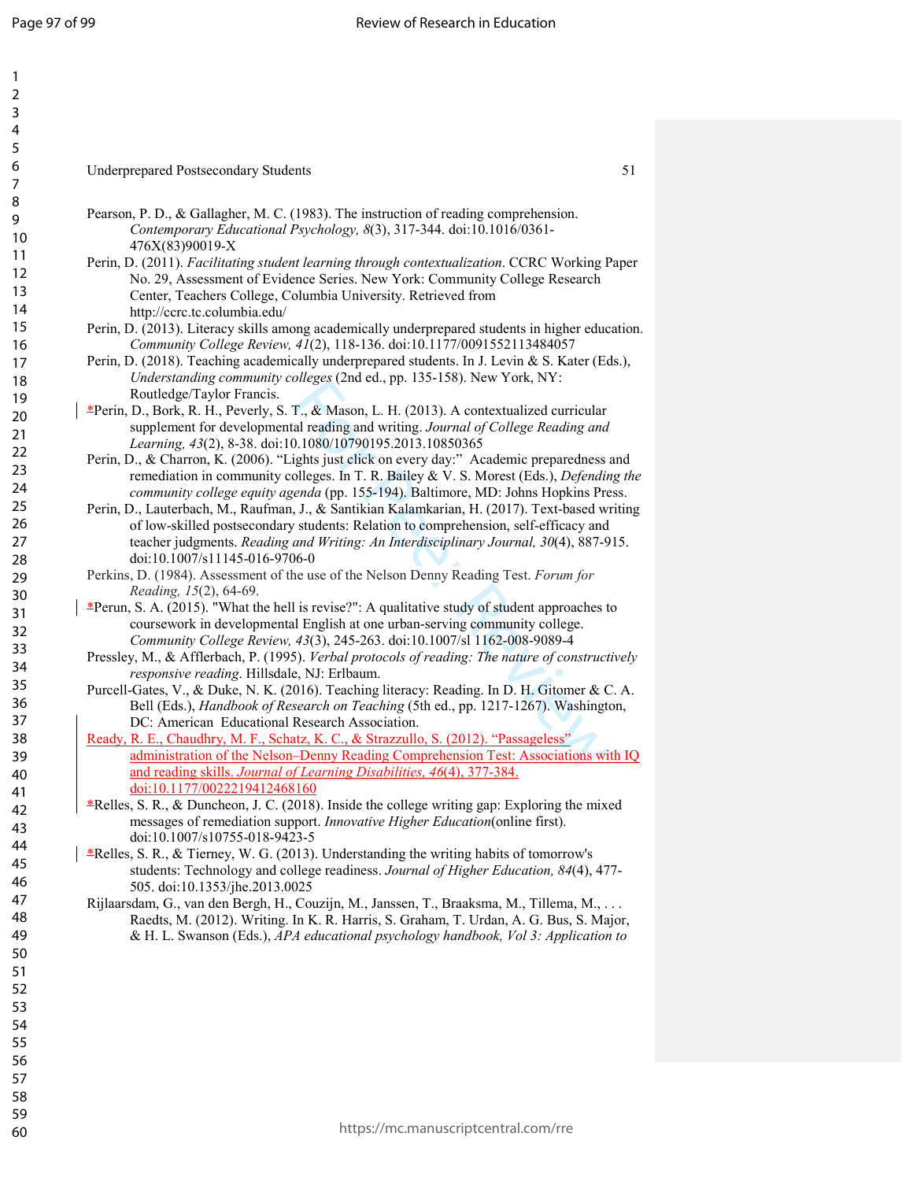Pearson, P. D., & Gallagher, M. C. (1983). The instruction of reading comprehension. *Contemporary Educational Psychology, 8*(3), 317-344. doi:10.1016/0361-476X(83)90019-X

Perin, D. (2011). *Facilitating student learning through contextualization*. CCRC Working Paper No. 29, Assessment of Evidence Series. New York: Community College Research Center, Teachers College, Columbia University. Retrieved from http://ccrc.tc.columbia.edu/

Perin, D. (2013). Literacy skills among academically underprepared students in higher education. *Community College Review, 41*(2), 118-136. doi:10.1177/0091552113484057

Perin, D. (2018). Teaching academically underprepared students. In J. Levin & S. Kater (Eds.), *Understanding community colleges* (2nd ed., pp. 135-158). New York, NY: Routledge/Taylor Francis.

*Perin, D., Bork, R. H., Peverly, S. T., & Mason, L. H. (2013). A contextualized curricular supplement for developmental reading and writing. *Journal of College Reading and Learning, 43*(2), 8-38. doi:10.1080/10790195.2013.10850365

Perin, D., & Charron, K. (2006). "Lights just click on every day:" Academic preparedness and remediation in community colleges. In T. R. Bailey & V. S. Morest (Eds.), *Defending the community college equity agenda* (pp. 155-194). Baltimore, MD: Johns Hopkins Press.

Perin, D., Lauterbach, M., Raufman, J., & Santikian Kalamkarian, H. (2017). Text-based writing of low-skilled postsecondary students: Relation to comprehension, self-efficacy and teacher judgments. *Reading and Writing: An Interdisciplinary Journal, 30*(4), 887-915. doi:10.1007/s11145-016-9706-0

Perkins, D. (1984). Assessment of the use of the Nelson Denny Reading Test. *Forum for Reading, 15*(2), 64-69.

*Perun, S. A. (2015). "What the hell is revise?": A qualitative study of student approaches to coursework in developmental English at one urban-serving community college. *Community College Review, 43*(3), 245-263. doi:10.1007/sl 1162-008-9089-4

Pressley, M., & Afflerbach, P. (1995). *Verbal protocols of reading: The nature of constructively responsive reading*. Hillsdale, NJ: Erlbaum.

Purcell-Gates, V., & Duke, N. K. (2016). Teaching literacy: Reading. In D. H. Gitomer & C. A. Bell (Eds.), *Handbook of Research on Teaching* (5th ed., pp. 1217-1267). Washington, DC: American Educational Research Association.

Ready, R. E., Chaudhry, M. F., Schatz, K. C., & Strazzullo, S. (2012). "Passageless" administration of the Nelson–Denny Reading Comprehension Test: Associations with IQ and reading skills. *Journal of Learning Disabilities, 46*(4), 377-384. doi:10.1177/0022219412468160

*Relles, S. R., & Duncheon, J. C. (2018). Inside the college writing gap: Exploring the mixed messages of remediation support. *Innovative Higher Education*(online first). doi:10.1007/s10755-018-9423-5

*Relles, S. R., & Tierney, W. G. (2013). Understanding the writing habits of tomorrow's students: Technology and college readiness. *Journal of Higher Education, 84*(4), 477-505. doi:10.1353/jhe.2013.0025

Rijlaarsdam, G., van den Bergh, H., Couzijn, M., Janssen, T., Braaksma, M., Tillema, M., . . . Raedts, M. (2012). Writing. In K. R. Harris, S. Graham, T. Urdan, A. G. Bus, S. Major, & H. L. Swanson (Eds.), *APA educational psychology handbook, Vol 3: Application to*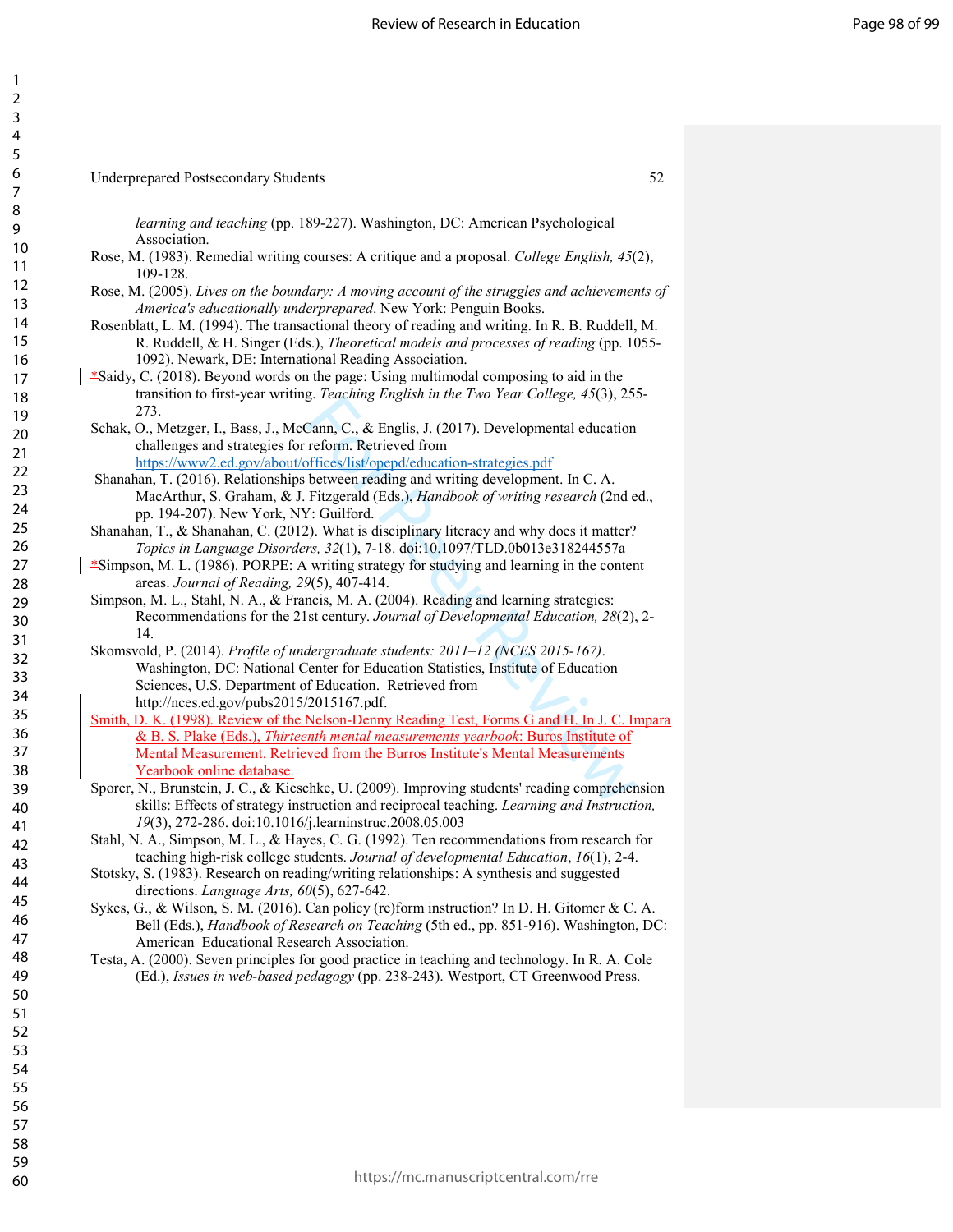*learning and teaching* (pp. 189-227). Washington, DC: American Psychological Association.

Rose, M. (1983). Remedial writing courses: A critique and a proposal. *College English, 45*(2), 109-128.

Rose, M. (2005). *Lives on the boundary: A moving account of the struggles and achievements of America's educationally underprepared*. New York: Penguin Books.

Rosenblatt, L. M. (1994). The transactional theory of reading and writing. In R. B. Ruddell, M. R. Ruddell, & H. Singer (Eds.), *Theoretical models and processes of reading* (pp. 1055-1092). Newark, DE: International Reading Association.

*Saidy, C. (2018). Beyond words on the page: Using multimodal composing to aid in the transition to first-year writing. *Teaching English in the Two Year College, 45*(3), 255-273.

Schak, O., Metzger, I., Bass, J., McCann, C., & Englis, J. (2017). Developmental education challenges and strategies for reform. Retrieved from https://www2.ed.gov/about/offices/list/opepd/education-strategies.pdf

Shanahan, T. (2016). Relationships between reading and writing development. In C. A. MacArthur, S. Graham, & J. Fitzgerald (Eds.), *Handbook of writing research* (2nd ed., pp. 194-207). New York, NY: Guilford.

Shanahan, T., & Shanahan, C. (2012). What is disciplinary literacy and why does it matter? *Topics in Language Disorders, 32*(1), 7-18. doi:10.1097/TLD.0b013e318244557a

*Simpson, M. L. (1986). PORPE: A writing strategy for studying and learning in the content areas. *Journal of Reading, 29*(5), 407-414.

Simpson, M. L., Stahl, N. A., & Francis, M. A. (2004). Reading and learning strategies: Recommendations for the 21st century. *Journal of Developmental Education, 28*(2), 2-14.

Skomsvold, P. (2014). *Profile of undergraduate students: 2011–12 (NCES 2015-167)*. Washington, DC: National Center for Education Statistics, Institute of Education Sciences, U.S. Department of Education. Retrieved from http://nces.ed.gov/pubs2015/2015167.pdf.

Smith, D. K. (1998). Review of the Nelson-Denny Reading Test, Forms G and H. In J. C. Impara & B. S. Plake (Eds.), *Thirteenth mental measurements yearbook*: Buros Institute of Mental Measurement. Retrieved from the Burros Institute's Mental Measurements Yearbook online database.

Sporer, N., Brunstein, J. C., & Kieschke, U. (2009). Improving students' reading comprehension skills: Effects of strategy instruction and reciprocal teaching. *Learning and Instruction, 19*(3), 272-286. doi:10.1016/j.learninstruc.2008.05.003

Stahl, N. A., Simpson, M. L., & Hayes, C. G. (1992). Ten recommendations from research for teaching high-risk college students. *Journal of developmental Education*, *16*(1), 2-4.

Stotsky, S. (1983). Research on reading/writing relationships: A synthesis and suggested directions. *Language Arts, 60*(5), 627-642.

Sykes, G., & Wilson, S. M. (2016). Can policy (re)form instruction? In D. H. Gitomer & C. A. Bell (Eds.), *Handbook of Research on Teaching* (5th ed., pp. 851-916). Washington, DC: American Educational Research Association.

Testa, A. (2000). Seven principles for good practice in teaching and technology. In R. A. Cole (Ed.), *Issues in web-based pedagogy* (pp. 238-243). Westport, CT Greenwood Press.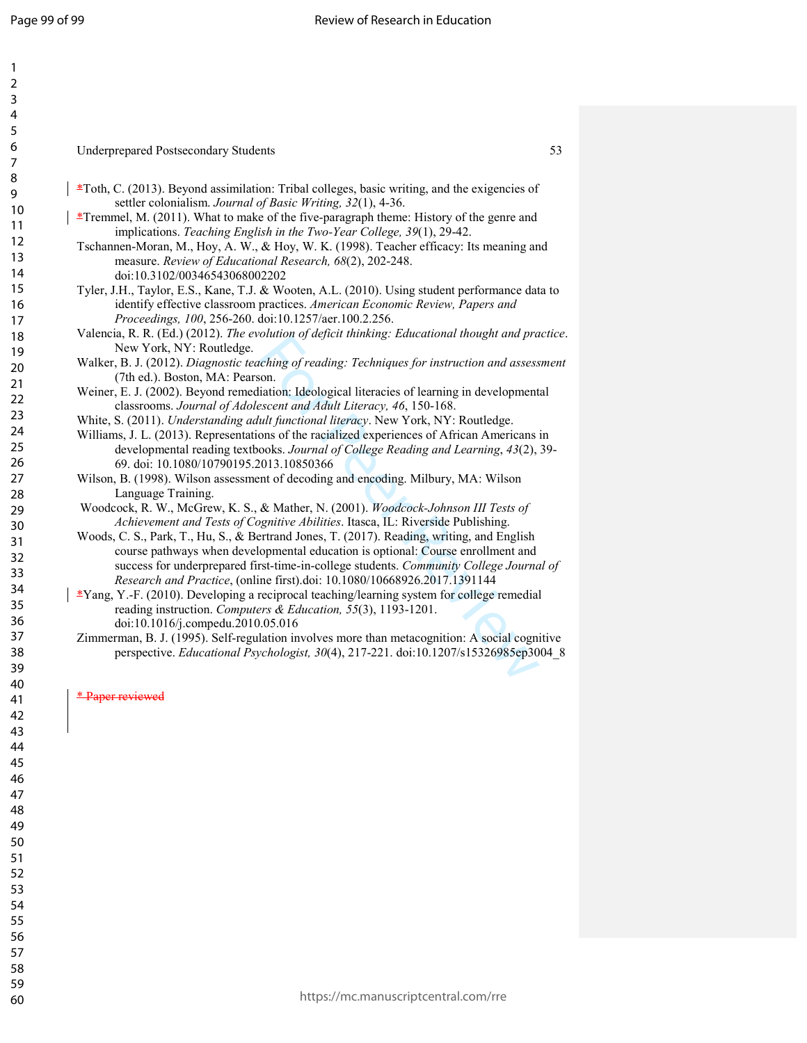*Toth, C. (2013). Beyond assimilation: Tribal colleges, basic writing, and the exigencies of settler colonialism. *Journal of Basic Writing, 32*(1), 4-36.

*Tremmel, M. (2011). What to make of the five-paragraph theme: History of the genre and implications. *Teaching English in the Two-Year College, 39*(1), 29-42.

Tschannen-Moran, M., Hoy, A. W., & Hoy, W. K. (1998). Teacher efficacy: Its meaning and measure. *Review of Educational Research, 68*(2), 202-248. doi:10.3102/00346543068002202

Tyler, J.H., Taylor, E.S., Kane, T.J. & Wooten, A.L. (2010). Using student performance data to identify effective classroom practices. *American Economic Review, Papers and Proceedings, 100*, 256-260. doi:10.1257/aer.100.2.256.

Valencia, R. R. (Ed.) (2012). *The evolution of deficit thinking: Educational thought and practice*. New York, NY: Routledge.

Walker, B. J. (2012). *Diagnostic teaching of reading: Techniques for instruction and assessment* (7th ed.). Boston, MA: Pearson.

Weiner, E. J. (2002). Beyond remediation: Ideological literacies of learning in developmental classrooms. *Journal of Adolescent and Adult Literacy, 46*, 150-168.

White, S. (2011). *Understanding adult functional literacy*. New York, NY: Routledge.

Williams, J. L. (2013). Representations of the racialized experiences of African Americans in developmental reading textbooks. *Journal of College Reading and Learning*, *43*(2), 39-69. doi: 10.1080/10790195.2013.10850366

Wilson, B. (1998). Wilson assessment of decoding and encoding. Milbury, MA: Wilson Language Training.

Woodcock, R. W., McGrew, K. S., & Mather, N. (2001). *Woodcock-Johnson III Tests of Achievement and Tests of Cognitive Abilities*. Itasca, IL: Riverside Publishing.

Woods, C. S., Park, T., Hu, S., & Bertrand Jones, T. (2017). Reading, writing, and English course pathways when developmental education is optional: Course enrollment and success for underprepared first-time-in-college students. *Community College Journal of Research and Practice*, (online first).doi: 10.1080/10668926.2017.1391144

*Yang, Y.-F. (2010). Developing a reciprocal teaching/learning system for college remedial reading instruction. *Computers & Education, 55*(3), 1193-1201. doi:10.1016/j.compedu.2010.05.016

Zimmerman, B. J. (1995). Self-regulation involves more than metacognition: A social cognitive perspective. *Educational Psychologist, 30*(4), 217-221. doi:10.1207/s15326985ep3004_8

~~* Paper reviewed~~